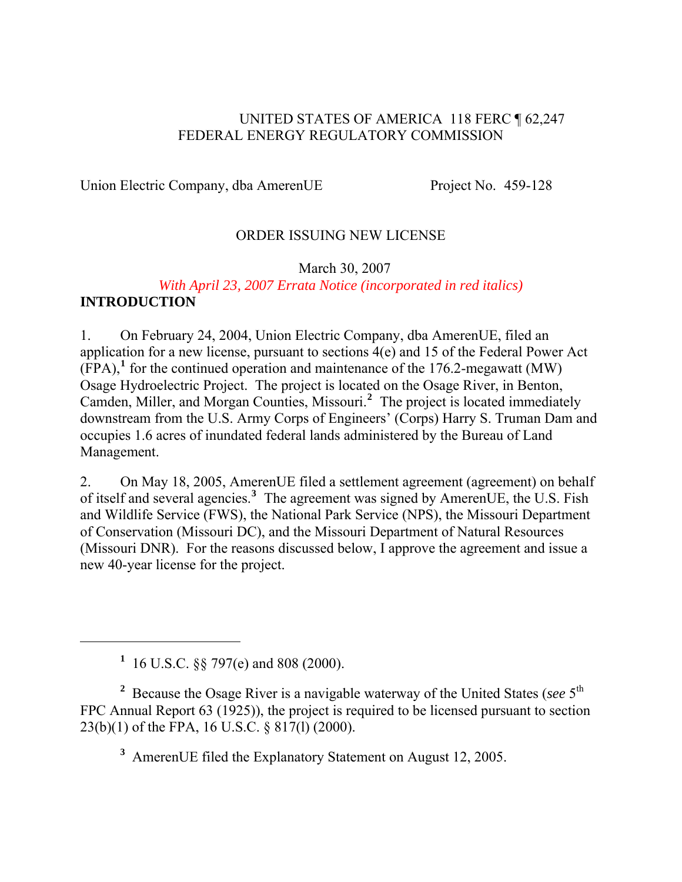UNITED STATES OF AMERICA 118 FERC ¶ 62,247
FEDERAL ENERGY REGULATORY COMMISSION

Union Electric Company, dba AmerenUE    Project No. 459-128

ORDER ISSUING NEW LICENSE

March 30, 2007

*With April 23, 2007 Errata Notice (incorporated in red italics)*

**INTRODUCTION**

1. On February 24, 2004, Union Electric Company, dba AmerenUE, filed an application for a new license, pursuant to sections 4(e) and 15 of the Federal Power Act (FPA),[1] for the continued operation and maintenance of the 176.2-megawatt (MW) Osage Hydroelectric Project. The project is located on the Osage River, in Benton, Camden, Miller, and Morgan Counties, Missouri.[2] The project is located immediately downstream from the U.S. Army Corps of Engineers' (Corps) Harry S. Truman Dam and occupies 1.6 acres of inundated federal lands administered by the Bureau of Land Management.

2. On May 18, 2005, AmerenUE filed a settlement agreement (agreement) on behalf of itself and several agencies.[3] The agreement was signed by AmerenUE, the U.S. Fish and Wildlife Service (FWS), the National Park Service (NPS), the Missouri Department of Conservation (Missouri DC), and the Missouri Department of Natural Resources (Missouri DNR). For the reasons discussed below, I approve the agreement and issue a new 40-year license for the project.

---

[1] 16 U.S.C. §§ 797(e) and 808 (2000).

[2] Because the Osage River is a navigable waterway of the United States (*see* 5th FPC Annual Report 63 (1925)), the project is required to be licensed pursuant to section 23(b)(1) of the FPA, 16 U.S.C. § 817(l) (2000).

[3] AmerenUE filed the Explanatory Statement on August 12, 2005.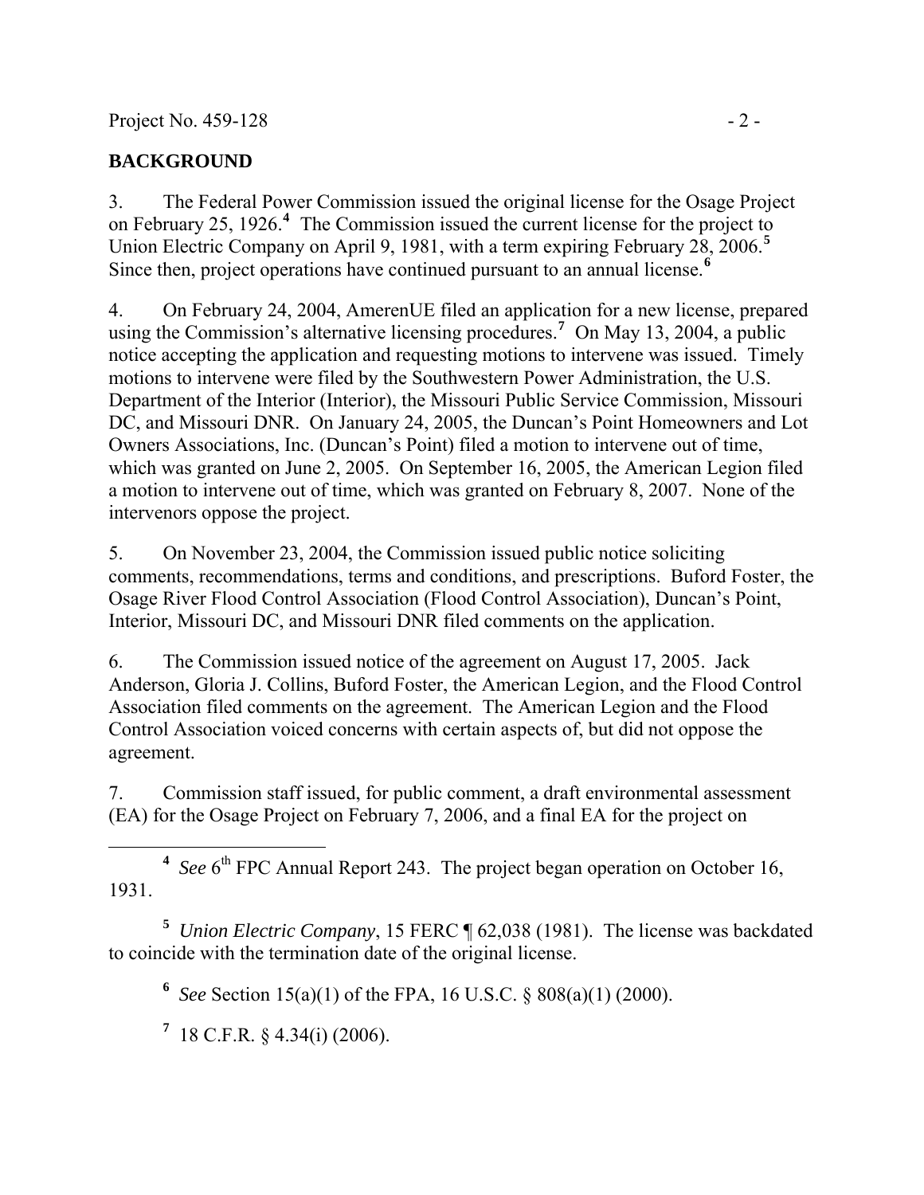## BACKGROUND

3. The Federal Power Commission issued the original license for the Osage Project on February 25, 1926.[4] The Commission issued the current license for the project to Union Electric Company on April 9, 1981, with a term expiring February 28, 2006.[5] Since then, project operations have continued pursuant to an annual license.[6]

4. On February 24, 2004, AmerenUE filed an application for a new license, prepared using the Commission's alternative licensing procedures.[7] On May 13, 2004, a public notice accepting the application and requesting motions to intervene was issued. Timely motions to intervene were filed by the Southwestern Power Administration, the U.S. Department of the Interior (Interior), the Missouri Public Service Commission, Missouri DC, and Missouri DNR. On January 24, 2005, the Duncan's Point Homeowners and Lot Owners Associations, Inc. (Duncan's Point) filed a motion to intervene out of time, which was granted on June 2, 2005. On September 16, 2005, the American Legion filed a motion to intervene out of time, which was granted on February 8, 2007. None of the intervenors oppose the project.

5. On November 23, 2004, the Commission issued public notice soliciting comments, recommendations, terms and conditions, and prescriptions. Buford Foster, the Osage River Flood Control Association (Flood Control Association), Duncan's Point, Interior, Missouri DC, and Missouri DNR filed comments on the application.

6. The Commission issued notice of the agreement on August 17, 2005. Jack Anderson, Gloria J. Collins, Buford Foster, the American Legion, and the Flood Control Association filed comments on the agreement. The American Legion and the Flood Control Association voiced concerns with certain aspects of, but did not oppose the agreement.

7. Commission staff issued, for public comment, a draft environmental assessment (EA) for the Osage Project on February 7, 2006, and a final EA for the project on

---

[4] *See* 6th FPC Annual Report 243. The project began operation on October 16, 1931.

[5] *Union Electric Company*, 15 FERC ¶ 62,038 (1981). The license was backdated to coincide with the termination date of the original license.

[6] *See* Section 15(a)(1) of the FPA, 16 U.S.C. § 808(a)(1) (2000).

[7] 18 C.F.R. § 4.34(i) (2006).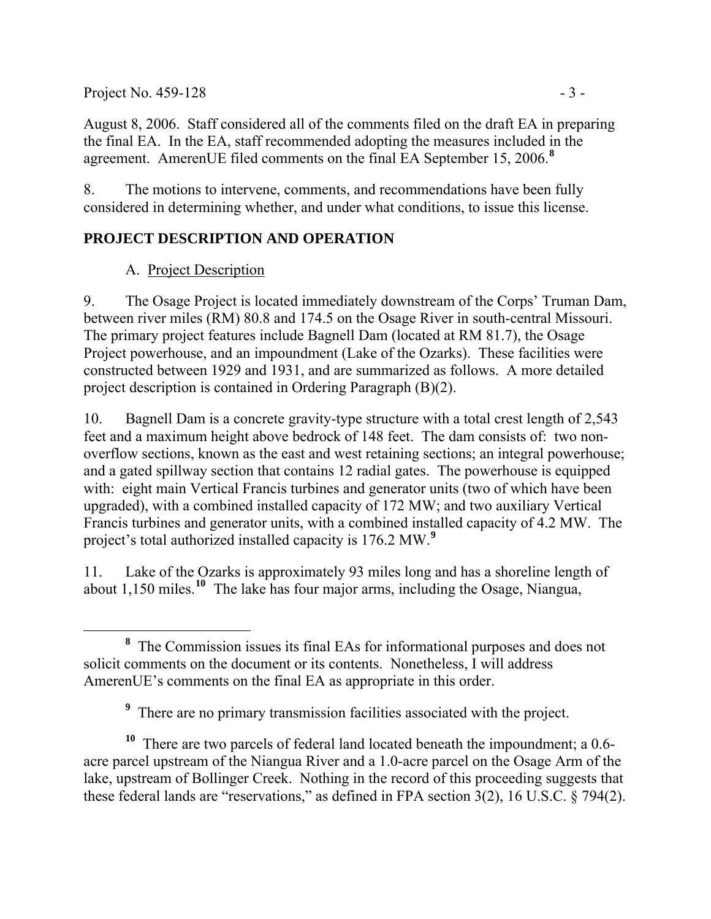August 8, 2006. Staff considered all of the comments filed on the draft EA in preparing the final EA. In the EA, staff recommended adopting the measures included in the agreement. AmerenUE filed comments on the final EA September 15, 2006.[8]

8. The motions to intervene, comments, and recommendations have been fully considered in determining whether, and under what conditions, to issue this license.

## PROJECT DESCRIPTION AND OPERATION

### A. Project Description

9. The Osage Project is located immediately downstream of the Corps' Truman Dam, between river miles (RM) 80.8 and 174.5 on the Osage River in south-central Missouri. The primary project features include Bagnell Dam (located at RM 81.7), the Osage Project powerhouse, and an impoundment (Lake of the Ozarks). These facilities were constructed between 1929 and 1931, and are summarized as follows. A more detailed project description is contained in Ordering Paragraph (B)(2).

10. Bagnell Dam is a concrete gravity-type structure with a total crest length of 2,543 feet and a maximum height above bedrock of 148 feet. The dam consists of: two non-overflow sections, known as the east and west retaining sections; an integral powerhouse; and a gated spillway section that contains 12 radial gates. The powerhouse is equipped with: eight main Vertical Francis turbines and generator units (two of which have been upgraded), with a combined installed capacity of 172 MW; and two auxiliary Vertical Francis turbines and generator units, with a combined installed capacity of 4.2 MW. The project's total authorized installed capacity is 176.2 MW.[9]

11. Lake of the Ozarks is approximately 93 miles long and has a shoreline length of about 1,150 miles.[10] The lake has four major arms, including the Osage, Niangua,

---

[8] The Commission issues its final EAs for informational purposes and does not solicit comments on the document or its contents. Nonetheless, I will address AmerenUE's comments on the final EA as appropriate in this order.

[9] There are no primary transmission facilities associated with the project.

[10] There are two parcels of federal land located beneath the impoundment; a 0.6-acre parcel upstream of the Niangua River and a 1.0-acre parcel on the Osage Arm of the lake, upstream of Bollinger Creek. Nothing in the record of this proceeding suggests that these federal lands are "reservations," as defined in FPA section 3(2), 16 U.S.C. § 794(2).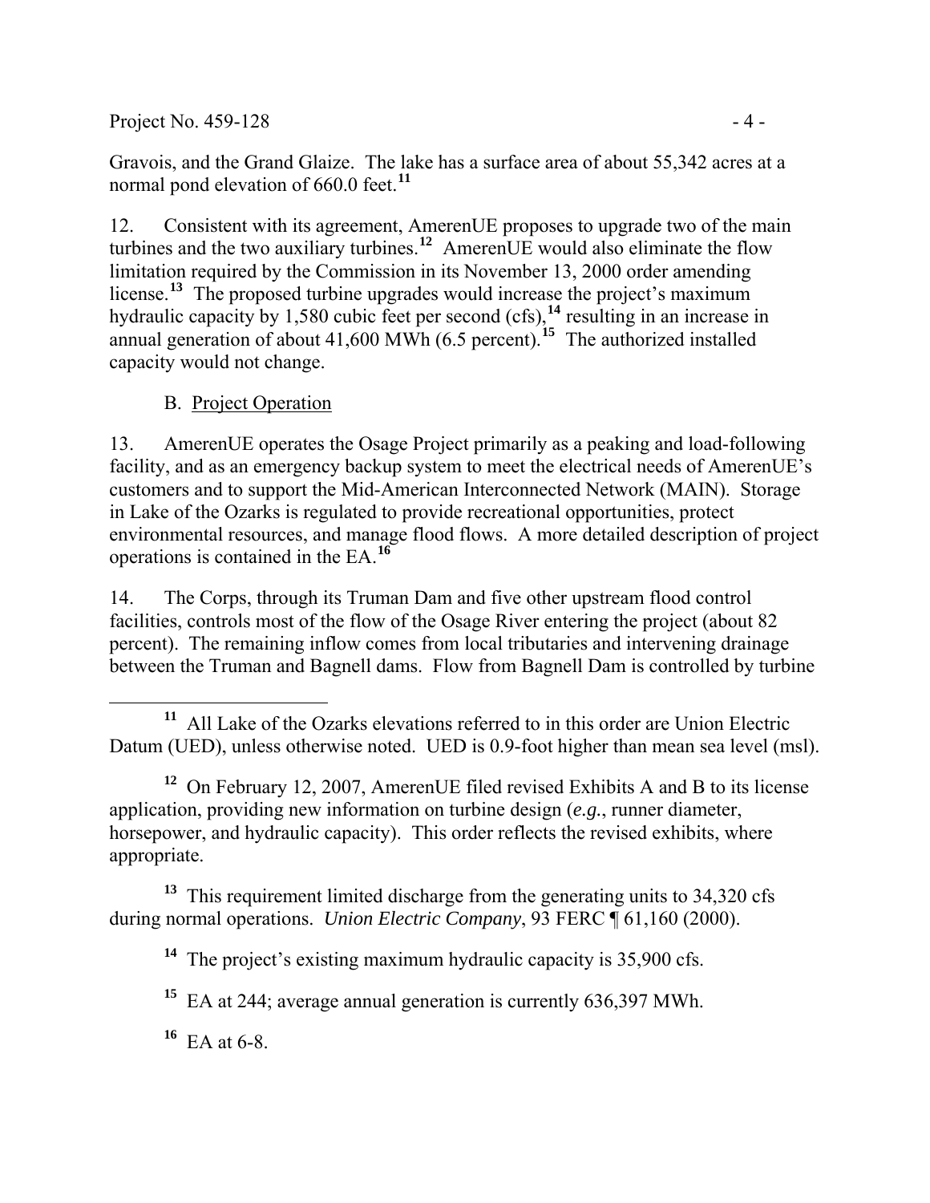Gravois, and the Grand Glaize. The lake has a surface area of about 55,342 acres at a normal pond elevation of 660.0 feet.[11]

12. Consistent with its agreement, AmerenUE proposes to upgrade two of the main turbines and the two auxiliary turbines.[12] AmerenUE would also eliminate the flow limitation required by the Commission in its November 13, 2000 order amending license.[13] The proposed turbine upgrades would increase the project's maximum hydraulic capacity by 1,580 cubic feet per second (cfs),[14] resulting in an increase in annual generation of about 41,600 MWh (6.5 percent).[15] The authorized installed capacity would not change.

B. Project Operation

13. AmerenUE operates the Osage Project primarily as a peaking and load-following facility, and as an emergency backup system to meet the electrical needs of AmerenUE's customers and to support the Mid-American Interconnected Network (MAIN). Storage in Lake of the Ozarks is regulated to provide recreational opportunities, protect environmental resources, and manage flood flows. A more detailed description of project operations is contained in the EA.[16]

14. The Corps, through its Truman Dam and five other upstream flood control facilities, controls most of the flow of the Osage River entering the project (about 82 percent). The remaining inflow comes from local tributaries and intervening drainage between the Truman and Bagnell dams. Flow from Bagnell Dam is controlled by turbine

---

[11] All Lake of the Ozarks elevations referred to in this order are Union Electric Datum (UED), unless otherwise noted. UED is 0.9-foot higher than mean sea level (msl).

[12] On February 12, 2007, AmerenUE filed revised Exhibits A and B to its license application, providing new information on turbine design (*e.g.*, runner diameter, horsepower, and hydraulic capacity). This order reflects the revised exhibits, where appropriate.

[13] This requirement limited discharge from the generating units to 34,320 cfs during normal operations. *Union Electric Company*, 93 FERC ¶ 61,160 (2000).

[14] The project's existing maximum hydraulic capacity is 35,900 cfs.

[15] EA at 244; average annual generation is currently 636,397 MWh.

[16] EA at 6-8.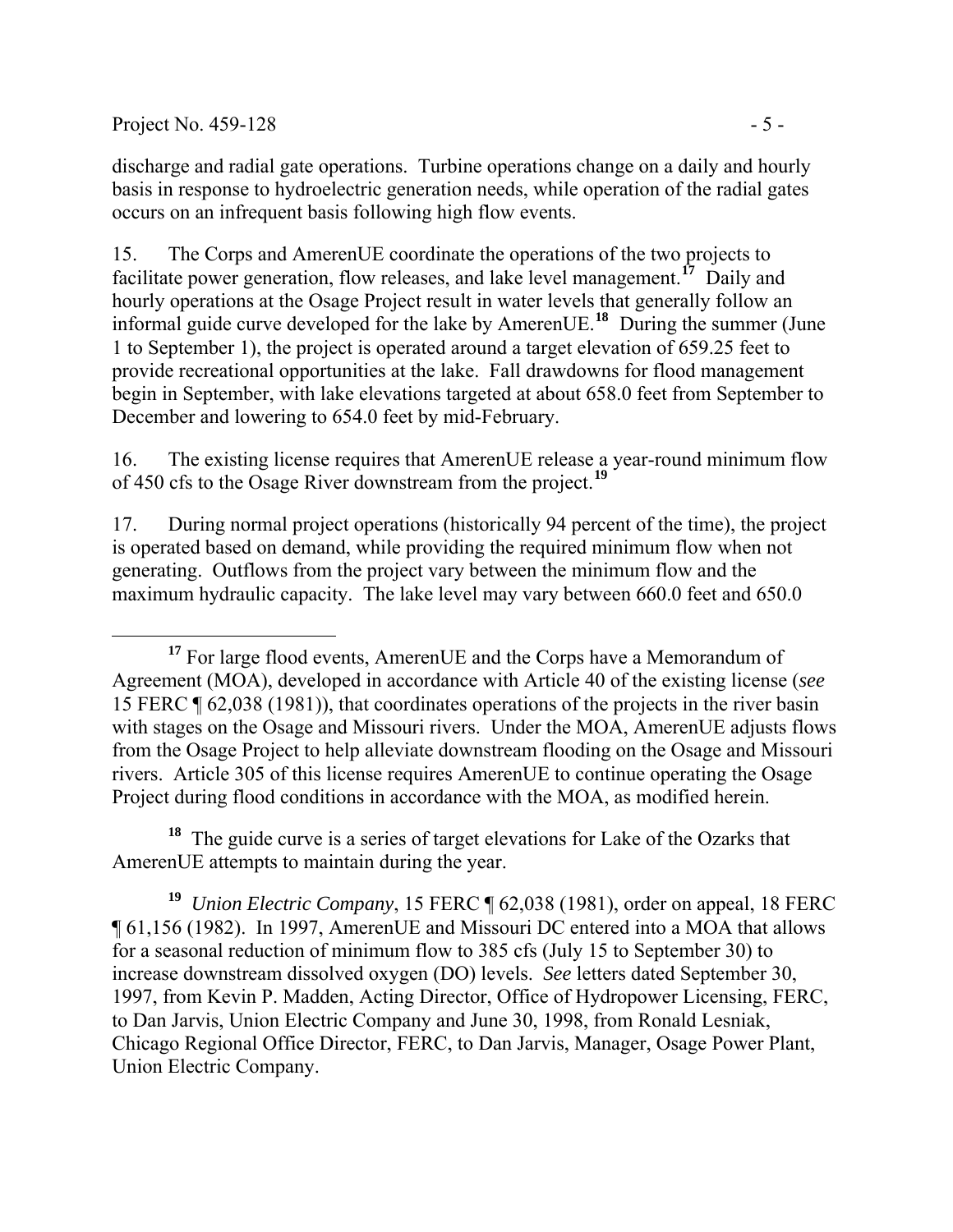discharge and radial gate operations. Turbine operations change on a daily and hourly basis in response to hydroelectric generation needs, while operation of the radial gates occurs on an infrequent basis following high flow events.

15. The Corps and AmerenUE coordinate the operations of the two projects to facilitate power generation, flow releases, and lake level management.[17] Daily and hourly operations at the Osage Project result in water levels that generally follow an informal guide curve developed for the lake by AmerenUE.[18] During the summer (June 1 to September 1), the project is operated around a target elevation of 659.25 feet to provide recreational opportunities at the lake. Fall drawdowns for flood management begin in September, with lake elevations targeted at about 658.0 feet from September to December and lowering to 654.0 feet by mid-February.

16. The existing license requires that AmerenUE release a year-round minimum flow of 450 cfs to the Osage River downstream from the project.[19]

17. During normal project operations (historically 94 percent of the time), the project is operated based on demand, while providing the required minimum flow when not generating. Outflows from the project vary between the minimum flow and the maximum hydraulic capacity. The lake level may vary between 660.0 feet and 650.0

---

[17] For large flood events, AmerenUE and the Corps have a Memorandum of Agreement (MOA), developed in accordance with Article 40 of the existing license (*see* 15 FERC ¶ 62,038 (1981)), that coordinates operations of the projects in the river basin with stages on the Osage and Missouri rivers. Under the MOA, AmerenUE adjusts flows from the Osage Project to help alleviate downstream flooding on the Osage and Missouri rivers. Article 305 of this license requires AmerenUE to continue operating the Osage Project during flood conditions in accordance with the MOA, as modified herein.

[18] The guide curve is a series of target elevations for Lake of the Ozarks that AmerenUE attempts to maintain during the year.

[19] *Union Electric Company*, 15 FERC ¶ 62,038 (1981), order on appeal, 18 FERC ¶ 61,156 (1982). In 1997, AmerenUE and Missouri DC entered into a MOA that allows for a seasonal reduction of minimum flow to 385 cfs (July 15 to September 30) to increase downstream dissolved oxygen (DO) levels. *See* letters dated September 30, 1997, from Kevin P. Madden, Acting Director, Office of Hydropower Licensing, FERC, to Dan Jarvis, Union Electric Company and June 30, 1998, from Ronald Lesniak, Chicago Regional Office Director, FERC, to Dan Jarvis, Manager, Osage Power Plant, Union Electric Company.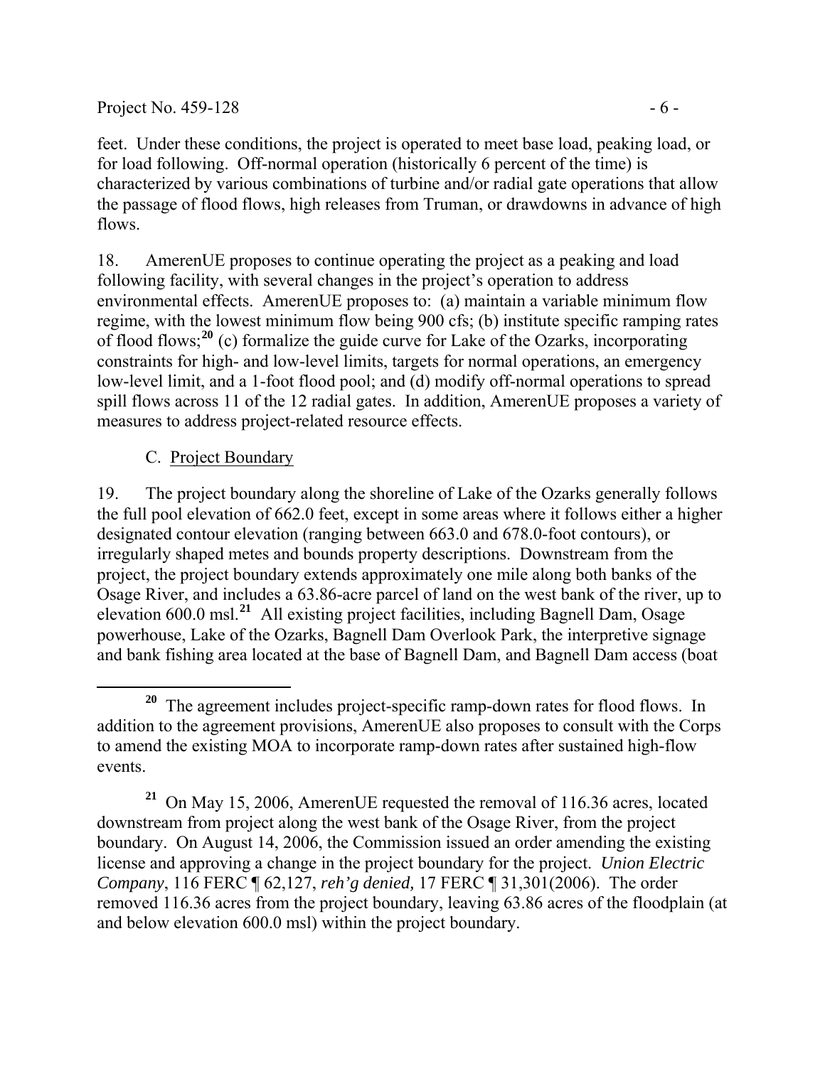feet. Under these conditions, the project is operated to meet base load, peaking load, or for load following. Off-normal operation (historically 6 percent of the time) is characterized by various combinations of turbine and/or radial gate operations that allow the passage of flood flows, high releases from Truman, or drawdowns in advance of high flows.

18. AmerenUE proposes to continue operating the project as a peaking and load following facility, with several changes in the project's operation to address environmental effects. AmerenUE proposes to: (a) maintain a variable minimum flow regime, with the lowest minimum flow being 900 cfs; (b) institute specific ramping rates of flood flows;[20] (c) formalize the guide curve for Lake of the Ozarks, incorporating constraints for high- and low-level limits, targets for normal operations, an emergency low-level limit, and a 1-foot flood pool; and (d) modify off-normal operations to spread spill flows across 11 of the 12 radial gates. In addition, AmerenUE proposes a variety of measures to address project-related resource effects.

C. Project Boundary

19. The project boundary along the shoreline of Lake of the Ozarks generally follows the full pool elevation of 662.0 feet, except in some areas where it follows either a higher designated contour elevation (ranging between 663.0 and 678.0-foot contours), or irregularly shaped metes and bounds property descriptions. Downstream from the project, the project boundary extends approximately one mile along both banks of the Osage River, and includes a 63.86-acre parcel of land on the west bank of the river, up to elevation 600.0 msl.[21] All existing project facilities, including Bagnell Dam, Osage powerhouse, Lake of the Ozarks, Bagnell Dam Overlook Park, the interpretive signage and bank fishing area located at the base of Bagnell Dam, and Bagnell Dam access (boat

---

[20] The agreement includes project-specific ramp-down rates for flood flows. In addition to the agreement provisions, AmerenUE also proposes to consult with the Corps to amend the existing MOA to incorporate ramp-down rates after sustained high-flow events.

[21] On May 15, 2006, AmerenUE requested the removal of 116.36 acres, located downstream from project along the west bank of the Osage River, from the project boundary. On August 14, 2006, the Commission issued an order amending the existing license and approving a change in the project boundary for the project. *Union Electric Company*, 116 FERC ¶ 62,127, *reh'g denied,* 17 FERC ¶ 31,301(2006). The order removed 116.36 acres from the project boundary, leaving 63.86 acres of the floodplain (at and below elevation 600.0 msl) within the project boundary.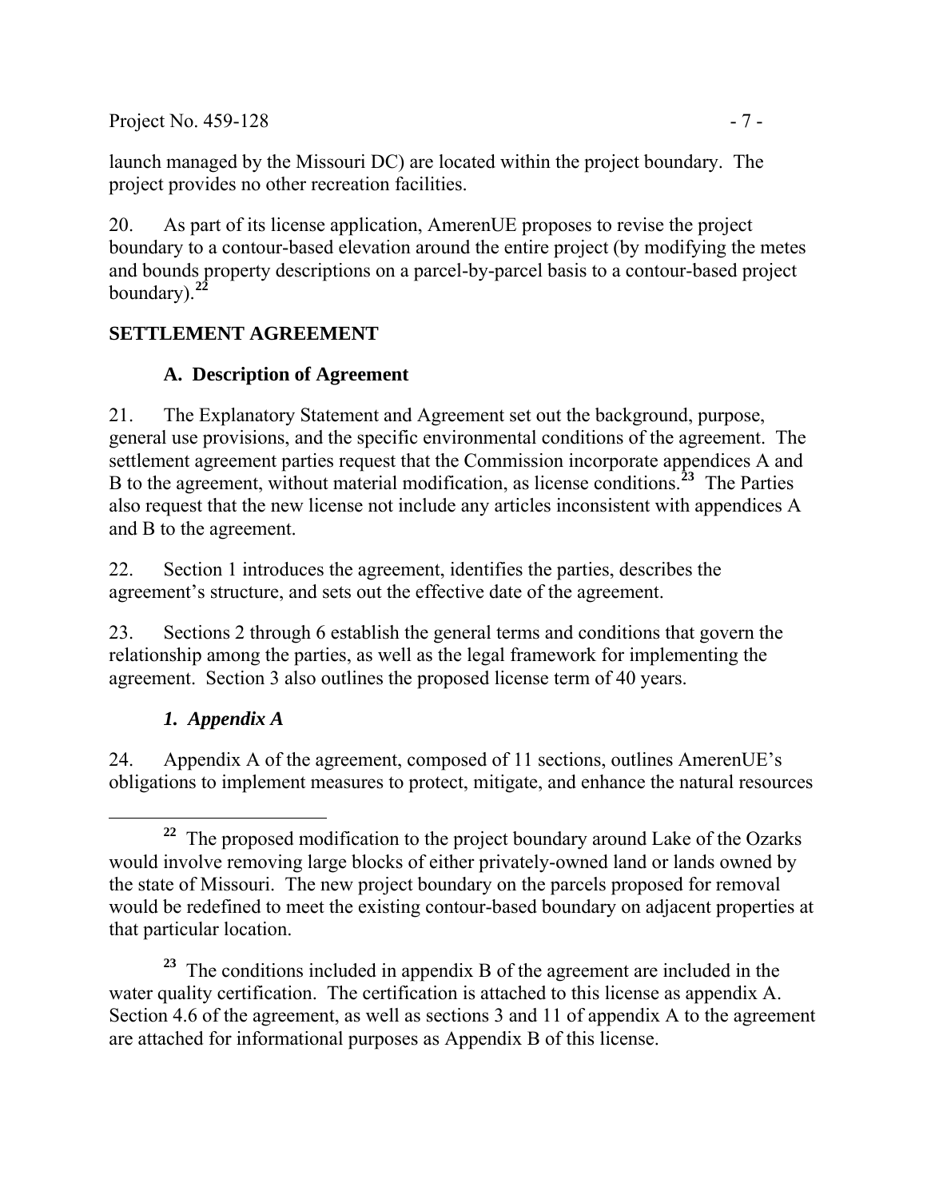launch managed by the Missouri DC) are located within the project boundary. The project provides no other recreation facilities.

20. As part of its license application, AmerenUE proposes to revise the project boundary to a contour-based elevation around the entire project (by modifying the metes and bounds property descriptions on a parcel-by-parcel basis to a contour-based project boundary).[22]

## SETTLEMENT AGREEMENT

### A. Description of Agreement

21. The Explanatory Statement and Agreement set out the background, purpose, general use provisions, and the specific environmental conditions of the agreement. The settlement agreement parties request that the Commission incorporate appendices A and B to the agreement, without material modification, as license conditions.[23] The Parties also request that the new license not include any articles inconsistent with appendices A and B to the agreement.

22. Section 1 introduces the agreement, identifies the parties, describes the agreement's structure, and sets out the effective date of the agreement.

23. Sections 2 through 6 establish the general terms and conditions that govern the relationship among the parties, as well as the legal framework for implementing the agreement. Section 3 also outlines the proposed license term of 40 years.

#### *1. Appendix A*

24. Appendix A of the agreement, composed of 11 sections, outlines AmerenUE's obligations to implement measures to protect, mitigate, and enhance the natural resources

---

[22] The proposed modification to the project boundary around Lake of the Ozarks would involve removing large blocks of either privately-owned land or lands owned by the state of Missouri. The new project boundary on the parcels proposed for removal would be redefined to meet the existing contour-based boundary on adjacent properties at that particular location.

[23] The conditions included in appendix B of the agreement are included in the water quality certification. The certification is attached to this license as appendix A. Section 4.6 of the agreement, as well as sections 3 and 11 of appendix A to the agreement are attached for informational purposes as Appendix B of this license.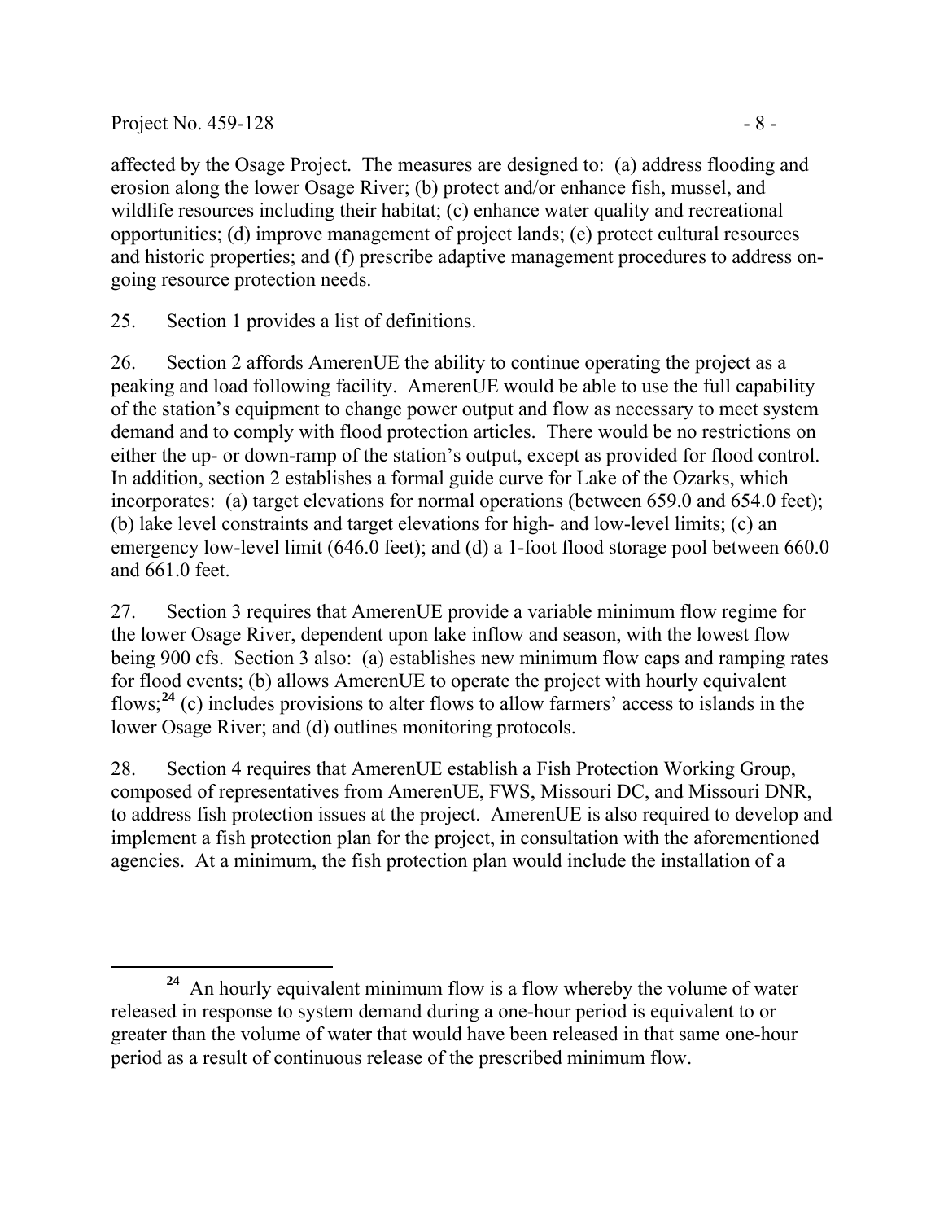affected by the Osage Project. The measures are designed to: (a) address flooding and erosion along the lower Osage River; (b) protect and/or enhance fish, mussel, and wildlife resources including their habitat; (c) enhance water quality and recreational opportunities; (d) improve management of project lands; (e) protect cultural resources and historic properties; and (f) prescribe adaptive management procedures to address on-going resource protection needs.

25. Section 1 provides a list of definitions.

26. Section 2 affords AmerenUE the ability to continue operating the project as a peaking and load following facility. AmerenUE would be able to use the full capability of the station's equipment to change power output and flow as necessary to meet system demand and to comply with flood protection articles. There would be no restrictions on either the up- or down-ramp of the station's output, except as provided for flood control. In addition, section 2 establishes a formal guide curve for Lake of the Ozarks, which incorporates: (a) target elevations for normal operations (between 659.0 and 654.0 feet); (b) lake level constraints and target elevations for high- and low-level limits; (c) an emergency low-level limit (646.0 feet); and (d) a 1-foot flood storage pool between 660.0 and 661.0 feet.

27. Section 3 requires that AmerenUE provide a variable minimum flow regime for the lower Osage River, dependent upon lake inflow and season, with the lowest flow being 900 cfs. Section 3 also: (a) establishes new minimum flow caps and ramping rates for flood events; (b) allows AmerenUE to operate the project with hourly equivalent flows;[24] (c) includes provisions to alter flows to allow farmers' access to islands in the lower Osage River; and (d) outlines monitoring protocols.

28. Section 4 requires that AmerenUE establish a Fish Protection Working Group, composed of representatives from AmerenUE, FWS, Missouri DC, and Missouri DNR, to address fish protection issues at the project. AmerenUE is also required to develop and implement a fish protection plan for the project, in consultation with the aforementioned agencies. At a minimum, the fish protection plan would include the installation of a

---

[24] An hourly equivalent minimum flow is a flow whereby the volume of water released in response to system demand during a one-hour period is equivalent to or greater than the volume of water that would have been released in that same one-hour period as a result of continuous release of the prescribed minimum flow.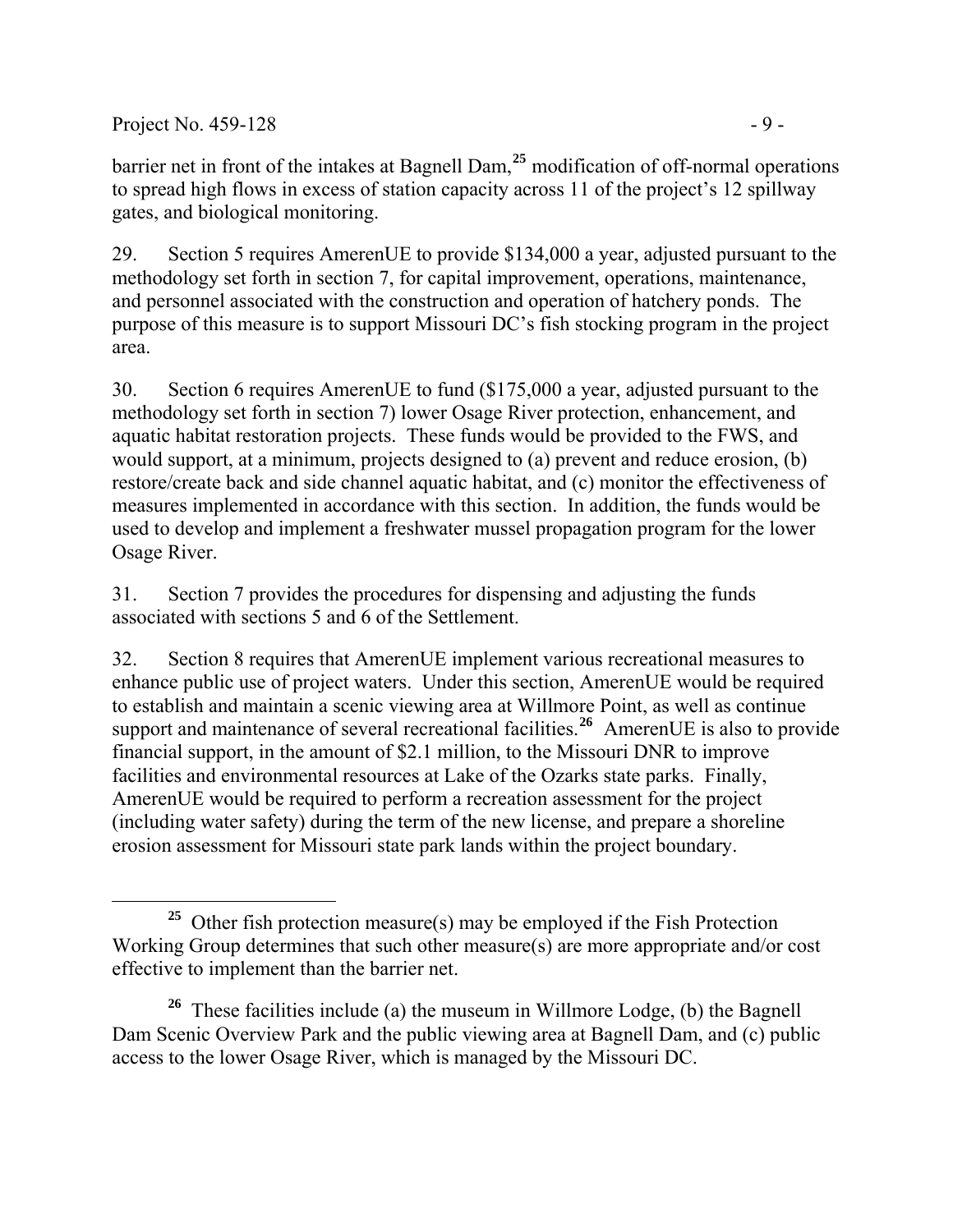barrier net in front of the intakes at Bagnell Dam,[25] modification of off-normal operations to spread high flows in excess of station capacity across 11 of the project's 12 spillway gates, and biological monitoring.

29. Section 5 requires AmerenUE to provide $134,000 a year, adjusted pursuant to the methodology set forth in section 7, for capital improvement, operations, maintenance, and personnel associated with the construction and operation of hatchery ponds. The purpose of this measure is to support Missouri DC's fish stocking program in the project area.

30. Section 6 requires AmerenUE to fund ($175,000 a year, adjusted pursuant to the methodology set forth in section 7) lower Osage River protection, enhancement, and aquatic habitat restoration projects. These funds would be provided to the FWS, and would support, at a minimum, projects designed to (a) prevent and reduce erosion, (b) restore/create back and side channel aquatic habitat, and (c) monitor the effectiveness of measures implemented in accordance with this section. In addition, the funds would be used to develop and implement a freshwater mussel propagation program for the lower Osage River.

31. Section 7 provides the procedures for dispensing and adjusting the funds associated with sections 5 and 6 of the Settlement.

32. Section 8 requires that AmerenUE implement various recreational measures to enhance public use of project waters. Under this section, AmerenUE would be required to establish and maintain a scenic viewing area at Willmore Point, as well as continue support and maintenance of several recreational facilities.[26] AmerenUE is also to provide financial support, in the amount of $2.1 million, to the Missouri DNR to improve facilities and environmental resources at Lake of the Ozarks state parks. Finally, AmerenUE would be required to perform a recreation assessment for the project (including water safety) during the term of the new license, and prepare a shoreline erosion assessment for Missouri state park lands within the project boundary.

---

[25] Other fish protection measure(s) may be employed if the Fish Protection Working Group determines that such other measure(s) are more appropriate and/or cost effective to implement than the barrier net.

[26] These facilities include (a) the museum in Willmore Lodge, (b) the Bagnell Dam Scenic Overview Park and the public viewing area at Bagnell Dam, and (c) public access to the lower Osage River, which is managed by the Missouri DC.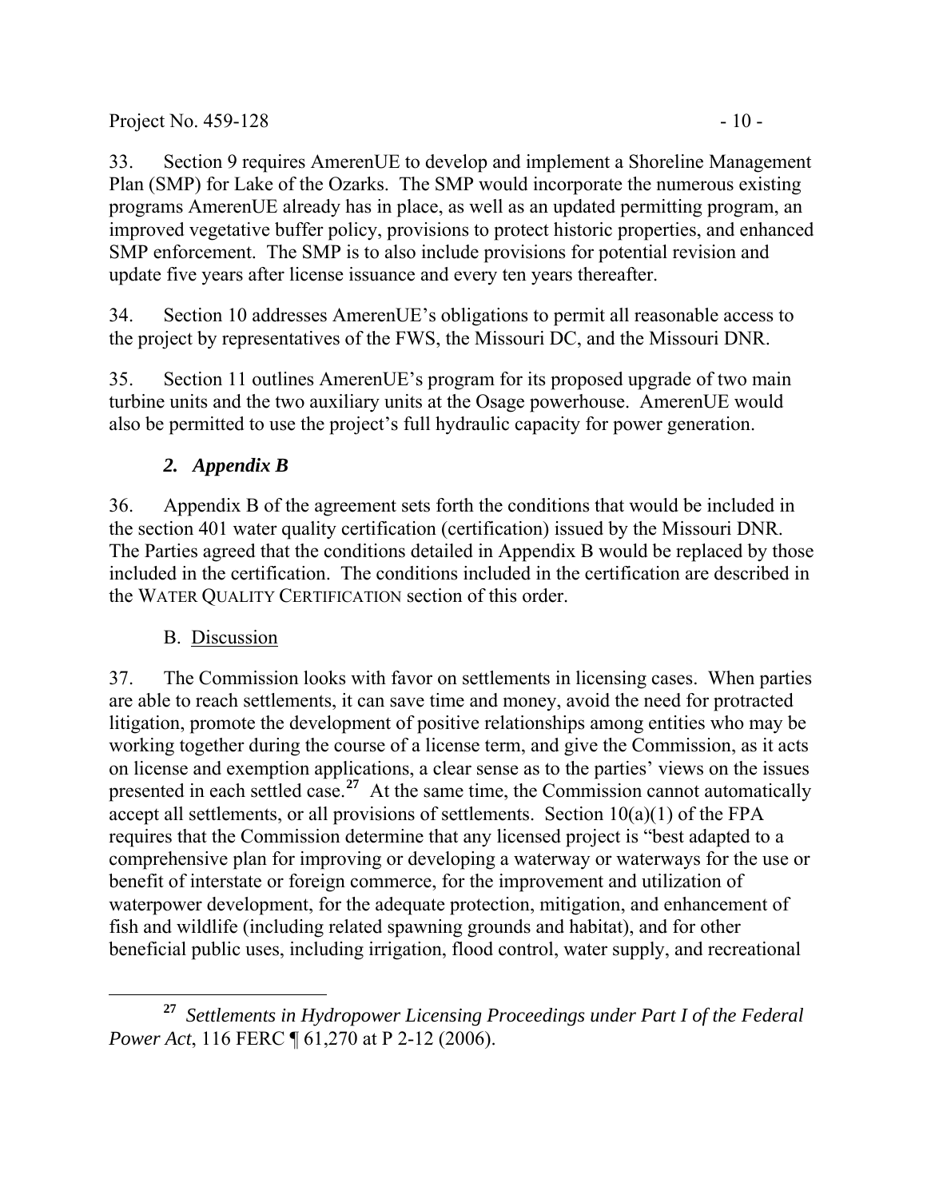33. Section 9 requires AmerenUE to develop and implement a Shoreline Management Plan (SMP) for Lake of the Ozarks. The SMP would incorporate the numerous existing programs AmerenUE already has in place, as well as an updated permitting program, an improved vegetative buffer policy, provisions to protect historic properties, and enhanced SMP enforcement. The SMP is to also include provisions for potential revision and update five years after license issuance and every ten years thereafter.

34. Section 10 addresses AmerenUE's obligations to permit all reasonable access to the project by representatives of the FWS, the Missouri DC, and the Missouri DNR.

35. Section 11 outlines AmerenUE's program for its proposed upgrade of two main turbine units and the two auxiliary units at the Osage powerhouse. AmerenUE would also be permitted to use the project's full hydraulic capacity for power generation.

### *2. Appendix B*

36. Appendix B of the agreement sets forth the conditions that would be included in the section 401 water quality certification (certification) issued by the Missouri DNR. The Parties agreed that the conditions detailed in Appendix B would be replaced by those included in the certification. The conditions included in the certification are described in the WATER QUALITY CERTIFICATION section of this order.

### B. Discussion

37. The Commission looks with favor on settlements in licensing cases. When parties are able to reach settlements, it can save time and money, avoid the need for protracted litigation, promote the development of positive relationships among entities who may be working together during the course of a license term, and give the Commission, as it acts on license and exemption applications, a clear sense as to the parties' views on the issues presented in each settled case.[27] At the same time, the Commission cannot automatically accept all settlements, or all provisions of settlements. Section 10(a)(1) of the FPA requires that the Commission determine that any licensed project is "best adapted to a comprehensive plan for improving or developing a waterway or waterways for the use or benefit of interstate or foreign commerce, for the improvement and utilization of waterpower development, for the adequate protection, mitigation, and enhancement of fish and wildlife (including related spawning grounds and habitat), and for other beneficial public uses, including irrigation, flood control, water supply, and recreational

---

[27] *Settlements in Hydropower Licensing Proceedings under Part I of the Federal Power Act*, 116 FERC ¶ 61,270 at P 2-12 (2006).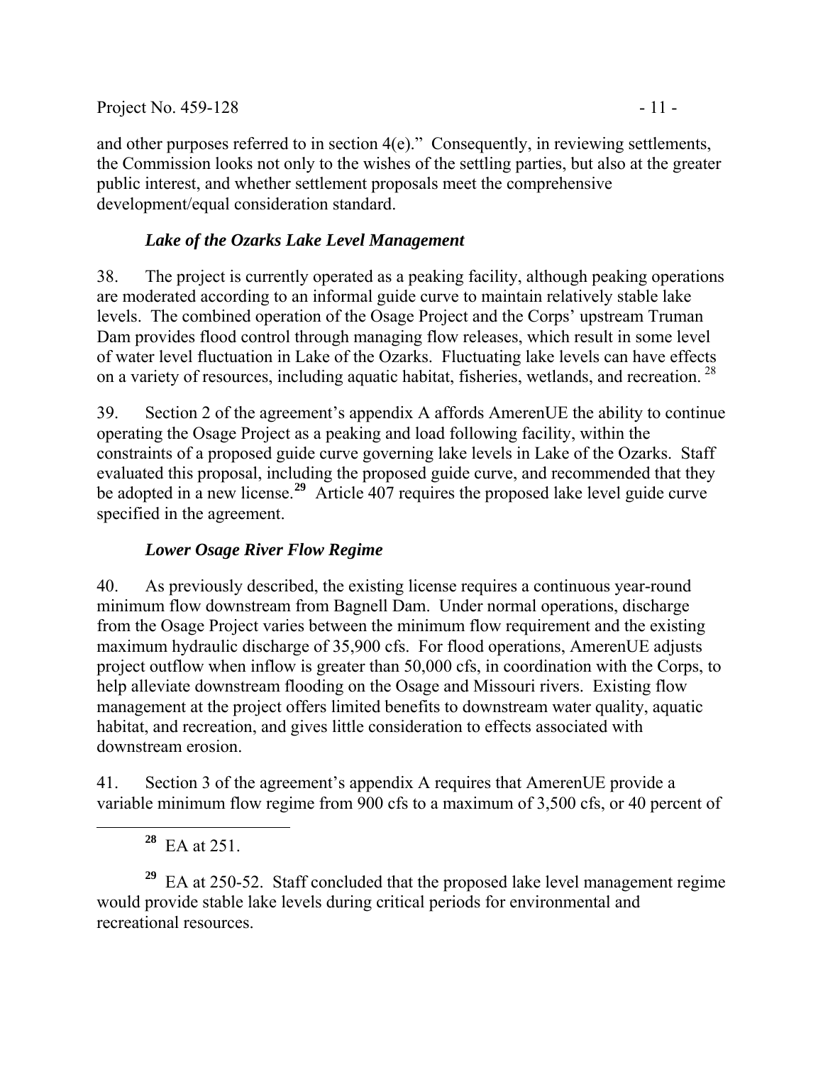and other purposes referred to in section 4(e)." Consequently, in reviewing settlements, the Commission looks not only to the wishes of the settling parties, but also at the greater public interest, and whether settlement proposals meet the comprehensive development/equal consideration standard.

### *Lake of the Ozarks Lake Level Management*

38. The project is currently operated as a peaking facility, although peaking operations are moderated according to an informal guide curve to maintain relatively stable lake levels. The combined operation of the Osage Project and the Corps' upstream Truman Dam provides flood control through managing flow releases, which result in some level of water level fluctuation in Lake of the Ozarks. Fluctuating lake levels can have effects on a variety of resources, including aquatic habitat, fisheries, wetlands, and recreation.[28]

39. Section 2 of the agreement's appendix A affords AmerenUE the ability to continue operating the Osage Project as a peaking and load following facility, within the constraints of a proposed guide curve governing lake levels in Lake of the Ozarks. Staff evaluated this proposal, including the proposed guide curve, and recommended that they be adopted in a new license.[29] Article 407 requires the proposed lake level guide curve specified in the agreement.

### *Lower Osage River Flow Regime*

40. As previously described, the existing license requires a continuous year-round minimum flow downstream from Bagnell Dam. Under normal operations, discharge from the Osage Project varies between the minimum flow requirement and the existing maximum hydraulic discharge of 35,900 cfs. For flood operations, AmerenUE adjusts project outflow when inflow is greater than 50,000 cfs, in coordination with the Corps, to help alleviate downstream flooding on the Osage and Missouri rivers. Existing flow management at the project offers limited benefits to downstream water quality, aquatic habitat, and recreation, and gives little consideration to effects associated with downstream erosion.

41. Section 3 of the agreement's appendix A requires that AmerenUE provide a variable minimum flow regime from 900 cfs to a maximum of 3,500 cfs, or 40 percent of

---

[28] EA at 251.

[29] EA at 250-52. Staff concluded that the proposed lake level management regime would provide stable lake levels during critical periods for environmental and recreational resources.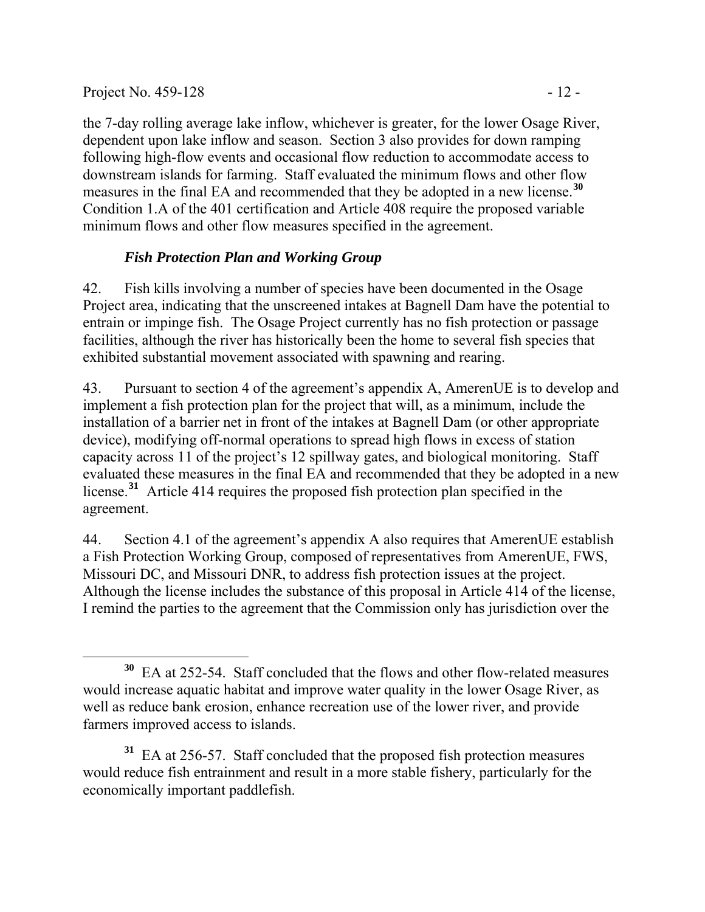the 7-day rolling average lake inflow, whichever is greater, for the lower Osage River, dependent upon lake inflow and season. Section 3 also provides for down ramping following high-flow events and occasional flow reduction to accommodate access to downstream islands for farming. Staff evaluated the minimum flows and other flow measures in the final EA and recommended that they be adopted in a new license.[30] Condition 1.A of the 401 certification and Article 408 require the proposed variable minimum flows and other flow measures specified in the agreement.

### *Fish Protection Plan and Working Group*

42. Fish kills involving a number of species have been documented in the Osage Project area, indicating that the unscreened intakes at Bagnell Dam have the potential to entrain or impinge fish. The Osage Project currently has no fish protection or passage facilities, although the river has historically been the home to several fish species that exhibited substantial movement associated with spawning and rearing.

43. Pursuant to section 4 of the agreement's appendix A, AmerenUE is to develop and implement a fish protection plan for the project that will, as a minimum, include the installation of a barrier net in front of the intakes at Bagnell Dam (or other appropriate device), modifying off-normal operations to spread high flows in excess of station capacity across 11 of the project's 12 spillway gates, and biological monitoring. Staff evaluated these measures in the final EA and recommended that they be adopted in a new license.[31] Article 414 requires the proposed fish protection plan specified in the agreement.

44. Section 4.1 of the agreement's appendix A also requires that AmerenUE establish a Fish Protection Working Group, composed of representatives from AmerenUE, FWS, Missouri DC, and Missouri DNR, to address fish protection issues at the project. Although the license includes the substance of this proposal in Article 414 of the license, I remind the parties to the agreement that the Commission only has jurisdiction over the

---

[30] EA at 252-54. Staff concluded that the flows and other flow-related measures would increase aquatic habitat and improve water quality in the lower Osage River, as well as reduce bank erosion, enhance recreation use of the lower river, and provide farmers improved access to islands.

[31] EA at 256-57. Staff concluded that the proposed fish protection measures would reduce fish entrainment and result in a more stable fishery, particularly for the economically important paddlefish.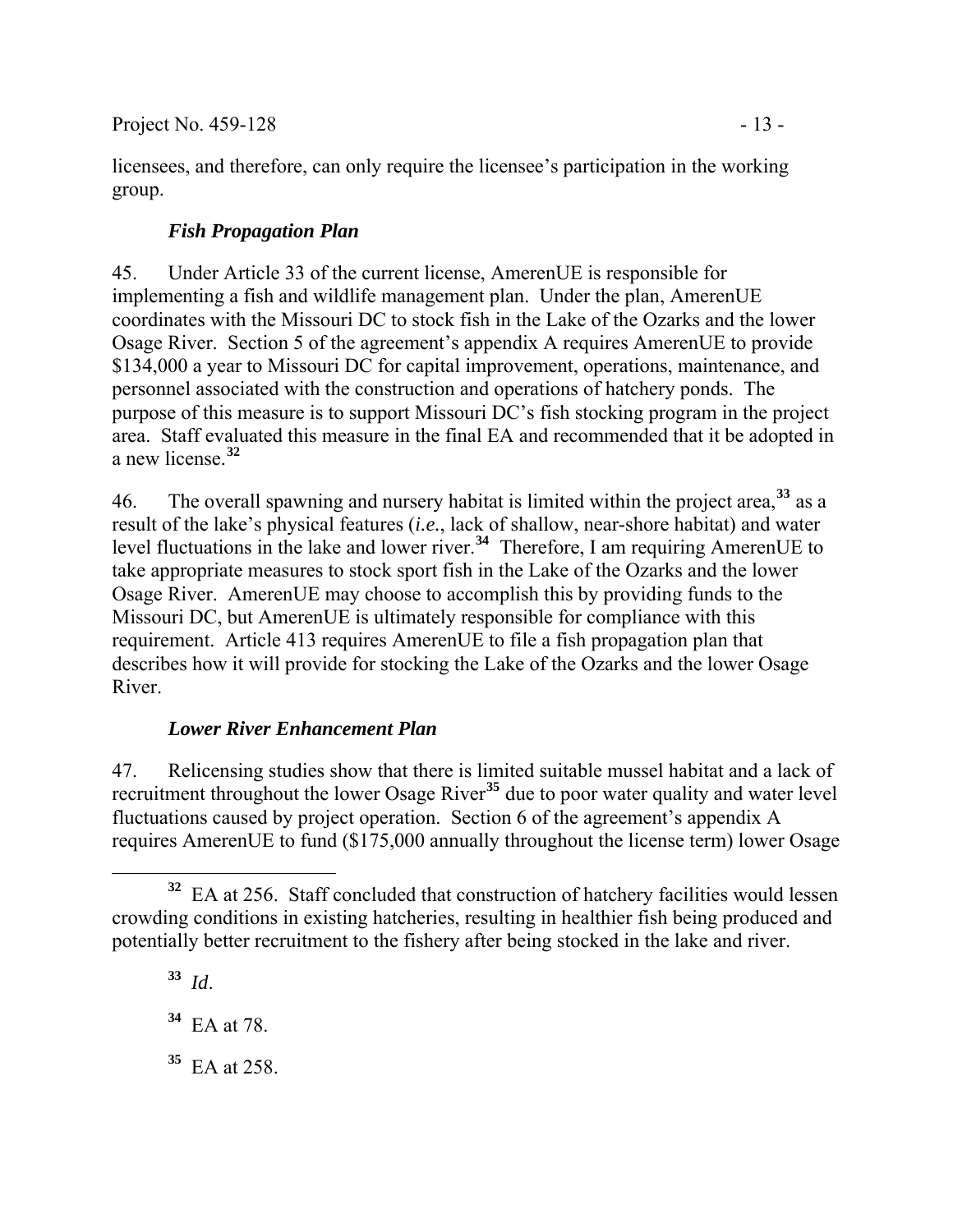licensees, and therefore, can only require the licensee's participation in the working group.

### *Fish Propagation Plan*

45. Under Article 33 of the current license, AmerenUE is responsible for implementing a fish and wildlife management plan. Under the plan, AmerenUE coordinates with the Missouri DC to stock fish in the Lake of the Ozarks and the lower Osage River. Section 5 of the agreement's appendix A requires AmerenUE to provide $134,000 a year to Missouri DC for capital improvement, operations, maintenance, and personnel associated with the construction and operations of hatchery ponds. The purpose of this measure is to support Missouri DC's fish stocking program in the project area. Staff evaluated this measure in the final EA and recommended that it be adopted in a new license.[32]

46. The overall spawning and nursery habitat is limited within the project area,[33] as a result of the lake's physical features (*i.e.*, lack of shallow, near-shore habitat) and water level fluctuations in the lake and lower river.[34] Therefore, I am requiring AmerenUE to take appropriate measures to stock sport fish in the Lake of the Ozarks and the lower Osage River. AmerenUE may choose to accomplish this by providing funds to the Missouri DC, but AmerenUE is ultimately responsible for compliance with this requirement. Article 413 requires AmerenUE to file a fish propagation plan that describes how it will provide for stocking the Lake of the Ozarks and the lower Osage River.

### *Lower River Enhancement Plan*

47. Relicensing studies show that there is limited suitable mussel habitat and a lack of recruitment throughout the lower Osage River[35] due to poor water quality and water level fluctuations caused by project operation. Section 6 of the agreement's appendix A requires AmerenUE to fund ($175,000 annually throughout the license term) lower Osage

---

[32] EA at 256. Staff concluded that construction of hatchery facilities would lessen crowding conditions in existing hatcheries, resulting in healthier fish being produced and potentially better recruitment to the fishery after being stocked in the lake and river.

[33] *Id*.

[34] EA at 78.

[35] EA at 258.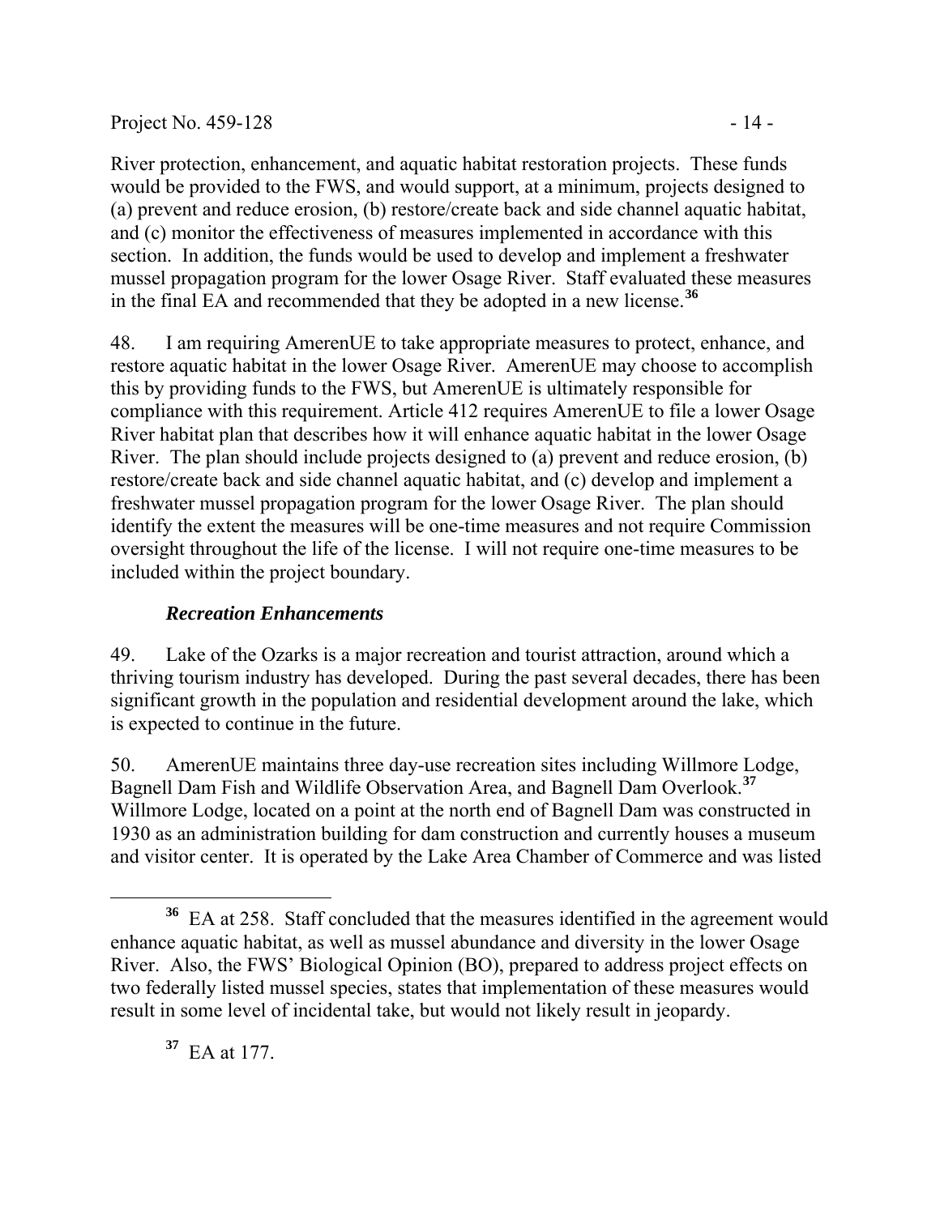River protection, enhancement, and aquatic habitat restoration projects. These funds would be provided to the FWS, and would support, at a minimum, projects designed to (a) prevent and reduce erosion, (b) restore/create back and side channel aquatic habitat, and (c) monitor the effectiveness of measures implemented in accordance with this section. In addition, the funds would be used to develop and implement a freshwater mussel propagation program for the lower Osage River. Staff evaluated these measures in the final EA and recommended that they be adopted in a new license.[36]

48. I am requiring AmerenUE to take appropriate measures to protect, enhance, and restore aquatic habitat in the lower Osage River. AmerenUE may choose to accomplish this by providing funds to the FWS, but AmerenUE is ultimately responsible for compliance with this requirement. Article 412 requires AmerenUE to file a lower Osage River habitat plan that describes how it will enhance aquatic habitat in the lower Osage River. The plan should include projects designed to (a) prevent and reduce erosion, (b) restore/create back and side channel aquatic habitat, and (c) develop and implement a freshwater mussel propagation program for the lower Osage River. The plan should identify the extent the measures will be one-time measures and not require Commission oversight throughout the life of the license. I will not require one-time measures to be included within the project boundary.

### *Recreation Enhancements*

49. Lake of the Ozarks is a major recreation and tourist attraction, around which a thriving tourism industry has developed. During the past several decades, there has been significant growth in the population and residential development around the lake, which is expected to continue in the future.

50. AmerenUE maintains three day-use recreation sites including Willmore Lodge, Bagnell Dam Fish and Wildlife Observation Area, and Bagnell Dam Overlook.[37] Willmore Lodge, located on a point at the north end of Bagnell Dam was constructed in 1930 as an administration building for dam construction and currently houses a museum and visitor center. It is operated by the Lake Area Chamber of Commerce and was listed

---

[36] EA at 258. Staff concluded that the measures identified in the agreement would enhance aquatic habitat, as well as mussel abundance and diversity in the lower Osage River. Also, the FWS' Biological Opinion (BO), prepared to address project effects on two federally listed mussel species, states that implementation of these measures would result in some level of incidental take, but would not likely result in jeopardy.

[37] EA at 177.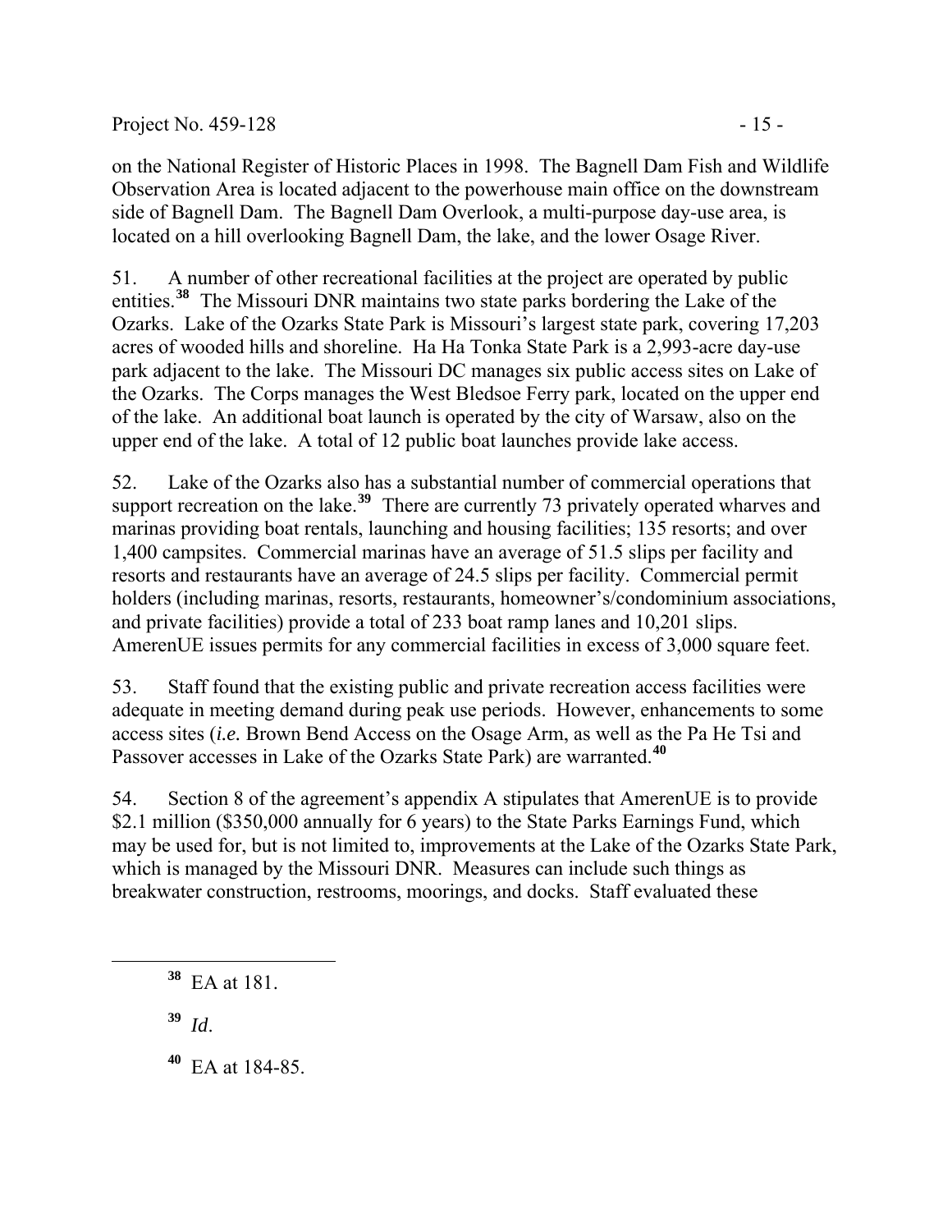on the National Register of Historic Places in 1998. The Bagnell Dam Fish and Wildlife Observation Area is located adjacent to the powerhouse main office on the downstream side of Bagnell Dam. The Bagnell Dam Overlook, a multi-purpose day-use area, is located on a hill overlooking Bagnell Dam, the lake, and the lower Osage River.

51. A number of other recreational facilities at the project are operated by public entities.[38] The Missouri DNR maintains two state parks bordering the Lake of the Ozarks. Lake of the Ozarks State Park is Missouri's largest state park, covering 17,203 acres of wooded hills and shoreline. Ha Ha Tonka State Park is a 2,993-acre day-use park adjacent to the lake. The Missouri DC manages six public access sites on Lake of the Ozarks. The Corps manages the West Bledsoe Ferry park, located on the upper end of the lake. An additional boat launch is operated by the city of Warsaw, also on the upper end of the lake. A total of 12 public boat launches provide lake access.

52. Lake of the Ozarks also has a substantial number of commercial operations that support recreation on the lake.[39] There are currently 73 privately operated wharves and marinas providing boat rentals, launching and housing facilities; 135 resorts; and over 1,400 campsites. Commercial marinas have an average of 51.5 slips per facility and resorts and restaurants have an average of 24.5 slips per facility. Commercial permit holders (including marinas, resorts, restaurants, homeowner's/condominium associations, and private facilities) provide a total of 233 boat ramp lanes and 10,201 slips. AmerenUE issues permits for any commercial facilities in excess of 3,000 square feet.

53. Staff found that the existing public and private recreation access facilities were adequate in meeting demand during peak use periods. However, enhancements to some access sites (*i.e.* Brown Bend Access on the Osage Arm, as well as the Pa He Tsi and Passover accesses in Lake of the Ozarks State Park) are warranted.[40]

54. Section 8 of the agreement's appendix A stipulates that AmerenUE is to provide \$2.1 million (\$350,000 annually for 6 years) to the State Parks Earnings Fund, which may be used for, but is not limited to, improvements at the Lake of the Ozarks State Park, which is managed by the Missouri DNR. Measures can include such things as breakwater construction, restrooms, moorings, and docks. Staff evaluated these

[38] EA at 181.

[39] *Id*.

[40] EA at 184-85.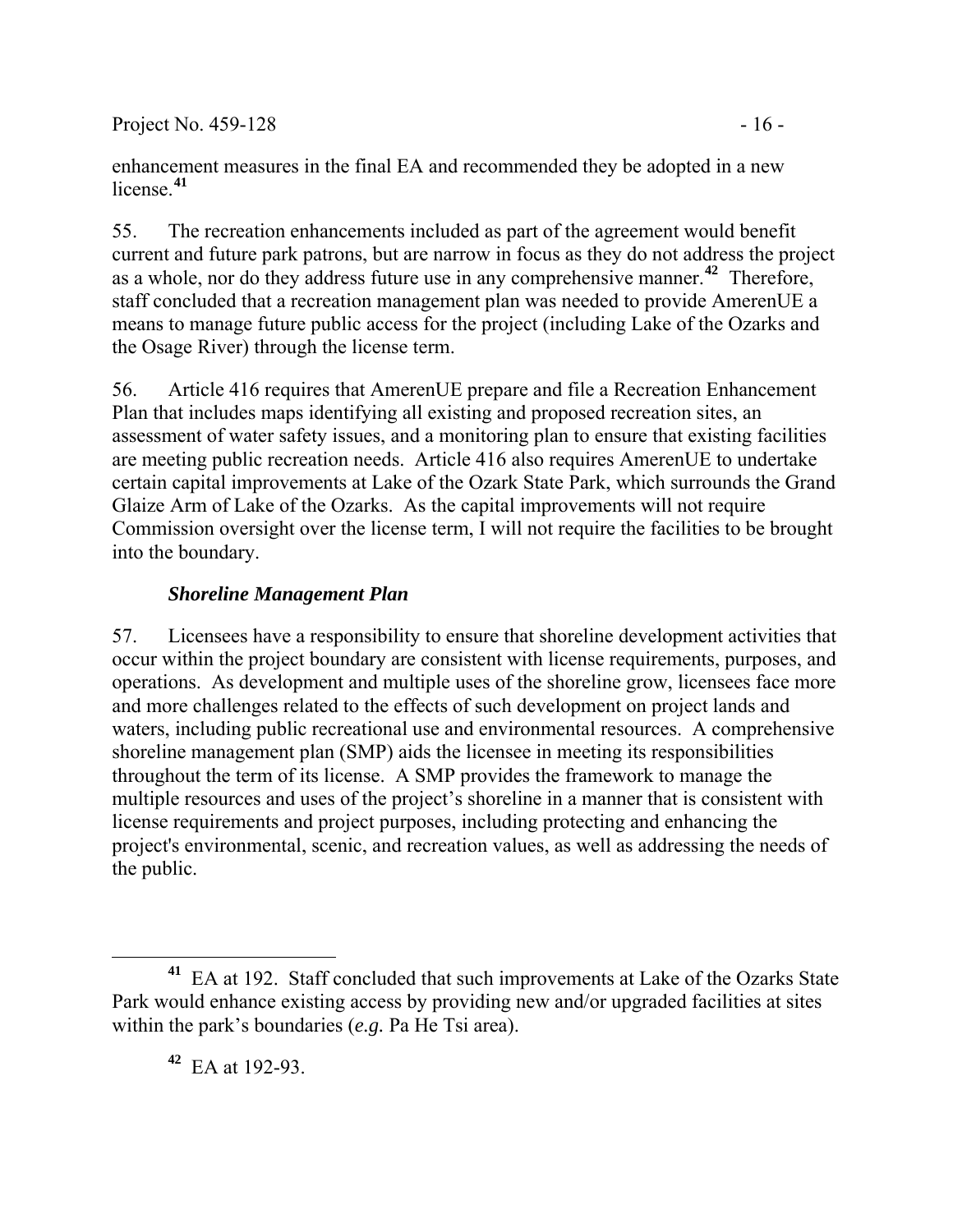enhancement measures in the final EA and recommended they be adopted in a new license.[41]

55. The recreation enhancements included as part of the agreement would benefit current and future park patrons, but are narrow in focus as they do not address the project as a whole, nor do they address future use in any comprehensive manner.[42] Therefore, staff concluded that a recreation management plan was needed to provide AmerenUE a means to manage future public access for the project (including Lake of the Ozarks and the Osage River) through the license term.

56. Article 416 requires that AmerenUE prepare and file a Recreation Enhancement Plan that includes maps identifying all existing and proposed recreation sites, an assessment of water safety issues, and a monitoring plan to ensure that existing facilities are meeting public recreation needs. Article 416 also requires AmerenUE to undertake certain capital improvements at Lake of the Ozark State Park, which surrounds the Grand Glaize Arm of Lake of the Ozarks. As the capital improvements will not require Commission oversight over the license term, I will not require the facilities to be brought into the boundary.

### *Shoreline Management Plan*

57. Licensees have a responsibility to ensure that shoreline development activities that occur within the project boundary are consistent with license requirements, purposes, and operations. As development and multiple uses of the shoreline grow, licensees face more and more challenges related to the effects of such development on project lands and waters, including public recreational use and environmental resources. A comprehensive shoreline management plan (SMP) aids the licensee in meeting its responsibilities throughout the term of its license. A SMP provides the framework to manage the multiple resources and uses of the project's shoreline in a manner that is consistent with license requirements and project purposes, including protecting and enhancing the project's environmental, scenic, and recreation values, as well as addressing the needs of the public.

---

[41] EA at 192. Staff concluded that such improvements at Lake of the Ozarks State Park would enhance existing access by providing new and/or upgraded facilities at sites within the park's boundaries (*e.g.* Pa He Tsi area).

[42] EA at 192-93.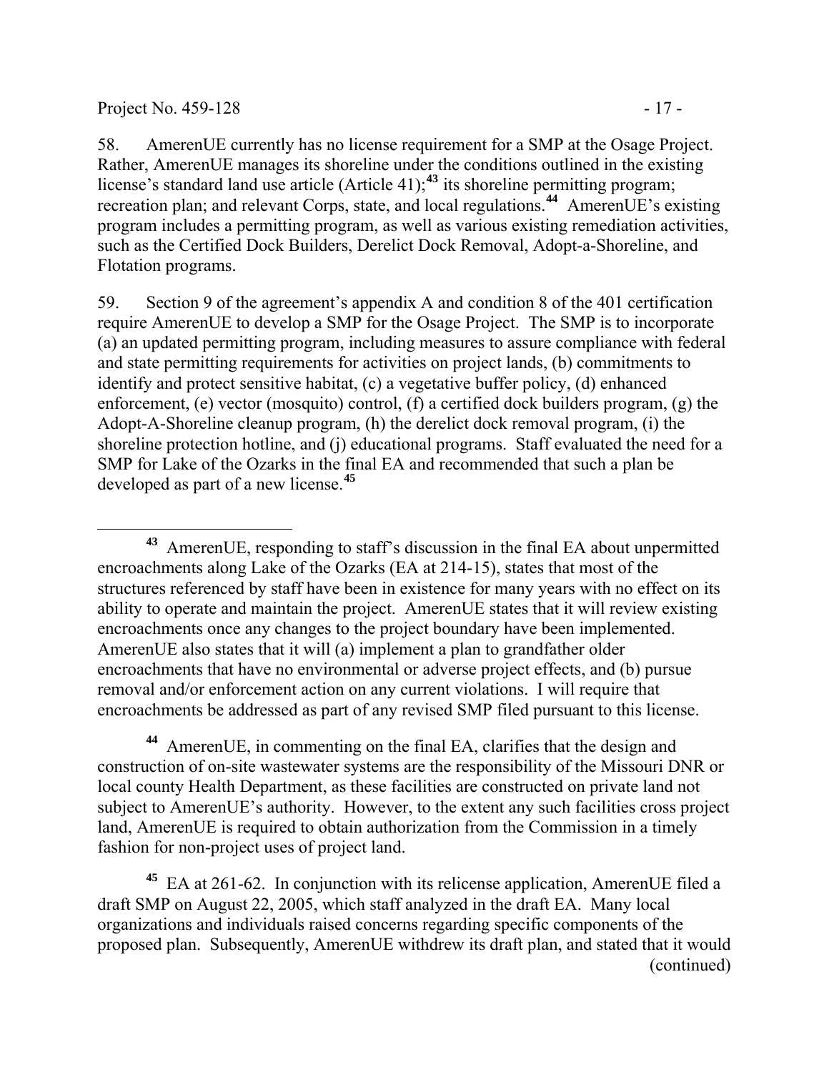58. AmerenUE currently has no license requirement for a SMP at the Osage Project. Rather, AmerenUE manages its shoreline under the conditions outlined in the existing license's standard land use article (Article 41);[43] its shoreline permitting program; recreation plan; and relevant Corps, state, and local regulations.[44] AmerenUE's existing program includes a permitting program, as well as various existing remediation activities, such as the Certified Dock Builders, Derelict Dock Removal, Adopt-a-Shoreline, and Flotation programs.

59. Section 9 of the agreement's appendix A and condition 8 of the 401 certification require AmerenUE to develop a SMP for the Osage Project. The SMP is to incorporate (a) an updated permitting program, including measures to assure compliance with federal and state permitting requirements for activities on project lands, (b) commitments to identify and protect sensitive habitat, (c) a vegetative buffer policy, (d) enhanced enforcement, (e) vector (mosquito) control, (f) a certified dock builders program, (g) the Adopt-A-Shoreline cleanup program, (h) the derelict dock removal program, (i) the shoreline protection hotline, and (j) educational programs. Staff evaluated the need for a SMP for Lake of the Ozarks in the final EA and recommended that such a plan be developed as part of a new license.[45]

---

[43] AmerenUE, responding to staff's discussion in the final EA about unpermitted encroachments along Lake of the Ozarks (EA at 214-15), states that most of the structures referenced by staff have been in existence for many years with no effect on its ability to operate and maintain the project. AmerenUE states that it will review existing encroachments once any changes to the project boundary have been implemented. AmerenUE also states that it will (a) implement a plan to grandfather older encroachments that have no environmental or adverse project effects, and (b) pursue removal and/or enforcement action on any current violations. I will require that encroachments be addressed as part of any revised SMP filed pursuant to this license.

[44] AmerenUE, in commenting on the final EA, clarifies that the design and construction of on-site wastewater systems are the responsibility of the Missouri DNR or local county Health Department, as these facilities are constructed on private land not subject to AmerenUE's authority. However, to the extent any such facilities cross project land, AmerenUE is required to obtain authorization from the Commission in a timely fashion for non-project uses of project land.

[45] EA at 261-62. In conjunction with its relicense application, AmerenUE filed a draft SMP on August 22, 2005, which staff analyzed in the draft EA. Many local organizations and individuals raised concerns regarding specific components of the proposed plan. Subsequently, AmerenUE withdrew its draft plan, and stated that it would (continued)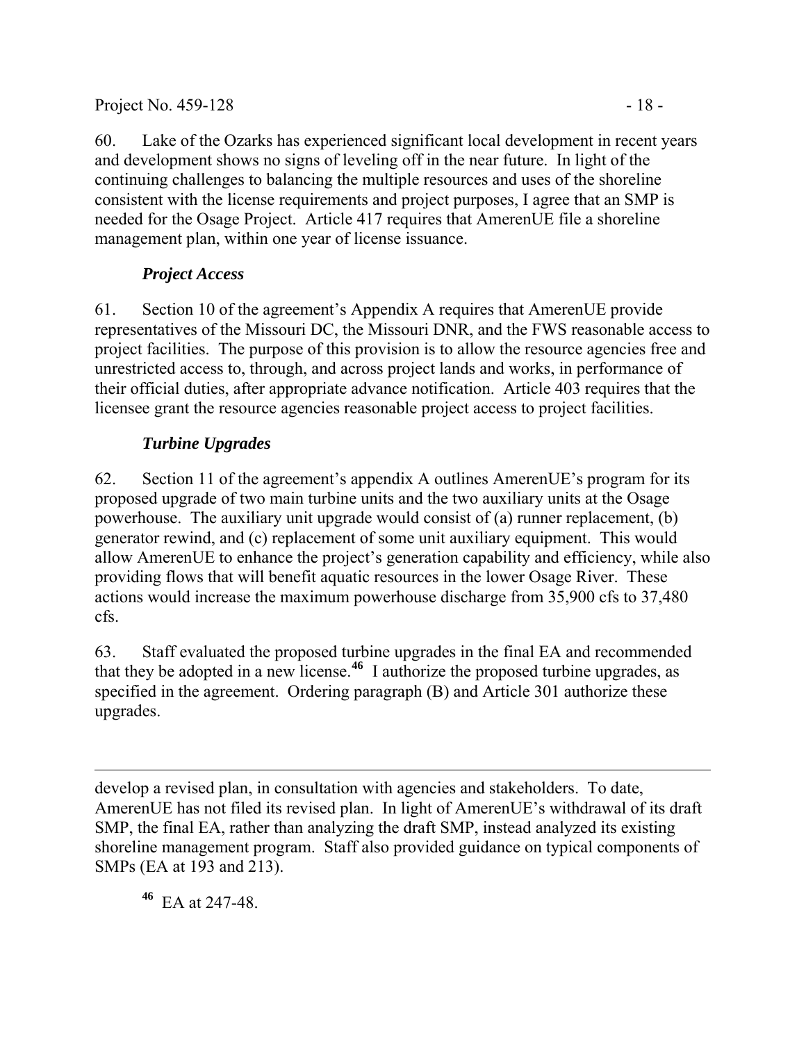60. Lake of the Ozarks has experienced significant local development in recent years and development shows no signs of leveling off in the near future. In light of the continuing challenges to balancing the multiple resources and uses of the shoreline consistent with the license requirements and project purposes, I agree that an SMP is needed for the Osage Project. Article 417 requires that AmerenUE file a shoreline management plan, within one year of license issuance.

### *Project Access*

61. Section 10 of the agreement's Appendix A requires that AmerenUE provide representatives of the Missouri DC, the Missouri DNR, and the FWS reasonable access to project facilities. The purpose of this provision is to allow the resource agencies free and unrestricted access to, through, and across project lands and works, in performance of their official duties, after appropriate advance notification. Article 403 requires that the licensee grant the resource agencies reasonable project access to project facilities.

### *Turbine Upgrades*

62. Section 11 of the agreement's appendix A outlines AmerenUE's program for its proposed upgrade of two main turbine units and the two auxiliary units at the Osage powerhouse. The auxiliary unit upgrade would consist of (a) runner replacement, (b) generator rewind, and (c) replacement of some unit auxiliary equipment. This would allow AmerenUE to enhance the project's generation capability and efficiency, while also providing flows that will benefit aquatic resources in the lower Osage River. These actions would increase the maximum powerhouse discharge from 35,900 cfs to 37,480 cfs.

63. Staff evaluated the proposed turbine upgrades in the final EA and recommended that they be adopted in a new license.[46] I authorize the proposed turbine upgrades, as specified in the agreement. Ordering paragraph (B) and Article 301 authorize these upgrades.

---

develop a revised plan, in consultation with agencies and stakeholders. To date, AmerenUE has not filed its revised plan. In light of AmerenUE's withdrawal of its draft SMP, the final EA, rather than analyzing the draft SMP, instead analyzed its existing shoreline management program. Staff also provided guidance on typical components of SMPs (EA at 193 and 213).

[46] EA at 247-48.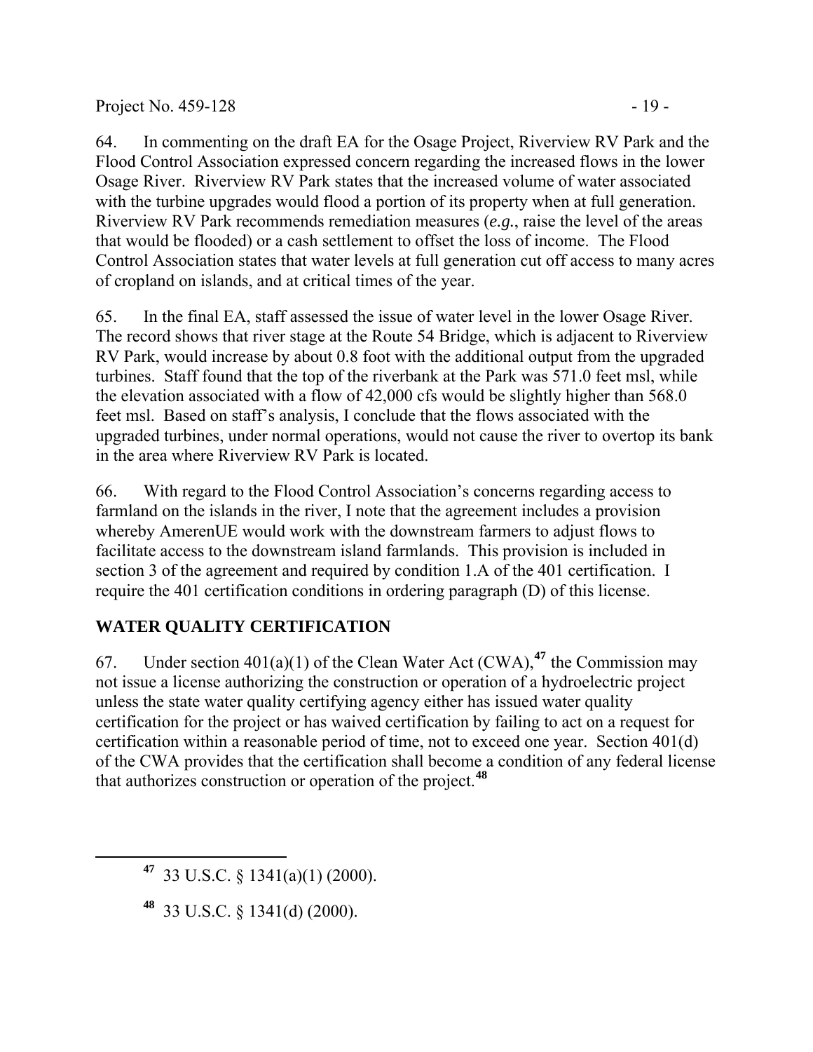64. In commenting on the draft EA for the Osage Project, Riverview RV Park and the Flood Control Association expressed concern regarding the increased flows in the lower Osage River. Riverview RV Park states that the increased volume of water associated with the turbine upgrades would flood a portion of its property when at full generation. Riverview RV Park recommends remediation measures (*e.g.*, raise the level of the areas that would be flooded) or a cash settlement to offset the loss of income. The Flood Control Association states that water levels at full generation cut off access to many acres of cropland on islands, and at critical times of the year.

65. In the final EA, staff assessed the issue of water level in the lower Osage River. The record shows that river stage at the Route 54 Bridge, which is adjacent to Riverview RV Park, would increase by about 0.8 foot with the additional output from the upgraded turbines. Staff found that the top of the riverbank at the Park was 571.0 feet msl, while the elevation associated with a flow of 42,000 cfs would be slightly higher than 568.0 feet msl. Based on staff's analysis, I conclude that the flows associated with the upgraded turbines, under normal operations, would not cause the river to overtop its bank in the area where Riverview RV Park is located.

66. With regard to the Flood Control Association's concerns regarding access to farmland on the islands in the river, I note that the agreement includes a provision whereby AmerenUE would work with the downstream farmers to adjust flows to facilitate access to the downstream island farmlands. This provision is included in section 3 of the agreement and required by condition 1.A of the 401 certification. I require the 401 certification conditions in ordering paragraph (D) of this license.

## WATER QUALITY CERTIFICATION

67. Under section 401(a)(1) of the Clean Water Act (CWA),[47] the Commission may not issue a license authorizing the construction or operation of a hydroelectric project unless the state water quality certifying agency either has issued water quality certification for the project or has waived certification by failing to act on a request for certification within a reasonable period of time, not to exceed one year. Section 401(d) of the CWA provides that the certification shall become a condition of any federal license that authorizes construction or operation of the project.[48]

[47] 33 U.S.C. § 1341(a)(1) (2000).

[48] 33 U.S.C. § 1341(d) (2000).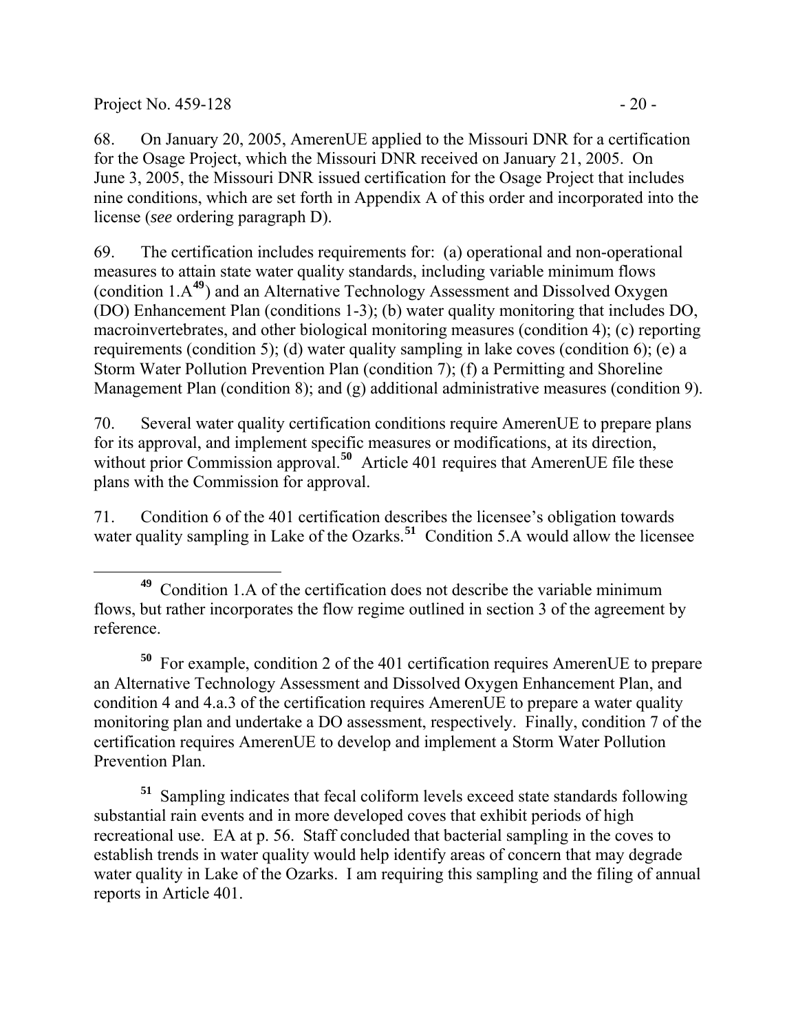68. On January 20, 2005, AmerenUE applied to the Missouri DNR for a certification for the Osage Project, which the Missouri DNR received on January 21, 2005. On June 3, 2005, the Missouri DNR issued certification for the Osage Project that includes nine conditions, which are set forth in Appendix A of this order and incorporated into the license (*see* ordering paragraph D).

69. The certification includes requirements for: (a) operational and non-operational measures to attain state water quality standards, including variable minimum flows (condition 1.A[49]) and an Alternative Technology Assessment and Dissolved Oxygen (DO) Enhancement Plan (conditions 1-3); (b) water quality monitoring that includes DO, macroinvertebrates, and other biological monitoring measures (condition 4); (c) reporting requirements (condition 5); (d) water quality sampling in lake coves (condition 6); (e) a Storm Water Pollution Prevention Plan (condition 7); (f) a Permitting and Shoreline Management Plan (condition 8); and (g) additional administrative measures (condition 9).

70. Several water quality certification conditions require AmerenUE to prepare plans for its approval, and implement specific measures or modifications, at its direction, without prior Commission approval.[50] Article 401 requires that AmerenUE file these plans with the Commission for approval.

71. Condition 6 of the 401 certification describes the licensee's obligation towards water quality sampling in Lake of the Ozarks.[51] Condition 5.A would allow the licensee

---

[49] Condition 1.A of the certification does not describe the variable minimum flows, but rather incorporates the flow regime outlined in section 3 of the agreement by reference.

[50] For example, condition 2 of the 401 certification requires AmerenUE to prepare an Alternative Technology Assessment and Dissolved Oxygen Enhancement Plan, and condition 4 and 4.a.3 of the certification requires AmerenUE to prepare a water quality monitoring plan and undertake a DO assessment, respectively. Finally, condition 7 of the certification requires AmerenUE to develop and implement a Storm Water Pollution Prevention Plan.

[51] Sampling indicates that fecal coliform levels exceed state standards following substantial rain events and in more developed coves that exhibit periods of high recreational use. EA at p. 56. Staff concluded that bacterial sampling in the coves to establish trends in water quality would help identify areas of concern that may degrade water quality in Lake of the Ozarks. I am requiring this sampling and the filing of annual reports in Article 401.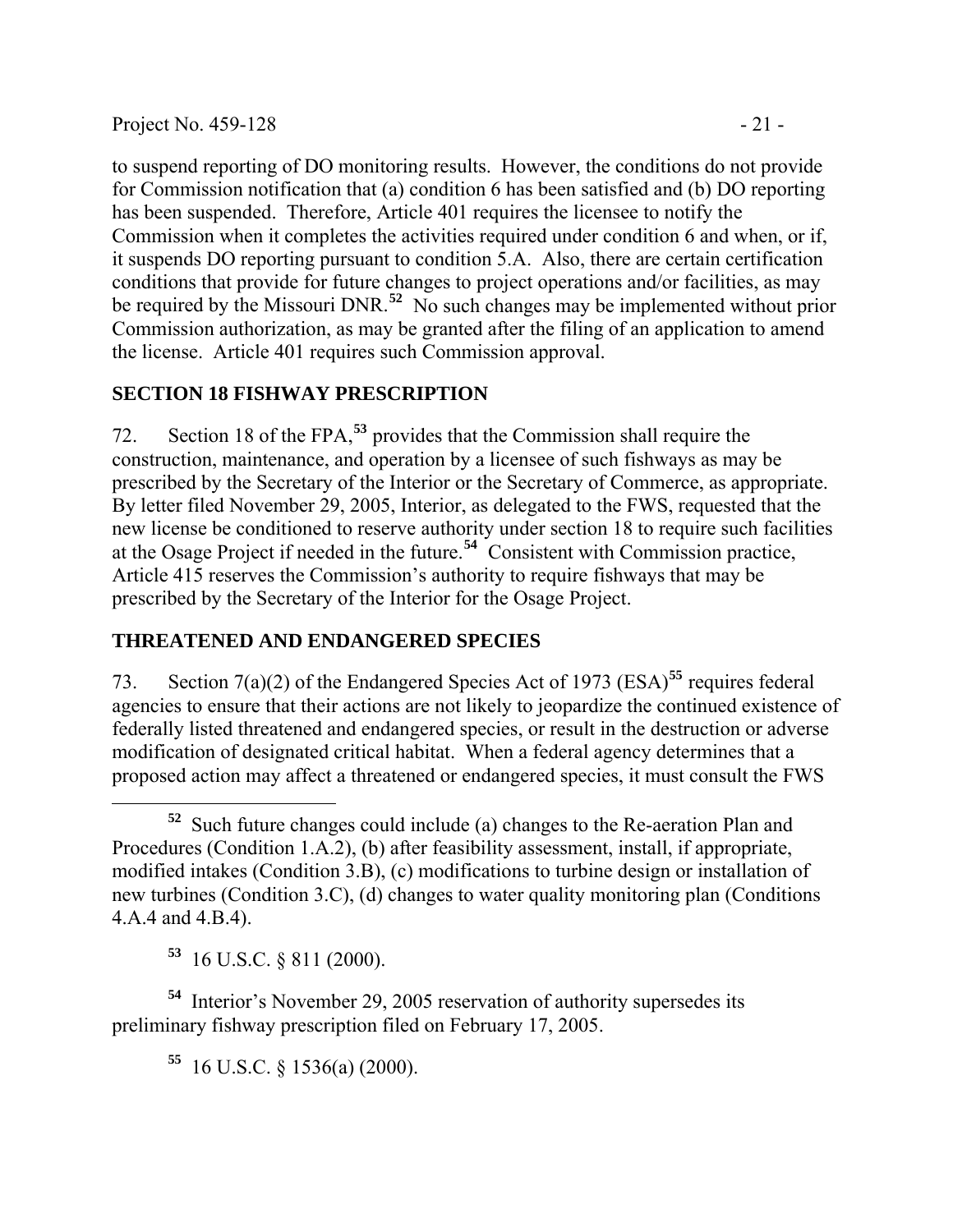to suspend reporting of DO monitoring results. However, the conditions do not provide for Commission notification that (a) condition 6 has been satisfied and (b) DO reporting has been suspended. Therefore, Article 401 requires the licensee to notify the Commission when it completes the activities required under condition 6 and when, or if, it suspends DO reporting pursuant to condition 5.A. Also, there are certain certification conditions that provide for future changes to project operations and/or facilities, as may be required by the Missouri DNR.[52] No such changes may be implemented without prior Commission authorization, as may be granted after the filing of an application to amend the license. Article 401 requires such Commission approval.

## SECTION 18 FISHWAY PRESCRIPTION

72. Section 18 of the FPA,[53] provides that the Commission shall require the construction, maintenance, and operation by a licensee of such fishways as may be prescribed by the Secretary of the Interior or the Secretary of Commerce, as appropriate. By letter filed November 29, 2005, Interior, as delegated to the FWS, requested that the new license be conditioned to reserve authority under section 18 to require such facilities at the Osage Project if needed in the future.[54] Consistent with Commission practice, Article 415 reserves the Commission's authority to require fishways that may be prescribed by the Secretary of the Interior for the Osage Project.

## THREATENED AND ENDANGERED SPECIES

73. Section 7(a)(2) of the Endangered Species Act of 1973 (ESA)[55] requires federal agencies to ensure that their actions are not likely to jeopardize the continued existence of federally listed threatened and endangered species, or result in the destruction or adverse modification of designated critical habitat. When a federal agency determines that a proposed action may affect a threatened or endangered species, it must consult the FWS

---

[52] Such future changes could include (a) changes to the Re-aeration Plan and Procedures (Condition 1.A.2), (b) after feasibility assessment, install, if appropriate, modified intakes (Condition 3.B), (c) modifications to turbine design or installation of new turbines (Condition 3.C), (d) changes to water quality monitoring plan (Conditions 4.A.4 and 4.B.4).

[53] 16 U.S.C. § 811 (2000).

[54] Interior's November 29, 2005 reservation of authority supersedes its preliminary fishway prescription filed on February 17, 2005.

[55] 16 U.S.C. § 1536(a) (2000).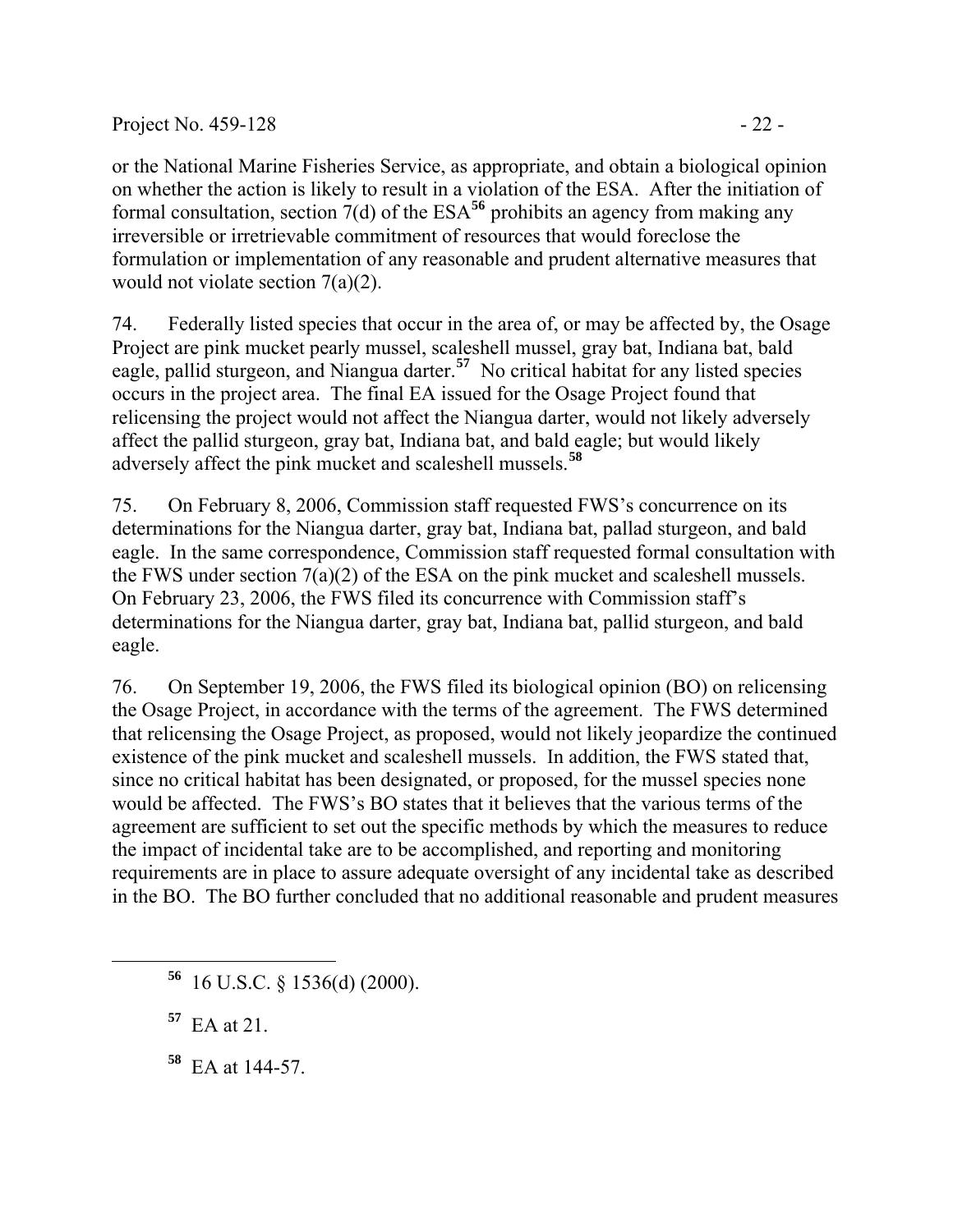or the National Marine Fisheries Service, as appropriate, and obtain a biological opinion on whether the action is likely to result in a violation of the ESA. After the initiation of formal consultation, section 7(d) of the ESA[56] prohibits an agency from making any irreversible or irretrievable commitment of resources that would foreclose the formulation or implementation of any reasonable and prudent alternative measures that would not violate section 7(a)(2).

74. Federally listed species that occur in the area of, or may be affected by, the Osage Project are pink mucket pearly mussel, scaleshell mussel, gray bat, Indiana bat, bald eagle, pallid sturgeon, and Niangua darter.[57] No critical habitat for any listed species occurs in the project area. The final EA issued for the Osage Project found that relicensing the project would not affect the Niangua darter, would not likely adversely affect the pallid sturgeon, gray bat, Indiana bat, and bald eagle; but would likely adversely affect the pink mucket and scaleshell mussels.[58]

75. On February 8, 2006, Commission staff requested FWS's concurrence on its determinations for the Niangua darter, gray bat, Indiana bat, pallad sturgeon, and bald eagle. In the same correspondence, Commission staff requested formal consultation with the FWS under section 7(a)(2) of the ESA on the pink mucket and scaleshell mussels. On February 23, 2006, the FWS filed its concurrence with Commission staff's determinations for the Niangua darter, gray bat, Indiana bat, pallid sturgeon, and bald eagle.

76. On September 19, 2006, the FWS filed its biological opinion (BO) on relicensing the Osage Project, in accordance with the terms of the agreement. The FWS determined that relicensing the Osage Project, as proposed, would not likely jeopardize the continued existence of the pink mucket and scaleshell mussels. In addition, the FWS stated that, since no critical habitat has been designated, or proposed, for the mussel species none would be affected. The FWS's BO states that it believes that the various terms of the agreement are sufficient to set out the specific methods by which the measures to reduce the impact of incidental take are to be accomplished, and reporting and monitoring requirements are in place to assure adequate oversight of any incidental take as described in the BO. The BO further concluded that no additional reasonable and prudent measures

---

[56] 16 U.S.C. § 1536(d) (2000).

[57] EA at 21.

[58] EA at 144-57.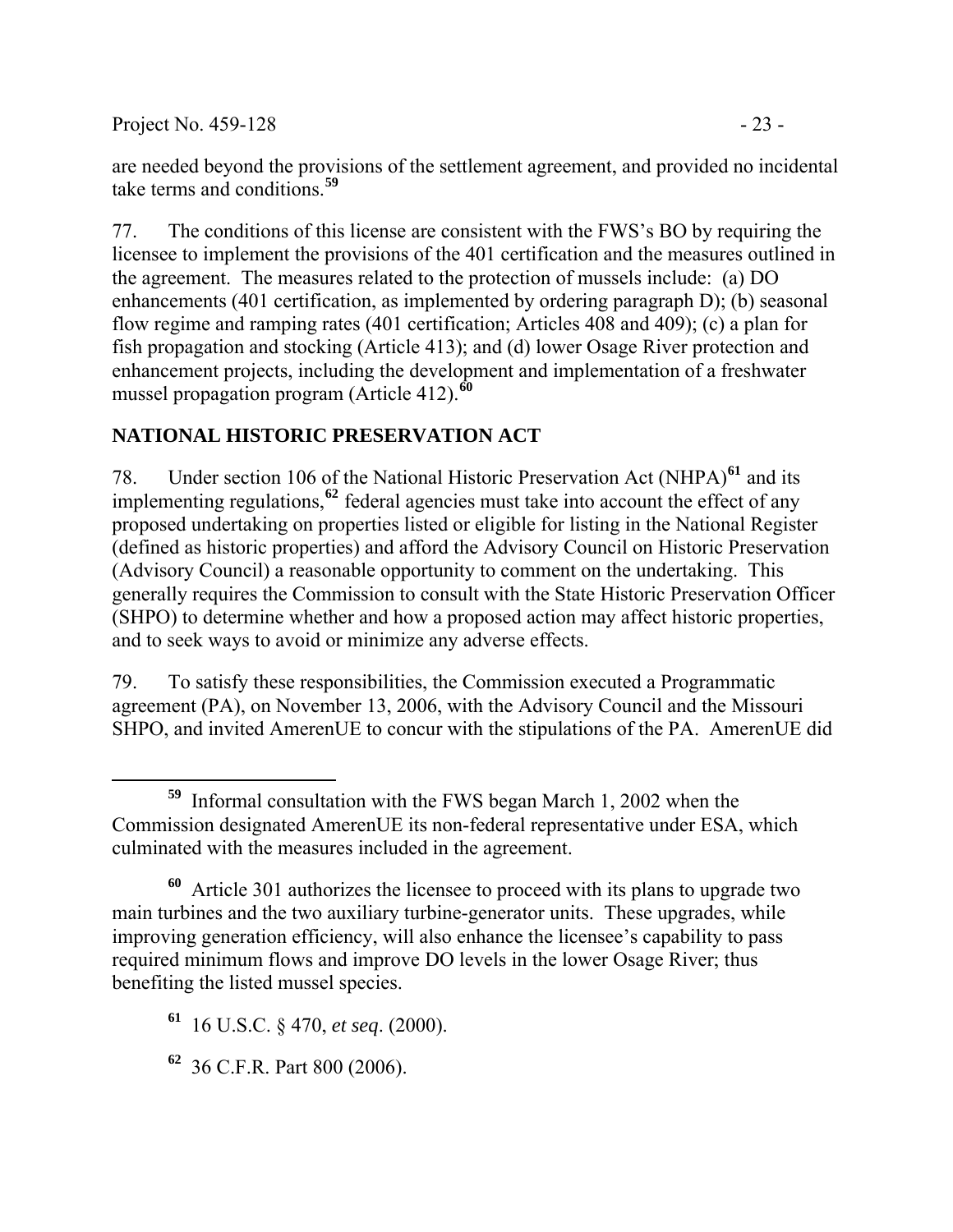are needed beyond the provisions of the settlement agreement, and provided no incidental take terms and conditions.[59]

77. The conditions of this license are consistent with the FWS's BO by requiring the licensee to implement the provisions of the 401 certification and the measures outlined in the agreement. The measures related to the protection of mussels include: (a) DO enhancements (401 certification, as implemented by ordering paragraph D); (b) seasonal flow regime and ramping rates (401 certification; Articles 408 and 409); (c) a plan for fish propagation and stocking (Article 413); and (d) lower Osage River protection and enhancement projects, including the development and implementation of a freshwater mussel propagation program (Article 412).[60]

## NATIONAL HISTORIC PRESERVATION ACT

78. Under section 106 of the National Historic Preservation Act (NHPA)[61] and its implementing regulations,[62] federal agencies must take into account the effect of any proposed undertaking on properties listed or eligible for listing in the National Register (defined as historic properties) and afford the Advisory Council on Historic Preservation (Advisory Council) a reasonable opportunity to comment on the undertaking. This generally requires the Commission to consult with the State Historic Preservation Officer (SHPO) to determine whether and how a proposed action may affect historic properties, and to seek ways to avoid or minimize any adverse effects.

79. To satisfy these responsibilities, the Commission executed a Programmatic agreement (PA), on November 13, 2006, with the Advisory Council and the Missouri SHPO, and invited AmerenUE to concur with the stipulations of the PA. AmerenUE did

---

[59] Informal consultation with the FWS began March 1, 2002 when the Commission designated AmerenUE its non-federal representative under ESA, which culminated with the measures included in the agreement.

[60] Article 301 authorizes the licensee to proceed with its plans to upgrade two main turbines and the two auxiliary turbine-generator units. These upgrades, while improving generation efficiency, will also enhance the licensee's capability to pass required minimum flows and improve DO levels in the lower Osage River; thus benefiting the listed mussel species.

[61] 16 U.S.C. § 470, *et seq*. (2000).

[62] 36 C.F.R. Part 800 (2006).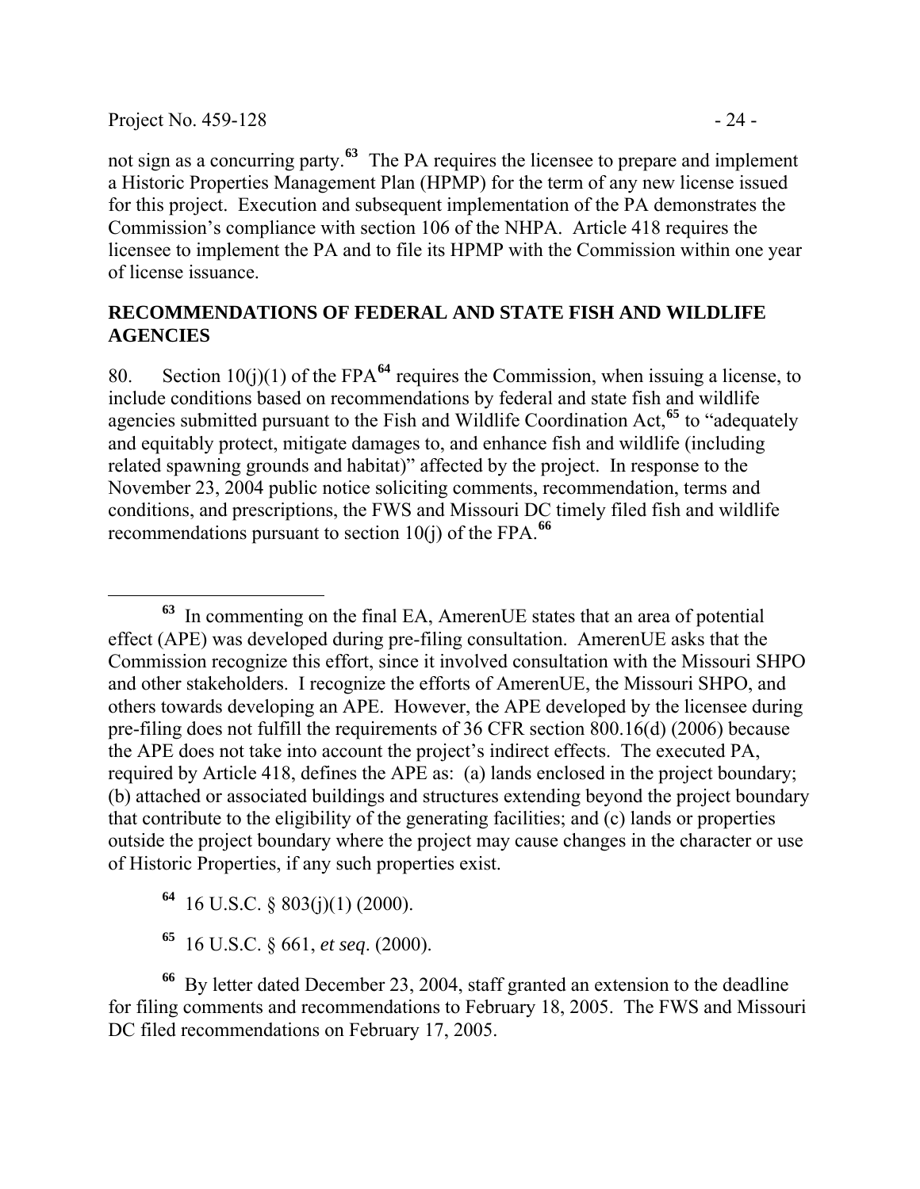not sign as a concurring party.[63] The PA requires the licensee to prepare and implement a Historic Properties Management Plan (HPMP) for the term of any new license issued for this project. Execution and subsequent implementation of the PA demonstrates the Commission's compliance with section 106 of the NHPA. Article 418 requires the licensee to implement the PA and to file its HPMP with the Commission within one year of license issuance.

## RECOMMENDATIONS OF FEDERAL AND STATE FISH AND WILDLIFE AGENCIES

80. Section 10(j)(1) of the FPA[64] requires the Commission, when issuing a license, to include conditions based on recommendations by federal and state fish and wildlife agencies submitted pursuant to the Fish and Wildlife Coordination Act,[65] to "adequately and equitably protect, mitigate damages to, and enhance fish and wildlife (including related spawning grounds and habitat)" affected by the project. In response to the November 23, 2004 public notice soliciting comments, recommendation, terms and conditions, and prescriptions, the FWS and Missouri DC timely filed fish and wildlife recommendations pursuant to section 10(j) of the FPA.[66]

---

[63] In commenting on the final EA, AmerenUE states that an area of potential effect (APE) was developed during pre-filing consultation. AmerenUE asks that the Commission recognize this effort, since it involved consultation with the Missouri SHPO and other stakeholders. I recognize the efforts of AmerenUE, the Missouri SHPO, and others towards developing an APE. However, the APE developed by the licensee during pre-filing does not fulfill the requirements of 36 CFR section 800.16(d) (2006) because the APE does not take into account the project's indirect effects. The executed PA, required by Article 418, defines the APE as: (a) lands enclosed in the project boundary; (b) attached or associated buildings and structures extending beyond the project boundary that contribute to the eligibility of the generating facilities; and (c) lands or properties outside the project boundary where the project may cause changes in the character or use of Historic Properties, if any such properties exist.

[64] 16 U.S.C. § 803(j)(1) (2000).

[65] 16 U.S.C. § 661, *et seq*. (2000).

[66] By letter dated December 23, 2004, staff granted an extension to the deadline for filing comments and recommendations to February 18, 2005. The FWS and Missouri DC filed recommendations on February 17, 2005.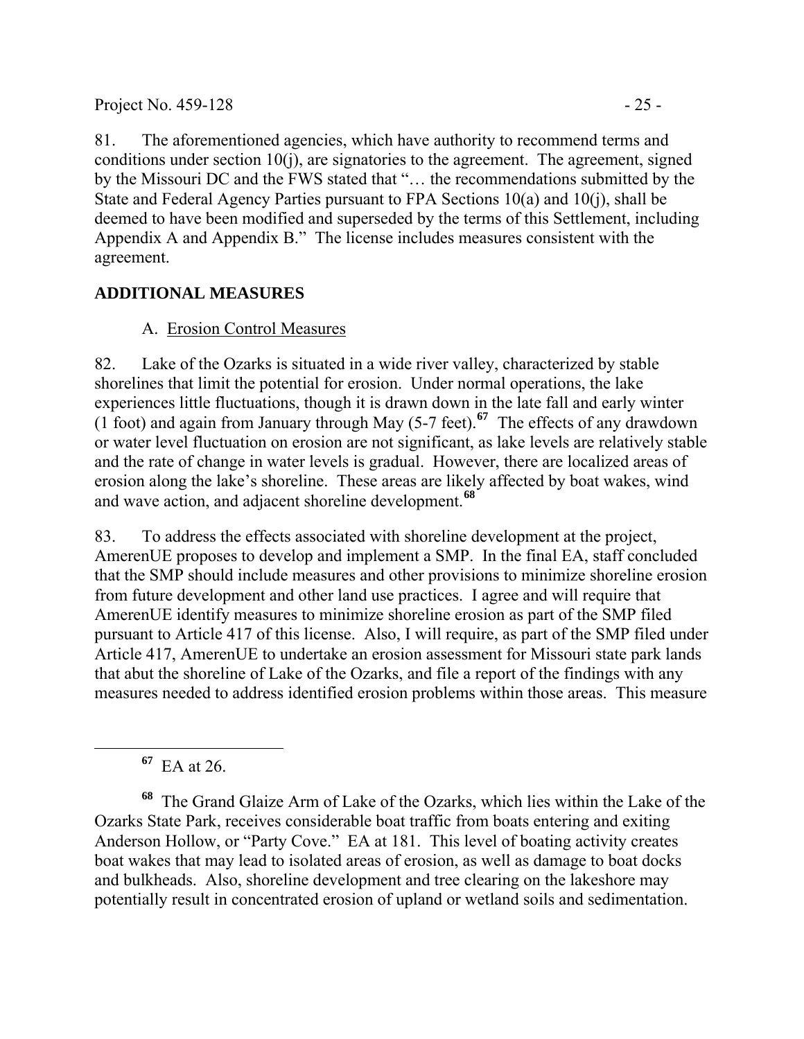81. The aforementioned agencies, which have authority to recommend terms and conditions under section 10(j), are signatories to the agreement. The agreement, signed by the Missouri DC and the FWS stated that "… the recommendations submitted by the State and Federal Agency Parties pursuant to FPA Sections 10(a) and 10(j), shall be deemed to have been modified and superseded by the terms of this Settlement, including Appendix A and Appendix B." The license includes measures consistent with the agreement.

## ADDITIONAL MEASURES

### A. Erosion Control Measures

82. Lake of the Ozarks is situated in a wide river valley, characterized by stable shorelines that limit the potential for erosion. Under normal operations, the lake experiences little fluctuations, though it is drawn down in the late fall and early winter (1 foot) and again from January through May (5-7 feet).[67] The effects of any drawdown or water level fluctuation on erosion are not significant, as lake levels are relatively stable and the rate of change in water levels is gradual. However, there are localized areas of erosion along the lake's shoreline. These areas are likely affected by boat wakes, wind and wave action, and adjacent shoreline development.[68]

83. To address the effects associated with shoreline development at the project, AmerenUE proposes to develop and implement a SMP. In the final EA, staff concluded that the SMP should include measures and other provisions to minimize shoreline erosion from future development and other land use practices. I agree and will require that AmerenUE identify measures to minimize shoreline erosion as part of the SMP filed pursuant to Article 417 of this license. Also, I will require, as part of the SMP filed under Article 417, AmerenUE to undertake an erosion assessment for Missouri state park lands that abut the shoreline of Lake of the Ozarks, and file a report of the findings with any measures needed to address identified erosion problems within those areas. This measure

---

[67] EA at 26.

[68] The Grand Glaize Arm of Lake of the Ozarks, which lies within the Lake of the Ozarks State Park, receives considerable boat traffic from boats entering and exiting Anderson Hollow, or "Party Cove." EA at 181. This level of boating activity creates boat wakes that may lead to isolated areas of erosion, as well as damage to boat docks and bulkheads. Also, shoreline development and tree clearing on the lakeshore may potentially result in concentrated erosion of upland or wetland soils and sedimentation.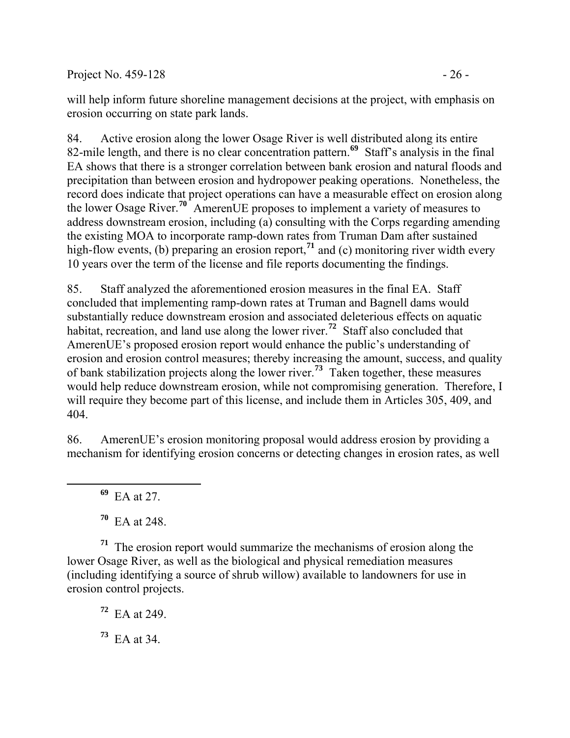will help inform future shoreline management decisions at the project, with emphasis on erosion occurring on state park lands.

84. Active erosion along the lower Osage River is well distributed along its entire 82-mile length, and there is no clear concentration pattern.[69] Staff's analysis in the final EA shows that there is a stronger correlation between bank erosion and natural floods and precipitation than between erosion and hydropower peaking operations. Nonetheless, the record does indicate that project operations can have a measurable effect on erosion along the lower Osage River.[70] AmerenUE proposes to implement a variety of measures to address downstream erosion, including (a) consulting with the Corps regarding amending the existing MOA to incorporate ramp-down rates from Truman Dam after sustained high-flow events, (b) preparing an erosion report,[71] and (c) monitoring river width every 10 years over the term of the license and file reports documenting the findings.

85. Staff analyzed the aforementioned erosion measures in the final EA. Staff concluded that implementing ramp-down rates at Truman and Bagnell dams would substantially reduce downstream erosion and associated deleterious effects on aquatic habitat, recreation, and land use along the lower river.[72] Staff also concluded that AmerenUE's proposed erosion report would enhance the public's understanding of erosion and erosion control measures; thereby increasing the amount, success, and quality of bank stabilization projects along the lower river.[73] Taken together, these measures would help reduce downstream erosion, while not compromising generation. Therefore, I will require they become part of this license, and include them in Articles 305, 409, and 404.

86. AmerenUE's erosion monitoring proposal would address erosion by providing a mechanism for identifying erosion concerns or detecting changes in erosion rates, as well

---

[69] EA at 27.

[70] EA at 248.

[71] The erosion report would summarize the mechanisms of erosion along the lower Osage River, as well as the biological and physical remediation measures (including identifying a source of shrub willow) available to landowners for use in erosion control projects.

[72] EA at 249.

[73] EA at 34.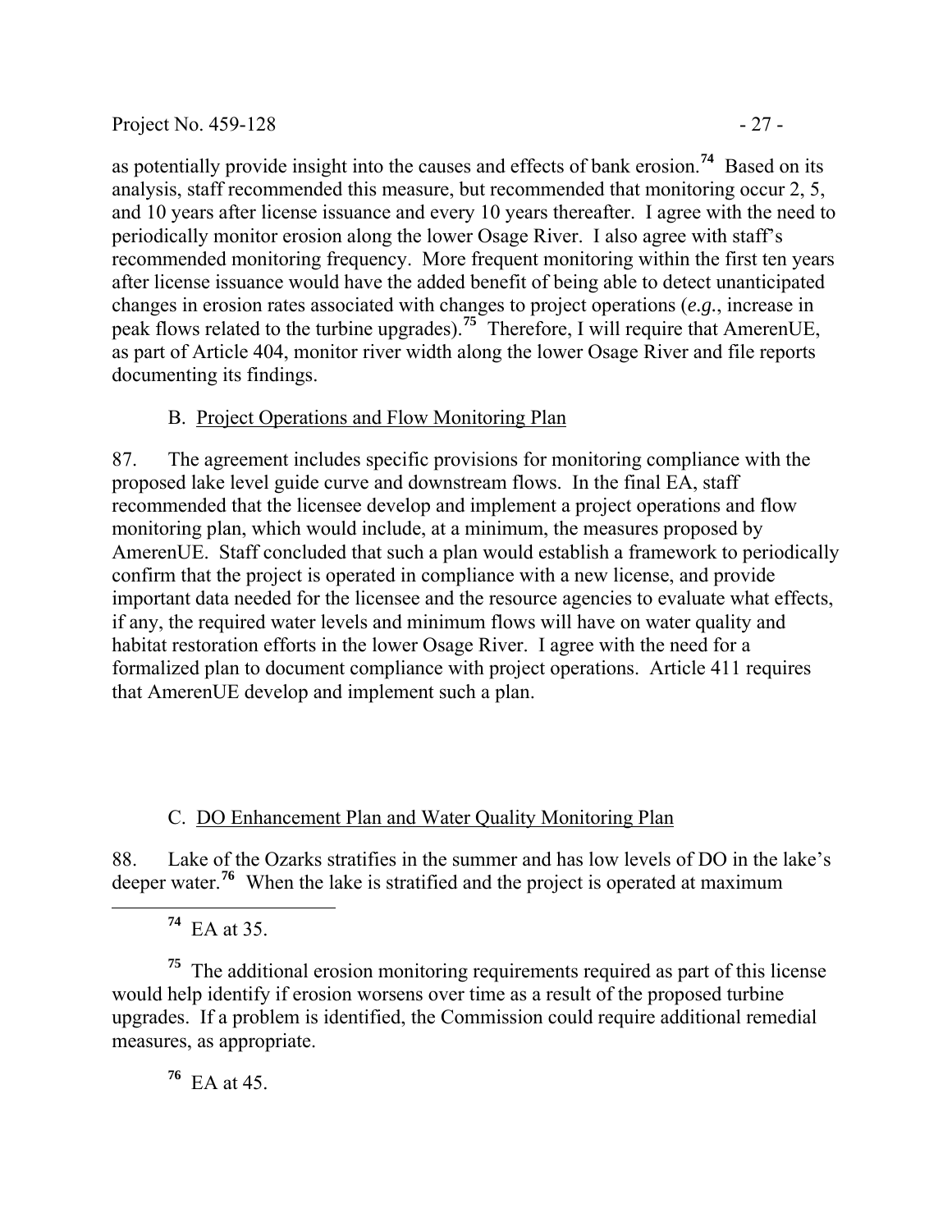as potentially provide insight into the causes and effects of bank erosion.[74] Based on its analysis, staff recommended this measure, but recommended that monitoring occur 2, 5, and 10 years after license issuance and every 10 years thereafter. I agree with the need to periodically monitor erosion along the lower Osage River. I also agree with staff's recommended monitoring frequency. More frequent monitoring within the first ten years after license issuance would have the added benefit of being able to detect unanticipated changes in erosion rates associated with changes to project operations (*e.g.*, increase in peak flows related to the turbine upgrades).[75] Therefore, I will require that AmerenUE, as part of Article 404, monitor river width along the lower Osage River and file reports documenting its findings.

B. Project Operations and Flow Monitoring Plan

87. The agreement includes specific provisions for monitoring compliance with the proposed lake level guide curve and downstream flows. In the final EA, staff recommended that the licensee develop and implement a project operations and flow monitoring plan, which would include, at a minimum, the measures proposed by AmerenUE. Staff concluded that such a plan would establish a framework to periodically confirm that the project is operated in compliance with a new license, and provide important data needed for the licensee and the resource agencies to evaluate what effects, if any, the required water levels and minimum flows will have on water quality and habitat restoration efforts in the lower Osage River. I agree with the need for a formalized plan to document compliance with project operations. Article 411 requires that AmerenUE develop and implement such a plan.

C. DO Enhancement Plan and Water Quality Monitoring Plan

88. Lake of the Ozarks stratifies in the summer and has low levels of DO in the lake's deeper water.[76] When the lake is stratified and the project is operated at maximum

---

[74] EA at 35.

[75] The additional erosion monitoring requirements required as part of this license would help identify if erosion worsens over time as a result of the proposed turbine upgrades. If a problem is identified, the Commission could require additional remedial measures, as appropriate.

[76] EA at 45.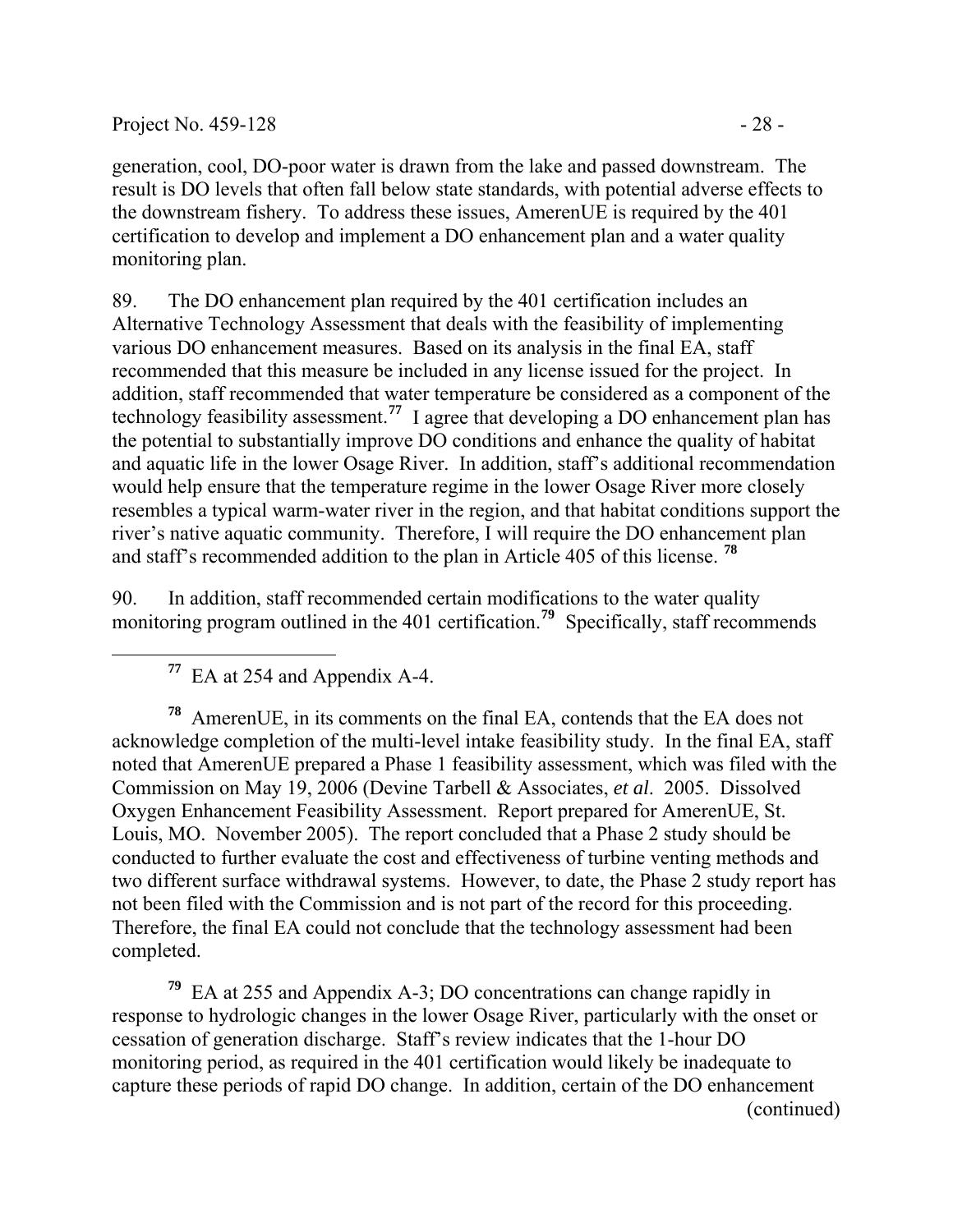generation, cool, DO-poor water is drawn from the lake and passed downstream. The result is DO levels that often fall below state standards, with potential adverse effects to the downstream fishery. To address these issues, AmerenUE is required by the 401 certification to develop and implement a DO enhancement plan and a water quality monitoring plan.

89. The DO enhancement plan required by the 401 certification includes an Alternative Technology Assessment that deals with the feasibility of implementing various DO enhancement measures. Based on its analysis in the final EA, staff recommended that this measure be included in any license issued for the project. In addition, staff recommended that water temperature be considered as a component of the technology feasibility assessment.[77] I agree that developing a DO enhancement plan has the potential to substantially improve DO conditions and enhance the quality of habitat and aquatic life in the lower Osage River. In addition, staff's additional recommendation would help ensure that the temperature regime in the lower Osage River more closely resembles a typical warm-water river in the region, and that habitat conditions support the river's native aquatic community. Therefore, I will require the DO enhancement plan and staff's recommended addition to the plan in Article 405 of this license. [78]

90. In addition, staff recommended certain modifications to the water quality monitoring program outlined in the 401 certification.[79] Specifically, staff recommends

---

[77] EA at 254 and Appendix A-4.

[78] AmerenUE, in its comments on the final EA, contends that the EA does not acknowledge completion of the multi-level intake feasibility study. In the final EA, staff noted that AmerenUE prepared a Phase 1 feasibility assessment, which was filed with the Commission on May 19, 2006 (Devine Tarbell & Associates, *et al*. 2005. Dissolved Oxygen Enhancement Feasibility Assessment. Report prepared for AmerenUE, St. Louis, MO. November 2005). The report concluded that a Phase 2 study should be conducted to further evaluate the cost and effectiveness of turbine venting methods and two different surface withdrawal systems. However, to date, the Phase 2 study report has not been filed with the Commission and is not part of the record for this proceeding. Therefore, the final EA could not conclude that the technology assessment had been completed.

[79] EA at 255 and Appendix A-3; DO concentrations can change rapidly in response to hydrologic changes in the lower Osage River, particularly with the onset or cessation of generation discharge. Staff's review indicates that the 1-hour DO monitoring period, as required in the 401 certification would likely be inadequate to capture these periods of rapid DO change. In addition, certain of the DO enhancement (continued)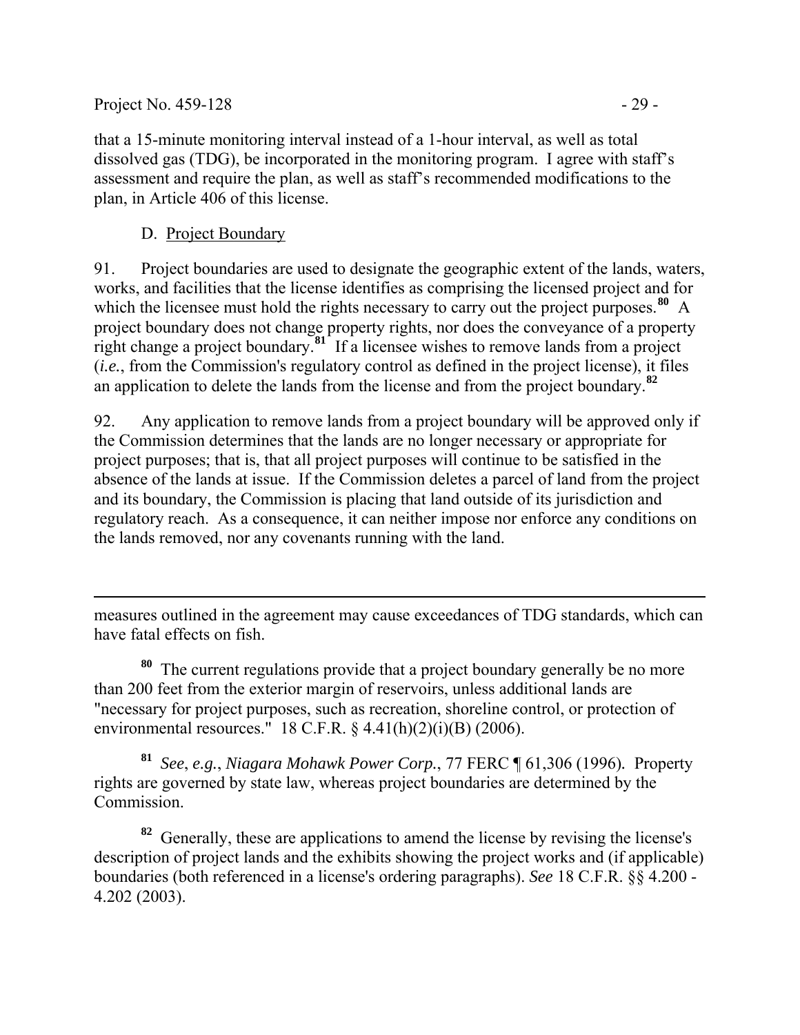that a 15-minute monitoring interval instead of a 1-hour interval, as well as total dissolved gas (TDG), be incorporated in the monitoring program. I agree with staff's assessment and require the plan, as well as staff's recommended modifications to the plan, in Article 406 of this license.

## D. Project Boundary

91. Project boundaries are used to designate the geographic extent of the lands, waters, works, and facilities that the license identifies as comprising the licensed project and for which the licensee must hold the rights necessary to carry out the project purposes.[80] A project boundary does not change property rights, nor does the conveyance of a property right change a project boundary.[81] If a licensee wishes to remove lands from a project (*i.e.*, from the Commission's regulatory control as defined in the project license), it files an application to delete the lands from the license and from the project boundary.[82]

92. Any application to remove lands from a project boundary will be approved only if the Commission determines that the lands are no longer necessary or appropriate for project purposes; that is, that all project purposes will continue to be satisfied in the absence of the lands at issue. If the Commission deletes a parcel of land from the project and its boundary, the Commission is placing that land outside of its jurisdiction and regulatory reach. As a consequence, it can neither impose nor enforce any conditions on the lands removed, nor any covenants running with the land.

---

measures outlined in the agreement may cause exceedances of TDG standards, which can have fatal effects on fish.

[80] The current regulations provide that a project boundary generally be no more than 200 feet from the exterior margin of reservoirs, unless additional lands are "necessary for project purposes, such as recreation, shoreline control, or protection of environmental resources." 18 C.F.R. § 4.41(h)(2)(i)(B) (2006).

[81] *See*, *e.g.*, *Niagara Mohawk Power Corp.*, 77 FERC ¶ 61,306 (1996). Property rights are governed by state law, whereas project boundaries are determined by the Commission.

[82] Generally, these are applications to amend the license by revising the license's description of project lands and the exhibits showing the project works and (if applicable) boundaries (both referenced in a license's ordering paragraphs). *See* 18 C.F.R. §§ 4.200 - 4.202 (2003).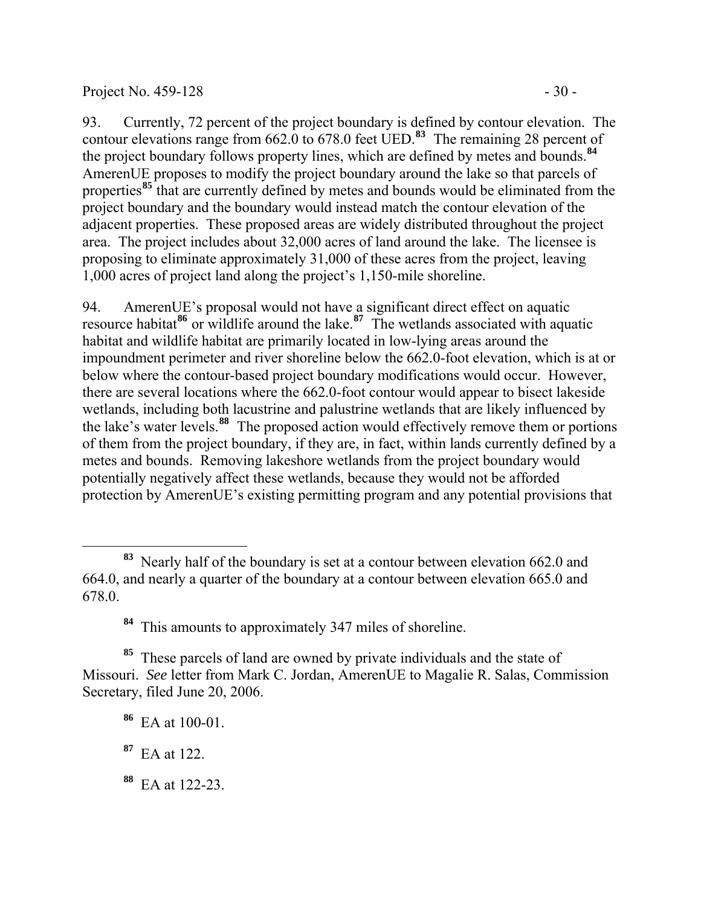93. Currently, 72 percent of the project boundary is defined by contour elevation. The contour elevations range from 662.0 to 678.0 feet UED.[83] The remaining 28 percent of the project boundary follows property lines, which are defined by metes and bounds.[84] AmerenUE proposes to modify the project boundary around the lake so that parcels of properties[85] that are currently defined by metes and bounds would be eliminated from the project boundary and the boundary would instead match the contour elevation of the adjacent properties. These proposed areas are widely distributed throughout the project area. The project includes about 32,000 acres of land around the lake. The licensee is proposing to eliminate approximately 31,000 of these acres from the project, leaving 1,000 acres of project land along the project's 1,150-mile shoreline.

94. AmerenUE's proposal would not have a significant direct effect on aquatic resource habitat[86] or wildlife around the lake.[87] The wetlands associated with aquatic habitat and wildlife habitat are primarily located in low-lying areas around the impoundment perimeter and river shoreline below the 662.0-foot elevation, which is at or below where the contour-based project boundary modifications would occur. However, there are several locations where the 662.0-foot contour would appear to bisect lakeside wetlands, including both lacustrine and palustrine wetlands that are likely influenced by the lake's water levels.[88] The proposed action would effectively remove them or portions of them from the project boundary, if they are, in fact, within lands currently defined by a metes and bounds. Removing lakeshore wetlands from the project boundary would potentially negatively affect these wetlands, because they would not be afforded protection by AmerenUE's existing permitting program and any potential provisions that

---

[83] Nearly half of the boundary is set at a contour between elevation 662.0 and 664.0, and nearly a quarter of the boundary at a contour between elevation 665.0 and 678.0.

[84] This amounts to approximately 347 miles of shoreline.

[85] These parcels of land are owned by private individuals and the state of Missouri. *See* letter from Mark C. Jordan, AmerenUE to Magalie R. Salas, Commission Secretary, filed June 20, 2006.

[86] EA at 100-01.

[87] EA at 122.

[88] EA at 122-23.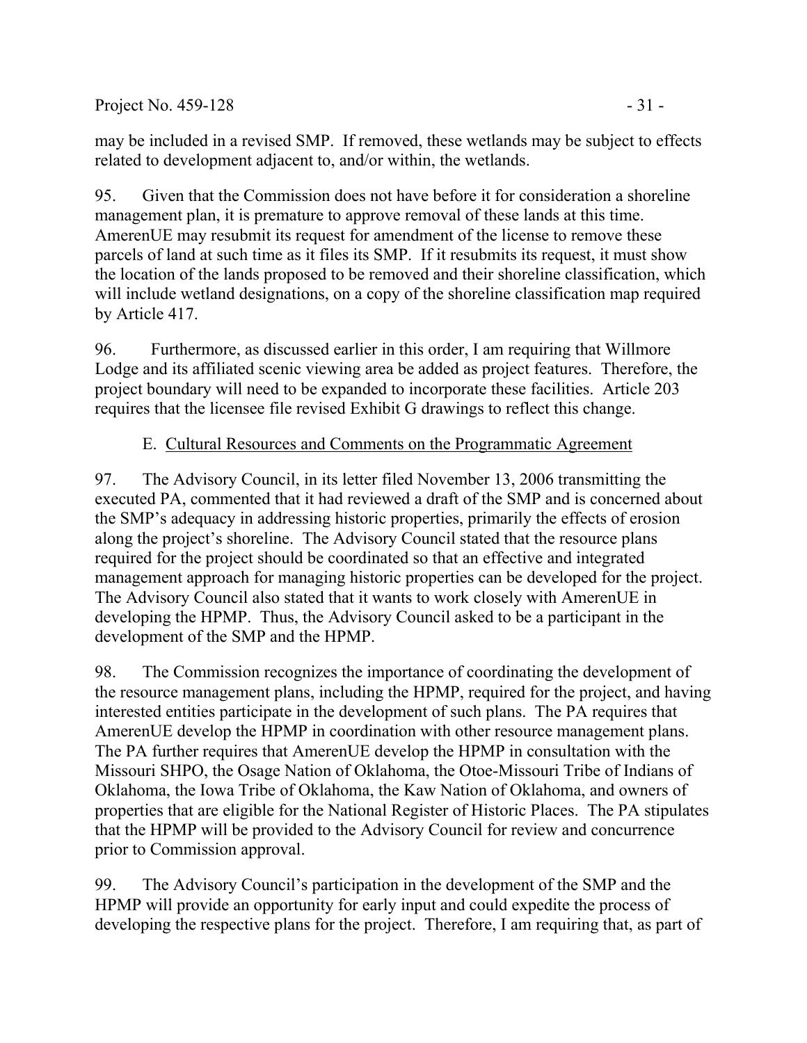may be included in a revised SMP. If removed, these wetlands may be subject to effects related to development adjacent to, and/or within, the wetlands.

95. Given that the Commission does not have before it for consideration a shoreline management plan, it is premature to approve removal of these lands at this time. AmerenUE may resubmit its request for amendment of the license to remove these parcels of land at such time as it files its SMP. If it resubmits its request, it must show the location of the lands proposed to be removed and their shoreline classification, which will include wetland designations, on a copy of the shoreline classification map required by Article 417.

96. Furthermore, as discussed earlier in this order, I am requiring that Willmore Lodge and its affiliated scenic viewing area be added as project features. Therefore, the project boundary will need to be expanded to incorporate these facilities. Article 203 requires that the licensee file revised Exhibit G drawings to reflect this change.

### E. Cultural Resources and Comments on the Programmatic Agreement

97. The Advisory Council, in its letter filed November 13, 2006 transmitting the executed PA, commented that it had reviewed a draft of the SMP and is concerned about the SMP's adequacy in addressing historic properties, primarily the effects of erosion along the project's shoreline. The Advisory Council stated that the resource plans required for the project should be coordinated so that an effective and integrated management approach for managing historic properties can be developed for the project. The Advisory Council also stated that it wants to work closely with AmerenUE in developing the HPMP. Thus, the Advisory Council asked to be a participant in the development of the SMP and the HPMP.

98. The Commission recognizes the importance of coordinating the development of the resource management plans, including the HPMP, required for the project, and having interested entities participate in the development of such plans. The PA requires that AmerenUE develop the HPMP in coordination with other resource management plans. The PA further requires that AmerenUE develop the HPMP in consultation with the Missouri SHPO, the Osage Nation of Oklahoma, the Otoe-Missouri Tribe of Indians of Oklahoma, the Iowa Tribe of Oklahoma, the Kaw Nation of Oklahoma, and owners of properties that are eligible for the National Register of Historic Places. The PA stipulates that the HPMP will be provided to the Advisory Council for review and concurrence prior to Commission approval.

99. The Advisory Council's participation in the development of the SMP and the HPMP will provide an opportunity for early input and could expedite the process of developing the respective plans for the project. Therefore, I am requiring that, as part of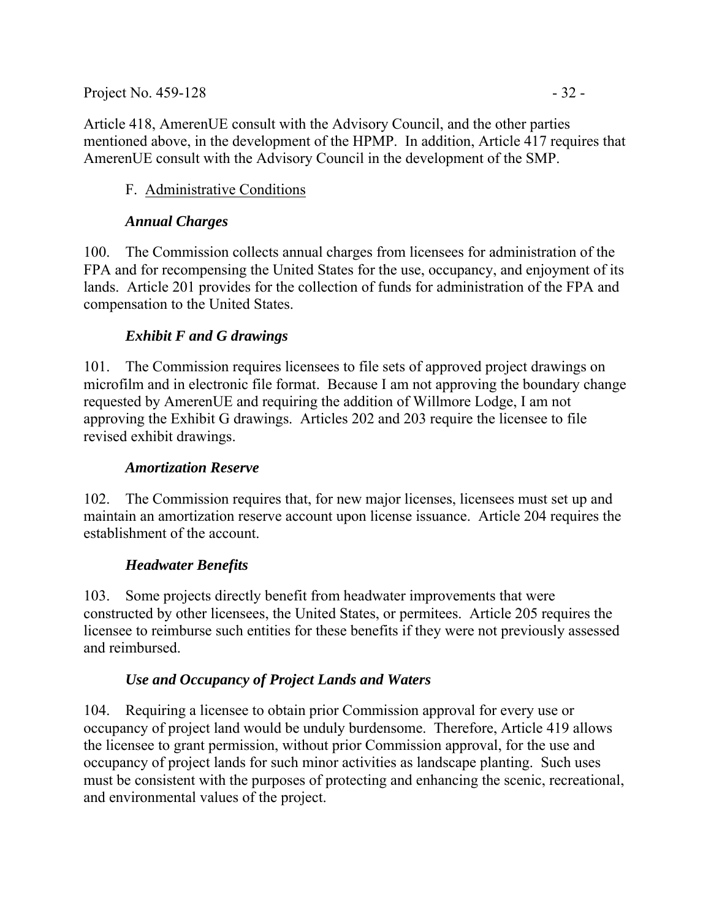Article 418, AmerenUE consult with the Advisory Council, and the other parties mentioned above, in the development of the HPMP. In addition, Article 417 requires that AmerenUE consult with the Advisory Council in the development of the SMP.

## F. Administrative Conditions

### *Annual Charges*

100. The Commission collects annual charges from licensees for administration of the FPA and for recompensing the United States for the use, occupancy, and enjoyment of its lands. Article 201 provides for the collection of funds for administration of the FPA and compensation to the United States.

### *Exhibit F and G drawings*

101. The Commission requires licensees to file sets of approved project drawings on microfilm and in electronic file format. Because I am not approving the boundary change requested by AmerenUE and requiring the addition of Willmore Lodge, I am not approving the Exhibit G drawings. Articles 202 and 203 require the licensee to file revised exhibit drawings.

### *Amortization Reserve*

102. The Commission requires that, for new major licenses, licensees must set up and maintain an amortization reserve account upon license issuance. Article 204 requires the establishment of the account.

### *Headwater Benefits*

103. Some projects directly benefit from headwater improvements that were constructed by other licensees, the United States, or permitees. Article 205 requires the licensee to reimburse such entities for these benefits if they were not previously assessed and reimbursed.

### *Use and Occupancy of Project Lands and Waters*

104. Requiring a licensee to obtain prior Commission approval for every use or occupancy of project land would be unduly burdensome. Therefore, Article 419 allows the licensee to grant permission, without prior Commission approval, for the use and occupancy of project lands for such minor activities as landscape planting. Such uses must be consistent with the purposes of protecting and enhancing the scenic, recreational, and environmental values of the project.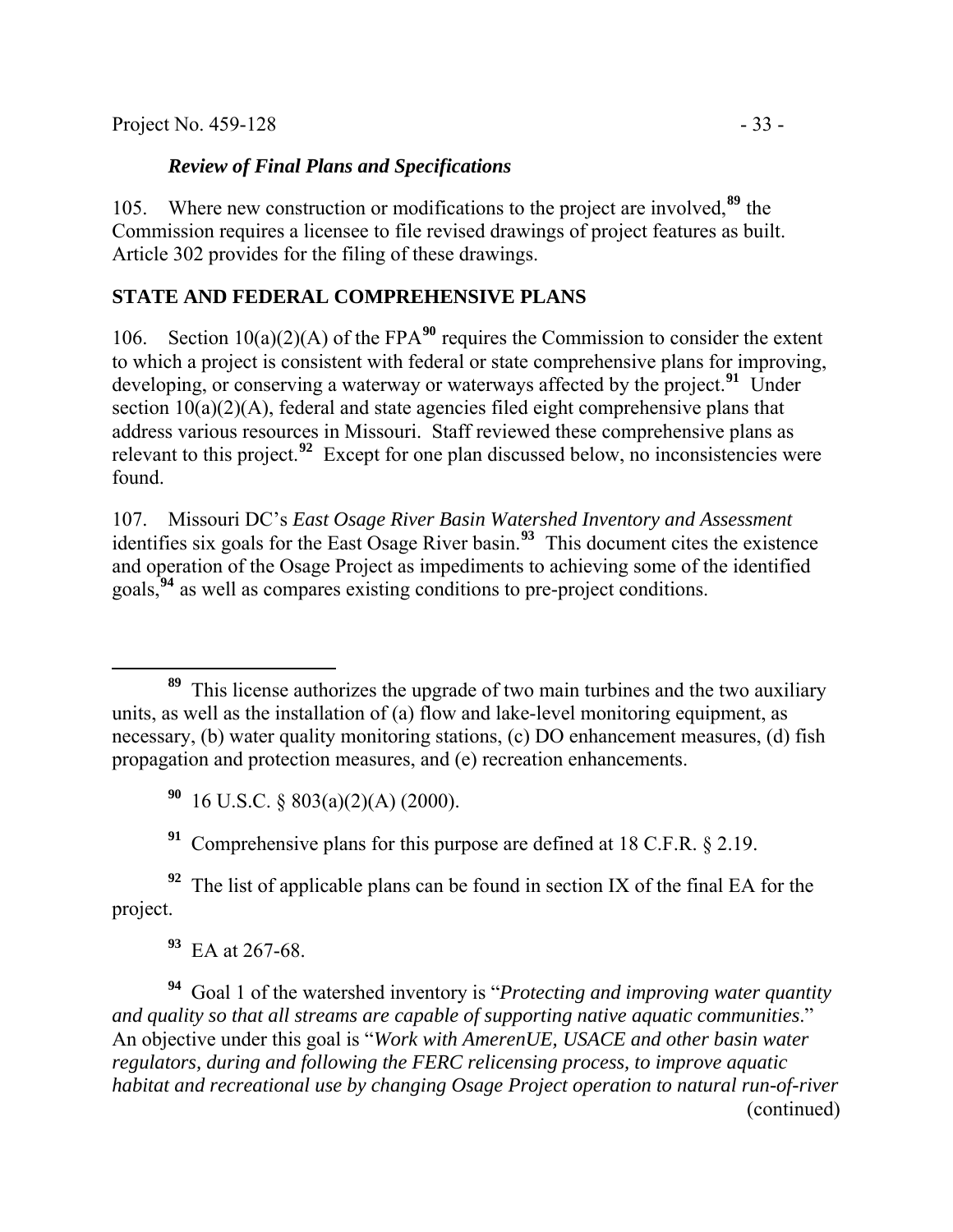### *Review of Final Plans and Specifications*

105. Where new construction or modifications to the project are involved,[89] the Commission requires a licensee to file revised drawings of project features as built. Article 302 provides for the filing of these drawings.

## STATE AND FEDERAL COMPREHENSIVE PLANS

106. Section 10(a)(2)(A) of the FPA[90] requires the Commission to consider the extent to which a project is consistent with federal or state comprehensive plans for improving, developing, or conserving a waterway or waterways affected by the project.[91] Under section 10(a)(2)(A), federal and state agencies filed eight comprehensive plans that address various resources in Missouri. Staff reviewed these comprehensive plans as relevant to this project.[92] Except for one plan discussed below, no inconsistencies were found.

107. Missouri DC's *East Osage River Basin Watershed Inventory and Assessment* identifies six goals for the East Osage River basin.[93] This document cites the existence and operation of the Osage Project as impediments to achieving some of the identified goals,[94] as well as compares existing conditions to pre-project conditions.

---

[89] This license authorizes the upgrade of two main turbines and the two auxiliary units, as well as the installation of (a) flow and lake-level monitoring equipment, as necessary, (b) water quality monitoring stations, (c) DO enhancement measures, (d) fish propagation and protection measures, and (e) recreation enhancements.

[90] 16 U.S.C. § 803(a)(2)(A) (2000).

[91] Comprehensive plans for this purpose are defined at 18 C.F.R. § 2.19.

[92] The list of applicable plans can be found in section IX of the final EA for the project.

[93] EA at 267-68.

[94] Goal 1 of the watershed inventory is "*Protecting and improving water quantity and quality so that all streams are capable of supporting native aquatic communities*." An objective under this goal is "*Work with AmerenUE, USACE and other basin water regulators, during and following the FERC relicensing process, to improve aquatic habitat and recreational use by changing Osage Project operation to natural run-of-river*

(continued)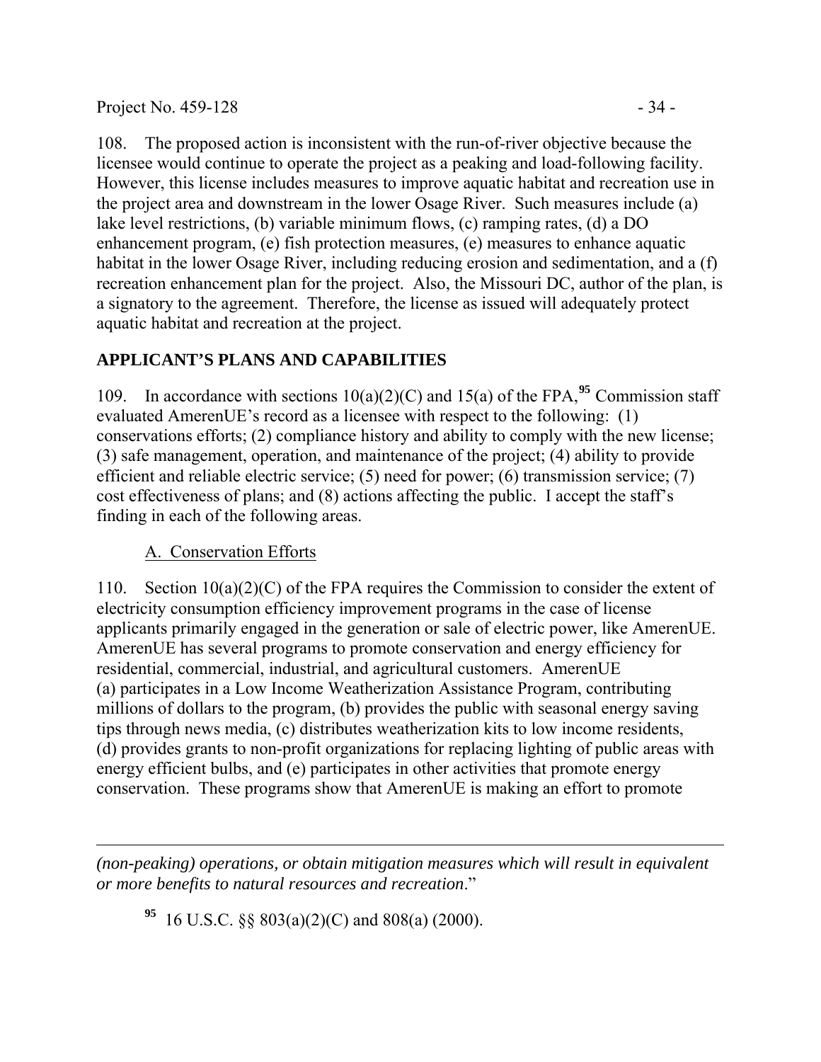108. The proposed action is inconsistent with the run-of-river objective because the licensee would continue to operate the project as a peaking and load-following facility. However, this license includes measures to improve aquatic habitat and recreation use in the project area and downstream in the lower Osage River. Such measures include (a) lake level restrictions, (b) variable minimum flows, (c) ramping rates, (d) a DO enhancement program, (e) fish protection measures, (e) measures to enhance aquatic habitat in the lower Osage River, including reducing erosion and sedimentation, and a (f) recreation enhancement plan for the project. Also, the Missouri DC, author of the plan, is a signatory to the agreement. Therefore, the license as issued will adequately protect aquatic habitat and recreation at the project.

## APPLICANT'S PLANS AND CAPABILITIES

109. In accordance with sections 10(a)(2)(C) and 15(a) of the FPA,[95] Commission staff evaluated AmerenUE's record as a licensee with respect to the following: (1) conservations efforts; (2) compliance history and ability to comply with the new license; (3) safe management, operation, and maintenance of the project; (4) ability to provide efficient and reliable electric service; (5) need for power; (6) transmission service; (7) cost effectiveness of plans; and (8) actions affecting the public. I accept the staff's finding in each of the following areas.

### A. Conservation Efforts

110. Section 10(a)(2)(C) of the FPA requires the Commission to consider the extent of electricity consumption efficiency improvement programs in the case of license applicants primarily engaged in the generation or sale of electric power, like AmerenUE. AmerenUE has several programs to promote conservation and energy efficiency for residential, commercial, industrial, and agricultural customers. AmerenUE (a) participates in a Low Income Weatherization Assistance Program, contributing millions of dollars to the program, (b) provides the public with seasonal energy saving tips through news media, (c) distributes weatherization kits to low income residents, (d) provides grants to non-profit organizations for replacing lighting of public areas with energy efficient bulbs, and (e) participates in other activities that promote energy conservation. These programs show that AmerenUE is making an effort to promote

---

*(non-peaking) operations, or obtain mitigation measures which will result in equivalent or more benefits to natural resources and recreation*."

[95] 16 U.S.C. §§ 803(a)(2)(C) and 808(a) (2000).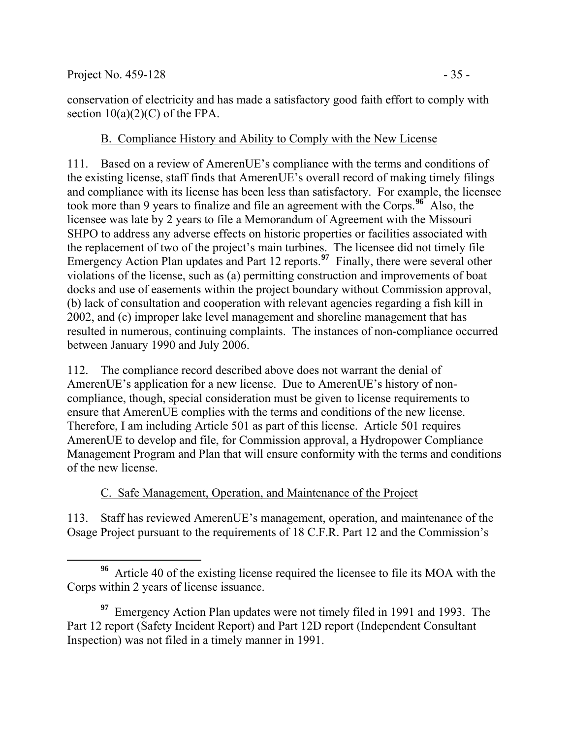conservation of electricity and has made a satisfactory good faith effort to comply with section 10(a)(2)(C) of the FPA.

### B. Compliance History and Ability to Comply with the New License

111. Based on a review of AmerenUE's compliance with the terms and conditions of the existing license, staff finds that AmerenUE's overall record of making timely filings and compliance with its license has been less than satisfactory. For example, the licensee took more than 9 years to finalize and file an agreement with the Corps.[96] Also, the licensee was late by 2 years to file a Memorandum of Agreement with the Missouri SHPO to address any adverse effects on historic properties or facilities associated with the replacement of two of the project's main turbines. The licensee did not timely file Emergency Action Plan updates and Part 12 reports.[97] Finally, there were several other violations of the license, such as (a) permitting construction and improvements of boat docks and use of easements within the project boundary without Commission approval, (b) lack of consultation and cooperation with relevant agencies regarding a fish kill in 2002, and (c) improper lake level management and shoreline management that has resulted in numerous, continuing complaints. The instances of non-compliance occurred between January 1990 and July 2006.

112. The compliance record described above does not warrant the denial of AmerenUE's application for a new license. Due to AmerenUE's history of non-compliance, though, special consideration must be given to license requirements to ensure that AmerenUE complies with the terms and conditions of the new license. Therefore, I am including Article 501 as part of this license. Article 501 requires AmerenUE to develop and file, for Commission approval, a Hydropower Compliance Management Program and Plan that will ensure conformity with the terms and conditions of the new license.

### C. Safe Management, Operation, and Maintenance of the Project

113. Staff has reviewed AmerenUE's management, operation, and maintenance of the Osage Project pursuant to the requirements of 18 C.F.R. Part 12 and the Commission's

---

[96] Article 40 of the existing license required the licensee to file its MOA with the Corps within 2 years of license issuance.

[97] Emergency Action Plan updates were not timely filed in 1991 and 1993. The Part 12 report (Safety Incident Report) and Part 12D report (Independent Consultant Inspection) was not filed in a timely manner in 1991.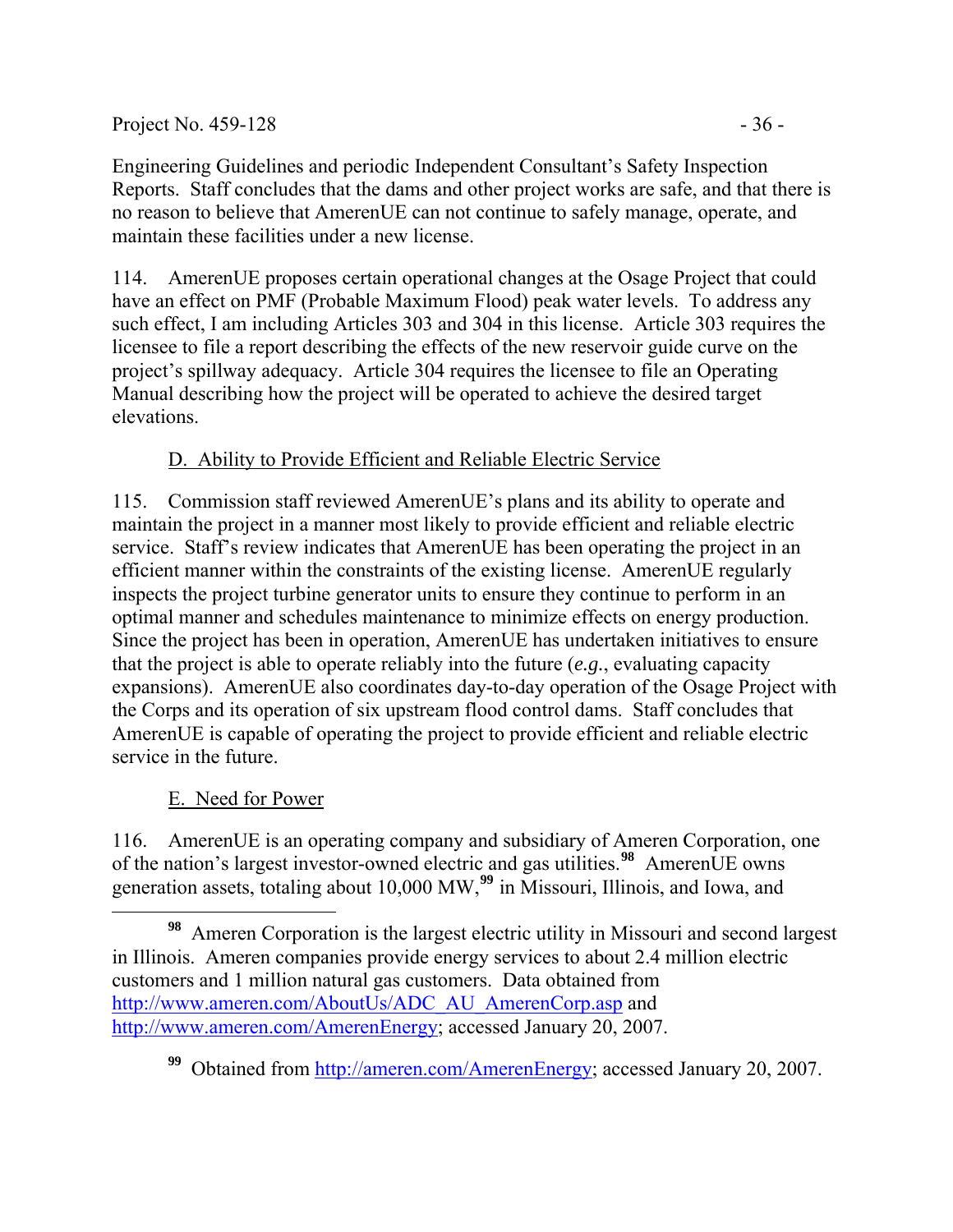Engineering Guidelines and periodic Independent Consultant's Safety Inspection Reports. Staff concludes that the dams and other project works are safe, and that there is no reason to believe that AmerenUE can not continue to safely manage, operate, and maintain these facilities under a new license.

114. AmerenUE proposes certain operational changes at the Osage Project that could have an effect on PMF (Probable Maximum Flood) peak water levels. To address any such effect, I am including Articles 303 and 304 in this license. Article 303 requires the licensee to file a report describing the effects of the new reservoir guide curve on the project's spillway adequacy. Article 304 requires the licensee to file an Operating Manual describing how the project will be operated to achieve the desired target elevations.

## D. Ability to Provide Efficient and Reliable Electric Service

115. Commission staff reviewed AmerenUE's plans and its ability to operate and maintain the project in a manner most likely to provide efficient and reliable electric service. Staff's review indicates that AmerenUE has been operating the project in an efficient manner within the constraints of the existing license. AmerenUE regularly inspects the project turbine generator units to ensure they continue to perform in an optimal manner and schedules maintenance to minimize effects on energy production. Since the project has been in operation, AmerenUE has undertaken initiatives to ensure that the project is able to operate reliably into the future (*e.g.*, evaluating capacity expansions). AmerenUE also coordinates day-to-day operation of the Osage Project with the Corps and its operation of six upstream flood control dams. Staff concludes that AmerenUE is capable of operating the project to provide efficient and reliable electric service in the future.

## E. Need for Power

116. AmerenUE is an operating company and subsidiary of Ameren Corporation, one of the nation's largest investor-owned electric and gas utilities.[98] AmerenUE owns generation assets, totaling about 10,000 MW,[99] in Missouri, Illinois, and Iowa, and

---

[98] Ameren Corporation is the largest electric utility in Missouri and second largest in Illinois. Ameren companies provide energy services to about 2.4 million electric customers and 1 million natural gas customers. Data obtained from http://www.ameren.com/AboutUs/ADC_AU_AmerenCorp.asp and http://www.ameren.com/AmerenEnergy; accessed January 20, 2007.

[99] Obtained from http://ameren.com/AmerenEnergy; accessed January 20, 2007.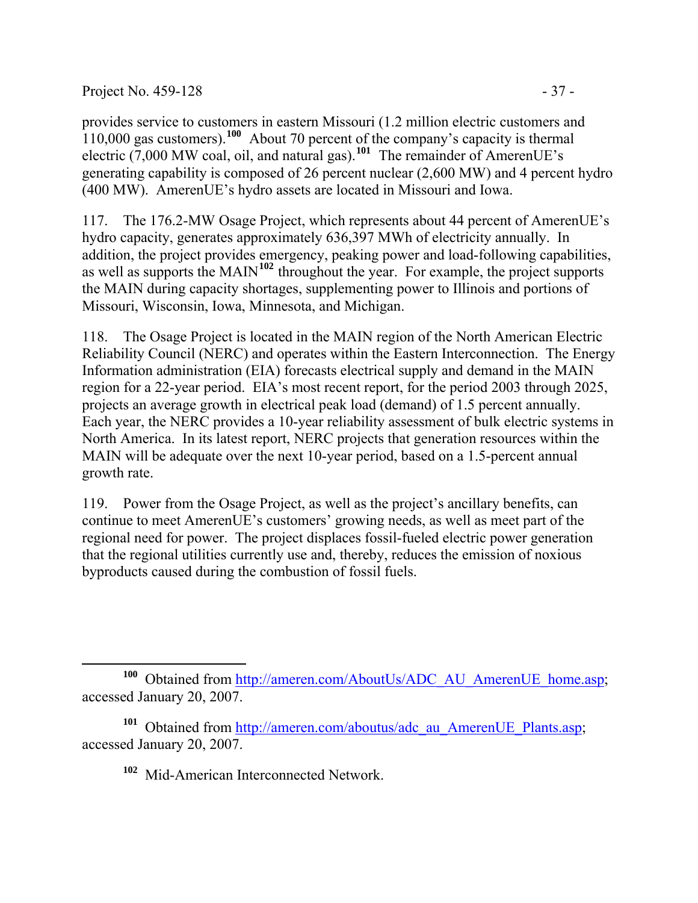provides service to customers in eastern Missouri (1.2 million electric customers and 110,000 gas customers).[100] About 70 percent of the company's capacity is thermal electric (7,000 MW coal, oil, and natural gas).[101] The remainder of AmerenUE's generating capability is composed of 26 percent nuclear (2,600 MW) and 4 percent hydro (400 MW). AmerenUE's hydro assets are located in Missouri and Iowa.

117. The 176.2-MW Osage Project, which represents about 44 percent of AmerenUE's hydro capacity, generates approximately 636,397 MWh of electricity annually. In addition, the project provides emergency, peaking power and load-following capabilities, as well as supports the MAIN[102] throughout the year. For example, the project supports the MAIN during capacity shortages, supplementing power to Illinois and portions of Missouri, Wisconsin, Iowa, Minnesota, and Michigan.

118. The Osage Project is located in the MAIN region of the North American Electric Reliability Council (NERC) and operates within the Eastern Interconnection. The Energy Information administration (EIA) forecasts electrical supply and demand in the MAIN region for a 22-year period. EIA's most recent report, for the period 2003 through 2025, projects an average growth in electrical peak load (demand) of 1.5 percent annually. Each year, the NERC provides a 10-year reliability assessment of bulk electric systems in North America. In its latest report, NERC projects that generation resources within the MAIN will be adequate over the next 10-year period, based on a 1.5-percent annual growth rate.

119. Power from the Osage Project, as well as the project's ancillary benefits, can continue to meet AmerenUE's customers' growing needs, as well as meet part of the regional need for power. The project displaces fossil-fueled electric power generation that the regional utilities currently use and, thereby, reduces the emission of noxious byproducts caused during the combustion of fossil fuels.

---

[100] Obtained from http://ameren.com/AboutUs/ADC_AU_AmerenUE_home.asp; accessed January 20, 2007.

[101] Obtained from http://ameren.com/aboutus/adc_au_AmerenUE_Plants.asp; accessed January 20, 2007.

[102] Mid-American Interconnected Network.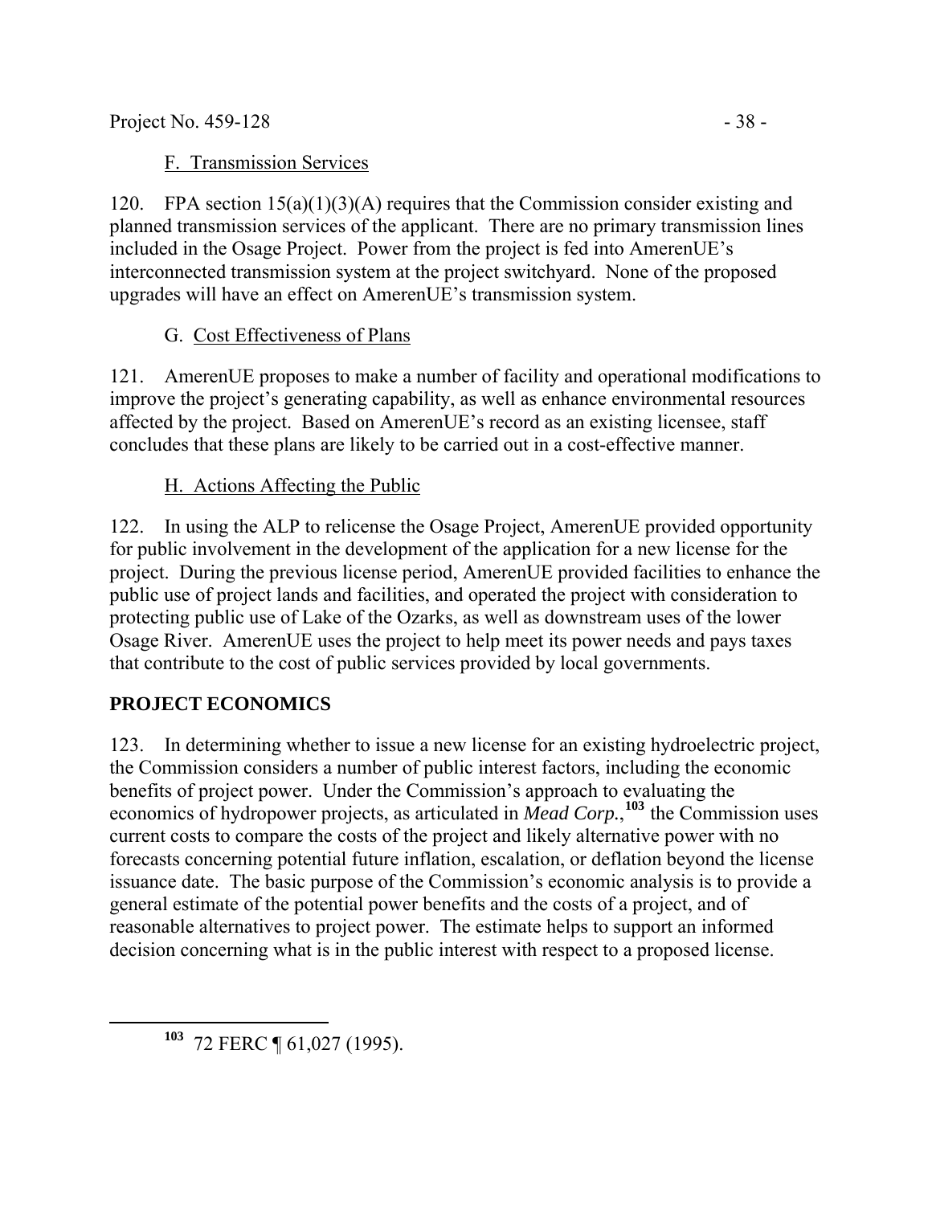F. Transmission Services

120. FPA section 15(a)(1)(3)(A) requires that the Commission consider existing and planned transmission services of the applicant. There are no primary transmission lines included in the Osage Project. Power from the project is fed into AmerenUE's interconnected transmission system at the project switchyard. None of the proposed upgrades will have an effect on AmerenUE's transmission system.

G. Cost Effectiveness of Plans

121. AmerenUE proposes to make a number of facility and operational modifications to improve the project's generating capability, as well as enhance environmental resources affected by the project. Based on AmerenUE's record as an existing licensee, staff concludes that these plans are likely to be carried out in a cost-effective manner.

H. Actions Affecting the Public

122. In using the ALP to relicense the Osage Project, AmerenUE provided opportunity for public involvement in the development of the application for a new license for the project. During the previous license period, AmerenUE provided facilities to enhance the public use of project lands and facilities, and operated the project with consideration to protecting public use of Lake of the Ozarks, as well as downstream uses of the lower Osage River. AmerenUE uses the project to help meet its power needs and pays taxes that contribute to the cost of public services provided by local governments.

## PROJECT ECONOMICS

123. In determining whether to issue a new license for an existing hydroelectric project, the Commission considers a number of public interest factors, including the economic benefits of project power. Under the Commission's approach to evaluating the economics of hydropower projects, as articulated in *Mead Corp.*,[103] the Commission uses current costs to compare the costs of the project and likely alternative power with no forecasts concerning potential future inflation, escalation, or deflation beyond the license issuance date. The basic purpose of the Commission's economic analysis is to provide a general estimate of the potential power benefits and the costs of a project, and of reasonable alternatives to project power. The estimate helps to support an informed decision concerning what is in the public interest with respect to a proposed license.

---

[103] 72 FERC ¶ 61,027 (1995).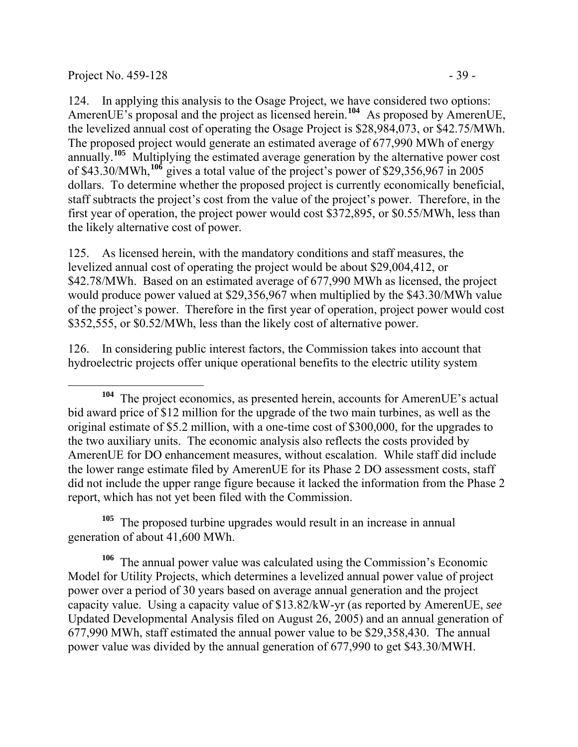124. In applying this analysis to the Osage Project, we have considered two options: AmerenUE's proposal and the project as licensed herein.[104] As proposed by AmerenUE, the levelized annual cost of operating the Osage Project is $28,984,073, or $42.75/MWh. The proposed project would generate an estimated average of 677,990 MWh of energy annually.[105] Multiplying the estimated average generation by the alternative power cost of $43.30/MWh,[106] gives a total value of the project's power of $29,356,967 in 2005 dollars. To determine whether the proposed project is currently economically beneficial, staff subtracts the project's cost from the value of the project's power. Therefore, in the first year of operation, the project power would cost $372,895, or $0.55/MWh, less than the likely alternative cost of power.

125. As licensed herein, with the mandatory conditions and staff measures, the levelized annual cost of operating the project would be about $29,004,412, or $42.78/MWh. Based on an estimated average of 677,990 MWh as licensed, the project would produce power valued at $29,356,967 when multiplied by the $43.30/MWh value of the project's power. Therefore in the first year of operation, project power would cost $352,555, or $0.52/MWh, less than the likely cost of alternative power.

126. In considering public interest factors, the Commission takes into account that hydroelectric projects offer unique operational benefits to the electric utility system

---

[104] The project economics, as presented herein, accounts for AmerenUE's actual bid award price of $12 million for the upgrade of the two main turbines, as well as the original estimate of $5.2 million, with a one-time cost of $300,000, for the upgrades to the two auxiliary units. The economic analysis also reflects the costs provided by AmerenUE for DO enhancement measures, without escalation. While staff did include the lower range estimate filed by AmerenUE for its Phase 2 DO assessment costs, staff did not include the upper range figure because it lacked the information from the Phase 2 report, which has not yet been filed with the Commission.

[105] The proposed turbine upgrades would result in an increase in annual generation of about 41,600 MWh.

[106] The annual power value was calculated using the Commission's Economic Model for Utility Projects, which determines a levelized annual power value of project power over a period of 30 years based on average annual generation and the project capacity value. Using a capacity value of $13.82/kW-yr (as reported by AmerenUE, *see* Updated Developmental Analysis filed on August 26, 2005) and an annual generation of 677,990 MWh, staff estimated the annual power value to be $29,358,430. The annual power value was divided by the annual generation of 677,990 to get $43.30/MWH.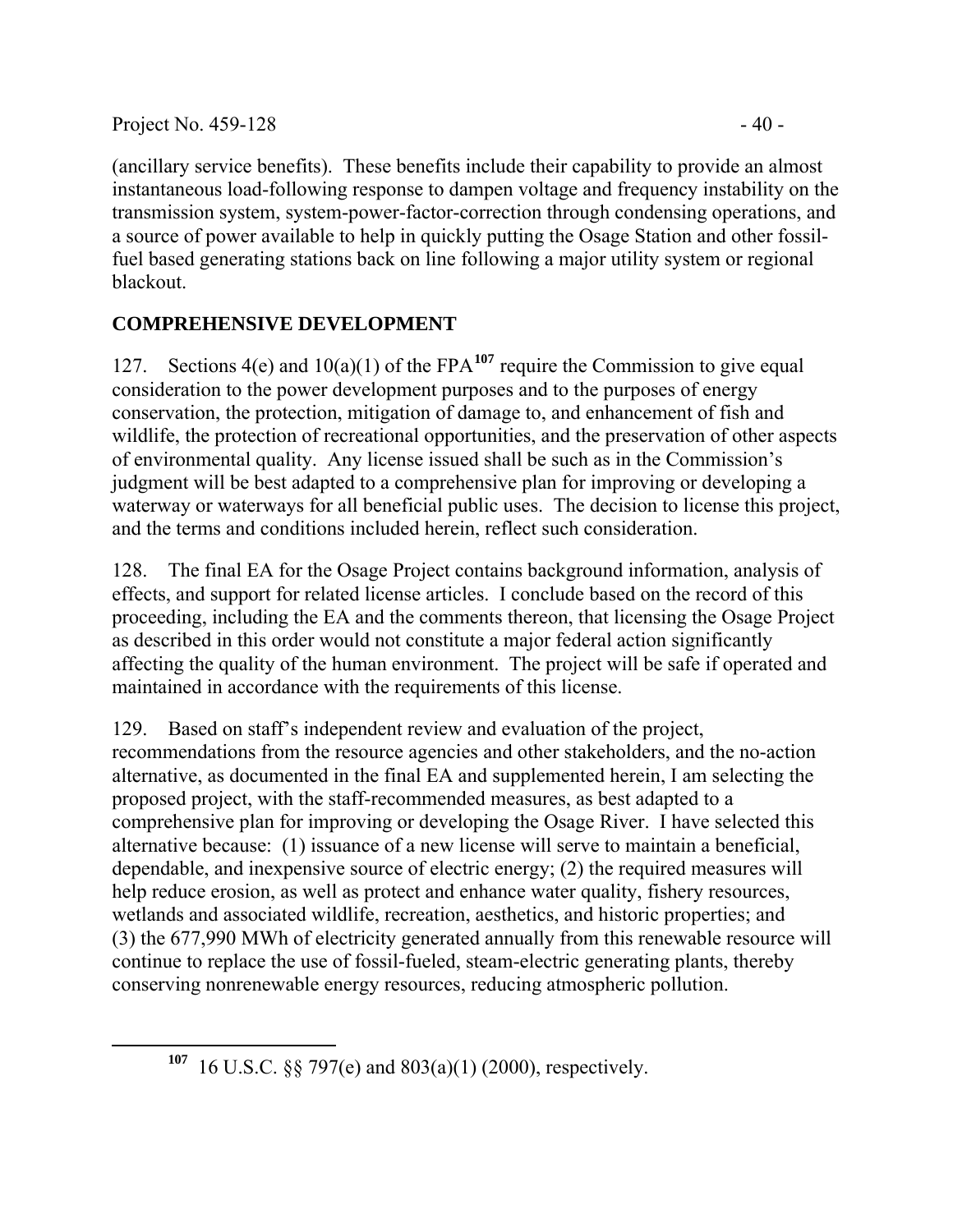(ancillary service benefits). These benefits include their capability to provide an almost instantaneous load-following response to dampen voltage and frequency instability on the transmission system, system-power-factor-correction through condensing operations, and a source of power available to help in quickly putting the Osage Station and other fossil-fuel based generating stations back on line following a major utility system or regional blackout.

## COMPREHENSIVE DEVELOPMENT

127. Sections 4(e) and 10(a)(1) of the FPA[107] require the Commission to give equal consideration to the power development purposes and to the purposes of energy conservation, the protection, mitigation of damage to, and enhancement of fish and wildlife, the protection of recreational opportunities, and the preservation of other aspects of environmental quality. Any license issued shall be such as in the Commission's judgment will be best adapted to a comprehensive plan for improving or developing a waterway or waterways for all beneficial public uses. The decision to license this project, and the terms and conditions included herein, reflect such consideration.

128. The final EA for the Osage Project contains background information, analysis of effects, and support for related license articles. I conclude based on the record of this proceeding, including the EA and the comments thereon, that licensing the Osage Project as described in this order would not constitute a major federal action significantly affecting the quality of the human environment. The project will be safe if operated and maintained in accordance with the requirements of this license.

129. Based on staff's independent review and evaluation of the project, recommendations from the resource agencies and other stakeholders, and the no-action alternative, as documented in the final EA and supplemented herein, I am selecting the proposed project, with the staff-recommended measures, as best adapted to a comprehensive plan for improving or developing the Osage River. I have selected this alternative because: (1) issuance of a new license will serve to maintain a beneficial, dependable, and inexpensive source of electric energy; (2) the required measures will help reduce erosion, as well as protect and enhance water quality, fishery resources, wetlands and associated wildlife, recreation, aesthetics, and historic properties; and (3) the 677,990 MWh of electricity generated annually from this renewable resource will continue to replace the use of fossil-fueled, steam-electric generating plants, thereby conserving nonrenewable energy resources, reducing atmospheric pollution.

---

[107] 16 U.S.C. §§ 797(e) and 803(a)(1) (2000), respectively.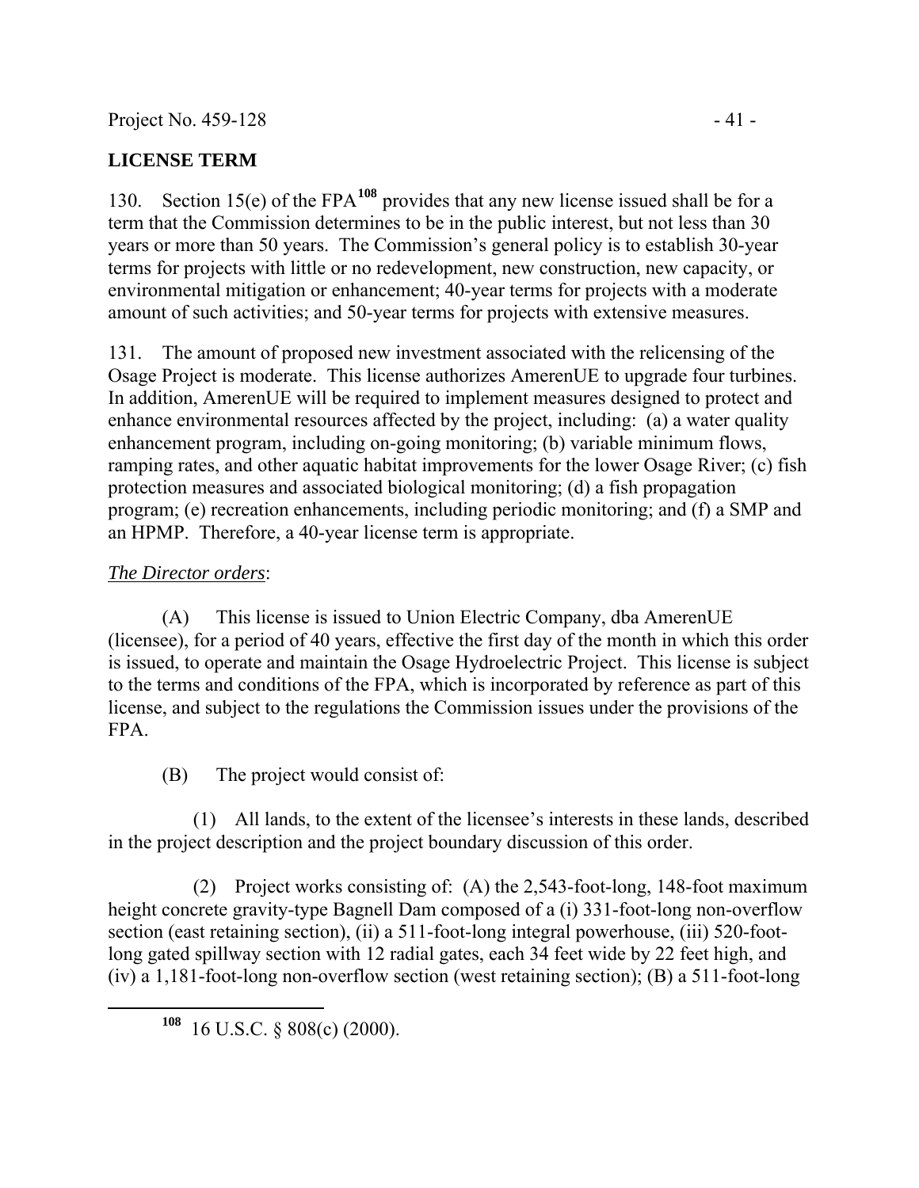## LICENSE TERM

130. Section 15(e) of the FPA[108] provides that any new license issued shall be for a term that the Commission determines to be in the public interest, but not less than 30 years or more than 50 years. The Commission's general policy is to establish 30-year terms for projects with little or no redevelopment, new construction, new capacity, or environmental mitigation or enhancement; 40-year terms for projects with a moderate amount of such activities; and 50-year terms for projects with extensive measures.

131. The amount of proposed new investment associated with the relicensing of the Osage Project is moderate. This license authorizes AmerenUE to upgrade four turbines. In addition, AmerenUE will be required to implement measures designed to protect and enhance environmental resources affected by the project, including: (a) a water quality enhancement program, including on-going monitoring; (b) variable minimum flows, ramping rates, and other aquatic habitat improvements for the lower Osage River; (c) fish protection measures and associated biological monitoring; (d) a fish propagation program; (e) recreation enhancements, including periodic monitoring; and (f) a SMP and an HPMP. Therefore, a 40-year license term is appropriate.

*The Director orders*:

(A) This license is issued to Union Electric Company, dba AmerenUE (licensee), for a period of 40 years, effective the first day of the month in which this order is issued, to operate and maintain the Osage Hydroelectric Project. This license is subject to the terms and conditions of the FPA, which is incorporated by reference as part of this license, and subject to the regulations the Commission issues under the provisions of the FPA.

(B) The project would consist of:

(1) All lands, to the extent of the licensee's interests in these lands, described in the project description and the project boundary discussion of this order.

(2) Project works consisting of: (A) the 2,543-foot-long, 148-foot maximum height concrete gravity-type Bagnell Dam composed of a (i) 331-foot-long non-overflow section (east retaining section), (ii) a 511-foot-long integral powerhouse, (iii) 520-foot-long gated spillway section with 12 radial gates, each 34 feet wide by 22 feet high, and (iv) a 1,181-foot-long non-overflow section (west retaining section); (B) a 511-foot-long

[108] 16 U.S.C. § 808(c) (2000).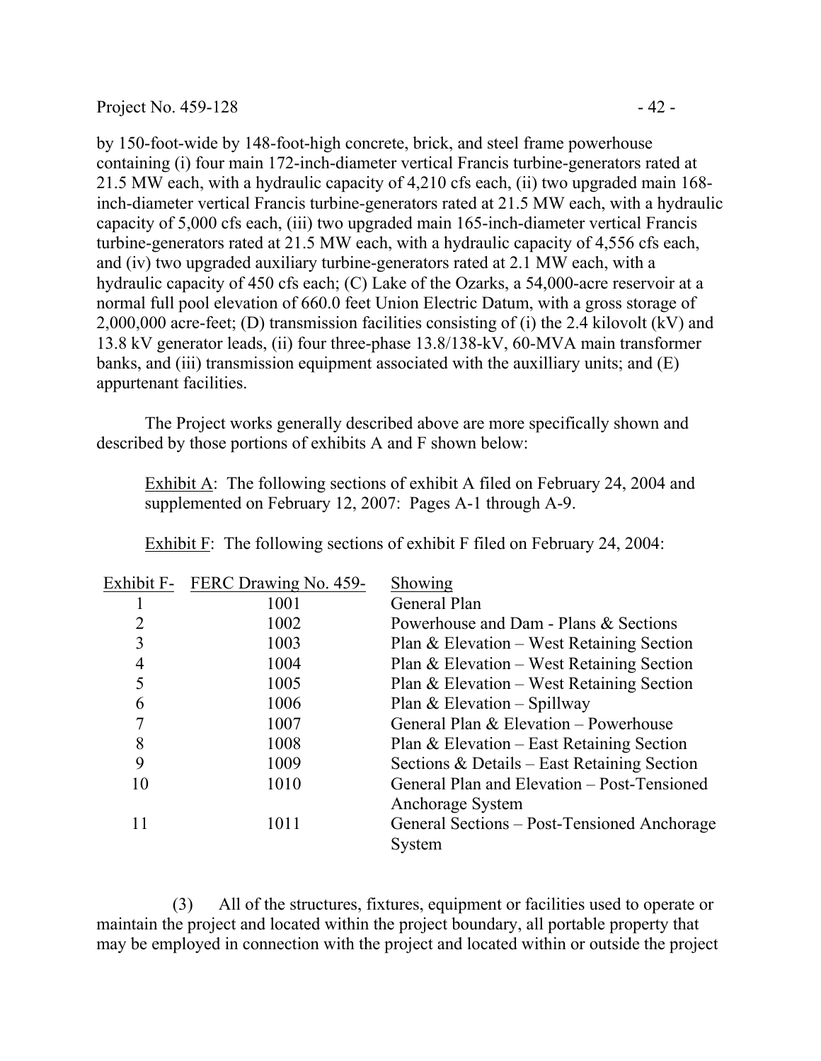by 150-foot-wide by 148-foot-high concrete, brick, and steel frame powerhouse containing (i) four main 172-inch-diameter vertical Francis turbine-generators rated at 21.5 MW each, with a hydraulic capacity of 4,210 cfs each, (ii) two upgraded main 168-inch-diameter vertical Francis turbine-generators rated at 21.5 MW each, with a hydraulic capacity of 5,000 cfs each, (iii) two upgraded main 165-inch-diameter vertical Francis turbine-generators rated at 21.5 MW each, with a hydraulic capacity of 4,556 cfs each, and (iv) two upgraded auxiliary turbine-generators rated at 2.1 MW each, with a hydraulic capacity of 450 cfs each; (C) Lake of the Ozarks, a 54,000-acre reservoir at a normal full pool elevation of 660.0 feet Union Electric Datum, with a gross storage of 2,000,000 acre-feet; (D) transmission facilities consisting of (i) the 2.4 kilovolt (kV) and 13.8 kV generator leads, (ii) four three-phase 13.8/138-kV, 60-MVA main transformer banks, and (iii) transmission equipment associated with the auxilliary units; and (E) appurtenant facilities.

The Project works generally described above are more specifically shown and described by those portions of exhibits A and F shown below:

Exhibit A: The following sections of exhibit A filed on February 24, 2004 and supplemented on February 12, 2007: Pages A-1 through A-9.

Exhibit F: The following sections of exhibit F filed on February 24, 2004:

| Exhibit F- | FERC Drawing No. 459- | Showing |
|---|---|---|
| 1 | 1001 | General Plan |
| 2 | 1002 | Powerhouse and Dam - Plans & Sections |
| 3 | 1003 | Plan & Elevation – West Retaining Section |
| 4 | 1004 | Plan & Elevation – West Retaining Section |
| 5 | 1005 | Plan & Elevation – West Retaining Section |
| 6 | 1006 | Plan & Elevation – Spillway |
| 7 | 1007 | General Plan & Elevation – Powerhouse |
| 8 | 1008 | Plan & Elevation – East Retaining Section |
| 9 | 1009 | Sections & Details – East Retaining Section |
| 10 | 1010 | General Plan and Elevation – Post-Tensioned Anchorage System |
| 11 | 1011 | General Sections – Post-Tensioned Anchorage System |

(3) All of the structures, fixtures, equipment or facilities used to operate or maintain the project and located within the project boundary, all portable property that may be employed in connection with the project and located within or outside the project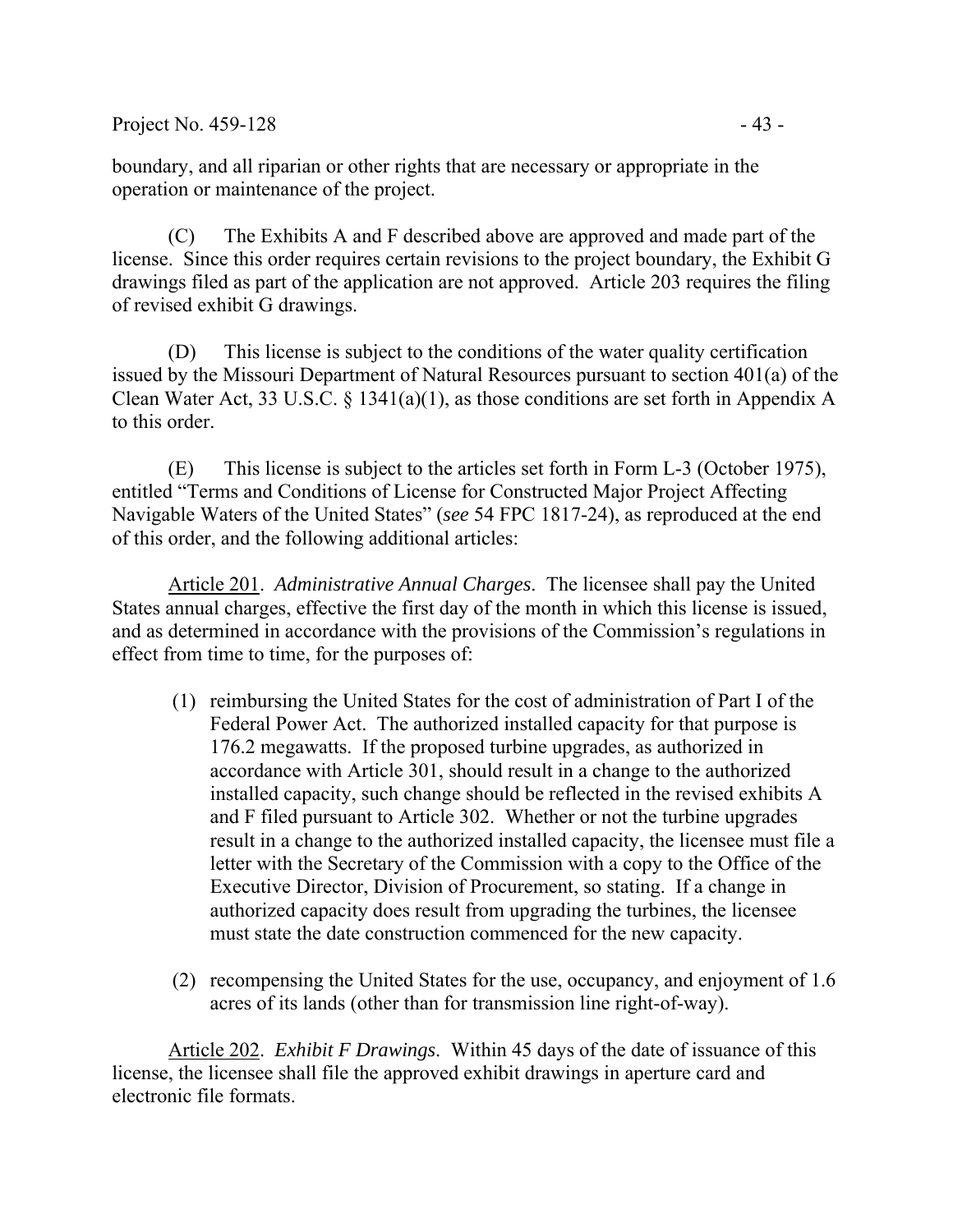boundary, and all riparian or other rights that are necessary or appropriate in the operation or maintenance of the project.

(C) The Exhibits A and F described above are approved and made part of the license. Since this order requires certain revisions to the project boundary, the Exhibit G drawings filed as part of the application are not approved. Article 203 requires the filing of revised exhibit G drawings.

(D) This license is subject to the conditions of the water quality certification issued by the Missouri Department of Natural Resources pursuant to section 401(a) of the Clean Water Act, 33 U.S.C. § 1341(a)(1), as those conditions are set forth in Appendix A to this order.

(E) This license is subject to the articles set forth in Form L-3 (October 1975), entitled "Terms and Conditions of License for Constructed Major Project Affecting Navigable Waters of the United States" (*see* 54 FPC 1817-24), as reproduced at the end of this order, and the following additional articles:

<u>Article 201</u>. *Administrative Annual Charges*. The licensee shall pay the United States annual charges, effective the first day of the month in which this license is issued, and as determined in accordance with the provisions of the Commission's regulations in effect from time to time, for the purposes of:

(1) reimbursing the United States for the cost of administration of Part I of the Federal Power Act. The authorized installed capacity for that purpose is 176.2 megawatts. If the proposed turbine upgrades, as authorized in accordance with Article 301, should result in a change to the authorized installed capacity, such change should be reflected in the revised exhibits A and F filed pursuant to Article 302. Whether or not the turbine upgrades result in a change to the authorized installed capacity, the licensee must file a letter with the Secretary of the Commission with a copy to the Office of the Executive Director, Division of Procurement, so stating. If a change in authorized capacity does result from upgrading the turbines, the licensee must state the date construction commenced for the new capacity.

(2) recompensing the United States for the use, occupancy, and enjoyment of 1.6 acres of its lands (other than for transmission line right-of-way).

<u>Article 202</u>. *Exhibit F Drawings*. Within 45 days of the date of issuance of this license, the licensee shall file the approved exhibit drawings in aperture card and electronic file formats.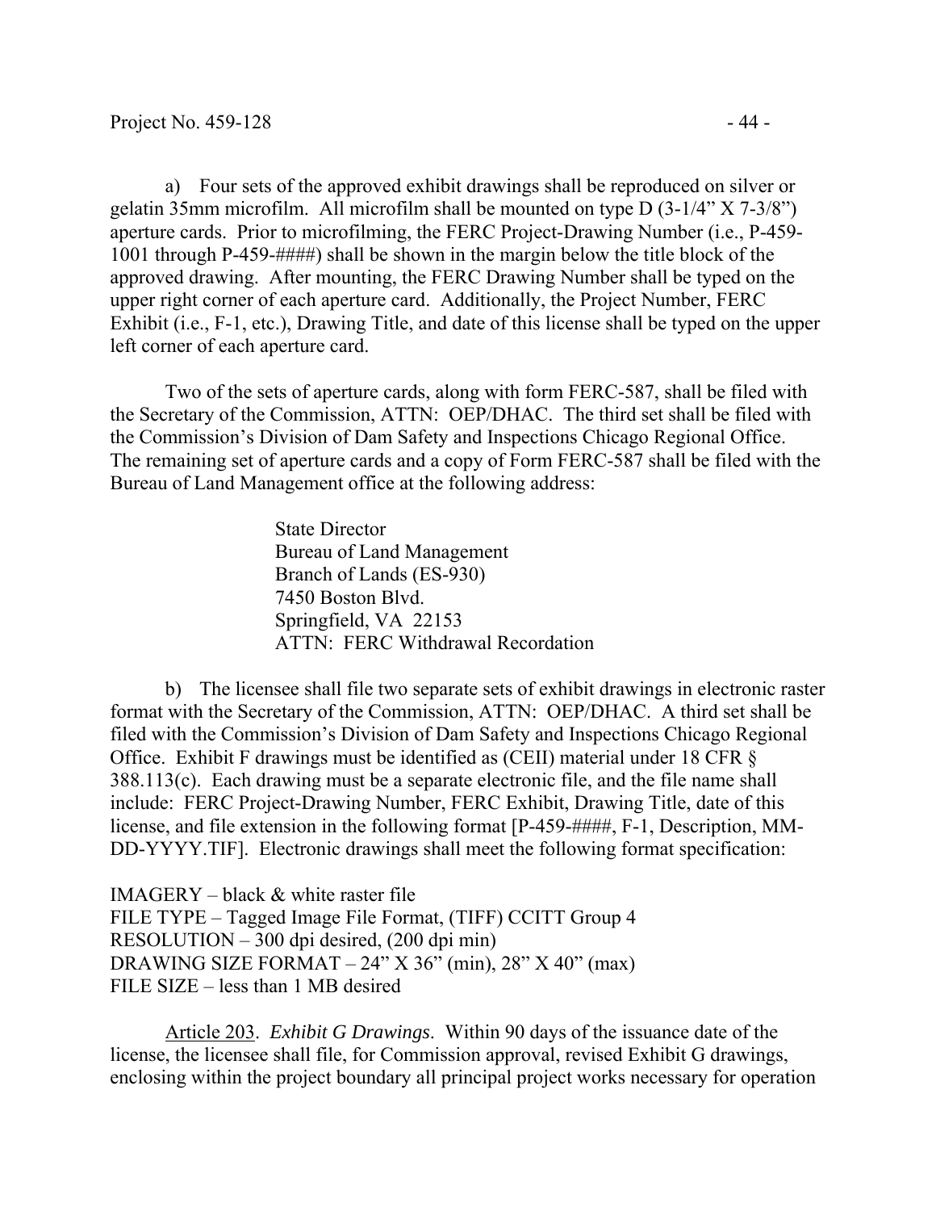a) Four sets of the approved exhibit drawings shall be reproduced on silver or gelatin 35mm microfilm. All microfilm shall be mounted on type D (3-1/4" X 7-3/8") aperture cards. Prior to microfilming, the FERC Project-Drawing Number (i.e., P-459-1001 through P-459-####) shall be shown in the margin below the title block of the approved drawing. After mounting, the FERC Drawing Number shall be typed on the upper right corner of each aperture card. Additionally, the Project Number, FERC Exhibit (i.e., F-1, etc.), Drawing Title, and date of this license shall be typed on the upper left corner of each aperture card.

Two of the sets of aperture cards, along with form FERC-587, shall be filed with the Secretary of the Commission, ATTN: OEP/DHAC. The third set shall be filed with the Commission's Division of Dam Safety and Inspections Chicago Regional Office. The remaining set of aperture cards and a copy of Form FERC-587 shall be filed with the Bureau of Land Management office at the following address:

State Director
Bureau of Land Management
Branch of Lands (ES-930)
7450 Boston Blvd.
Springfield, VA 22153
ATTN: FERC Withdrawal Recordation

b) The licensee shall file two separate sets of exhibit drawings in electronic raster format with the Secretary of the Commission, ATTN: OEP/DHAC. A third set shall be filed with the Commission's Division of Dam Safety and Inspections Chicago Regional Office. Exhibit F drawings must be identified as (CEII) material under 18 CFR § 388.113(c). Each drawing must be a separate electronic file, and the file name shall include: FERC Project-Drawing Number, FERC Exhibit, Drawing Title, date of this license, and file extension in the following format [P-459-####, F-1, Description, MM-DD-YYYY.TIF]. Electronic drawings shall meet the following format specification:

IMAGERY – black & white raster file
FILE TYPE – Tagged Image File Format, (TIFF) CCITT Group 4
RESOLUTION – 300 dpi desired, (200 dpi min)
DRAWING SIZE FORMAT – 24" X 36" (min), 28" X 40" (max)
FILE SIZE – less than 1 MB desired

Article 203. *Exhibit G Drawings*. Within 90 days of the issuance date of the license, the licensee shall file, for Commission approval, revised Exhibit G drawings, enclosing within the project boundary all principal project works necessary for operation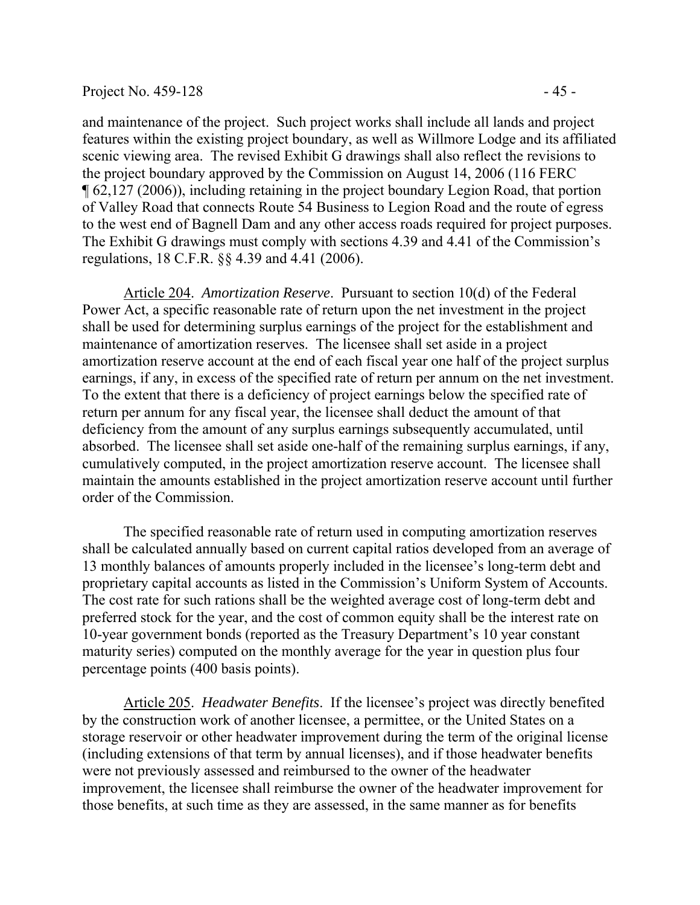and maintenance of the project. Such project works shall include all lands and project features within the existing project boundary, as well as Willmore Lodge and its affiliated scenic viewing area. The revised Exhibit G drawings shall also reflect the revisions to the project boundary approved by the Commission on August 14, 2006 (116 FERC ¶ 62,127 (2006)), including retaining in the project boundary Legion Road, that portion of Valley Road that connects Route 54 Business to Legion Road and the route of egress to the west end of Bagnell Dam and any other access roads required for project purposes. The Exhibit G drawings must comply with sections 4.39 and 4.41 of the Commission's regulations, 18 C.F.R. §§ 4.39 and 4.41 (2006).

Article 204. *Amortization Reserve*. Pursuant to section 10(d) of the Federal Power Act, a specific reasonable rate of return upon the net investment in the project shall be used for determining surplus earnings of the project for the establishment and maintenance of amortization reserves. The licensee shall set aside in a project amortization reserve account at the end of each fiscal year one half of the project surplus earnings, if any, in excess of the specified rate of return per annum on the net investment. To the extent that there is a deficiency of project earnings below the specified rate of return per annum for any fiscal year, the licensee shall deduct the amount of that deficiency from the amount of any surplus earnings subsequently accumulated, until absorbed. The licensee shall set aside one-half of the remaining surplus earnings, if any, cumulatively computed, in the project amortization reserve account. The licensee shall maintain the amounts established in the project amortization reserve account until further order of the Commission.

The specified reasonable rate of return used in computing amortization reserves shall be calculated annually based on current capital ratios developed from an average of 13 monthly balances of amounts properly included in the licensee's long-term debt and proprietary capital accounts as listed in the Commission's Uniform System of Accounts. The cost rate for such rations shall be the weighted average cost of long-term debt and preferred stock for the year, and the cost of common equity shall be the interest rate on 10-year government bonds (reported as the Treasury Department's 10 year constant maturity series) computed on the monthly average for the year in question plus four percentage points (400 basis points).

Article 205. *Headwater Benefits*. If the licensee's project was directly benefited by the construction work of another licensee, a permittee, or the United States on a storage reservoir or other headwater improvement during the term of the original license (including extensions of that term by annual licenses), and if those headwater benefits were not previously assessed and reimbursed to the owner of the headwater improvement, the licensee shall reimburse the owner of the headwater improvement for those benefits, at such time as they are assessed, in the same manner as for benefits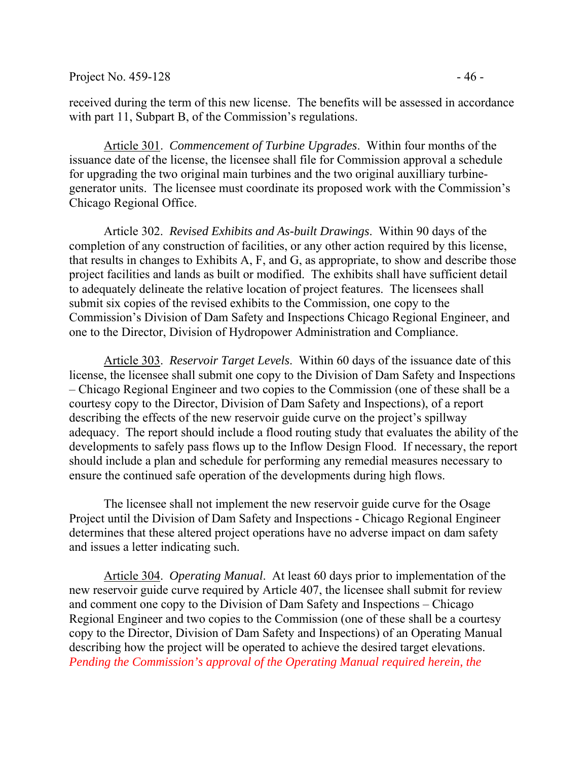received during the term of this new license. The benefits will be assessed in accordance with part 11, Subpart B, of the Commission's regulations.

Article 301. *Commencement of Turbine Upgrades*. Within four months of the issuance date of the license, the licensee shall file for Commission approval a schedule for upgrading the two original main turbines and the two original auxilliary turbine-generator units. The licensee must coordinate its proposed work with the Commission's Chicago Regional Office.

Article 302. *Revised Exhibits and As-built Drawings*. Within 90 days of the completion of any construction of facilities, or any other action required by this license, that results in changes to Exhibits A, F, and G, as appropriate, to show and describe those project facilities and lands as built or modified. The exhibits shall have sufficient detail to adequately delineate the relative location of project features. The licensees shall submit six copies of the revised exhibits to the Commission, one copy to the Commission's Division of Dam Safety and Inspections Chicago Regional Engineer, and one to the Director, Division of Hydropower Administration and Compliance.

Article 303. *Reservoir Target Levels*. Within 60 days of the issuance date of this license, the licensee shall submit one copy to the Division of Dam Safety and Inspections – Chicago Regional Engineer and two copies to the Commission (one of these shall be a courtesy copy to the Director, Division of Dam Safety and Inspections), of a report describing the effects of the new reservoir guide curve on the project's spillway adequacy. The report should include a flood routing study that evaluates the ability of the developments to safely pass flows up to the Inflow Design Flood. If necessary, the report should include a plan and schedule for performing any remedial measures necessary to ensure the continued safe operation of the developments during high flows.

The licensee shall not implement the new reservoir guide curve for the Osage Project until the Division of Dam Safety and Inspections - Chicago Regional Engineer determines that these altered project operations have no adverse impact on dam safety and issues a letter indicating such.

Article 304. *Operating Manual*. At least 60 days prior to implementation of the new reservoir guide curve required by Article 407, the licensee shall submit for review and comment one copy to the Division of Dam Safety and Inspections – Chicago Regional Engineer and two copies to the Commission (one of these shall be a courtesy copy to the Director, Division of Dam Safety and Inspections) of an Operating Manual describing how the project will be operated to achieve the desired target elevations. *Pending the Commission's approval of the Operating Manual required herein, the*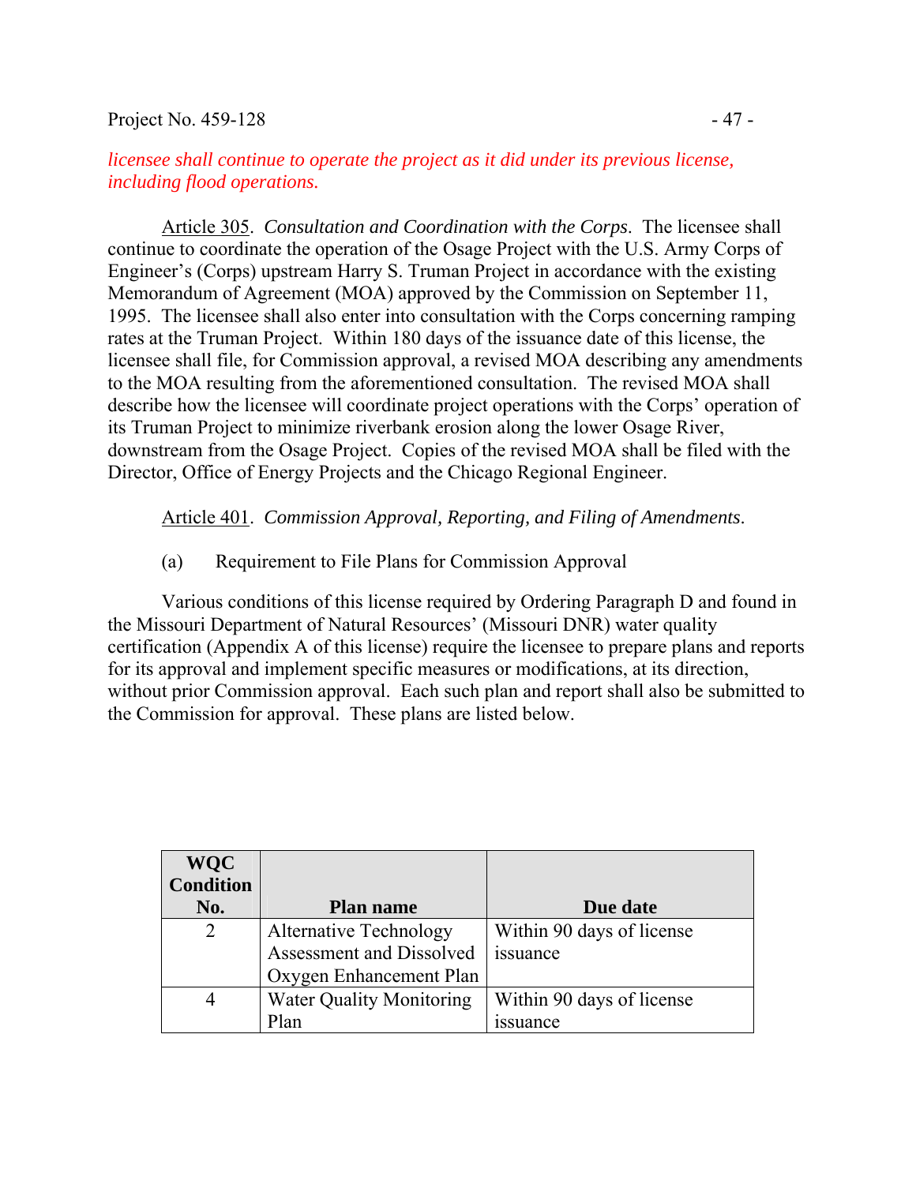*licensee shall continue to operate the project as it did under its previous license, including flood operations.*

Article 305. *Consultation and Coordination with the Corps*. The licensee shall continue to coordinate the operation of the Osage Project with the U.S. Army Corps of Engineer's (Corps) upstream Harry S. Truman Project in accordance with the existing Memorandum of Agreement (MOA) approved by the Commission on September 11, 1995. The licensee shall also enter into consultation with the Corps concerning ramping rates at the Truman Project. Within 180 days of the issuance date of this license, the licensee shall file, for Commission approval, a revised MOA describing any amendments to the MOA resulting from the aforementioned consultation. The revised MOA shall describe how the licensee will coordinate project operations with the Corps' operation of its Truman Project to minimize riverbank erosion along the lower Osage River, downstream from the Osage Project. Copies of the revised MOA shall be filed with the Director, Office of Energy Projects and the Chicago Regional Engineer.

Article 401. *Commission Approval, Reporting, and Filing of Amendments*.

(a) Requirement to File Plans for Commission Approval

Various conditions of this license required by Ordering Paragraph D and found in the Missouri Department of Natural Resources' (Missouri DNR) water quality certification (Appendix A of this license) require the licensee to prepare plans and reports for its approval and implement specific measures or modifications, at its direction, without prior Commission approval. Each such plan and report shall also be submitted to the Commission for approval. These plans are listed below.

| WQC Condition No. | Plan name | Due date |
|---|---|---|
| 2 | Alternative Technology Assessment and Dissolved Oxygen Enhancement Plan | Within 90 days of license issuance |
| 4 | Water Quality Monitoring Plan | Within 90 days of license issuance |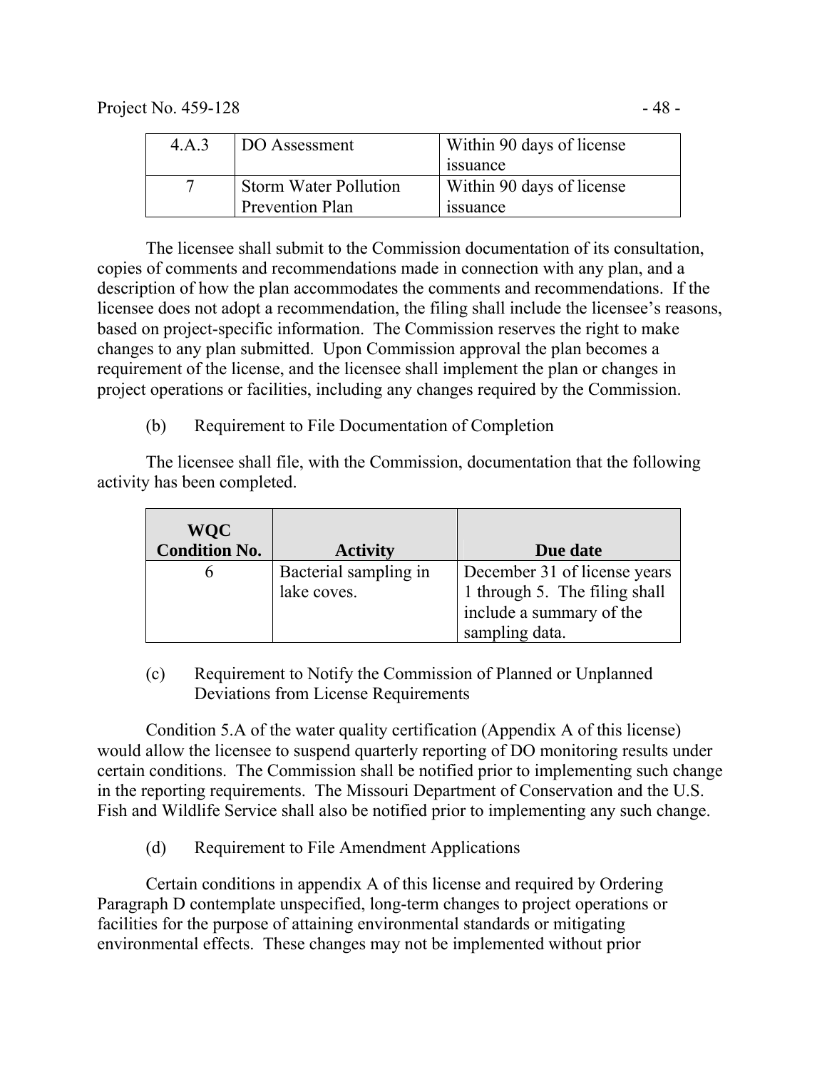| 4.A.3 | DO Assessment | Within 90 days of license issuance |
|---|---|---|
| 7 | Storm Water Pollution Prevention Plan | Within 90 days of license issuance |

The licensee shall submit to the Commission documentation of its consultation, copies of comments and recommendations made in connection with any plan, and a description of how the plan accommodates the comments and recommendations. If the licensee does not adopt a recommendation, the filing shall include the licensee's reasons, based on project-specific information. The Commission reserves the right to make changes to any plan submitted. Upon Commission approval the plan becomes a requirement of the license, and the licensee shall implement the plan or changes in project operations or facilities, including any changes required by the Commission.

(b) Requirement to File Documentation of Completion

The licensee shall file, with the Commission, documentation that the following activity has been completed.

| WQC Condition No. | Activity | Due date |
|---|---|---|
| 6 | Bacterial sampling in lake coves. | December 31 of license years 1 through 5. The filing shall include a summary of the sampling data. |

(c) Requirement to Notify the Commission of Planned or Unplanned Deviations from License Requirements

Condition 5.A of the water quality certification (Appendix A of this license) would allow the licensee to suspend quarterly reporting of DO monitoring results under certain conditions. The Commission shall be notified prior to implementing such change in the reporting requirements. The Missouri Department of Conservation and the U.S. Fish and Wildlife Service shall also be notified prior to implementing any such change.

(d) Requirement to File Amendment Applications

Certain conditions in appendix A of this license and required by Ordering Paragraph D contemplate unspecified, long-term changes to project operations or facilities for the purpose of attaining environmental standards or mitigating environmental effects. These changes may not be implemented without prior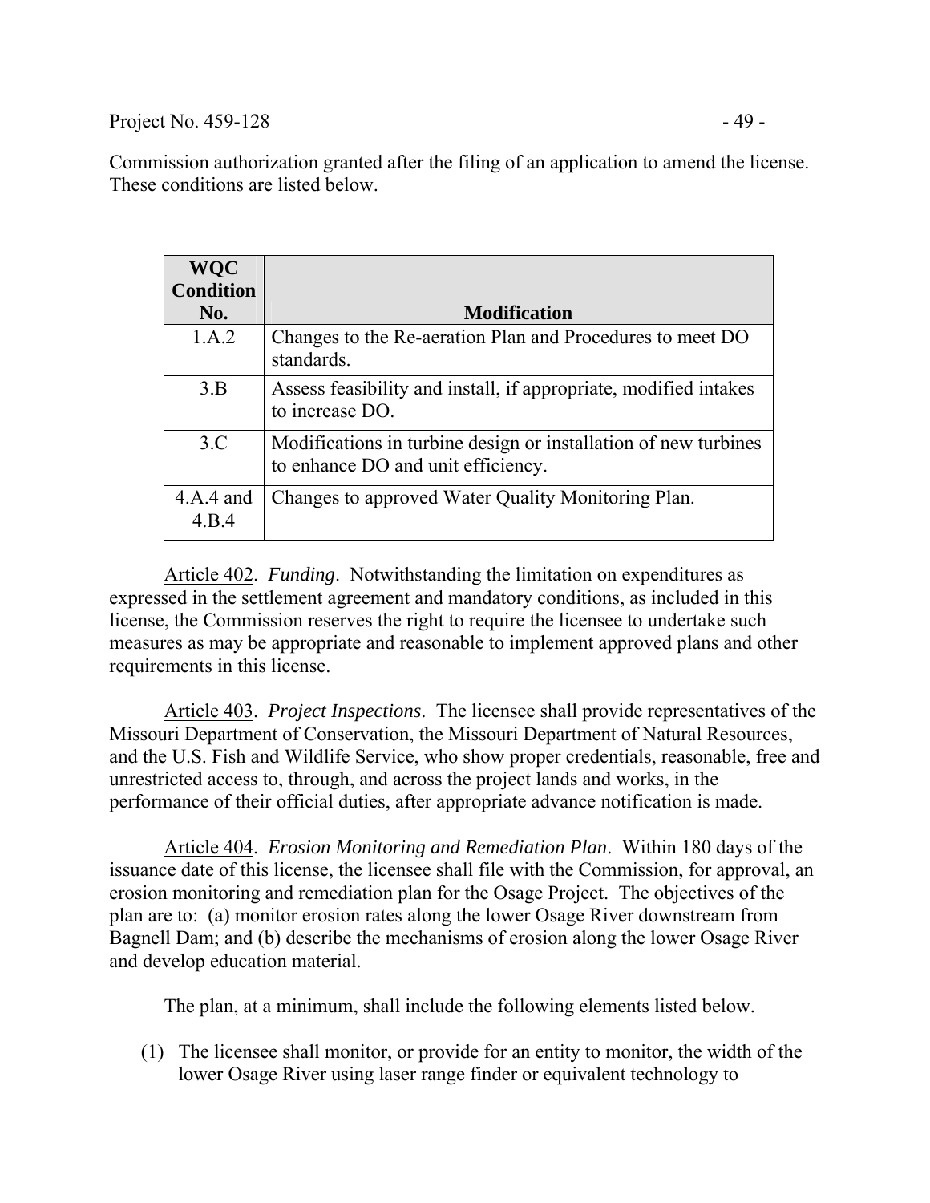Commission authorization granted after the filing of an application to amend the license. These conditions are listed below.

| WQC Condition No. | Modification |
|---|---|
| 1.A.2 | Changes to the Re-aeration Plan and Procedures to meet DO standards. |
| 3.B | Assess feasibility and install, if appropriate, modified intakes to increase DO. |
| 3.C | Modifications in turbine design or installation of new turbines to enhance DO and unit efficiency. |
| 4.A.4 and 4.B.4 | Changes to approved Water Quality Monitoring Plan. |

Article 402. *Funding*. Notwithstanding the limitation on expenditures as expressed in the settlement agreement and mandatory conditions, as included in this license, the Commission reserves the right to require the licensee to undertake such measures as may be appropriate and reasonable to implement approved plans and other requirements in this license.

Article 403. *Project Inspections*. The licensee shall provide representatives of the Missouri Department of Conservation, the Missouri Department of Natural Resources, and the U.S. Fish and Wildlife Service, who show proper credentials, reasonable, free and unrestricted access to, through, and across the project lands and works, in the performance of their official duties, after appropriate advance notification is made.

Article 404. *Erosion Monitoring and Remediation Plan*. Within 180 days of the issuance date of this license, the licensee shall file with the Commission, for approval, an erosion monitoring and remediation plan for the Osage Project. The objectives of the plan are to: (a) monitor erosion rates along the lower Osage River downstream from Bagnell Dam; and (b) describe the mechanisms of erosion along the lower Osage River and develop education material.

The plan, at a minimum, shall include the following elements listed below.

(1) The licensee shall monitor, or provide for an entity to monitor, the width of the lower Osage River using laser range finder or equivalent technology to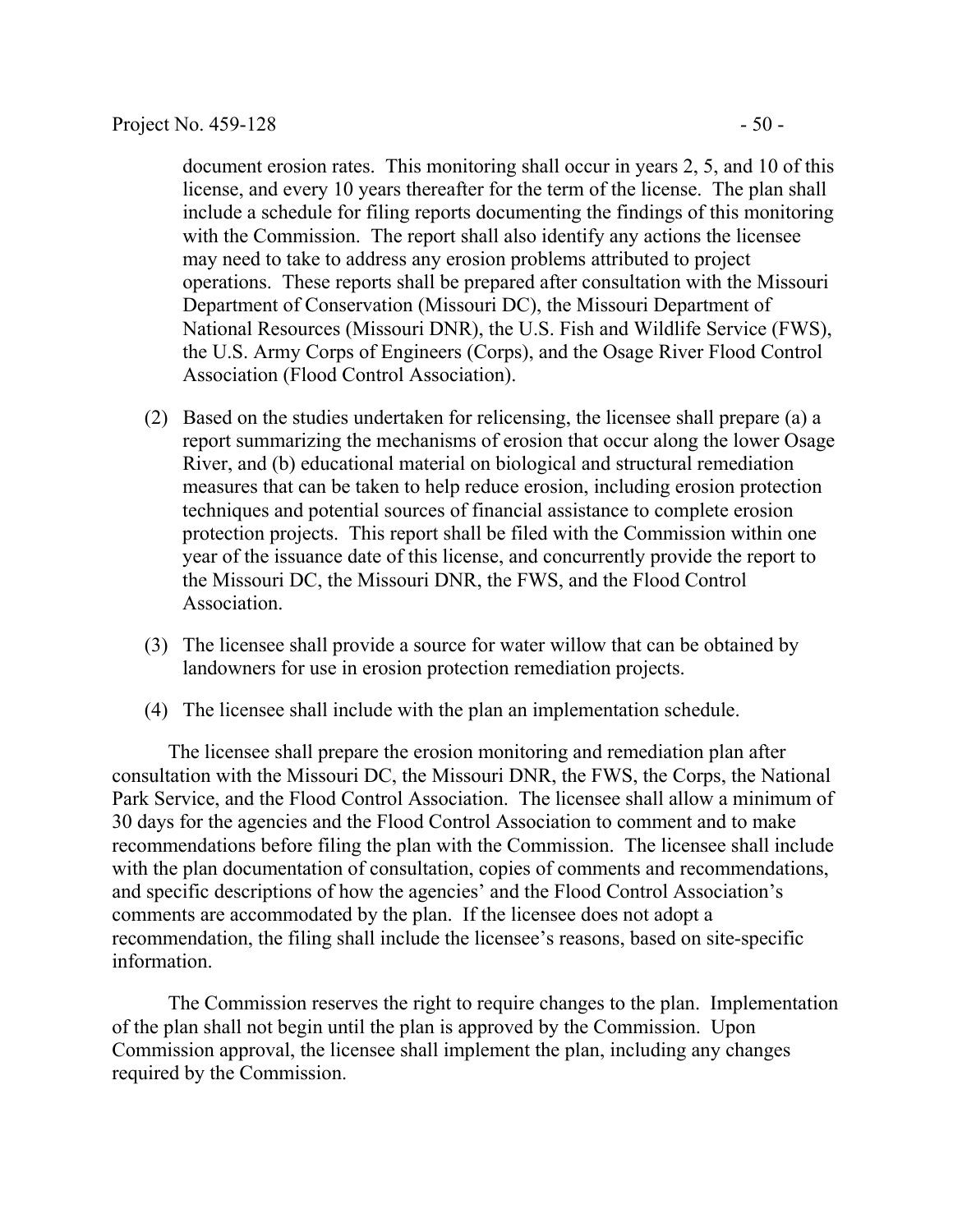document erosion rates. This monitoring shall occur in years 2, 5, and 10 of this license, and every 10 years thereafter for the term of the license. The plan shall include a schedule for filing reports documenting the findings of this monitoring with the Commission. The report shall also identify any actions the licensee may need to take to address any erosion problems attributed to project operations. These reports shall be prepared after consultation with the Missouri Department of Conservation (Missouri DC), the Missouri Department of National Resources (Missouri DNR), the U.S. Fish and Wildlife Service (FWS), the U.S. Army Corps of Engineers (Corps), and the Osage River Flood Control Association (Flood Control Association).

(2) Based on the studies undertaken for relicensing, the licensee shall prepare (a) a report summarizing the mechanisms of erosion that occur along the lower Osage River, and (b) educational material on biological and structural remediation measures that can be taken to help reduce erosion, including erosion protection techniques and potential sources of financial assistance to complete erosion protection projects. This report shall be filed with the Commission within one year of the issuance date of this license, and concurrently provide the report to the Missouri DC, the Missouri DNR, the FWS, and the Flood Control Association.

(3) The licensee shall provide a source for water willow that can be obtained by landowners for use in erosion protection remediation projects.

(4) The licensee shall include with the plan an implementation schedule.

The licensee shall prepare the erosion monitoring and remediation plan after consultation with the Missouri DC, the Missouri DNR, the FWS, the Corps, the National Park Service, and the Flood Control Association. The licensee shall allow a minimum of 30 days for the agencies and the Flood Control Association to comment and to make recommendations before filing the plan with the Commission. The licensee shall include with the plan documentation of consultation, copies of comments and recommendations, and specific descriptions of how the agencies' and the Flood Control Association's comments are accommodated by the plan. If the licensee does not adopt a recommendation, the filing shall include the licensee's reasons, based on site-specific information.

The Commission reserves the right to require changes to the plan. Implementation of the plan shall not begin until the plan is approved by the Commission. Upon Commission approval, the licensee shall implement the plan, including any changes required by the Commission.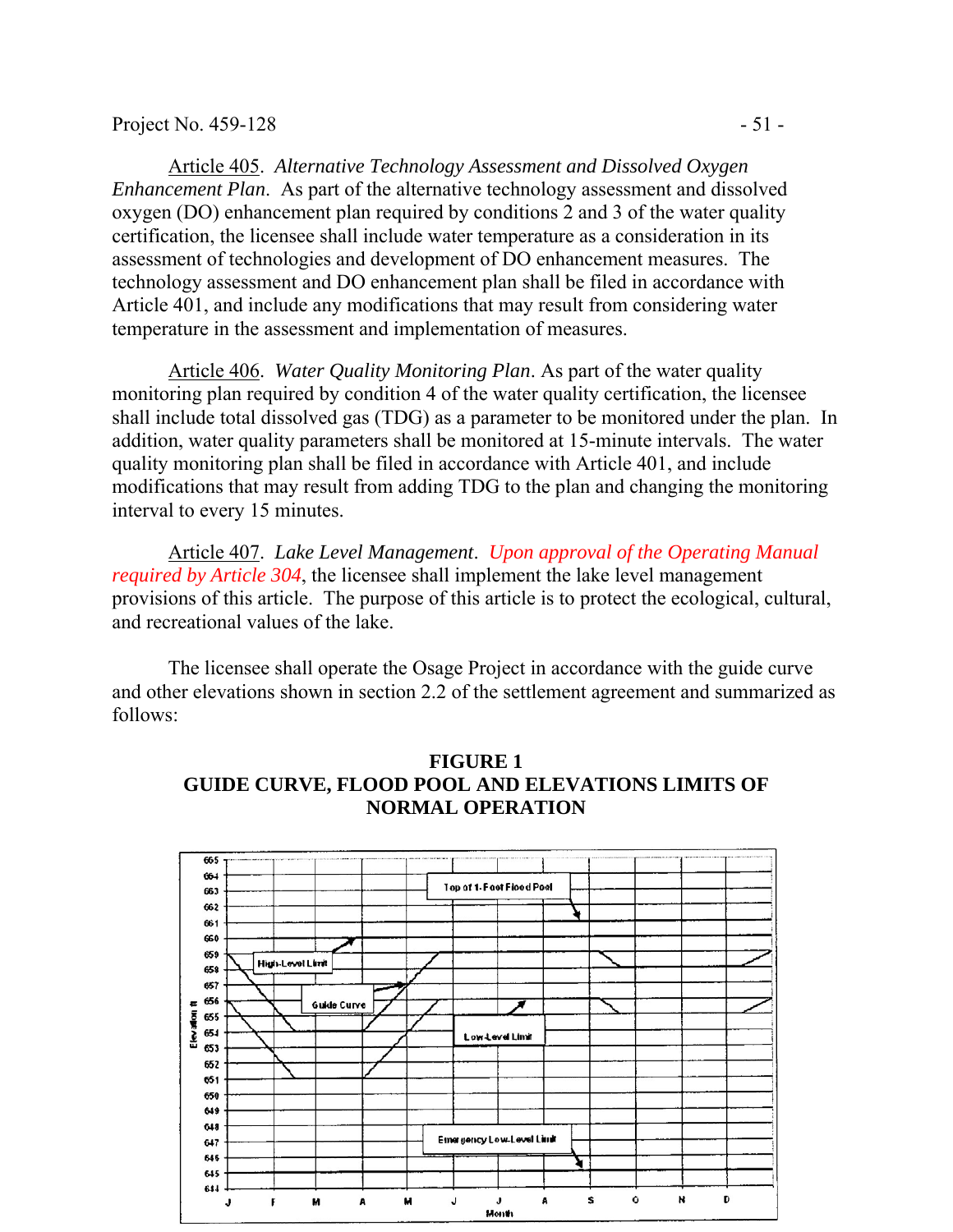Article 405. *Alternative Technology Assessment and Dissolved Oxygen Enhancement Plan*. As part of the alternative technology assessment and dissolved oxygen (DO) enhancement plan required by conditions 2 and 3 of the water quality certification, the licensee shall include water temperature as a consideration in its assessment of technologies and development of DO enhancement measures. The technology assessment and DO enhancement plan shall be filed in accordance with Article 401, and include any modifications that may result from considering water temperature in the assessment and implementation of measures.

Article 406. *Water Quality Monitoring Plan*. As part of the water quality monitoring plan required by condition 4 of the water quality certification, the licensee shall include total dissolved gas (TDG) as a parameter to be monitored under the plan. In addition, water quality parameters shall be monitored at 15-minute intervals. The water quality monitoring plan shall be filed in accordance with Article 401, and include modifications that may result from adding TDG to the plan and changing the monitoring interval to every 15 minutes.

Article 407. *Lake Level Management*. *Upon approval of the Operating Manual required by Article 304*, the licensee shall implement the lake level management provisions of this article. The purpose of this article is to protect the ecological, cultural, and recreational values of the lake.

The licensee shall operate the Osage Project in accordance with the guide curve and other elevations shown in section 2.2 of the settlement agreement and summarized as follows:

**FIGURE 1**
**GUIDE CURVE, FLOOD POOL AND ELEVATIONS LIMITS OF NORMAL OPERATION**

Top of 1-Foot Flood Pool
High-Level Limit
Guide Curve
Low-Level Limit
Emergency Low-Level Limit

Elevation ft: 665, 664, 663, 662, 661, 660, 659, 658, 657, 656, 655, 654, 653, 652, 651, 650, 649, 648, 647, 646, 645, 644

Month: J F M A M J J A S O N D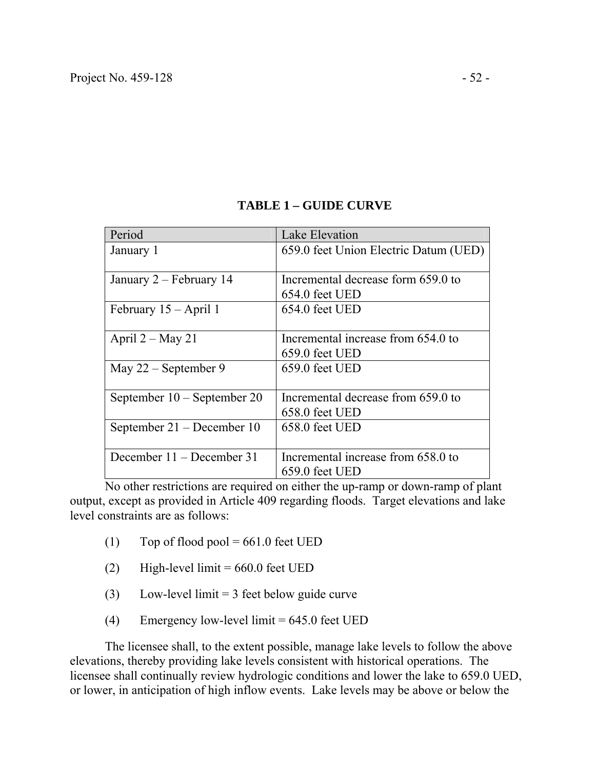**TABLE 1 – GUIDE CURVE**

| Period | Lake Elevation |
|---|---|
| January 1 | 659.0 feet Union Electric Datum (UED) |
| January 2 – February 14 | Incremental decrease form 659.0 to 654.0 feet UED |
| February 15 – April 1 | 654.0 feet UED |
| April 2 – May 21 | Incremental increase from 654.0 to 659.0 feet UED |
| May 22 – September 9 | 659.0 feet UED |
| September 10 – September 20 | Incremental decrease from 659.0 to 658.0 feet UED |
| September 21 – December 10 | 658.0 feet UED |
| December 11 – December 31 | Incremental increase from 658.0 to 659.0 feet UED |

No other restrictions are required on either the up-ramp or down-ramp of plant output, except as provided in Article 409 regarding floods. Target elevations and lake level constraints are as follows:

(1) Top of flood pool = 661.0 feet UED

(2) High-level limit = 660.0 feet UED

(3) Low-level limit = 3 feet below guide curve

(4) Emergency low-level limit = 645.0 feet UED

The licensee shall, to the extent possible, manage lake levels to follow the above elevations, thereby providing lake levels consistent with historical operations. The licensee shall continually review hydrologic conditions and lower the lake to 659.0 UED, or lower, in anticipation of high inflow events. Lake levels may be above or below the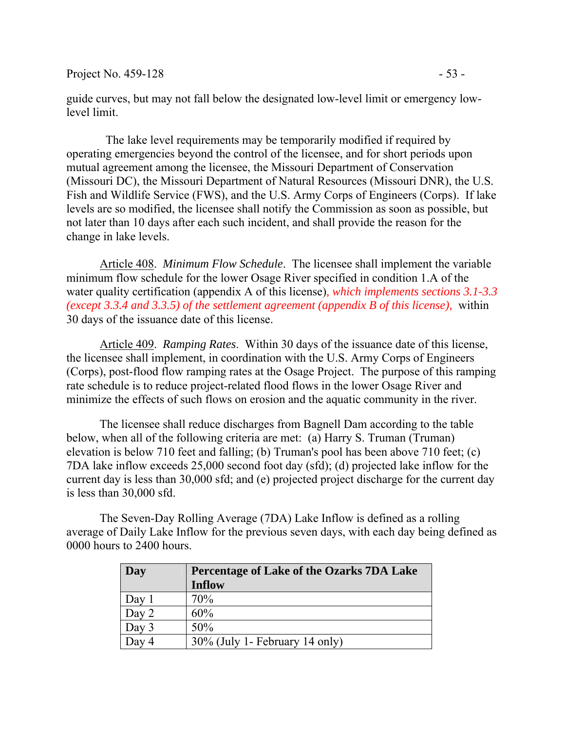guide curves, but may not fall below the designated low-level limit or emergency low-level limit.

The lake level requirements may be temporarily modified if required by operating emergencies beyond the control of the licensee, and for short periods upon mutual agreement among the licensee, the Missouri Department of Conservation (Missouri DC), the Missouri Department of Natural Resources (Missouri DNR), the U.S. Fish and Wildlife Service (FWS), and the U.S. Army Corps of Engineers (Corps). If lake levels are so modified, the licensee shall notify the Commission as soon as possible, but not later than 10 days after each such incident, and shall provide the reason for the change in lake levels.

Article 408. *Minimum Flow Schedule*. The licensee shall implement the variable minimum flow schedule for the lower Osage River specified in condition 1.A of the water quality certification (appendix A of this license)*, which implements sections 3.1-3.3 (except 3.3.4 and 3.3.5) of the settlement agreement (appendix B of this license),* within 30 days of the issuance date of this license.

Article 409. *Ramping Rates*. Within 30 days of the issuance date of this license, the licensee shall implement, in coordination with the U.S. Army Corps of Engineers (Corps), post-flood flow ramping rates at the Osage Project. The purpose of this ramping rate schedule is to reduce project-related flood flows in the lower Osage River and minimize the effects of such flows on erosion and the aquatic community in the river.

The licensee shall reduce discharges from Bagnell Dam according to the table below, when all of the following criteria are met: (a) Harry S. Truman (Truman) elevation is below 710 feet and falling; (b) Truman's pool has been above 710 feet; (c) 7DA lake inflow exceeds 25,000 second foot day (sfd); (d) projected lake inflow for the current day is less than 30,000 sfd; and (e) projected project discharge for the current day is less than 30,000 sfd.

The Seven-Day Rolling Average (7DA) Lake Inflow is defined as a rolling average of Daily Lake Inflow for the previous seven days, with each day being defined as 0000 hours to 2400 hours.

| Day | Percentage of Lake of the Ozarks 7DA Lake Inflow |
|---|---|
| Day 1 | 70% |
| Day 2 | 60% |
| Day 3 | 50% |
| Day 4 | 30% (July 1- February 14 only) |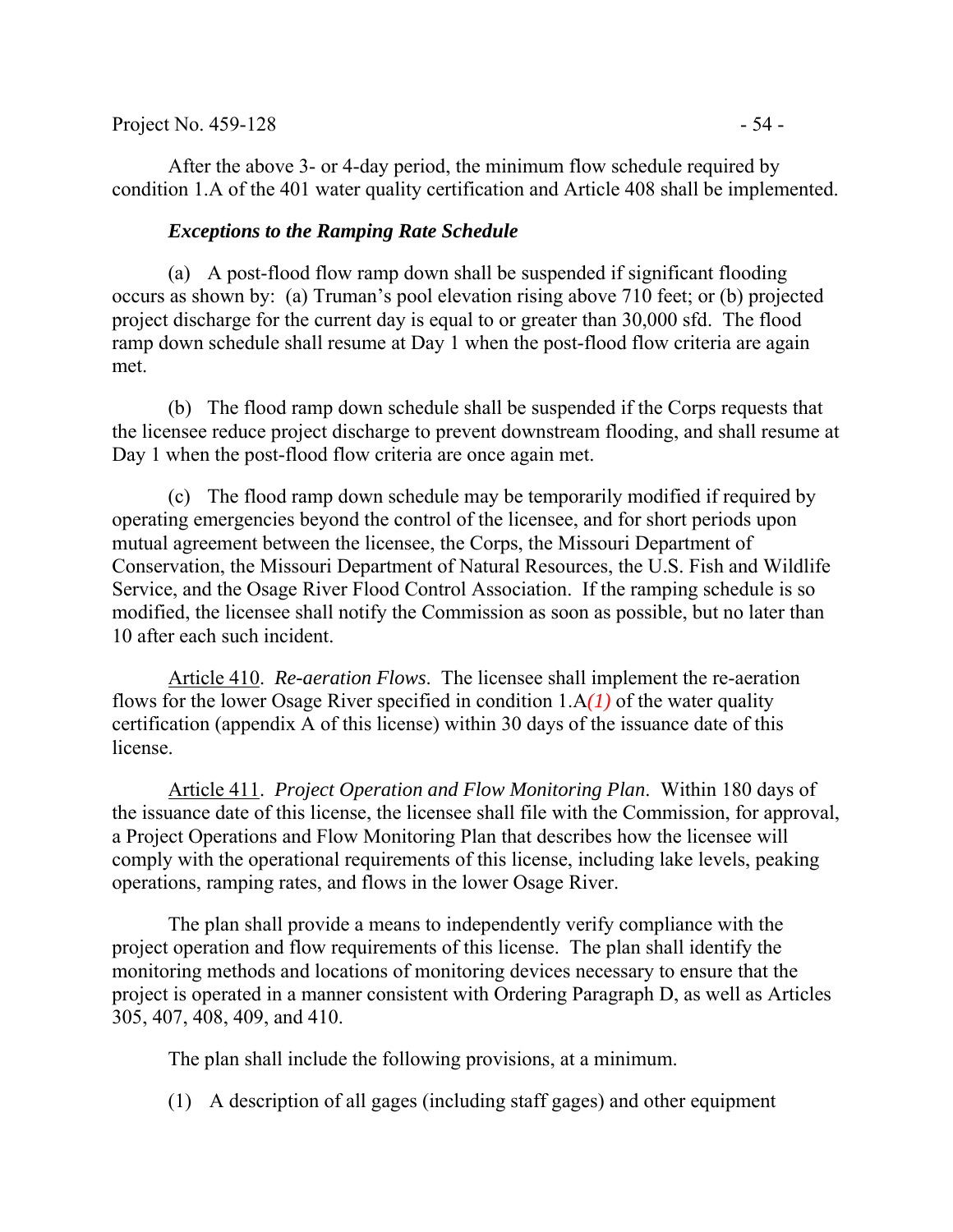After the above 3- or 4-day period, the minimum flow schedule required by condition 1.A of the 401 water quality certification and Article 408 shall be implemented.

***Exceptions to the Ramping Rate Schedule***

(a) A post-flood flow ramp down shall be suspended if significant flooding occurs as shown by: (a) Truman's pool elevation rising above 710 feet; or (b) projected project discharge for the current day is equal to or greater than 30,000 sfd. The flood ramp down schedule shall resume at Day 1 when the post-flood flow criteria are again met.

(b) The flood ramp down schedule shall be suspended if the Corps requests that the licensee reduce project discharge to prevent downstream flooding, and shall resume at Day 1 when the post-flood flow criteria are once again met.

(c) The flood ramp down schedule may be temporarily modified if required by operating emergencies beyond the control of the licensee, and for short periods upon mutual agreement between the licensee, the Corps, the Missouri Department of Conservation, the Missouri Department of Natural Resources, the U.S. Fish and Wildlife Service, and the Osage River Flood Control Association. If the ramping schedule is so modified, the licensee shall notify the Commission as soon as possible, but no later than 10 after each such incident.

Article 410. *Re-aeration Flows*. The licensee shall implement the re-aeration flows for the lower Osage River specified in condition 1.A*(1)* of the water quality certification (appendix A of this license) within 30 days of the issuance date of this license.

Article 411. *Project Operation and Flow Monitoring Plan*. Within 180 days of the issuance date of this license, the licensee shall file with the Commission, for approval, a Project Operations and Flow Monitoring Plan that describes how the licensee will comply with the operational requirements of this license, including lake levels, peaking operations, ramping rates, and flows in the lower Osage River.

The plan shall provide a means to independently verify compliance with the project operation and flow requirements of this license. The plan shall identify the monitoring methods and locations of monitoring devices necessary to ensure that the project is operated in a manner consistent with Ordering Paragraph D, as well as Articles 305, 407, 408, 409, and 410.

The plan shall include the following provisions, at a minimum.

(1) A description of all gages (including staff gages) and other equipment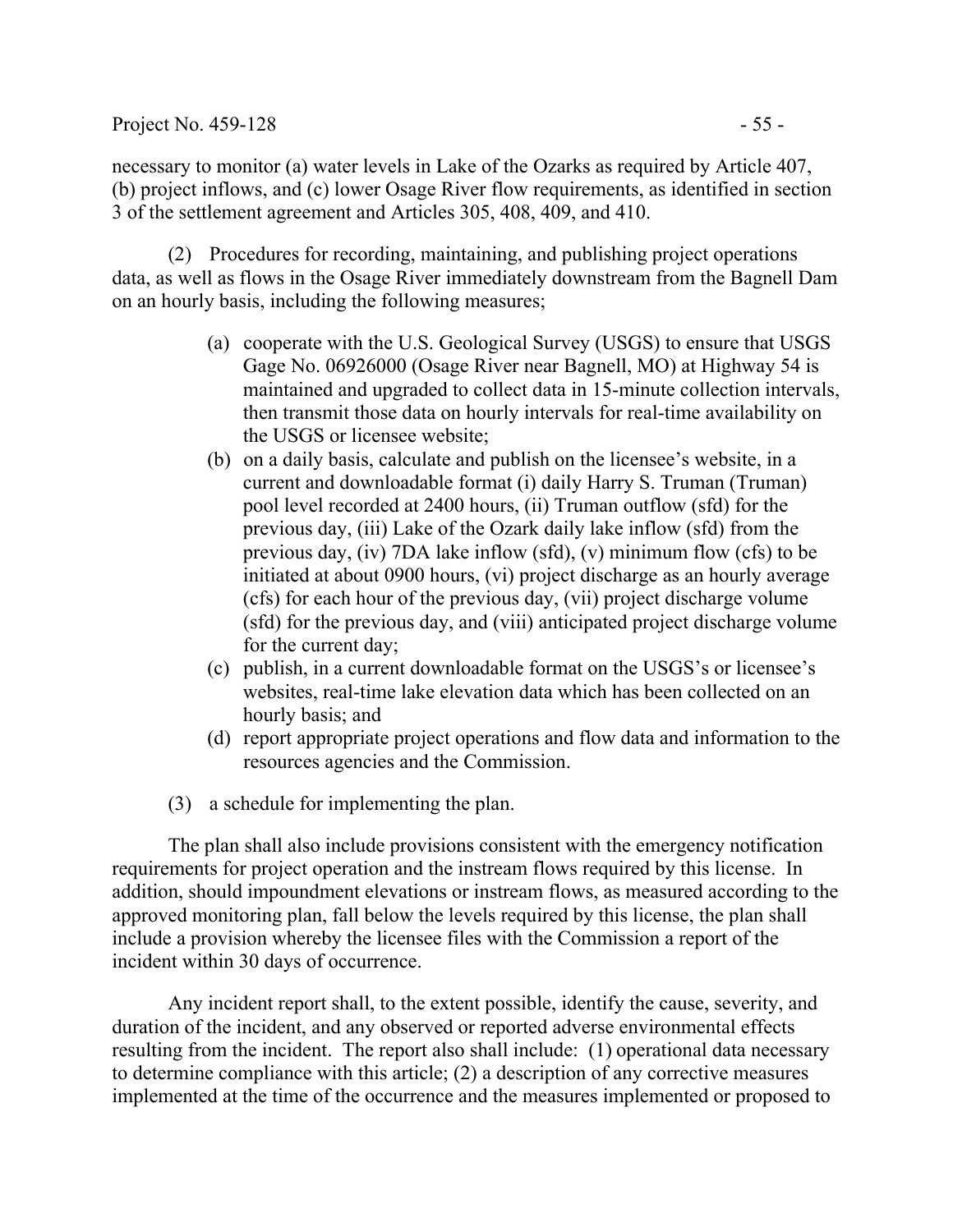necessary to monitor (a) water levels in Lake of the Ozarks as required by Article 407, (b) project inflows, and (c) lower Osage River flow requirements, as identified in section 3 of the settlement agreement and Articles 305, 408, 409, and 410.

(2) Procedures for recording, maintaining, and publishing project operations data, as well as flows in the Osage River immediately downstream from the Bagnell Dam on an hourly basis, including the following measures;

(a) cooperate with the U.S. Geological Survey (USGS) to ensure that USGS Gage No. 06926000 (Osage River near Bagnell, MO) at Highway 54 is maintained and upgraded to collect data in 15-minute collection intervals, then transmit those data on hourly intervals for real-time availability on the USGS or licensee website;

(b) on a daily basis, calculate and publish on the licensee's website, in a current and downloadable format (i) daily Harry S. Truman (Truman) pool level recorded at 2400 hours, (ii) Truman outflow (sfd) for the previous day, (iii) Lake of the Ozark daily lake inflow (sfd) from the previous day, (iv) 7DA lake inflow (sfd), (v) minimum flow (cfs) to be initiated at about 0900 hours, (vi) project discharge as an hourly average (cfs) for each hour of the previous day, (vii) project discharge volume (sfd) for the previous day, and (viii) anticipated project discharge volume for the current day;

(c) publish, in a current downloadable format on the USGS's or licensee's websites, real-time lake elevation data which has been collected on an hourly basis; and

(d) report appropriate project operations and flow data and information to the resources agencies and the Commission.

(3) a schedule for implementing the plan.

The plan shall also include provisions consistent with the emergency notification requirements for project operation and the instream flows required by this license. In addition, should impoundment elevations or instream flows, as measured according to the approved monitoring plan, fall below the levels required by this license, the plan shall include a provision whereby the licensee files with the Commission a report of the incident within 30 days of occurrence.

Any incident report shall, to the extent possible, identify the cause, severity, and duration of the incident, and any observed or reported adverse environmental effects resulting from the incident. The report also shall include: (1) operational data necessary to determine compliance with this article; (2) a description of any corrective measures implemented at the time of the occurrence and the measures implemented or proposed to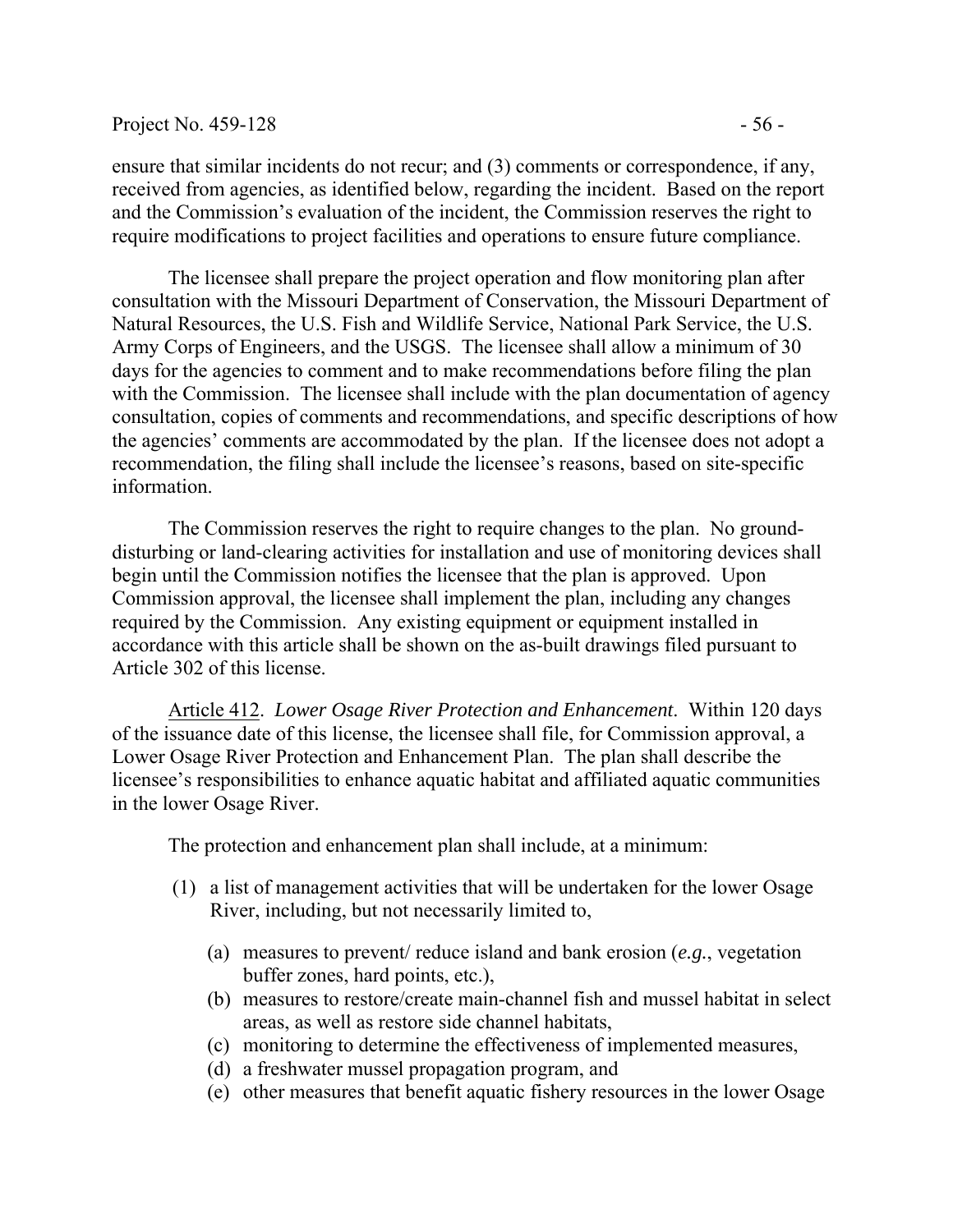ensure that similar incidents do not recur; and (3) comments or correspondence, if any, received from agencies, as identified below, regarding the incident. Based on the report and the Commission's evaluation of the incident, the Commission reserves the right to require modifications to project facilities and operations to ensure future compliance.

The licensee shall prepare the project operation and flow monitoring plan after consultation with the Missouri Department of Conservation, the Missouri Department of Natural Resources, the U.S. Fish and Wildlife Service, National Park Service, the U.S. Army Corps of Engineers, and the USGS. The licensee shall allow a minimum of 30 days for the agencies to comment and to make recommendations before filing the plan with the Commission. The licensee shall include with the plan documentation of agency consultation, copies of comments and recommendations, and specific descriptions of how the agencies' comments are accommodated by the plan. If the licensee does not adopt a recommendation, the filing shall include the licensee's reasons, based on site-specific information.

The Commission reserves the right to require changes to the plan. No ground-disturbing or land-clearing activities for installation and use of monitoring devices shall begin until the Commission notifies the licensee that the plan is approved. Upon Commission approval, the licensee shall implement the plan, including any changes required by the Commission. Any existing equipment or equipment installed in accordance with this article shall be shown on the as-built drawings filed pursuant to Article 302 of this license.

Article 412. *Lower Osage River Protection and Enhancement*. Within 120 days of the issuance date of this license, the licensee shall file, for Commission approval, a Lower Osage River Protection and Enhancement Plan. The plan shall describe the licensee's responsibilities to enhance aquatic habitat and affiliated aquatic communities in the lower Osage River.

The protection and enhancement plan shall include, at a minimum:

(1) a list of management activities that will be undertaken for the lower Osage River, including, but not necessarily limited to,

   (a) measures to prevent/ reduce island and bank erosion (*e.g.*, vegetation buffer zones, hard points, etc.),
   (b) measures to restore/create main-channel fish and mussel habitat in select areas, as well as restore side channel habitats,
   (c) monitoring to determine the effectiveness of implemented measures,
   (d) a freshwater mussel propagation program, and
   (e) other measures that benefit aquatic fishery resources in the lower Osage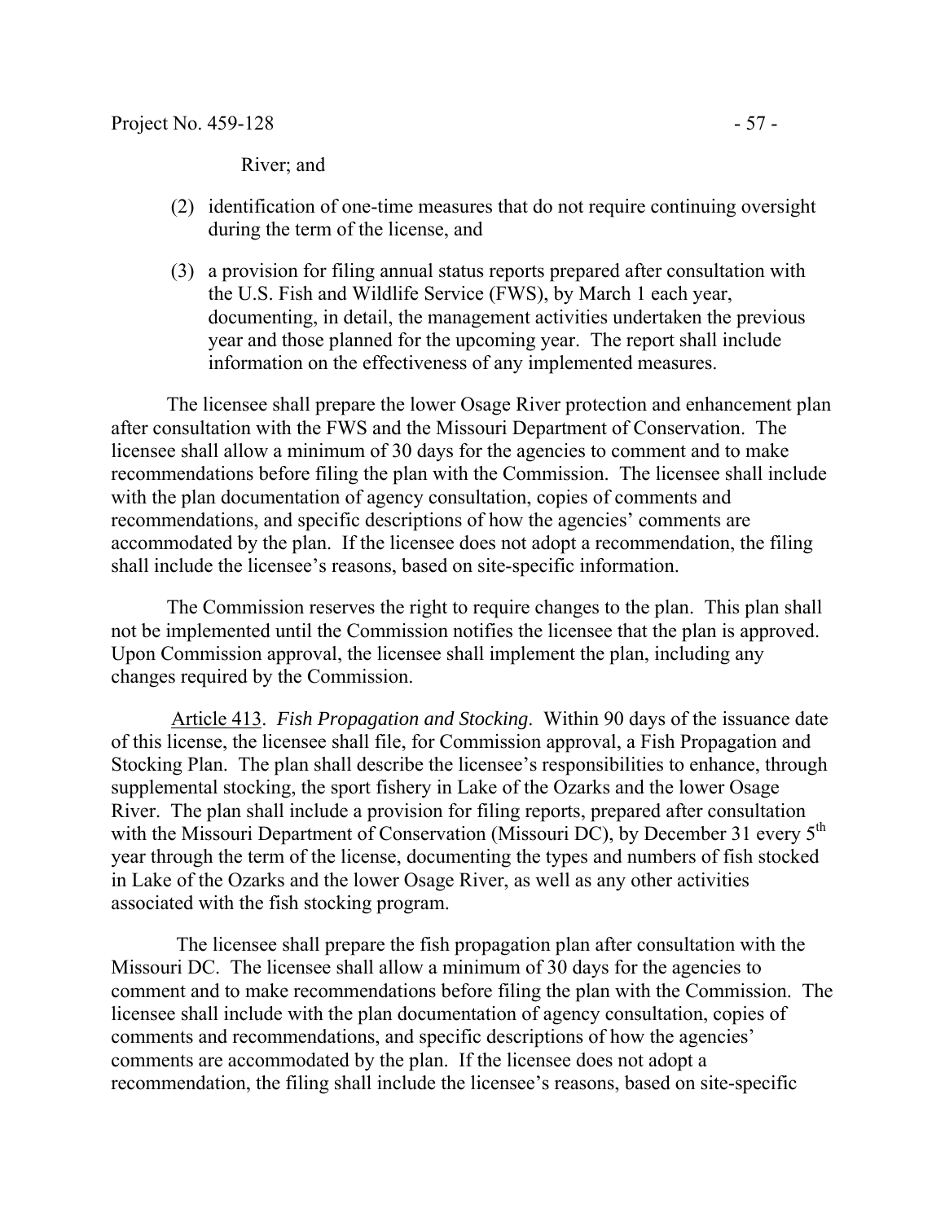River; and

(2) identification of one-time measures that do not require continuing oversight during the term of the license, and

(3) a provision for filing annual status reports prepared after consultation with the U.S. Fish and Wildlife Service (FWS), by March 1 each year, documenting, in detail, the management activities undertaken the previous year and those planned for the upcoming year. The report shall include information on the effectiveness of any implemented measures.

The licensee shall prepare the lower Osage River protection and enhancement plan after consultation with the FWS and the Missouri Department of Conservation. The licensee shall allow a minimum of 30 days for the agencies to comment and to make recommendations before filing the plan with the Commission. The licensee shall include with the plan documentation of agency consultation, copies of comments and recommendations, and specific descriptions of how the agencies' comments are accommodated by the plan. If the licensee does not adopt a recommendation, the filing shall include the licensee's reasons, based on site-specific information.

The Commission reserves the right to require changes to the plan. This plan shall not be implemented until the Commission notifies the licensee that the plan is approved. Upon Commission approval, the licensee shall implement the plan, including any changes required by the Commission.

Article 413. *Fish Propagation and Stocking*. Within 90 days of the issuance date of this license, the licensee shall file, for Commission approval, a Fish Propagation and Stocking Plan. The plan shall describe the licensee's responsibilities to enhance, through supplemental stocking, the sport fishery in Lake of the Ozarks and the lower Osage River. The plan shall include a provision for filing reports, prepared after consultation with the Missouri Department of Conservation (Missouri DC), by December 31 every 5th year through the term of the license, documenting the types and numbers of fish stocked in Lake of the Ozarks and the lower Osage River, as well as any other activities associated with the fish stocking program.

The licensee shall prepare the fish propagation plan after consultation with the Missouri DC. The licensee shall allow a minimum of 30 days for the agencies to comment and to make recommendations before filing the plan with the Commission. The licensee shall include with the plan documentation of agency consultation, copies of comments and recommendations, and specific descriptions of how the agencies' comments are accommodated by the plan. If the licensee does not adopt a recommendation, the filing shall include the licensee's reasons, based on site-specific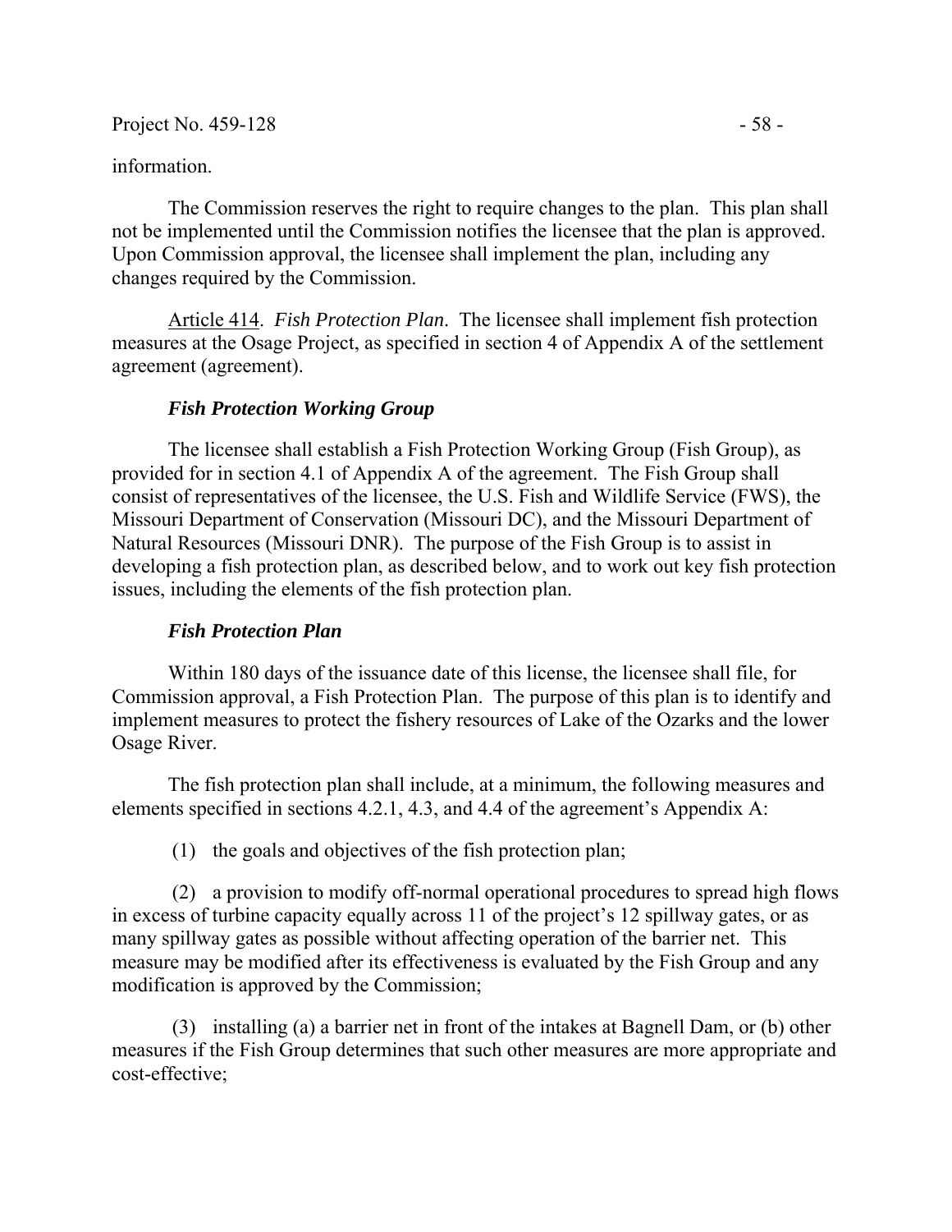information.

The Commission reserves the right to require changes to the plan. This plan shall not be implemented until the Commission notifies the licensee that the plan is approved. Upon Commission approval, the licensee shall implement the plan, including any changes required by the Commission.

Article 414. *Fish Protection Plan*. The licensee shall implement fish protection measures at the Osage Project, as specified in section 4 of Appendix A of the settlement agreement (agreement).

***Fish Protection Working Group***

The licensee shall establish a Fish Protection Working Group (Fish Group), as provided for in section 4.1 of Appendix A of the agreement. The Fish Group shall consist of representatives of the licensee, the U.S. Fish and Wildlife Service (FWS), the Missouri Department of Conservation (Missouri DC), and the Missouri Department of Natural Resources (Missouri DNR). The purpose of the Fish Group is to assist in developing a fish protection plan, as described below, and to work out key fish protection issues, including the elements of the fish protection plan.

***Fish Protection Plan***

Within 180 days of the issuance date of this license, the licensee shall file, for Commission approval, a Fish Protection Plan. The purpose of this plan is to identify and implement measures to protect the fishery resources of Lake of the Ozarks and the lower Osage River.

The fish protection plan shall include, at a minimum, the following measures and elements specified in sections 4.2.1, 4.3, and 4.4 of the agreement's Appendix A:

(1) the goals and objectives of the fish protection plan;

(2) a provision to modify off-normal operational procedures to spread high flows in excess of turbine capacity equally across 11 of the project's 12 spillway gates, or as many spillway gates as possible without affecting operation of the barrier net. This measure may be modified after its effectiveness is evaluated by the Fish Group and any modification is approved by the Commission;

(3) installing (a) a barrier net in front of the intakes at Bagnell Dam, or (b) other measures if the Fish Group determines that such other measures are more appropriate and cost-effective;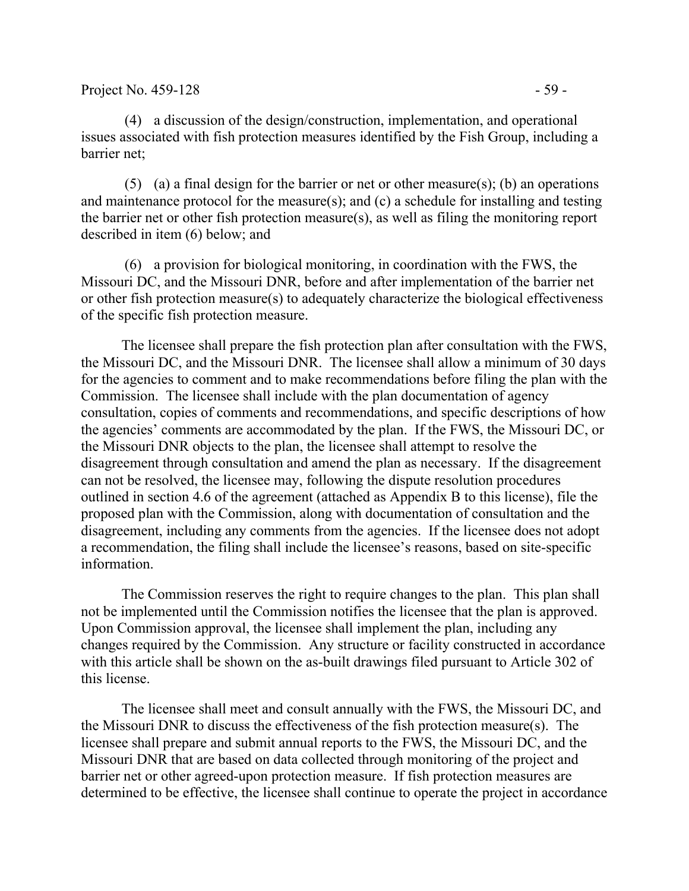(4) a discussion of the design/construction, implementation, and operational issues associated with fish protection measures identified by the Fish Group, including a barrier net;

(5) (a) a final design for the barrier or net or other measure(s); (b) an operations and maintenance protocol for the measure(s); and (c) a schedule for installing and testing the barrier net or other fish protection measure(s), as well as filing the monitoring report described in item (6) below; and

(6) a provision for biological monitoring, in coordination with the FWS, the Missouri DC, and the Missouri DNR, before and after implementation of the barrier net or other fish protection measure(s) to adequately characterize the biological effectiveness of the specific fish protection measure.

The licensee shall prepare the fish protection plan after consultation with the FWS, the Missouri DC, and the Missouri DNR. The licensee shall allow a minimum of 30 days for the agencies to comment and to make recommendations before filing the plan with the Commission. The licensee shall include with the plan documentation of agency consultation, copies of comments and recommendations, and specific descriptions of how the agencies' comments are accommodated by the plan. If the FWS, the Missouri DC, or the Missouri DNR objects to the plan, the licensee shall attempt to resolve the disagreement through consultation and amend the plan as necessary. If the disagreement can not be resolved, the licensee may, following the dispute resolution procedures outlined in section 4.6 of the agreement (attached as Appendix B to this license), file the proposed plan with the Commission, along with documentation of consultation and the disagreement, including any comments from the agencies. If the licensee does not adopt a recommendation, the filing shall include the licensee's reasons, based on site-specific information.

The Commission reserves the right to require changes to the plan. This plan shall not be implemented until the Commission notifies the licensee that the plan is approved. Upon Commission approval, the licensee shall implement the plan, including any changes required by the Commission. Any structure or facility constructed in accordance with this article shall be shown on the as-built drawings filed pursuant to Article 302 of this license.

The licensee shall meet and consult annually with the FWS, the Missouri DC, and the Missouri DNR to discuss the effectiveness of the fish protection measure(s). The licensee shall prepare and submit annual reports to the FWS, the Missouri DC, and the Missouri DNR that are based on data collected through monitoring of the project and barrier net or other agreed-upon protection measure. If fish protection measures are determined to be effective, the licensee shall continue to operate the project in accordance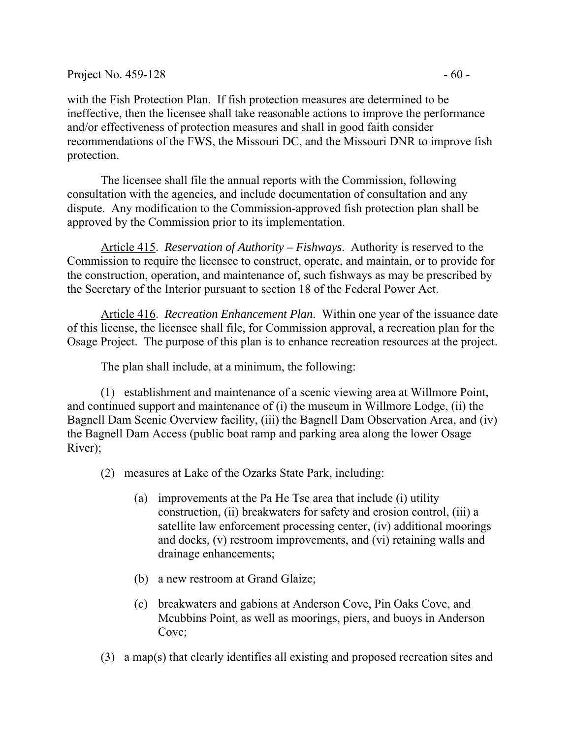with the Fish Protection Plan. If fish protection measures are determined to be ineffective, then the licensee shall take reasonable actions to improve the performance and/or effectiveness of protection measures and shall in good faith consider recommendations of the FWS, the Missouri DC, and the Missouri DNR to improve fish protection.

The licensee shall file the annual reports with the Commission, following consultation with the agencies, and include documentation of consultation and any dispute. Any modification to the Commission-approved fish protection plan shall be approved by the Commission prior to its implementation.

Article 415. *Reservation of Authority – Fishways*. Authority is reserved to the Commission to require the licensee to construct, operate, and maintain, or to provide for the construction, operation, and maintenance of, such fishways as may be prescribed by the Secretary of the Interior pursuant to section 18 of the Federal Power Act.

Article 416. *Recreation Enhancement Plan*. Within one year of the issuance date of this license, the licensee shall file, for Commission approval, a recreation plan for the Osage Project. The purpose of this plan is to enhance recreation resources at the project.

The plan shall include, at a minimum, the following:

(1) establishment and maintenance of a scenic viewing area at Willmore Point, and continued support and maintenance of (i) the museum in Willmore Lodge, (ii) the Bagnell Dam Scenic Overview facility, (iii) the Bagnell Dam Observation Area, and (iv) the Bagnell Dam Access (public boat ramp and parking area along the lower Osage River);

(2) measures at Lake of the Ozarks State Park, including:

- (a) improvements at the Pa He Tse area that include (i) utility construction, (ii) breakwaters for safety and erosion control, (iii) a satellite law enforcement processing center, (iv) additional moorings and docks, (v) restroom improvements, and (vi) retaining walls and drainage enhancements;
- (b) a new restroom at Grand Glaize;
- (c) breakwaters and gabions at Anderson Cove, Pin Oaks Cove, and Mcubbins Point, as well as moorings, piers, and buoys in Anderson Cove;

(3) a map(s) that clearly identifies all existing and proposed recreation sites and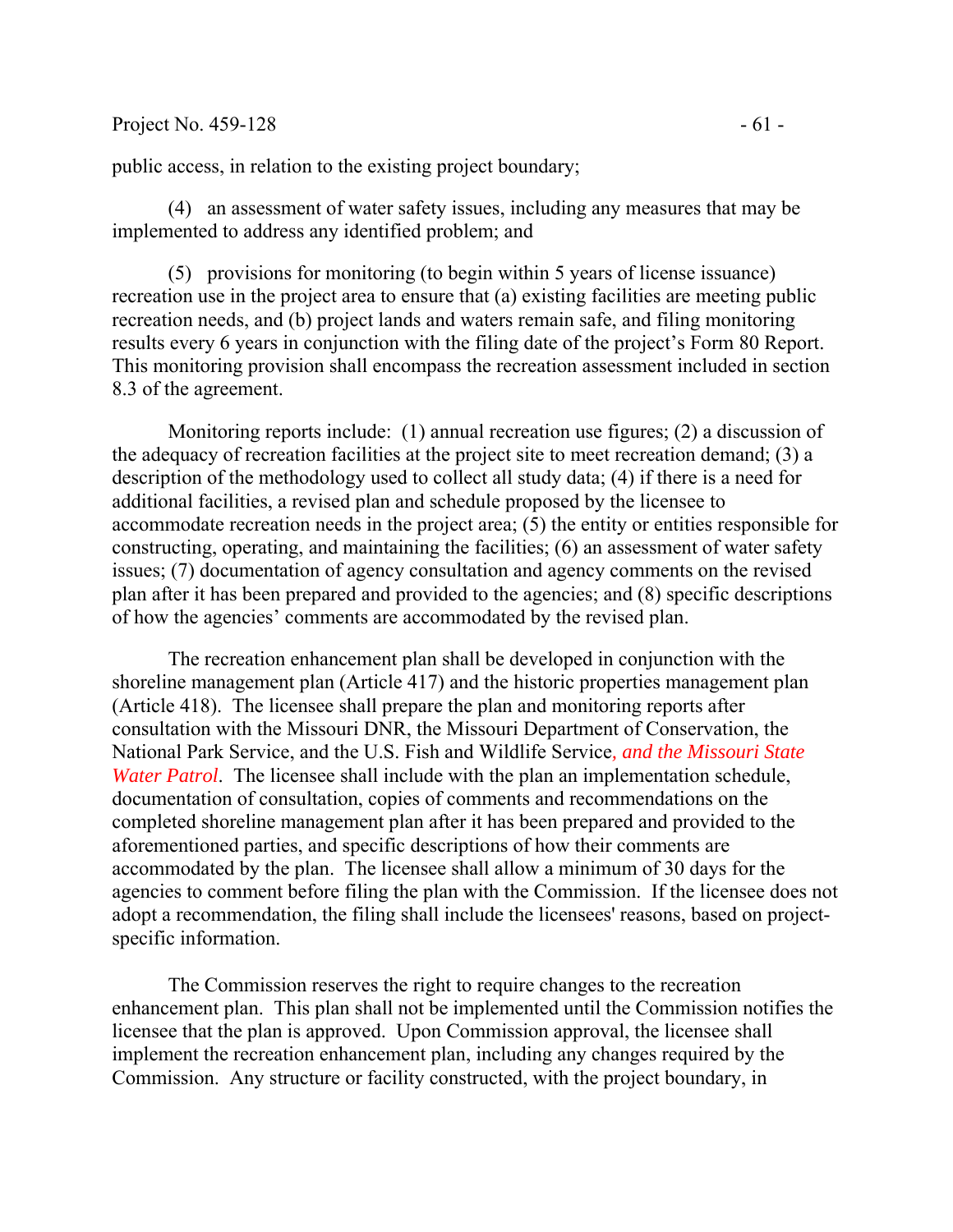public access, in relation to the existing project boundary;

(4) an assessment of water safety issues, including any measures that may be implemented to address any identified problem; and

(5) provisions for monitoring (to begin within 5 years of license issuance) recreation use in the project area to ensure that (a) existing facilities are meeting public recreation needs, and (b) project lands and waters remain safe, and filing monitoring results every 6 years in conjunction with the filing date of the project's Form 80 Report. This monitoring provision shall encompass the recreation assessment included in section 8.3 of the agreement.

Monitoring reports include: (1) annual recreation use figures; (2) a discussion of the adequacy of recreation facilities at the project site to meet recreation demand; (3) a description of the methodology used to collect all study data; (4) if there is a need for additional facilities, a revised plan and schedule proposed by the licensee to accommodate recreation needs in the project area; (5) the entity or entities responsible for constructing, operating, and maintaining the facilities; (6) an assessment of water safety issues; (7) documentation of agency consultation and agency comments on the revised plan after it has been prepared and provided to the agencies; and (8) specific descriptions of how the agencies' comments are accommodated by the revised plan.

The recreation enhancement plan shall be developed in conjunction with the shoreline management plan (Article 417) and the historic properties management plan (Article 418). The licensee shall prepare the plan and monitoring reports after consultation with the Missouri DNR, the Missouri Department of Conservation, the National Park Service, and the U.S. Fish and Wildlife Service*, and the Missouri State Water Patrol*. The licensee shall include with the plan an implementation schedule, documentation of consultation, copies of comments and recommendations on the completed shoreline management plan after it has been prepared and provided to the aforementioned parties, and specific descriptions of how their comments are accommodated by the plan. The licensee shall allow a minimum of 30 days for the agencies to comment before filing the plan with the Commission. If the licensee does not adopt a recommendation, the filing shall include the licensees' reasons, based on project-specific information.

The Commission reserves the right to require changes to the recreation enhancement plan. This plan shall not be implemented until the Commission notifies the licensee that the plan is approved. Upon Commission approval, the licensee shall implement the recreation enhancement plan, including any changes required by the Commission. Any structure or facility constructed, with the project boundary, in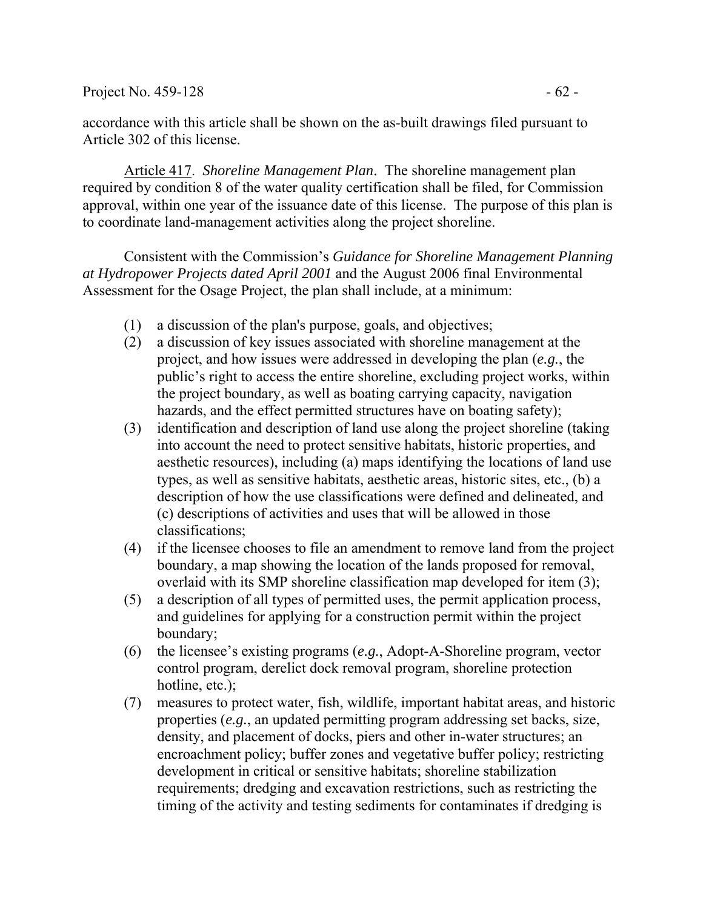accordance with this article shall be shown on the as-built drawings filed pursuant to Article 302 of this license.

Article 417. *Shoreline Management Plan*. The shoreline management plan required by condition 8 of the water quality certification shall be filed, for Commission approval, within one year of the issuance date of this license. The purpose of this plan is to coordinate land-management activities along the project shoreline.

Consistent with the Commission's *Guidance for Shoreline Management Planning at Hydropower Projects dated April 2001* and the August 2006 final Environmental Assessment for the Osage Project, the plan shall include, at a minimum:

(1) a discussion of the plan's purpose, goals, and objectives;
(2) a discussion of key issues associated with shoreline management at the project, and how issues were addressed in developing the plan (*e.g.*, the public's right to access the entire shoreline, excluding project works, within the project boundary, as well as boating carrying capacity, navigation hazards, and the effect permitted structures have on boating safety);
(3) identification and description of land use along the project shoreline (taking into account the need to protect sensitive habitats, historic properties, and aesthetic resources), including (a) maps identifying the locations of land use types, as well as sensitive habitats, aesthetic areas, historic sites, etc., (b) a description of how the use classifications were defined and delineated, and (c) descriptions of activities and uses that will be allowed in those classifications;
(4) if the licensee chooses to file an amendment to remove land from the project boundary, a map showing the location of the lands proposed for removal, overlaid with its SMP shoreline classification map developed for item (3);
(5) a description of all types of permitted uses, the permit application process, and guidelines for applying for a construction permit within the project boundary;
(6) the licensee's existing programs (*e.g.*, Adopt-A-Shoreline program, vector control program, derelict dock removal program, shoreline protection hotline, etc.);
(7) measures to protect water, fish, wildlife, important habitat areas, and historic properties (*e.g.*, an updated permitting program addressing set backs, size, density, and placement of docks, piers and other in-water structures; an encroachment policy; buffer zones and vegetative buffer policy; restricting development in critical or sensitive habitats; shoreline stabilization requirements; dredging and excavation restrictions, such as restricting the timing of the activity and testing sediments for contaminates if dredging is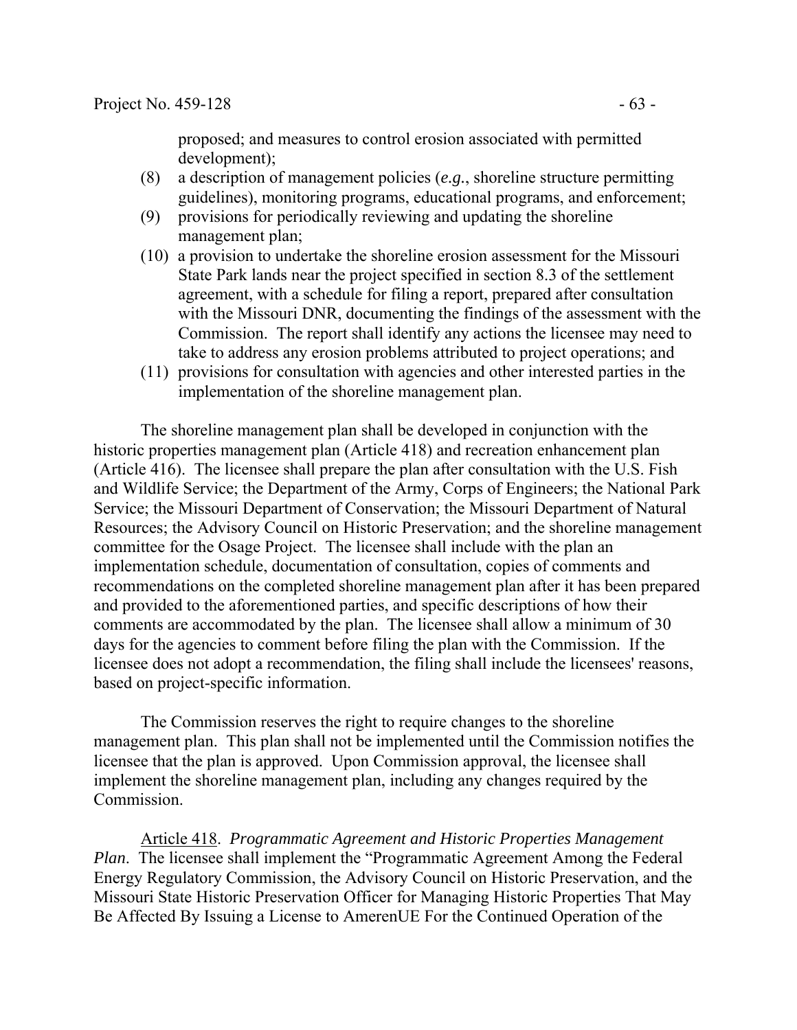proposed; and measures to control erosion associated with permitted development);

(8) a description of management policies (*e.g.*, shoreline structure permitting guidelines), monitoring programs, educational programs, and enforcement;
(9) provisions for periodically reviewing and updating the shoreline management plan;
(10) a provision to undertake the shoreline erosion assessment for the Missouri State Park lands near the project specified in section 8.3 of the settlement agreement, with a schedule for filing a report, prepared after consultation with the Missouri DNR, documenting the findings of the assessment with the Commission. The report shall identify any actions the licensee may need to take to address any erosion problems attributed to project operations; and
(11) provisions for consultation with agencies and other interested parties in the implementation of the shoreline management plan.

The shoreline management plan shall be developed in conjunction with the historic properties management plan (Article 418) and recreation enhancement plan (Article 416). The licensee shall prepare the plan after consultation with the U.S. Fish and Wildlife Service; the Department of the Army, Corps of Engineers; the National Park Service; the Missouri Department of Conservation; the Missouri Department of Natural Resources; the Advisory Council on Historic Preservation; and the shoreline management committee for the Osage Project. The licensee shall include with the plan an implementation schedule, documentation of consultation, copies of comments and recommendations on the completed shoreline management plan after it has been prepared and provided to the aforementioned parties, and specific descriptions of how their comments are accommodated by the plan. The licensee shall allow a minimum of 30 days for the agencies to comment before filing the plan with the Commission. If the licensee does not adopt a recommendation, the filing shall include the licensees' reasons, based on project-specific information.

The Commission reserves the right to require changes to the shoreline management plan. This plan shall not be implemented until the Commission notifies the licensee that the plan is approved. Upon Commission approval, the licensee shall implement the shoreline management plan, including any changes required by the Commission.

Article 418. *Programmatic Agreement and Historic Properties Management Plan*. The licensee shall implement the "Programmatic Agreement Among the Federal Energy Regulatory Commission, the Advisory Council on Historic Preservation, and the Missouri State Historic Preservation Officer for Managing Historic Properties That May Be Affected By Issuing a License to AmerenUE For the Continued Operation of the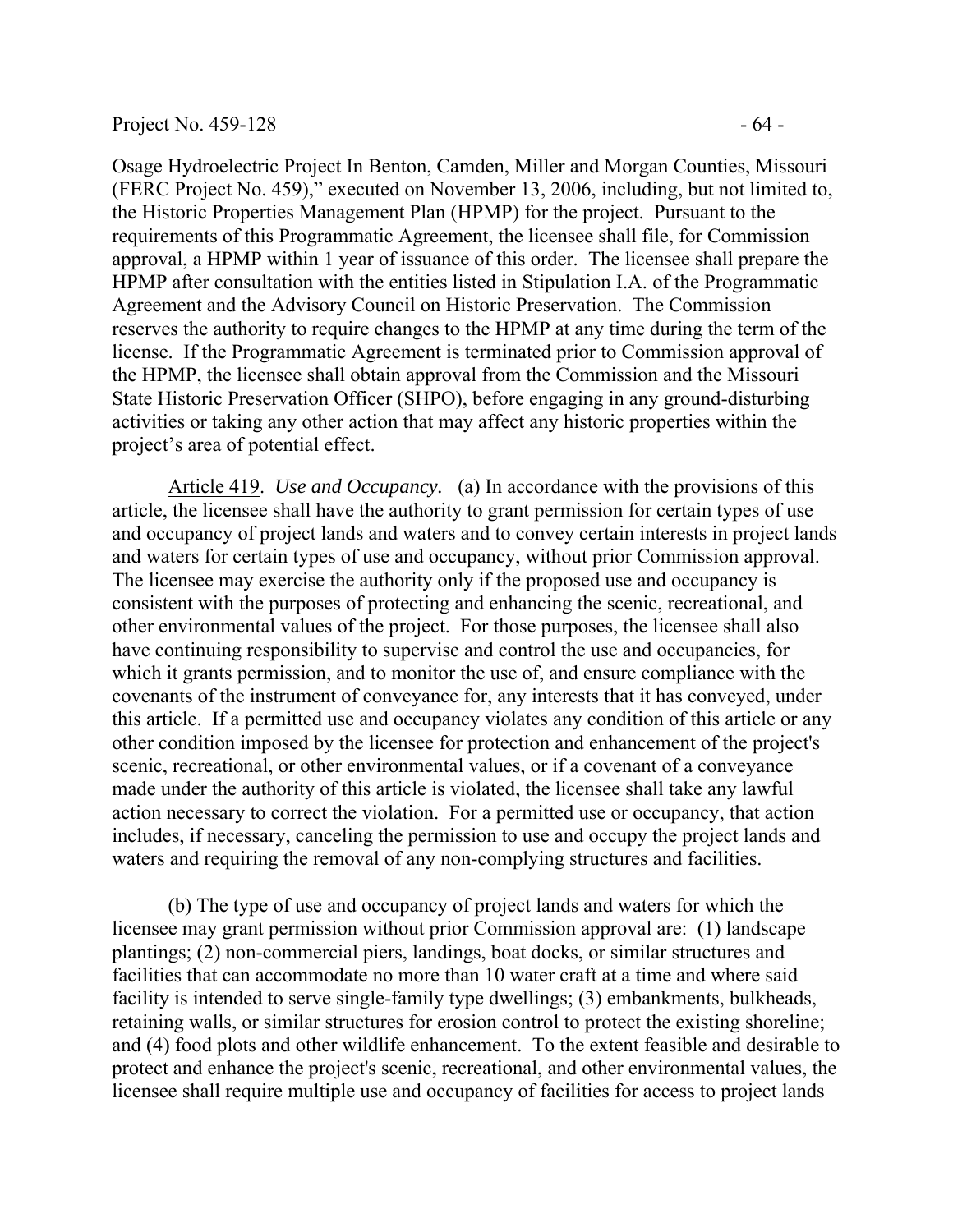Osage Hydroelectric Project In Benton, Camden, Miller and Morgan Counties, Missouri (FERC Project No. 459)," executed on November 13, 2006, including, but not limited to, the Historic Properties Management Plan (HPMP) for the project. Pursuant to the requirements of this Programmatic Agreement, the licensee shall file, for Commission approval, a HPMP within 1 year of issuance of this order. The licensee shall prepare the HPMP after consultation with the entities listed in Stipulation I.A. of the Programmatic Agreement and the Advisory Council on Historic Preservation. The Commission reserves the authority to require changes to the HPMP at any time during the term of the license. If the Programmatic Agreement is terminated prior to Commission approval of the HPMP, the licensee shall obtain approval from the Commission and the Missouri State Historic Preservation Officer (SHPO), before engaging in any ground-disturbing activities or taking any other action that may affect any historic properties within the project's area of potential effect.

Article 419. *Use and Occupancy.* (a) In accordance with the provisions of this article, the licensee shall have the authority to grant permission for certain types of use and occupancy of project lands and waters and to convey certain interests in project lands and waters for certain types of use and occupancy, without prior Commission approval. The licensee may exercise the authority only if the proposed use and occupancy is consistent with the purposes of protecting and enhancing the scenic, recreational, and other environmental values of the project. For those purposes, the licensee shall also have continuing responsibility to supervise and control the use and occupancies, for which it grants permission, and to monitor the use of, and ensure compliance with the covenants of the instrument of conveyance for, any interests that it has conveyed, under this article. If a permitted use and occupancy violates any condition of this article or any other condition imposed by the licensee for protection and enhancement of the project's scenic, recreational, or other environmental values, or if a covenant of a conveyance made under the authority of this article is violated, the licensee shall take any lawful action necessary to correct the violation. For a permitted use or occupancy, that action includes, if necessary, canceling the permission to use and occupy the project lands and waters and requiring the removal of any non-complying structures and facilities.

(b) The type of use and occupancy of project lands and waters for which the licensee may grant permission without prior Commission approval are: (1) landscape plantings; (2) non-commercial piers, landings, boat docks, or similar structures and facilities that can accommodate no more than 10 water craft at a time and where said facility is intended to serve single-family type dwellings; (3) embankments, bulkheads, retaining walls, or similar structures for erosion control to protect the existing shoreline; and (4) food plots and other wildlife enhancement. To the extent feasible and desirable to protect and enhance the project's scenic, recreational, and other environmental values, the licensee shall require multiple use and occupancy of facilities for access to project lands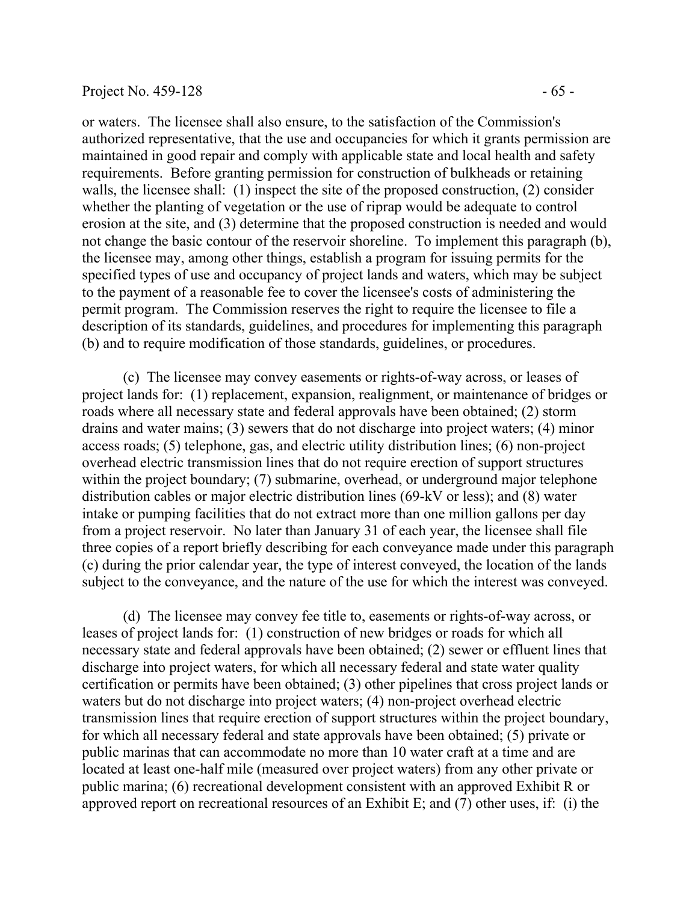or waters. The licensee shall also ensure, to the satisfaction of the Commission's authorized representative, that the use and occupancies for which it grants permission are maintained in good repair and comply with applicable state and local health and safety requirements. Before granting permission for construction of bulkheads or retaining walls, the licensee shall: (1) inspect the site of the proposed construction, (2) consider whether the planting of vegetation or the use of riprap would be adequate to control erosion at the site, and (3) determine that the proposed construction is needed and would not change the basic contour of the reservoir shoreline. To implement this paragraph (b), the licensee may, among other things, establish a program for issuing permits for the specified types of use and occupancy of project lands and waters, which may be subject to the payment of a reasonable fee to cover the licensee's costs of administering the permit program. The Commission reserves the right to require the licensee to file a description of its standards, guidelines, and procedures for implementing this paragraph (b) and to require modification of those standards, guidelines, or procedures.

(c) The licensee may convey easements or rights-of-way across, or leases of project lands for: (1) replacement, expansion, realignment, or maintenance of bridges or roads where all necessary state and federal approvals have been obtained; (2) storm drains and water mains; (3) sewers that do not discharge into project waters; (4) minor access roads; (5) telephone, gas, and electric utility distribution lines; (6) non-project overhead electric transmission lines that do not require erection of support structures within the project boundary; (7) submarine, overhead, or underground major telephone distribution cables or major electric distribution lines (69-kV or less); and (8) water intake or pumping facilities that do not extract more than one million gallons per day from a project reservoir. No later than January 31 of each year, the licensee shall file three copies of a report briefly describing for each conveyance made under this paragraph (c) during the prior calendar year, the type of interest conveyed, the location of the lands subject to the conveyance, and the nature of the use for which the interest was conveyed.

(d) The licensee may convey fee title to, easements or rights-of-way across, or leases of project lands for: (1) construction of new bridges or roads for which all necessary state and federal approvals have been obtained; (2) sewer or effluent lines that discharge into project waters, for which all necessary federal and state water quality certification or permits have been obtained; (3) other pipelines that cross project lands or waters but do not discharge into project waters; (4) non-project overhead electric transmission lines that require erection of support structures within the project boundary, for which all necessary federal and state approvals have been obtained; (5) private or public marinas that can accommodate no more than 10 water craft at a time and are located at least one-half mile (measured over project waters) from any other private or public marina; (6) recreational development consistent with an approved Exhibit R or approved report on recreational resources of an Exhibit E; and (7) other uses, if: (i) the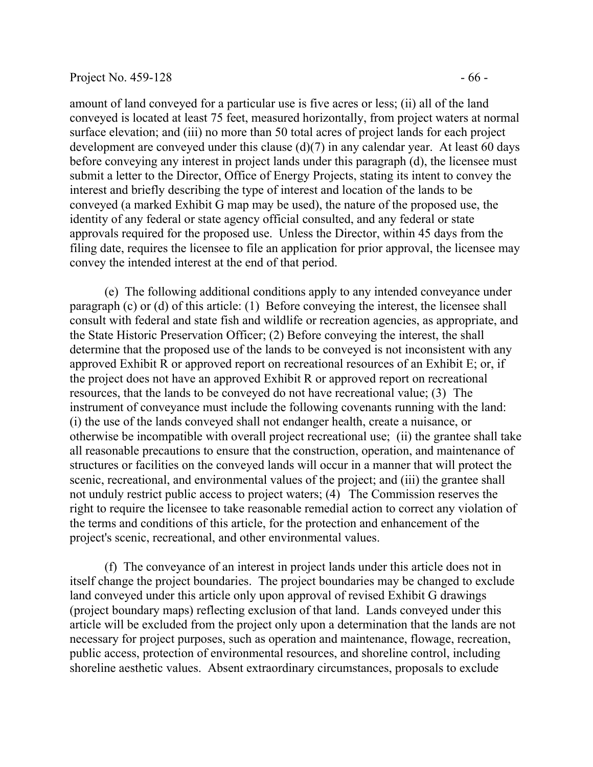amount of land conveyed for a particular use is five acres or less; (ii) all of the land conveyed is located at least 75 feet, measured horizontally, from project waters at normal surface elevation; and (iii) no more than 50 total acres of project lands for each project development are conveyed under this clause (d)(7) in any calendar year. At least 60 days before conveying any interest in project lands under this paragraph (d), the licensee must submit a letter to the Director, Office of Energy Projects, stating its intent to convey the interest and briefly describing the type of interest and location of the lands to be conveyed (a marked Exhibit G map may be used), the nature of the proposed use, the identity of any federal or state agency official consulted, and any federal or state approvals required for the proposed use. Unless the Director, within 45 days from the filing date, requires the licensee to file an application for prior approval, the licensee may convey the intended interest at the end of that period.

(e) The following additional conditions apply to any intended conveyance under paragraph (c) or (d) of this article: (1) Before conveying the interest, the licensee shall consult with federal and state fish and wildlife or recreation agencies, as appropriate, and the State Historic Preservation Officer; (2) Before conveying the interest, the shall determine that the proposed use of the lands to be conveyed is not inconsistent with any approved Exhibit R or approved report on recreational resources of an Exhibit E; or, if the project does not have an approved Exhibit R or approved report on recreational resources, that the lands to be conveyed do not have recreational value; (3) The instrument of conveyance must include the following covenants running with the land: (i) the use of the lands conveyed shall not endanger health, create a nuisance, or otherwise be incompatible with overall project recreational use; (ii) the grantee shall take all reasonable precautions to ensure that the construction, operation, and maintenance of structures or facilities on the conveyed lands will occur in a manner that will protect the scenic, recreational, and environmental values of the project; and (iii) the grantee shall not unduly restrict public access to project waters; (4) The Commission reserves the right to require the licensee to take reasonable remedial action to correct any violation of the terms and conditions of this article, for the protection and enhancement of the project's scenic, recreational, and other environmental values.

(f) The conveyance of an interest in project lands under this article does not in itself change the project boundaries. The project boundaries may be changed to exclude land conveyed under this article only upon approval of revised Exhibit G drawings (project boundary maps) reflecting exclusion of that land. Lands conveyed under this article will be excluded from the project only upon a determination that the lands are not necessary for project purposes, such as operation and maintenance, flowage, recreation, public access, protection of environmental resources, and shoreline control, including shoreline aesthetic values. Absent extraordinary circumstances, proposals to exclude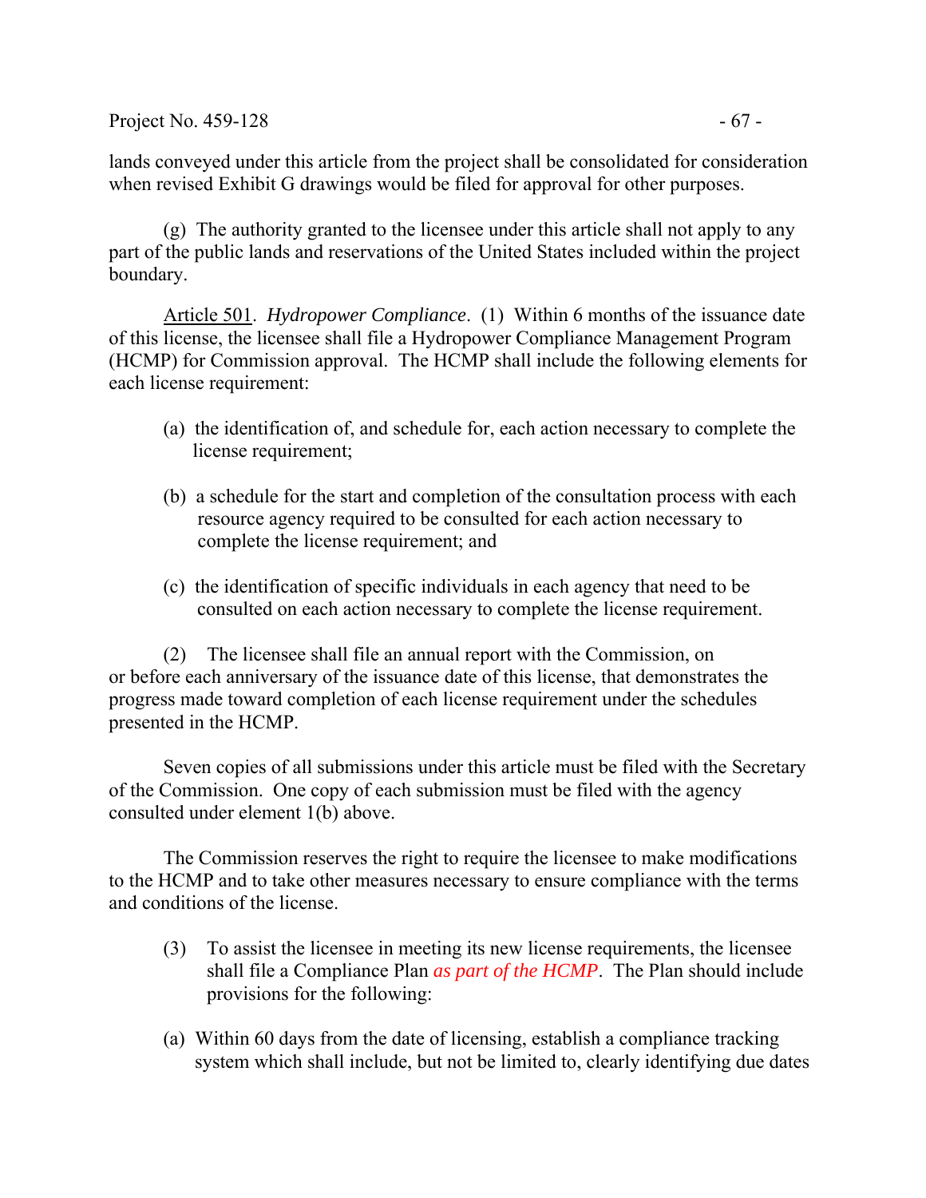lands conveyed under this article from the project shall be consolidated for consideration when revised Exhibit G drawings would be filed for approval for other purposes.

(g) The authority granted to the licensee under this article shall not apply to any part of the public lands and reservations of the United States included within the project boundary.

Article 501. *Hydropower Compliance*. (1) Within 6 months of the issuance date of this license, the licensee shall file a Hydropower Compliance Management Program (HCMP) for Commission approval. The HCMP shall include the following elements for each license requirement:

(a) the identification of, and schedule for, each action necessary to complete the license requirement;

(b) a schedule for the start and completion of the consultation process with each resource agency required to be consulted for each action necessary to complete the license requirement; and

(c) the identification of specific individuals in each agency that need to be consulted on each action necessary to complete the license requirement.

(2) The licensee shall file an annual report with the Commission, on or before each anniversary of the issuance date of this license, that demonstrates the progress made toward completion of each license requirement under the schedules presented in the HCMP.

Seven copies of all submissions under this article must be filed with the Secretary of the Commission. One copy of each submission must be filed with the agency consulted under element 1(b) above.

The Commission reserves the right to require the licensee to make modifications to the HCMP and to take other measures necessary to ensure compliance with the terms and conditions of the license.

(3) To assist the licensee in meeting its new license requirements, the licensee shall file a Compliance Plan *as part of the HCMP*. The Plan should include provisions for the following:

(a) Within 60 days from the date of licensing, establish a compliance tracking system which shall include, but not be limited to, clearly identifying due dates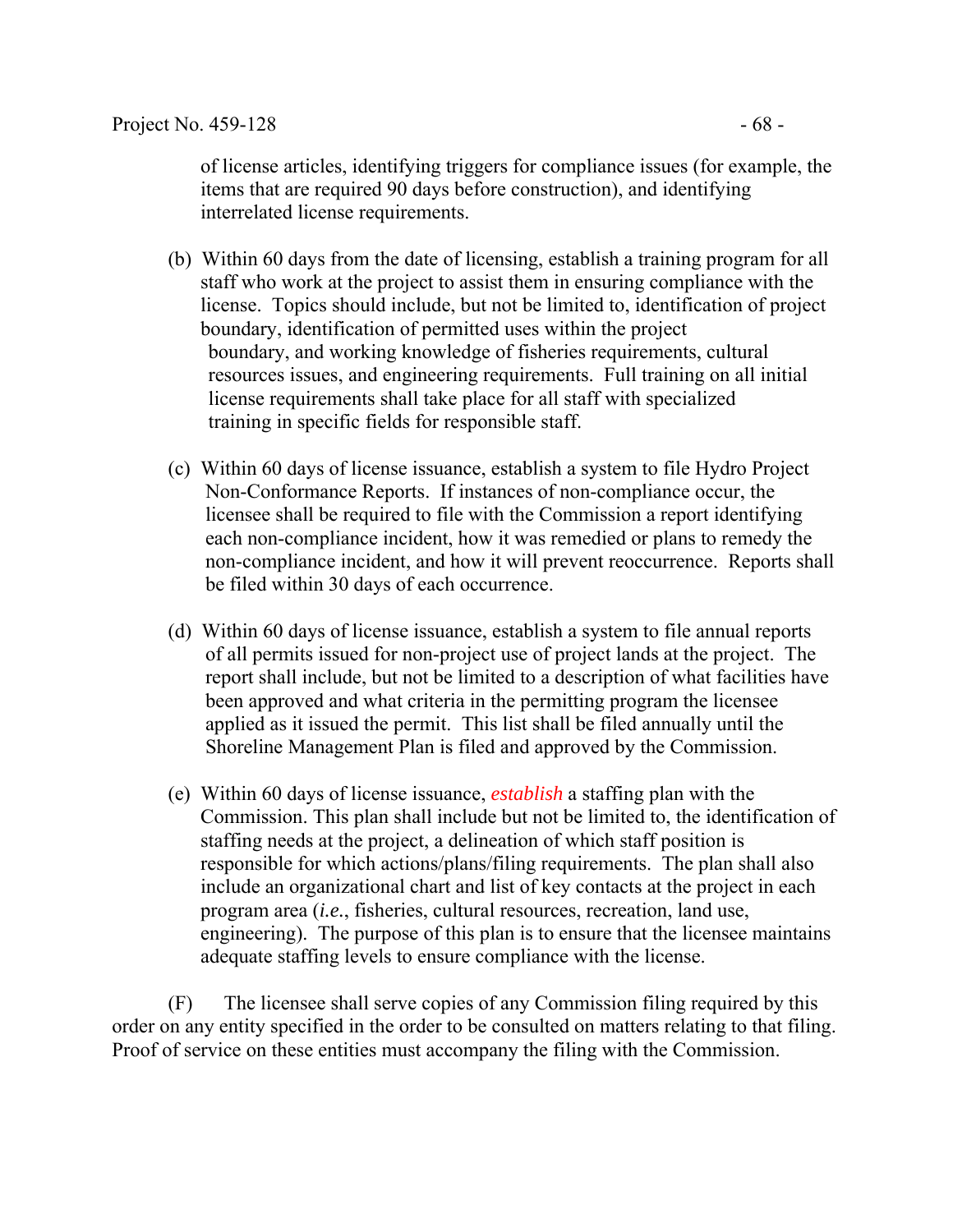of license articles, identifying triggers for compliance issues (for example, the items that are required 90 days before construction), and identifying interrelated license requirements.

(b) Within 60 days from the date of licensing, establish a training program for all staff who work at the project to assist them in ensuring compliance with the license. Topics should include, but not be limited to, identification of project boundary, identification of permitted uses within the project boundary, and working knowledge of fisheries requirements, cultural resources issues, and engineering requirements. Full training on all initial license requirements shall take place for all staff with specialized training in specific fields for responsible staff.

(c) Within 60 days of license issuance, establish a system to file Hydro Project Non-Conformance Reports. If instances of non-compliance occur, the licensee shall be required to file with the Commission a report identifying each non-compliance incident, how it was remedied or plans to remedy the non-compliance incident, and how it will prevent reoccurrence. Reports shall be filed within 30 days of each occurrence.

(d) Within 60 days of license issuance, establish a system to file annual reports of all permits issued for non-project use of project lands at the project. The report shall include, but not be limited to a description of what facilities have been approved and what criteria in the permitting program the licensee applied as it issued the permit. This list shall be filed annually until the Shoreline Management Plan is filed and approved by the Commission.

(e) Within 60 days of license issuance, *establish* a staffing plan with the Commission. This plan shall include but not be limited to, the identification of staffing needs at the project, a delineation of which staff position is responsible for which actions/plans/filing requirements. The plan shall also include an organizational chart and list of key contacts at the project in each program area (*i.e.*, fisheries, cultural resources, recreation, land use, engineering). The purpose of this plan is to ensure that the licensee maintains adequate staffing levels to ensure compliance with the license.

(F) The licensee shall serve copies of any Commission filing required by this order on any entity specified in the order to be consulted on matters relating to that filing. Proof of service on these entities must accompany the filing with the Commission.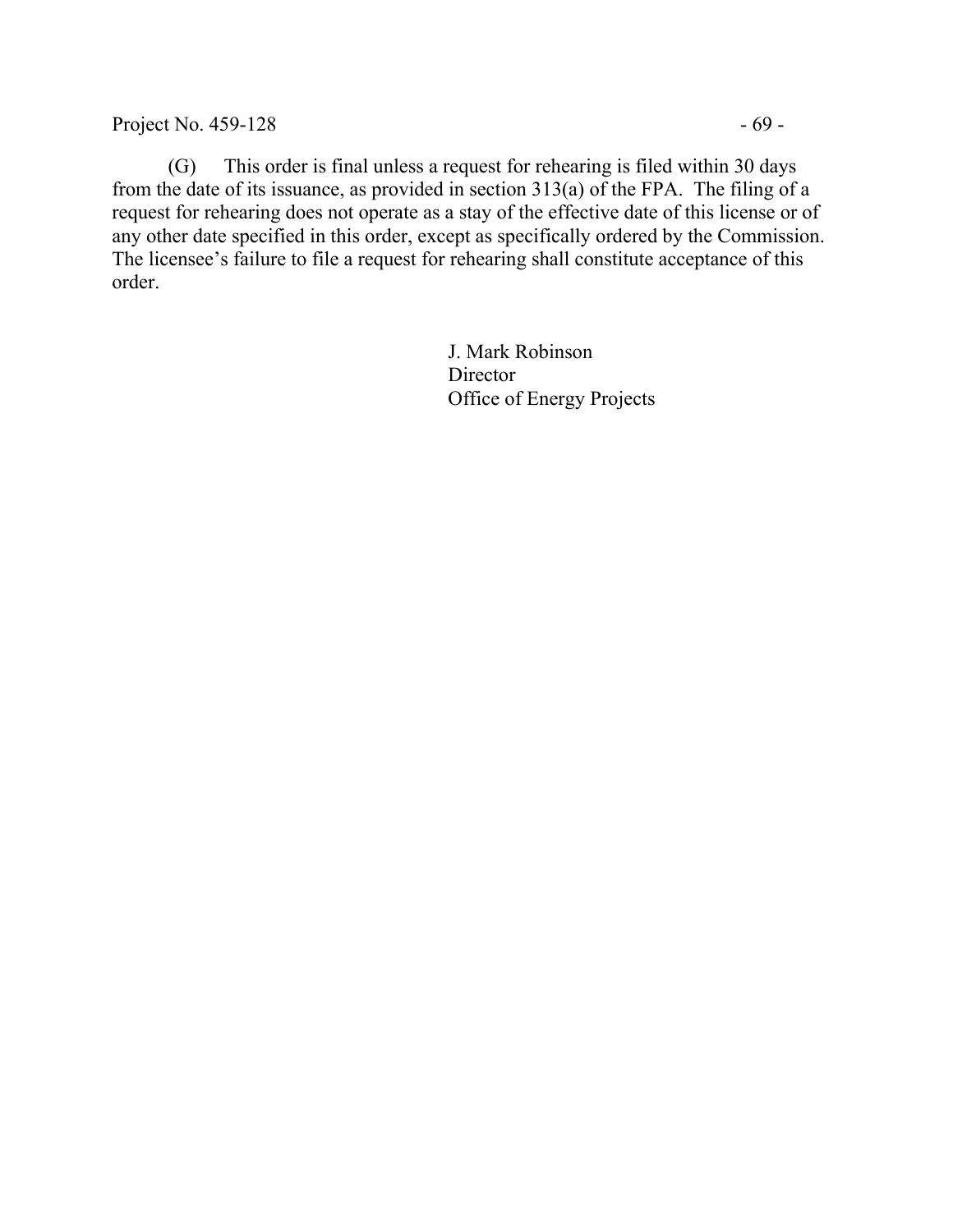(G) This order is final unless a request for rehearing is filed within 30 days from the date of its issuance, as provided in section 313(a) of the FPA. The filing of a request for rehearing does not operate as a stay of the effective date of this license or of any other date specified in this order, except as specifically ordered by the Commission. The licensee's failure to file a request for rehearing shall constitute acceptance of this order.

J. Mark Robinson
Director
Office of Energy Projects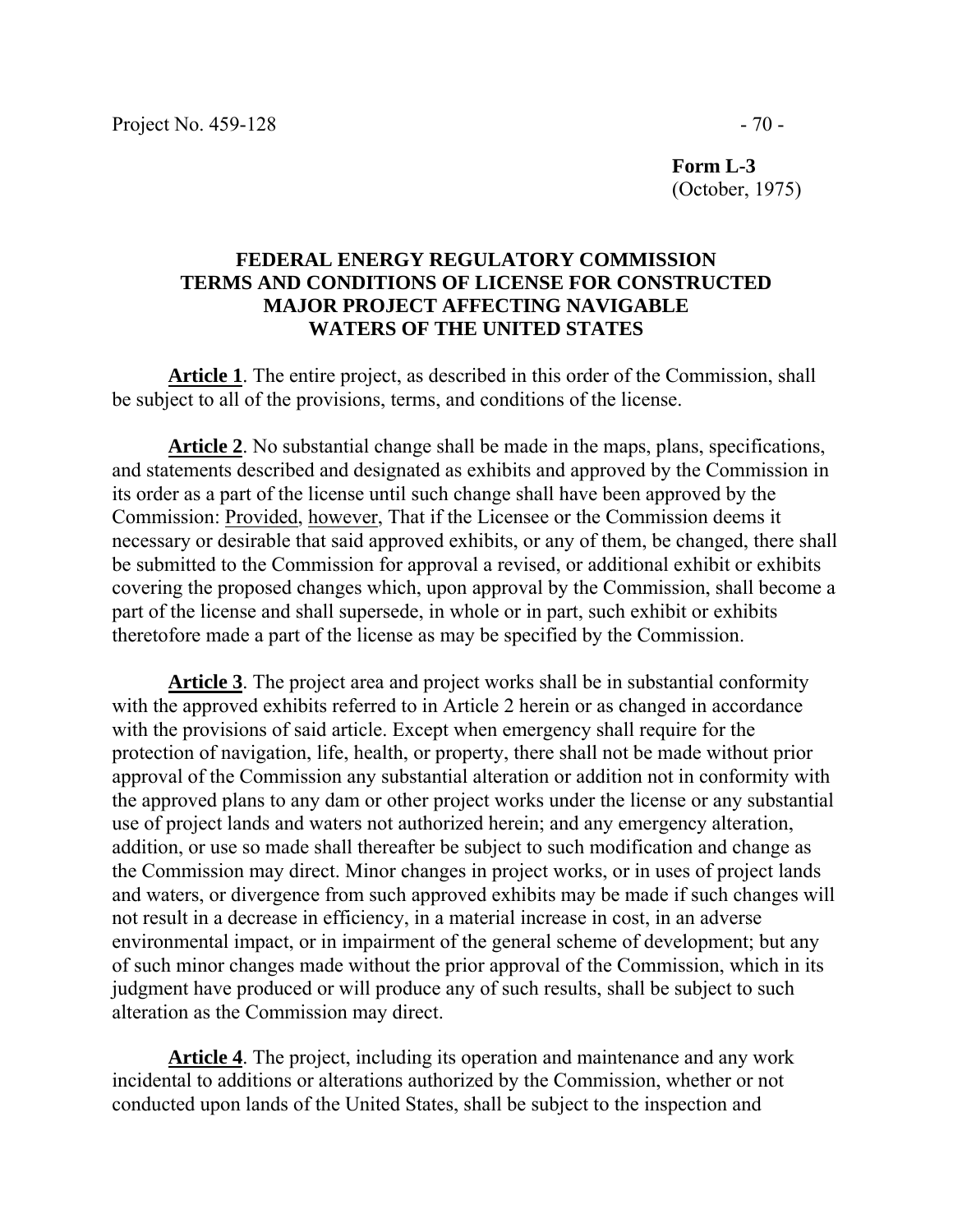**Form L-3**
(October, 1975)

**FEDERAL ENERGY REGULATORY COMMISSION
TERMS AND CONDITIONS OF LICENSE FOR CONSTRUCTED
MAJOR PROJECT AFFECTING NAVIGABLE
WATERS OF THE UNITED STATES**

**Article 1**. The entire project, as described in this order of the Commission, shall be subject to all of the provisions, terms, and conditions of the license.

**Article 2**. No substantial change shall be made in the maps, plans, specifications, and statements described and designated as exhibits and approved by the Commission in its order as a part of the license until such change shall have been approved by the Commission: Provided, however, That if the Licensee or the Commission deems it necessary or desirable that said approved exhibits, or any of them, be changed, there shall be submitted to the Commission for approval a revised, or additional exhibit or exhibits covering the proposed changes which, upon approval by the Commission, shall become a part of the license and shall supersede, in whole or in part, such exhibit or exhibits theretofore made a part of the license as may be specified by the Commission.

**Article 3**. The project area and project works shall be in substantial conformity with the approved exhibits referred to in Article 2 herein or as changed in accordance with the provisions of said article. Except when emergency shall require for the protection of navigation, life, health, or property, there shall not be made without prior approval of the Commission any substantial alteration or addition not in conformity with the approved plans to any dam or other project works under the license or any substantial use of project lands and waters not authorized herein; and any emergency alteration, addition, or use so made shall thereafter be subject to such modification and change as the Commission may direct. Minor changes in project works, or in uses of project lands and waters, or divergence from such approved exhibits may be made if such changes will not result in a decrease in efficiency, in a material increase in cost, in an adverse environmental impact, or in impairment of the general scheme of development; but any of such minor changes made without the prior approval of the Commission, which in its judgment have produced or will produce any of such results, shall be subject to such alteration as the Commission may direct.

**Article 4**. The project, including its operation and maintenance and any work incidental to additions or alterations authorized by the Commission, whether or not conducted upon lands of the United States, shall be subject to the inspection and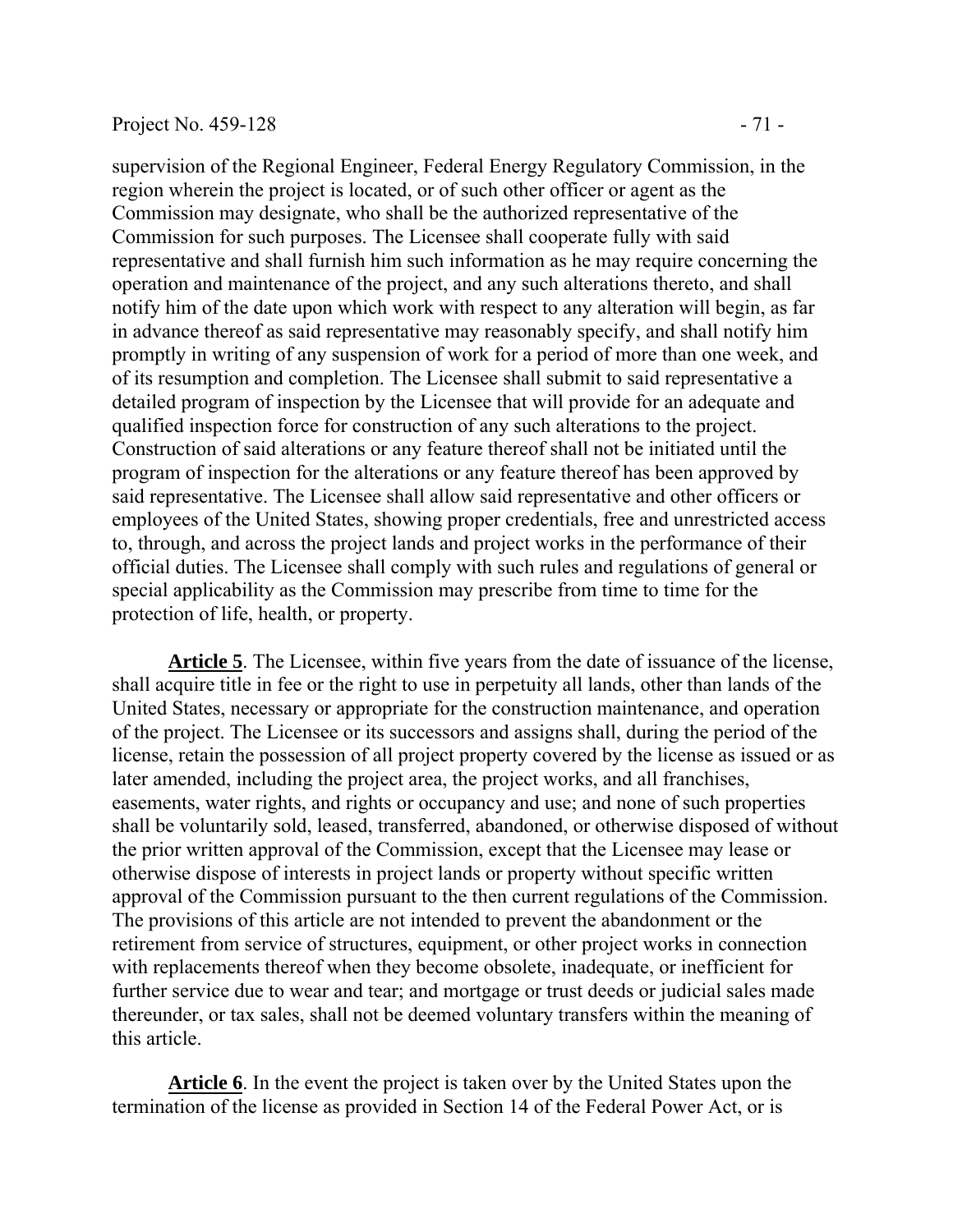supervision of the Regional Engineer, Federal Energy Regulatory Commission, in the region wherein the project is located, or of such other officer or agent as the Commission may designate, who shall be the authorized representative of the Commission for such purposes. The Licensee shall cooperate fully with said representative and shall furnish him such information as he may require concerning the operation and maintenance of the project, and any such alterations thereto, and shall notify him of the date upon which work with respect to any alteration will begin, as far in advance thereof as said representative may reasonably specify, and shall notify him promptly in writing of any suspension of work for a period of more than one week, and of its resumption and completion. The Licensee shall submit to said representative a detailed program of inspection by the Licensee that will provide for an adequate and qualified inspection force for construction of any such alterations to the project. Construction of said alterations or any feature thereof shall not be initiated until the program of inspection for the alterations or any feature thereof has been approved by said representative. The Licensee shall allow said representative and other officers or employees of the United States, showing proper credentials, free and unrestricted access to, through, and across the project lands and project works in the performance of their official duties. The Licensee shall comply with such rules and regulations of general or special applicability as the Commission may prescribe from time to time for the protection of life, health, or property.

**Article 5**. The Licensee, within five years from the date of issuance of the license, shall acquire title in fee or the right to use in perpetuity all lands, other than lands of the United States, necessary or appropriate for the construction maintenance, and operation of the project. The Licensee or its successors and assigns shall, during the period of the license, retain the possession of all project property covered by the license as issued or as later amended, including the project area, the project works, and all franchises, easements, water rights, and rights or occupancy and use; and none of such properties shall be voluntarily sold, leased, transferred, abandoned, or otherwise disposed of without the prior written approval of the Commission, except that the Licensee may lease or otherwise dispose of interests in project lands or property without specific written approval of the Commission pursuant to the then current regulations of the Commission. The provisions of this article are not intended to prevent the abandonment or the retirement from service of structures, equipment, or other project works in connection with replacements thereof when they become obsolete, inadequate, or inefficient for further service due to wear and tear; and mortgage or trust deeds or judicial sales made thereunder, or tax sales, shall not be deemed voluntary transfers within the meaning of this article.

**Article 6**. In the event the project is taken over by the United States upon the termination of the license as provided in Section 14 of the Federal Power Act, or is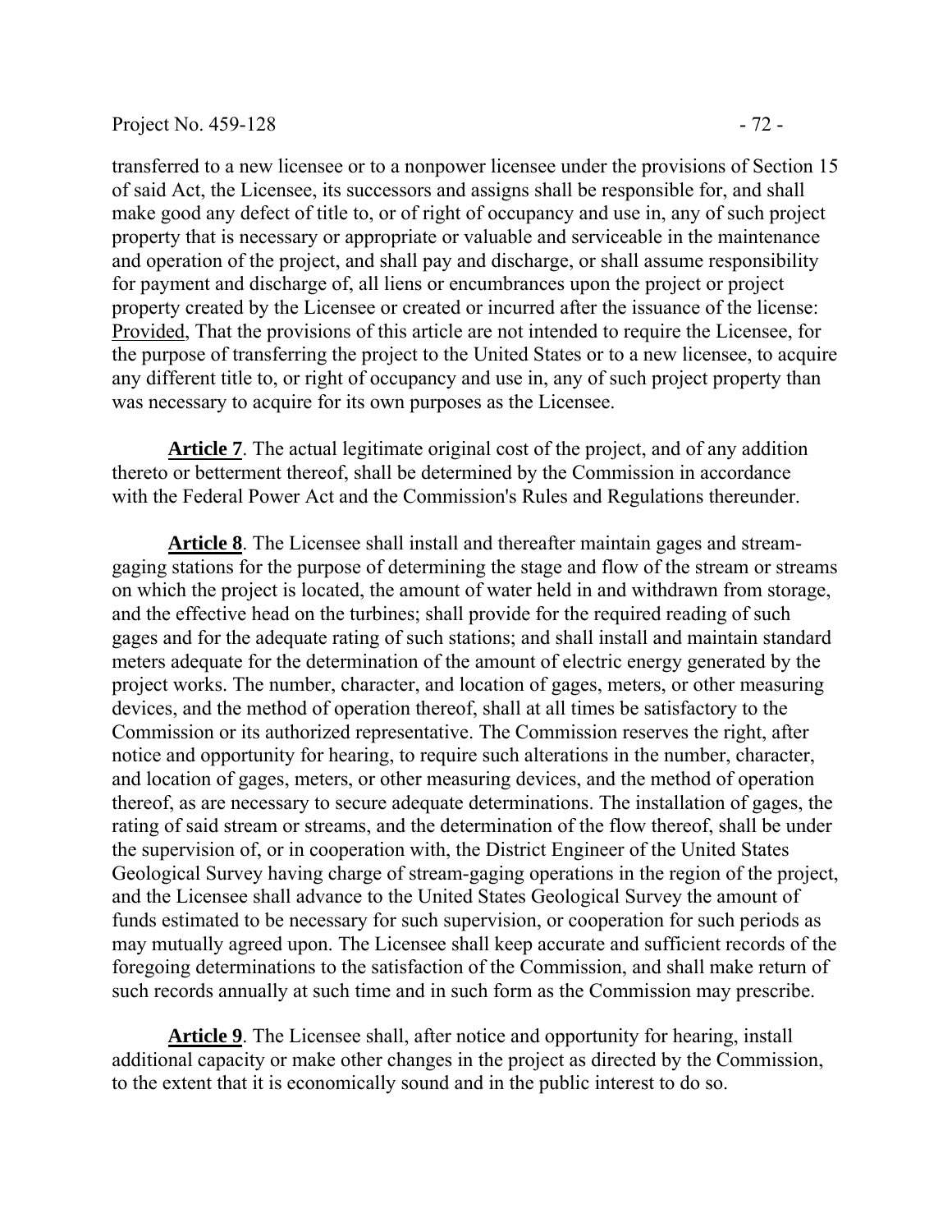transferred to a new licensee or to a nonpower licensee under the provisions of Section 15 of said Act, the Licensee, its successors and assigns shall be responsible for, and shall make good any defect of title to, or of right of occupancy and use in, any of such project property that is necessary or appropriate or valuable and serviceable in the maintenance and operation of the project, and shall pay and discharge, or shall assume responsibility for payment and discharge of, all liens or encumbrances upon the project or project property created by the Licensee or created or incurred after the issuance of the license: Provided, That the provisions of this article are not intended to require the Licensee, for the purpose of transferring the project to the United States or to a new licensee, to acquire any different title to, or right of occupancy and use in, any of such project property than was necessary to acquire for its own purposes as the Licensee.

**Article 7**. The actual legitimate original cost of the project, and of any addition thereto or betterment thereof, shall be determined by the Commission in accordance with the Federal Power Act and the Commission's Rules and Regulations thereunder.

**Article 8**. The Licensee shall install and thereafter maintain gages and stream-gaging stations for the purpose of determining the stage and flow of the stream or streams on which the project is located, the amount of water held in and withdrawn from storage, and the effective head on the turbines; shall provide for the required reading of such gages and for the adequate rating of such stations; and shall install and maintain standard meters adequate for the determination of the amount of electric energy generated by the project works. The number, character, and location of gages, meters, or other measuring devices, and the method of operation thereof, shall at all times be satisfactory to the Commission or its authorized representative. The Commission reserves the right, after notice and opportunity for hearing, to require such alterations in the number, character, and location of gages, meters, or other measuring devices, and the method of operation thereof, as are necessary to secure adequate determinations. The installation of gages, the rating of said stream or streams, and the determination of the flow thereof, shall be under the supervision of, or in cooperation with, the District Engineer of the United States Geological Survey having charge of stream-gaging operations in the region of the project, and the Licensee shall advance to the United States Geological Survey the amount of funds estimated to be necessary for such supervision, or cooperation for such periods as may mutually agreed upon. The Licensee shall keep accurate and sufficient records of the foregoing determinations to the satisfaction of the Commission, and shall make return of such records annually at such time and in such form as the Commission may prescribe.

**Article 9**. The Licensee shall, after notice and opportunity for hearing, install additional capacity or make other changes in the project as directed by the Commission, to the extent that it is economically sound and in the public interest to do so.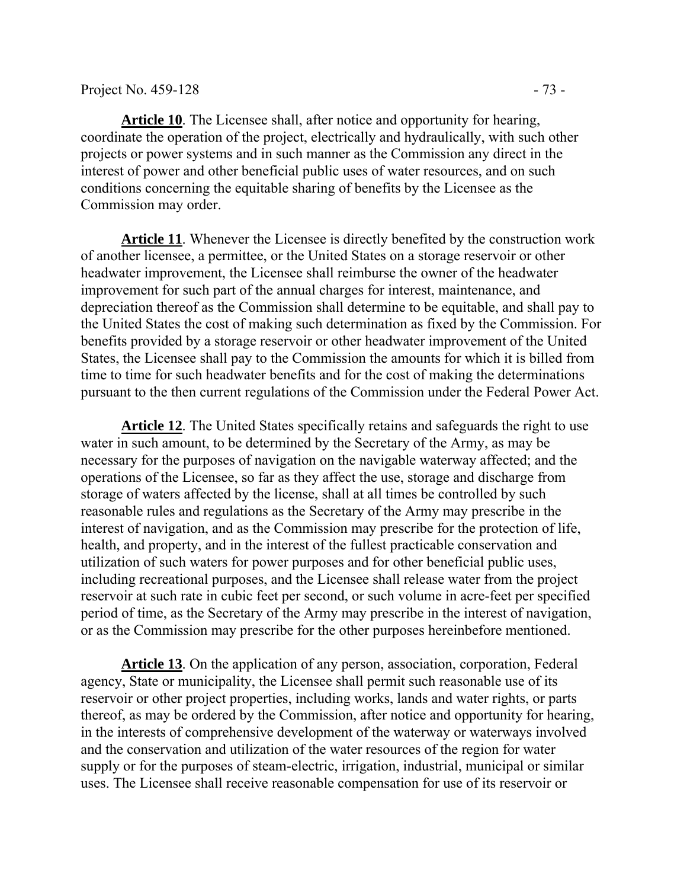**Article 10**. The Licensee shall, after notice and opportunity for hearing, coordinate the operation of the project, electrically and hydraulically, with such other projects or power systems and in such manner as the Commission any direct in the interest of power and other beneficial public uses of water resources, and on such conditions concerning the equitable sharing of benefits by the Licensee as the Commission may order.

**Article 11**. Whenever the Licensee is directly benefited by the construction work of another licensee, a permittee, or the United States on a storage reservoir or other headwater improvement, the Licensee shall reimburse the owner of the headwater improvement for such part of the annual charges for interest, maintenance, and depreciation thereof as the Commission shall determine to be equitable, and shall pay to the United States the cost of making such determination as fixed by the Commission. For benefits provided by a storage reservoir or other headwater improvement of the United States, the Licensee shall pay to the Commission the amounts for which it is billed from time to time for such headwater benefits and for the cost of making the determinations pursuant to the then current regulations of the Commission under the Federal Power Act.

**Article 12**. The United States specifically retains and safeguards the right to use water in such amount, to be determined by the Secretary of the Army, as may be necessary for the purposes of navigation on the navigable waterway affected; and the operations of the Licensee, so far as they affect the use, storage and discharge from storage of waters affected by the license, shall at all times be controlled by such reasonable rules and regulations as the Secretary of the Army may prescribe in the interest of navigation, and as the Commission may prescribe for the protection of life, health, and property, and in the interest of the fullest practicable conservation and utilization of such waters for power purposes and for other beneficial public uses, including recreational purposes, and the Licensee shall release water from the project reservoir at such rate in cubic feet per second, or such volume in acre-feet per specified period of time, as the Secretary of the Army may prescribe in the interest of navigation, or as the Commission may prescribe for the other purposes hereinbefore mentioned.

**Article 13**. On the application of any person, association, corporation, Federal agency, State or municipality, the Licensee shall permit such reasonable use of its reservoir or other project properties, including works, lands and water rights, or parts thereof, as may be ordered by the Commission, after notice and opportunity for hearing, in the interests of comprehensive development of the waterway or waterways involved and the conservation and utilization of the water resources of the region for water supply or for the purposes of steam-electric, irrigation, industrial, municipal or similar uses. The Licensee shall receive reasonable compensation for use of its reservoir or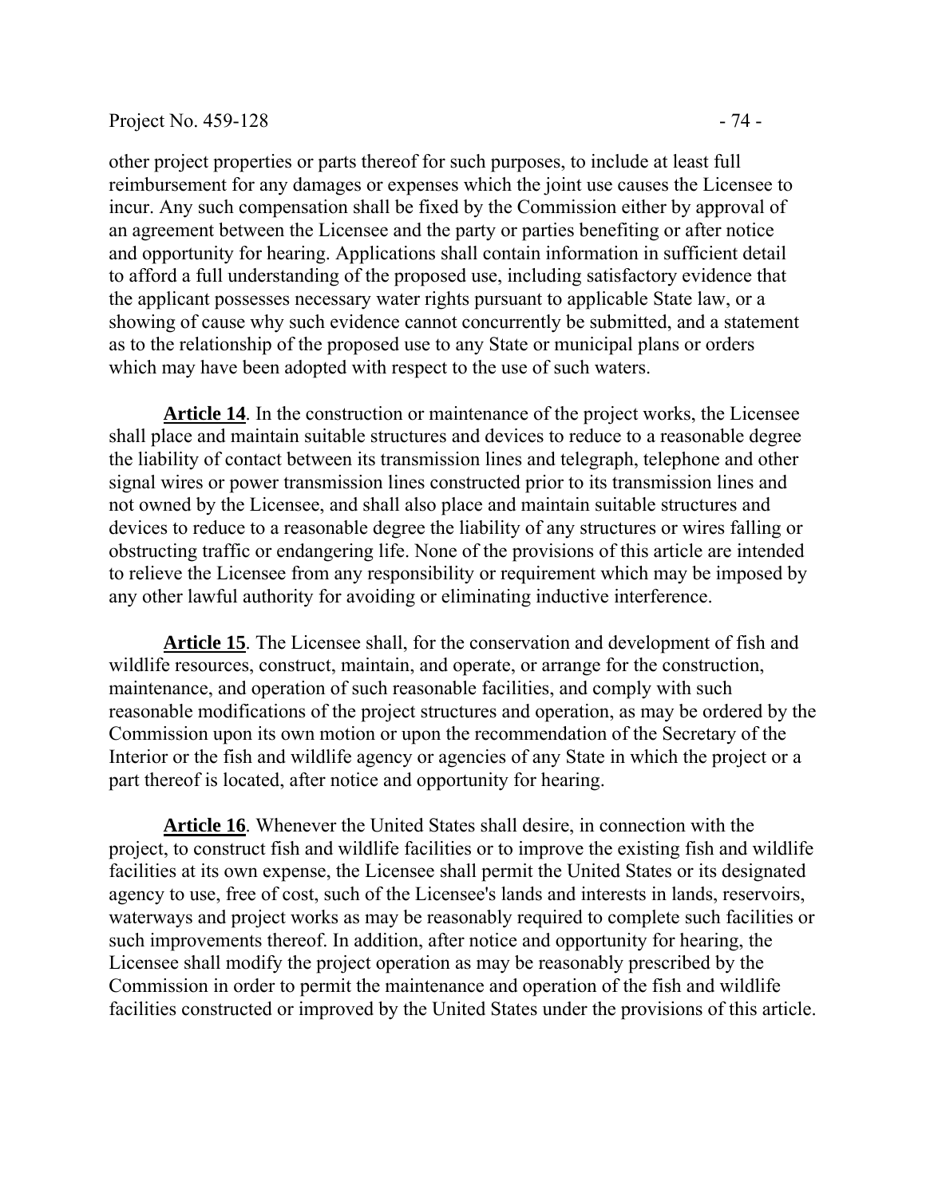other project properties or parts thereof for such purposes, to include at least full reimbursement for any damages or expenses which the joint use causes the Licensee to incur. Any such compensation shall be fixed by the Commission either by approval of an agreement between the Licensee and the party or parties benefiting or after notice and opportunity for hearing. Applications shall contain information in sufficient detail to afford a full understanding of the proposed use, including satisfactory evidence that the applicant possesses necessary water rights pursuant to applicable State law, or a showing of cause why such evidence cannot concurrently be submitted, and a statement as to the relationship of the proposed use to any State or municipal plans or orders which may have been adopted with respect to the use of such waters.

**Article 14**. In the construction or maintenance of the project works, the Licensee shall place and maintain suitable structures and devices to reduce to a reasonable degree the liability of contact between its transmission lines and telegraph, telephone and other signal wires or power transmission lines constructed prior to its transmission lines and not owned by the Licensee, and shall also place and maintain suitable structures and devices to reduce to a reasonable degree the liability of any structures or wires falling or obstructing traffic or endangering life. None of the provisions of this article are intended to relieve the Licensee from any responsibility or requirement which may be imposed by any other lawful authority for avoiding or eliminating inductive interference.

**Article 15**. The Licensee shall, for the conservation and development of fish and wildlife resources, construct, maintain, and operate, or arrange for the construction, maintenance, and operation of such reasonable facilities, and comply with such reasonable modifications of the project structures and operation, as may be ordered by the Commission upon its own motion or upon the recommendation of the Secretary of the Interior or the fish and wildlife agency or agencies of any State in which the project or a part thereof is located, after notice and opportunity for hearing.

**Article 16**. Whenever the United States shall desire, in connection with the project, to construct fish and wildlife facilities or to improve the existing fish and wildlife facilities at its own expense, the Licensee shall permit the United States or its designated agency to use, free of cost, such of the Licensee's lands and interests in lands, reservoirs, waterways and project works as may be reasonably required to complete such facilities or such improvements thereof. In addition, after notice and opportunity for hearing, the Licensee shall modify the project operation as may be reasonably prescribed by the Commission in order to permit the maintenance and operation of the fish and wildlife facilities constructed or improved by the United States under the provisions of this article.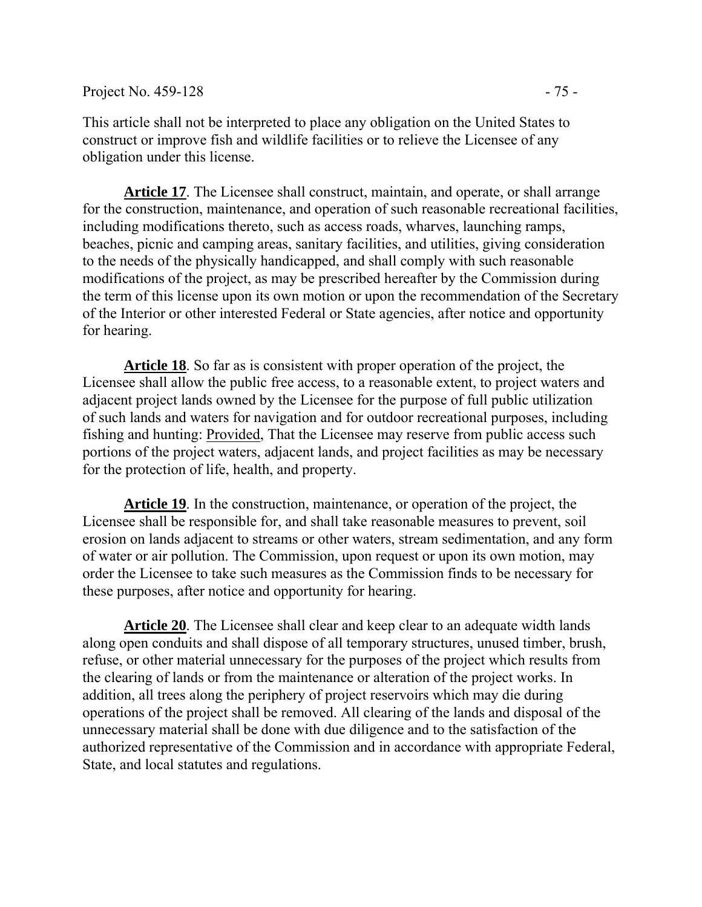This article shall not be interpreted to place any obligation on the United States to construct or improve fish and wildlife facilities or to relieve the Licensee of any obligation under this license.

**Article 17**. The Licensee shall construct, maintain, and operate, or shall arrange for the construction, maintenance, and operation of such reasonable recreational facilities, including modifications thereto, such as access roads, wharves, launching ramps, beaches, picnic and camping areas, sanitary facilities, and utilities, giving consideration to the needs of the physically handicapped, and shall comply with such reasonable modifications of the project, as may be prescribed hereafter by the Commission during the term of this license upon its own motion or upon the recommendation of the Secretary of the Interior or other interested Federal or State agencies, after notice and opportunity for hearing.

**Article 18**. So far as is consistent with proper operation of the project, the Licensee shall allow the public free access, to a reasonable extent, to project waters and adjacent project lands owned by the Licensee for the purpose of full public utilization of such lands and waters for navigation and for outdoor recreational purposes, including fishing and hunting: Provided, That the Licensee may reserve from public access such portions of the project waters, adjacent lands, and project facilities as may be necessary for the protection of life, health, and property.

**Article 19**. In the construction, maintenance, or operation of the project, the Licensee shall be responsible for, and shall take reasonable measures to prevent, soil erosion on lands adjacent to streams or other waters, stream sedimentation, and any form of water or air pollution. The Commission, upon request or upon its own motion, may order the Licensee to take such measures as the Commission finds to be necessary for these purposes, after notice and opportunity for hearing.

**Article 20**. The Licensee shall clear and keep clear to an adequate width lands along open conduits and shall dispose of all temporary structures, unused timber, brush, refuse, or other material unnecessary for the purposes of the project which results from the clearing of lands or from the maintenance or alteration of the project works. In addition, all trees along the periphery of project reservoirs which may die during operations of the project shall be removed. All clearing of the lands and disposal of the unnecessary material shall be done with due diligence and to the satisfaction of the authorized representative of the Commission and in accordance with appropriate Federal, State, and local statutes and regulations.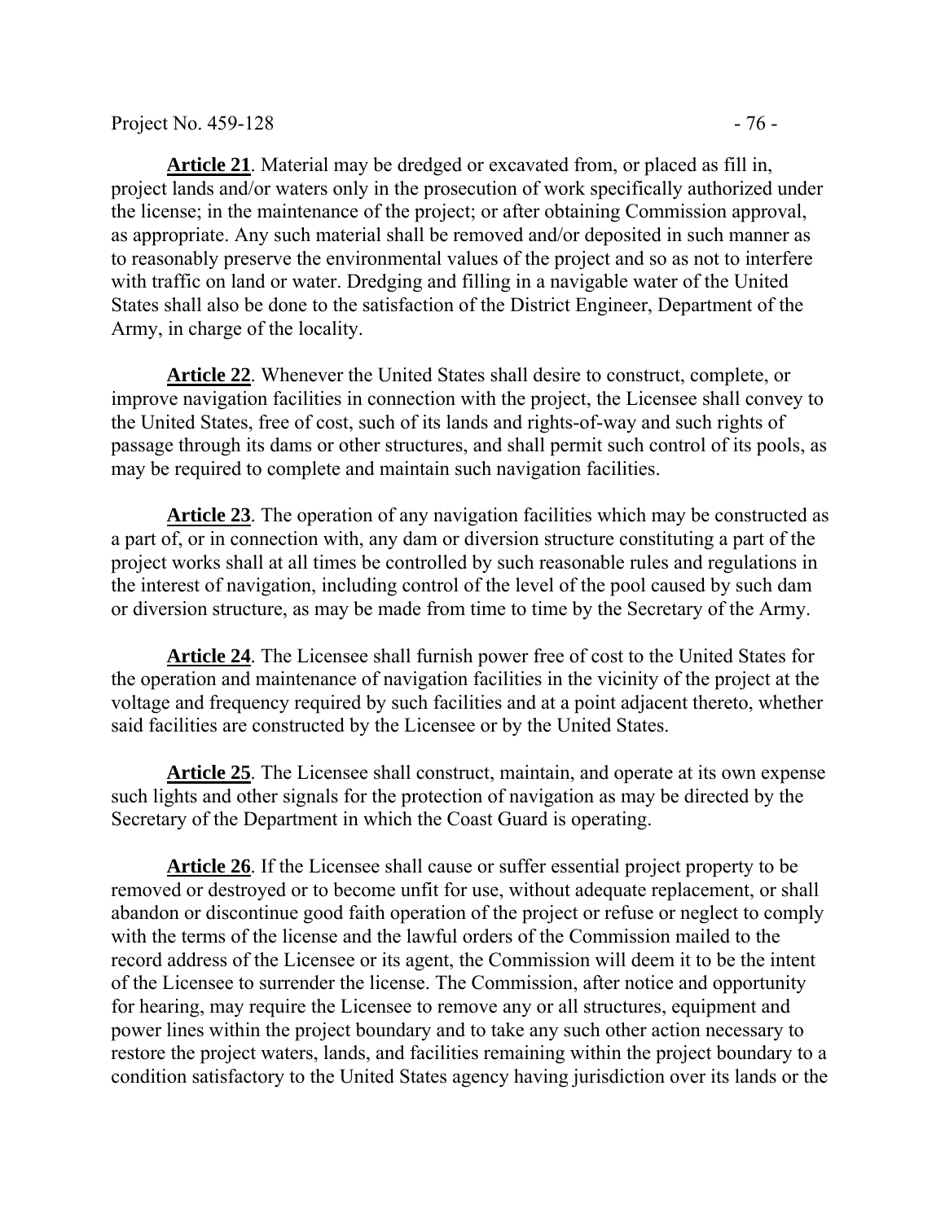**Article 21**. Material may be dredged or excavated from, or placed as fill in, project lands and/or waters only in the prosecution of work specifically authorized under the license; in the maintenance of the project; or after obtaining Commission approval, as appropriate. Any such material shall be removed and/or deposited in such manner as to reasonably preserve the environmental values of the project and so as not to interfere with traffic on land or water. Dredging and filling in a navigable water of the United States shall also be done to the satisfaction of the District Engineer, Department of the Army, in charge of the locality.

**Article 22**. Whenever the United States shall desire to construct, complete, or improve navigation facilities in connection with the project, the Licensee shall convey to the United States, free of cost, such of its lands and rights-of-way and such rights of passage through its dams or other structures, and shall permit such control of its pools, as may be required to complete and maintain such navigation facilities.

**Article 23**. The operation of any navigation facilities which may be constructed as a part of, or in connection with, any dam or diversion structure constituting a part of the project works shall at all times be controlled by such reasonable rules and regulations in the interest of navigation, including control of the level of the pool caused by such dam or diversion structure, as may be made from time to time by the Secretary of the Army.

**Article 24**. The Licensee shall furnish power free of cost to the United States for the operation and maintenance of navigation facilities in the vicinity of the project at the voltage and frequency required by such facilities and at a point adjacent thereto, whether said facilities are constructed by the Licensee or by the United States.

**Article 25**. The Licensee shall construct, maintain, and operate at its own expense such lights and other signals for the protection of navigation as may be directed by the Secretary of the Department in which the Coast Guard is operating.

**Article 26**. If the Licensee shall cause or suffer essential project property to be removed or destroyed or to become unfit for use, without adequate replacement, or shall abandon or discontinue good faith operation of the project or refuse or neglect to comply with the terms of the license and the lawful orders of the Commission mailed to the record address of the Licensee or its agent, the Commission will deem it to be the intent of the Licensee to surrender the license. The Commission, after notice and opportunity for hearing, may require the Licensee to remove any or all structures, equipment and power lines within the project boundary and to take any such other action necessary to restore the project waters, lands, and facilities remaining within the project boundary to a condition satisfactory to the United States agency having jurisdiction over its lands or the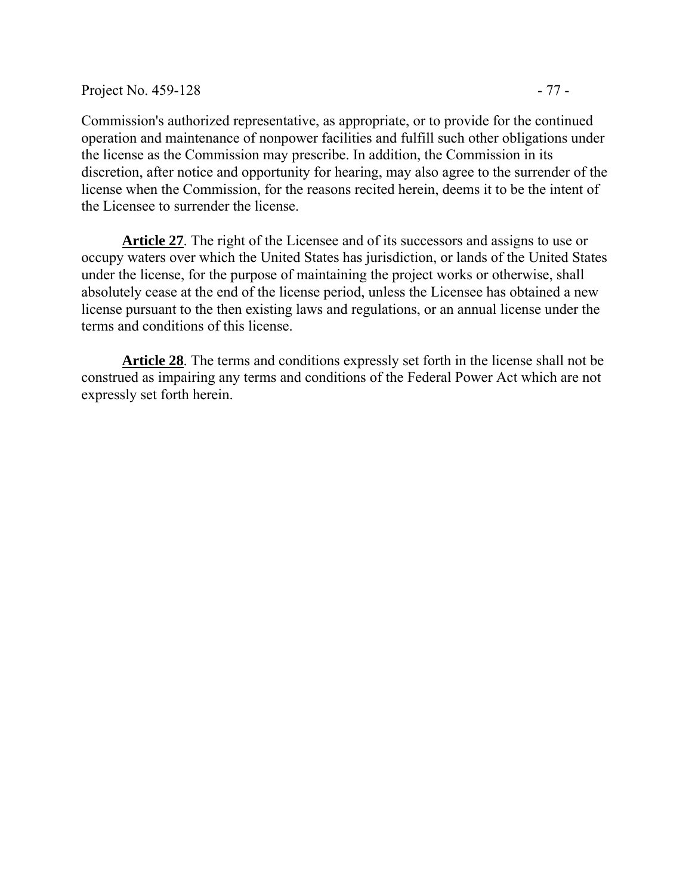Commission's authorized representative, as appropriate, or to provide for the continued operation and maintenance of nonpower facilities and fulfill such other obligations under the license as the Commission may prescribe. In addition, the Commission in its discretion, after notice and opportunity for hearing, may also agree to the surrender of the license when the Commission, for the reasons recited herein, deems it to be the intent of the Licensee to surrender the license.

**Article 27**. The right of the Licensee and of its successors and assigns to use or occupy waters over which the United States has jurisdiction, or lands of the United States under the license, for the purpose of maintaining the project works or otherwise, shall absolutely cease at the end of the license period, unless the Licensee has obtained a new license pursuant to the then existing laws and regulations, or an annual license under the terms and conditions of this license.

**Article 28**. The terms and conditions expressly set forth in the license shall not be construed as impairing any terms and conditions of the Federal Power Act which are not expressly set forth herein.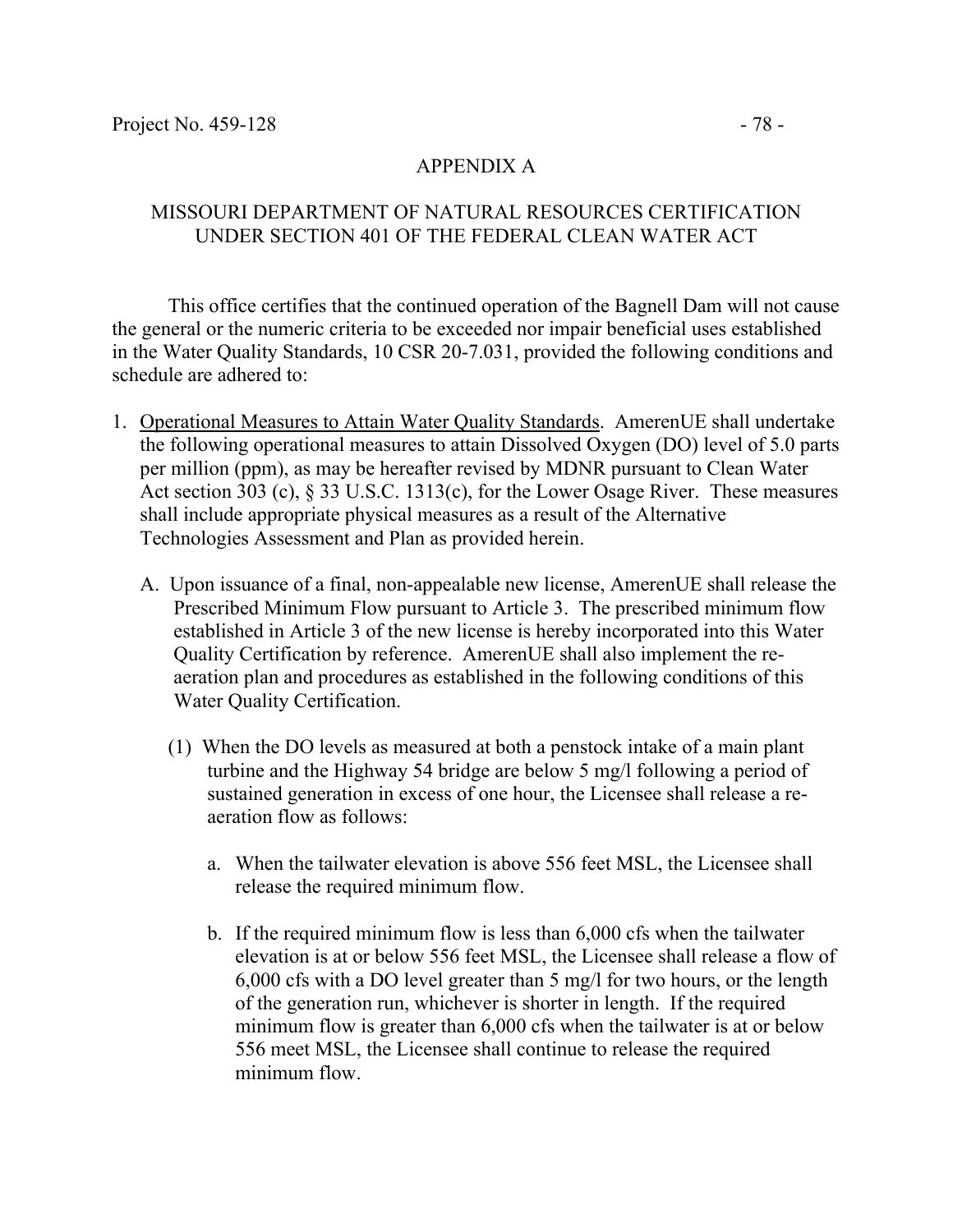## APPENDIX A

## MISSOURI DEPARTMENT OF NATURAL RESOURCES CERTIFICATION UNDER SECTION 401 OF THE FEDERAL CLEAN WATER ACT

This office certifies that the continued operation of the Bagnell Dam will not cause the general or the numeric criteria to be exceeded nor impair beneficial uses established in the Water Quality Standards, 10 CSR 20-7.031, provided the following conditions and schedule are adhered to:

1. Operational Measures to Attain Water Quality Standards. AmerenUE shall undertake the following operational measures to attain Dissolved Oxygen (DO) level of 5.0 parts per million (ppm), as may be hereafter revised by MDNR pursuant to Clean Water Act section 303 (c), § 33 U.S.C. 1313(c), for the Lower Osage River. These measures shall include appropriate physical measures as a result of the Alternative Technologies Assessment and Plan as provided herein.

   A. Upon issuance of a final, non-appealable new license, AmerenUE shall release the Prescribed Minimum Flow pursuant to Article 3. The prescribed minimum flow established in Article 3 of the new license is hereby incorporated into this Water Quality Certification by reference. AmerenUE shall also implement the re-aeration plan and procedures as established in the following conditions of this Water Quality Certification.

      (1) When the DO levels as measured at both a penstock intake of a main plant turbine and the Highway 54 bridge are below 5 mg/l following a period of sustained generation in excess of one hour, the Licensee shall release a re-aeration flow as follows:

         a. When the tailwater elevation is above 556 feet MSL, the Licensee shall release the required minimum flow.

         b. If the required minimum flow is less than 6,000 cfs when the tailwater elevation is at or below 556 feet MSL, the Licensee shall release a flow of 6,000 cfs with a DO level greater than 5 mg/l for two hours, or the length of the generation run, whichever is shorter in length. If the required minimum flow is greater than 6,000 cfs when the tailwater is at or below 556 meet MSL, the Licensee shall continue to release the required minimum flow.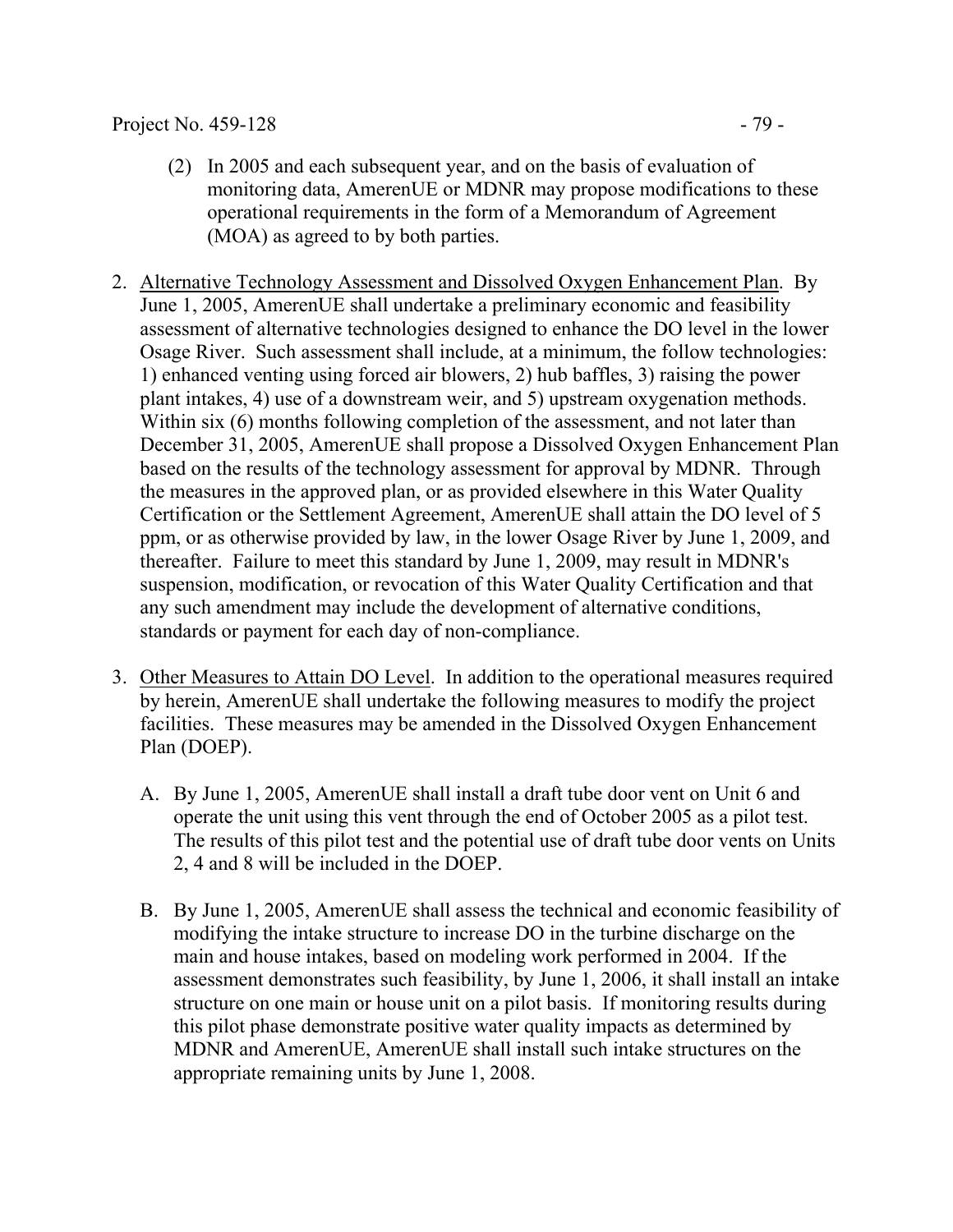(2) In 2005 and each subsequent year, and on the basis of evaluation of monitoring data, AmerenUE or MDNR may propose modifications to these operational requirements in the form of a Memorandum of Agreement (MOA) as agreed to by both parties.

2. <u>Alternative Technology Assessment and Dissolved Oxygen Enhancement Plan</u>. By June 1, 2005, AmerenUE shall undertake a preliminary economic and feasibility assessment of alternative technologies designed to enhance the DO level in the lower Osage River. Such assessment shall include, at a minimum, the follow technologies: 1) enhanced venting using forced air blowers, 2) hub baffles, 3) raising the power plant intakes, 4) use of a downstream weir, and 5) upstream oxygenation methods. Within six (6) months following completion of the assessment, and not later than December 31, 2005, AmerenUE shall propose a Dissolved Oxygen Enhancement Plan based on the results of the technology assessment for approval by MDNR. Through the measures in the approved plan, or as provided elsewhere in this Water Quality Certification or the Settlement Agreement, AmerenUE shall attain the DO level of 5 ppm, or as otherwise provided by law, in the lower Osage River by June 1, 2009, and thereafter. Failure to meet this standard by June 1, 2009, may result in MDNR's suspension, modification, or revocation of this Water Quality Certification and that any such amendment may include the development of alternative conditions, standards or payment for each day of non-compliance.

3. <u>Other Measures to Attain DO Level</u>. In addition to the operational measures required by herein, AmerenUE shall undertake the following measures to modify the project facilities. These measures may be amended in the Dissolved Oxygen Enhancement Plan (DOEP).

   A. By June 1, 2005, AmerenUE shall install a draft tube door vent on Unit 6 and operate the unit using this vent through the end of October 2005 as a pilot test. The results of this pilot test and the potential use of draft tube door vents on Units 2, 4 and 8 will be included in the DOEP.

   B. By June 1, 2005, AmerenUE shall assess the technical and economic feasibility of modifying the intake structure to increase DO in the turbine discharge on the main and house intakes, based on modeling work performed in 2004. If the assessment demonstrates such feasibility, by June 1, 2006, it shall install an intake structure on one main or house unit on a pilot basis. If monitoring results during this pilot phase demonstrate positive water quality impacts as determined by MDNR and AmerenUE, AmerenUE shall install such intake structures on the appropriate remaining units by June 1, 2008.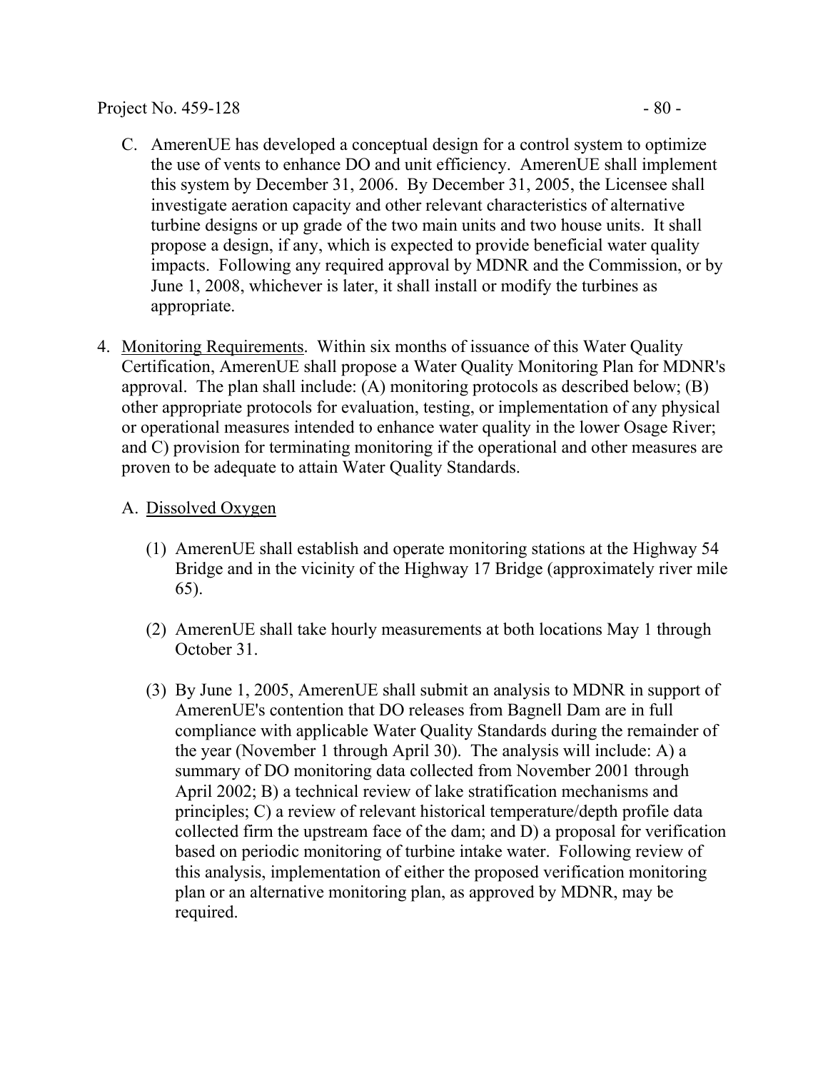C. AmerenUE has developed a conceptual design for a control system to optimize the use of vents to enhance DO and unit efficiency. AmerenUE shall implement this system by December 31, 2006. By December 31, 2005, the Licensee shall investigate aeration capacity and other relevant characteristics of alternative turbine designs or up grade of the two main units and two house units. It shall propose a design, if any, which is expected to provide beneficial water quality impacts. Following any required approval by MDNR and the Commission, or by June 1, 2008, whichever is later, it shall install or modify the turbines as appropriate.

4. <u>Monitoring Requirements</u>. Within six months of issuance of this Water Quality Certification, AmerenUE shall propose a Water Quality Monitoring Plan for MDNR's approval. The plan shall include: (A) monitoring protocols as described below; (B) other appropriate protocols for evaluation, testing, or implementation of any physical or operational measures intended to enhance water quality in the lower Osage River; and C) provision for terminating monitoring if the operational and other measures are proven to be adequate to attain Water Quality Standards.

   A. <u>Dissolved Oxygen</u>

      (1) AmerenUE shall establish and operate monitoring stations at the Highway 54 Bridge and in the vicinity of the Highway 17 Bridge (approximately river mile 65).

      (2) AmerenUE shall take hourly measurements at both locations May 1 through October 31.

      (3) By June 1, 2005, AmerenUE shall submit an analysis to MDNR in support of AmerenUE's contention that DO releases from Bagnell Dam are in full compliance with applicable Water Quality Standards during the remainder of the year (November 1 through April 30). The analysis will include: A) a summary of DO monitoring data collected from November 2001 through April 2002; B) a technical review of lake stratification mechanisms and principles; C) a review of relevant historical temperature/depth profile data collected firm the upstream face of the dam; and D) a proposal for verification based on periodic monitoring of turbine intake water. Following review of this analysis, implementation of either the proposed verification monitoring plan or an alternative monitoring plan, as approved by MDNR, may be required.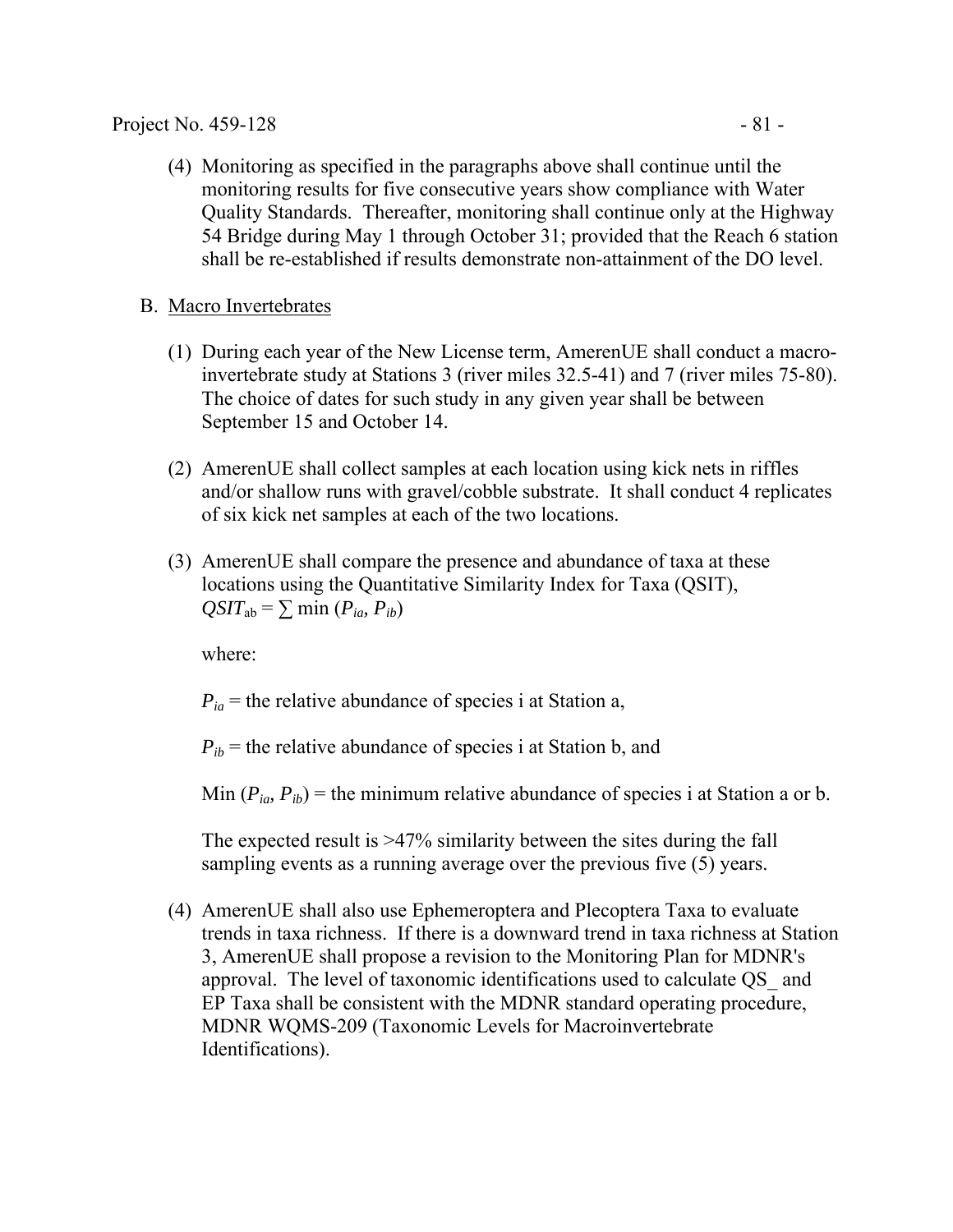(4) Monitoring as specified in the paragraphs above shall continue until the monitoring results for five consecutive years show compliance with Water Quality Standards. Thereafter, monitoring shall continue only at the Highway 54 Bridge during May 1 through October 31; provided that the Reach 6 station shall be re-established if results demonstrate non-attainment of the DO level.

B. Macro Invertebrates

(1) During each year of the New License term, AmerenUE shall conduct a macro-invertebrate study at Stations 3 (river miles 32.5-41) and 7 (river miles 75-80). The choice of dates for such study in any given year shall be between September 15 and October 14.

(2) AmerenUE shall collect samples at each location using kick nets in riffles and/or shallow runs with gravel/cobble substrate. It shall conduct 4 replicates of six kick net samples at each of the two locations.

(3) AmerenUE shall compare the presence and abundance of taxa at these locations using the Quantitative Similarity Index for Taxa (QSIT), $QSIT_{ab} = \sum \min (P_{ia}, P_{ib})$

where:

$P_{ia}$ = the relative abundance of species i at Station a,

$P_{ib}$ = the relative abundance of species i at Station b, and

Min $(P_{ia}, P_{ib})$ = the minimum relative abundance of species i at Station a or b.

The expected result is >47% similarity between the sites during the fall sampling events as a running average over the previous five (5) years.

(4) AmerenUE shall also use Ephemeroptera and Plecoptera Taxa to evaluate trends in taxa richness. If there is a downward trend in taxa richness at Station 3, AmerenUE shall propose a revision to the Monitoring Plan for MDNR's approval. The level of taxonomic identifications used to calculate QS_ and EP Taxa shall be consistent with the MDNR standard operating procedure, MDNR WQMS-209 (Taxonomic Levels for Macroinvertebrate Identifications).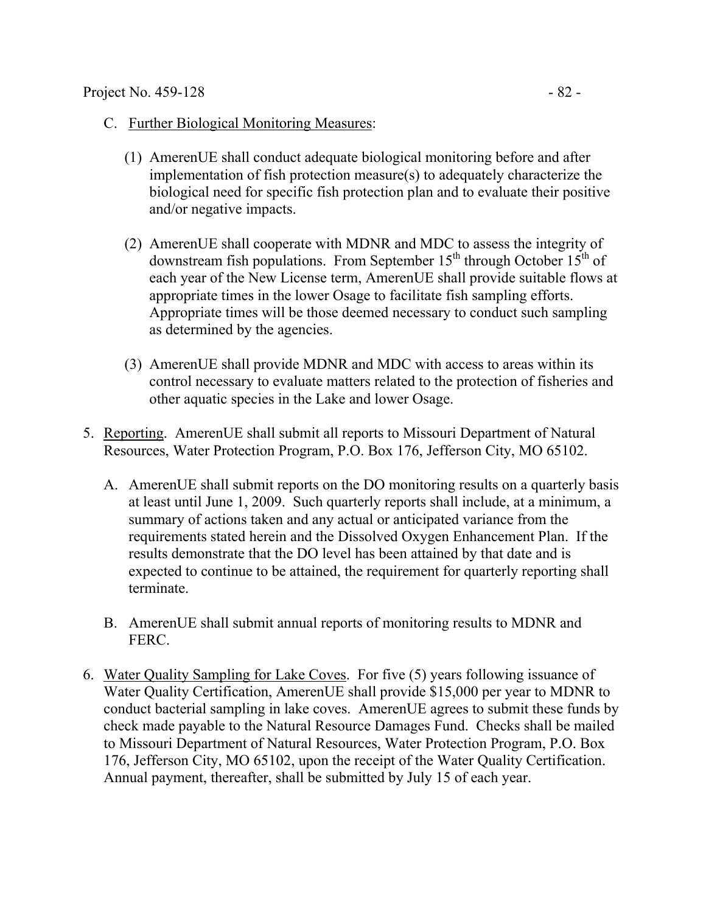C. Further Biological Monitoring Measures:

   (1) AmerenUE shall conduct adequate biological monitoring before and after implementation of fish protection measure(s) to adequately characterize the biological need for specific fish protection plan and to evaluate their positive and/or negative impacts.

   (2) AmerenUE shall cooperate with MDNR and MDC to assess the integrity of downstream fish populations. From September 15th through October 15th of each year of the New License term, AmerenUE shall provide suitable flows at appropriate times in the lower Osage to facilitate fish sampling efforts. Appropriate times will be those deemed necessary to conduct such sampling as determined by the agencies.

   (3) AmerenUE shall provide MDNR and MDC with access to areas within its control necessary to evaluate matters related to the protection of fisheries and other aquatic species in the Lake and lower Osage.

5. Reporting. AmerenUE shall submit all reports to Missouri Department of Natural Resources, Water Protection Program, P.O. Box 176, Jefferson City, MO 65102.

   A. AmerenUE shall submit reports on the DO monitoring results on a quarterly basis at least until June 1, 2009. Such quarterly reports shall include, at a minimum, a summary of actions taken and any actual or anticipated variance from the requirements stated herein and the Dissolved Oxygen Enhancement Plan. If the results demonstrate that the DO level has been attained by that date and is expected to continue to be attained, the requirement for quarterly reporting shall terminate.

   B. AmerenUE shall submit annual reports of monitoring results to MDNR and FERC.

6. Water Quality Sampling for Lake Coves. For five (5) years following issuance of Water Quality Certification, AmerenUE shall provide $15,000 per year to MDNR to conduct bacterial sampling in lake coves. AmerenUE agrees to submit these funds by check made payable to the Natural Resource Damages Fund. Checks shall be mailed to Missouri Department of Natural Resources, Water Protection Program, P.O. Box 176, Jefferson City, MO 65102, upon the receipt of the Water Quality Certification. Annual payment, thereafter, shall be submitted by July 15 of each year.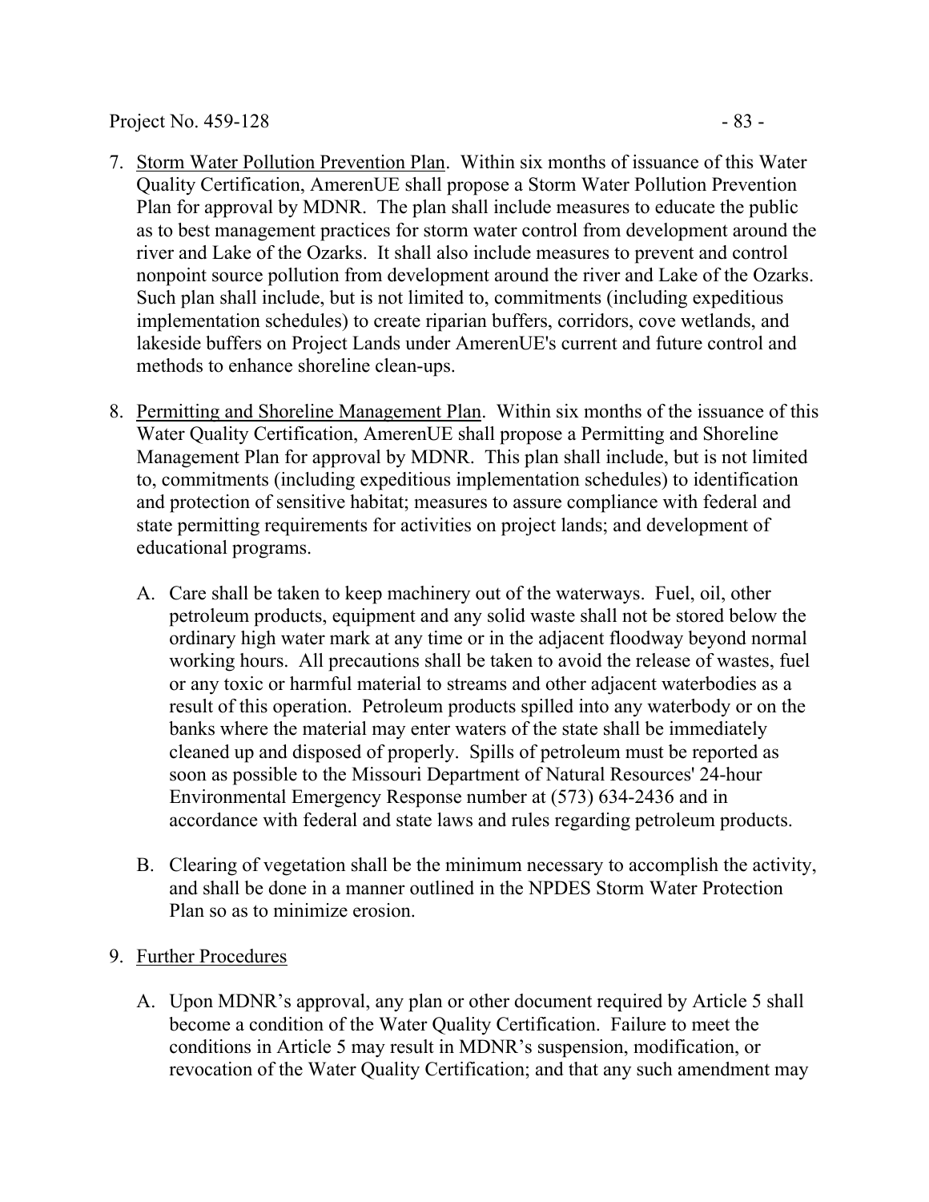7. <u>Storm Water Pollution Prevention Plan</u>. Within six months of issuance of this Water Quality Certification, AmerenUE shall propose a Storm Water Pollution Prevention Plan for approval by MDNR. The plan shall include measures to educate the public as to best management practices for storm water control from development around the river and Lake of the Ozarks. It shall also include measures to prevent and control nonpoint source pollution from development around the river and Lake of the Ozarks. Such plan shall include, but is not limited to, commitments (including expeditious implementation schedules) to create riparian buffers, corridors, cove wetlands, and lakeside buffers on Project Lands under AmerenUE's current and future control and methods to enhance shoreline clean-ups.

8. <u>Permitting and Shoreline Management Plan</u>. Within six months of the issuance of this Water Quality Certification, AmerenUE shall propose a Permitting and Shoreline Management Plan for approval by MDNR. This plan shall include, but is not limited to, commitments (including expeditious implementation schedules) to identification and protection of sensitive habitat; measures to assure compliance with federal and state permitting requirements for activities on project lands; and development of educational programs.

   A. Care shall be taken to keep machinery out of the waterways. Fuel, oil, other petroleum products, equipment and any solid waste shall not be stored below the ordinary high water mark at any time or in the adjacent floodway beyond normal working hours. All precautions shall be taken to avoid the release of wastes, fuel or any toxic or harmful material to streams and other adjacent waterbodies as a result of this operation. Petroleum products spilled into any waterbody or on the banks where the material may enter waters of the state shall be immediately cleaned up and disposed of properly. Spills of petroleum must be reported as soon as possible to the Missouri Department of Natural Resources' 24-hour Environmental Emergency Response number at (573) 634-2436 and in accordance with federal and state laws and rules regarding petroleum products.

   B. Clearing of vegetation shall be the minimum necessary to accomplish the activity, and shall be done in a manner outlined in the NPDES Storm Water Protection Plan so as to minimize erosion.

9. <u>Further Procedures</u>

   A. Upon MDNR's approval, any plan or other document required by Article 5 shall become a condition of the Water Quality Certification. Failure to meet the conditions in Article 5 may result in MDNR's suspension, modification, or revocation of the Water Quality Certification; and that any such amendment may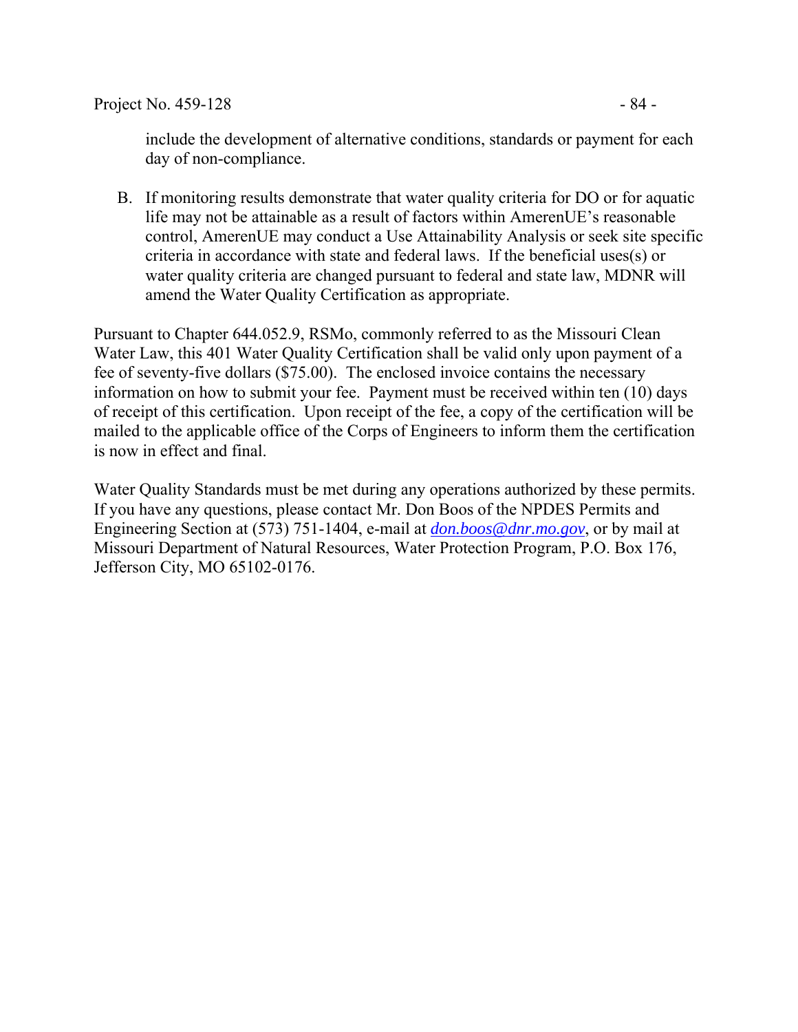include the development of alternative conditions, standards or payment for each day of non-compliance.

B. If monitoring results demonstrate that water quality criteria for DO or for aquatic life may not be attainable as a result of factors within AmerenUE's reasonable control, AmerenUE may conduct a Use Attainability Analysis or seek site specific criteria in accordance with state and federal laws. If the beneficial uses(s) or water quality criteria are changed pursuant to federal and state law, MDNR will amend the Water Quality Certification as appropriate.

Pursuant to Chapter 644.052.9, RSMo, commonly referred to as the Missouri Clean Water Law, this 401 Water Quality Certification shall be valid only upon payment of a fee of seventy-five dollars ($75.00). The enclosed invoice contains the necessary information on how to submit your fee. Payment must be received within ten (10) days of receipt of this certification. Upon receipt of the fee, a copy of the certification will be mailed to the applicable office of the Corps of Engineers to inform them the certification is now in effect and final.

Water Quality Standards must be met during any operations authorized by these permits. If you have any questions, please contact Mr. Don Boos of the NPDES Permits and Engineering Section at (573) 751-1404, e-mail at *don.boos@dnr.mo.gov*, or by mail at Missouri Department of Natural Resources, Water Protection Program, P.O. Box 176, Jefferson City, MO 65102-0176.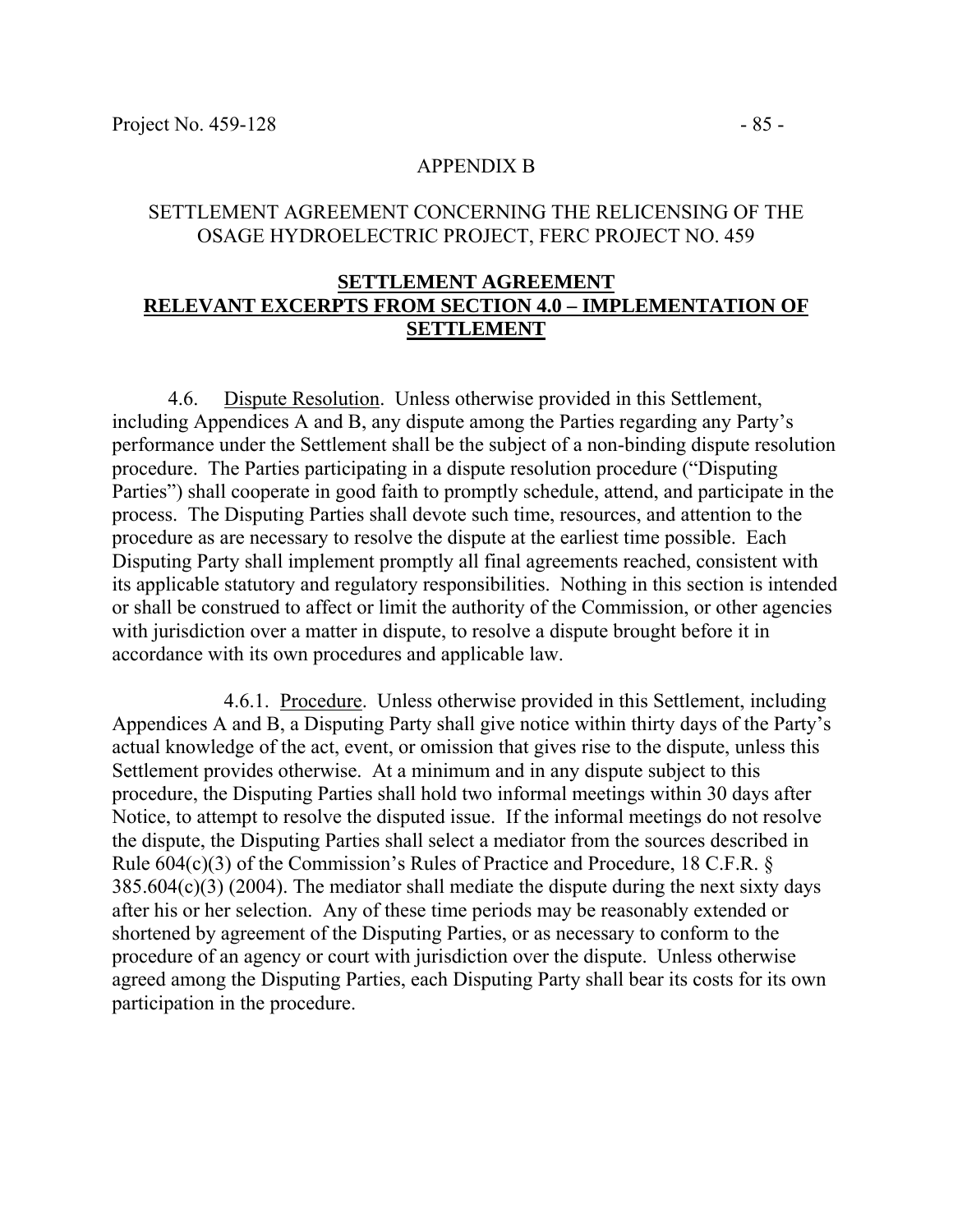APPENDIX B

SETTLEMENT AGREEMENT CONCERNING THE RELICENSING OF THE OSAGE HYDROELECTRIC PROJECT, FERC PROJECT NO. 459

## SETTLEMENT AGREEMENT
## RELEVANT EXCERPTS FROM SECTION 4.0 – IMPLEMENTATION OF SETTLEMENT

4.6. Dispute Resolution. Unless otherwise provided in this Settlement, including Appendices A and B, any dispute among the Parties regarding any Party's performance under the Settlement shall be the subject of a non-binding dispute resolution procedure. The Parties participating in a dispute resolution procedure ("Disputing Parties") shall cooperate in good faith to promptly schedule, attend, and participate in the process. The Disputing Parties shall devote such time, resources, and attention to the procedure as are necessary to resolve the dispute at the earliest time possible. Each Disputing Party shall implement promptly all final agreements reached, consistent with its applicable statutory and regulatory responsibilities. Nothing in this section is intended or shall be construed to affect or limit the authority of the Commission, or other agencies with jurisdiction over a matter in dispute, to resolve a dispute brought before it in accordance with its own procedures and applicable law.

4.6.1. Procedure. Unless otherwise provided in this Settlement, including Appendices A and B, a Disputing Party shall give notice within thirty days of the Party's actual knowledge of the act, event, or omission that gives rise to the dispute, unless this Settlement provides otherwise. At a minimum and in any dispute subject to this procedure, the Disputing Parties shall hold two informal meetings within 30 days after Notice, to attempt to resolve the disputed issue. If the informal meetings do not resolve the dispute, the Disputing Parties shall select a mediator from the sources described in Rule 604(c)(3) of the Commission's Rules of Practice and Procedure, 18 C.F.R. § 385.604(c)(3) (2004). The mediator shall mediate the dispute during the next sixty days after his or her selection. Any of these time periods may be reasonably extended or shortened by agreement of the Disputing Parties, or as necessary to conform to the procedure of an agency or court with jurisdiction over the dispute. Unless otherwise agreed among the Disputing Parties, each Disputing Party shall bear its costs for its own participation in the procedure.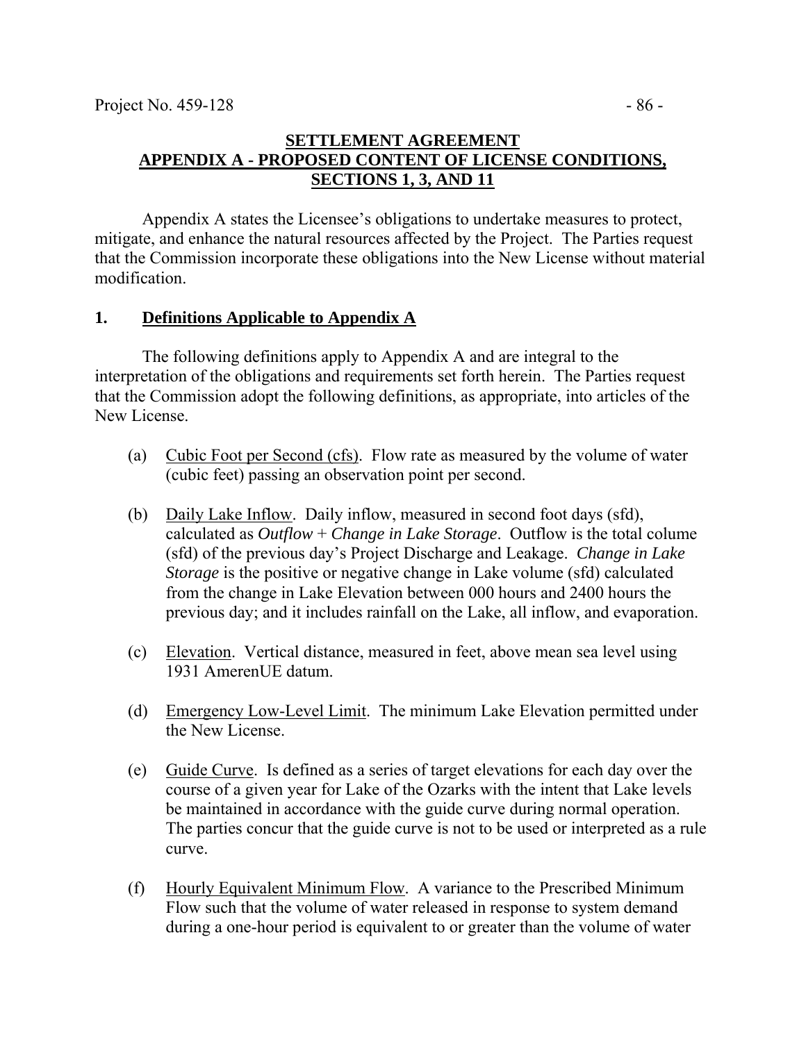**SETTLEMENT AGREEMENT**
**APPENDIX A - PROPOSED CONTENT OF LICENSE CONDITIONS, SECTIONS 1, 3, AND 11**

Appendix A states the Licensee's obligations to undertake measures to protect, mitigate, and enhance the natural resources affected by the Project. The Parties request that the Commission incorporate these obligations into the New License without material modification.

## 1. Definitions Applicable to Appendix A

The following definitions apply to Appendix A and are integral to the interpretation of the obligations and requirements set forth herein. The Parties request that the Commission adopt the following definitions, as appropriate, into articles of the New License.

(a) Cubic Foot per Second (cfs). Flow rate as measured by the volume of water (cubic feet) passing an observation point per second.

(b) Daily Lake Inflow. Daily inflow, measured in second foot days (sfd), calculated as *Outflow* + *Change in Lake Storage*. Outflow is the total colume (sfd) of the previous day's Project Discharge and Leakage. *Change in Lake Storage* is the positive or negative change in Lake volume (sfd) calculated from the change in Lake Elevation between 000 hours and 2400 hours the previous day; and it includes rainfall on the Lake, all inflow, and evaporation.

(c) Elevation. Vertical distance, measured in feet, above mean sea level using 1931 AmerenUE datum.

(d) Emergency Low-Level Limit. The minimum Lake Elevation permitted under the New License.

(e) Guide Curve. Is defined as a series of target elevations for each day over the course of a given year for Lake of the Ozarks with the intent that Lake levels be maintained in accordance with the guide curve during normal operation. The parties concur that the guide curve is not to be used or interpreted as a rule curve.

(f) Hourly Equivalent Minimum Flow. A variance to the Prescribed Minimum Flow such that the volume of water released in response to system demand during a one-hour period is equivalent to or greater than the volume of water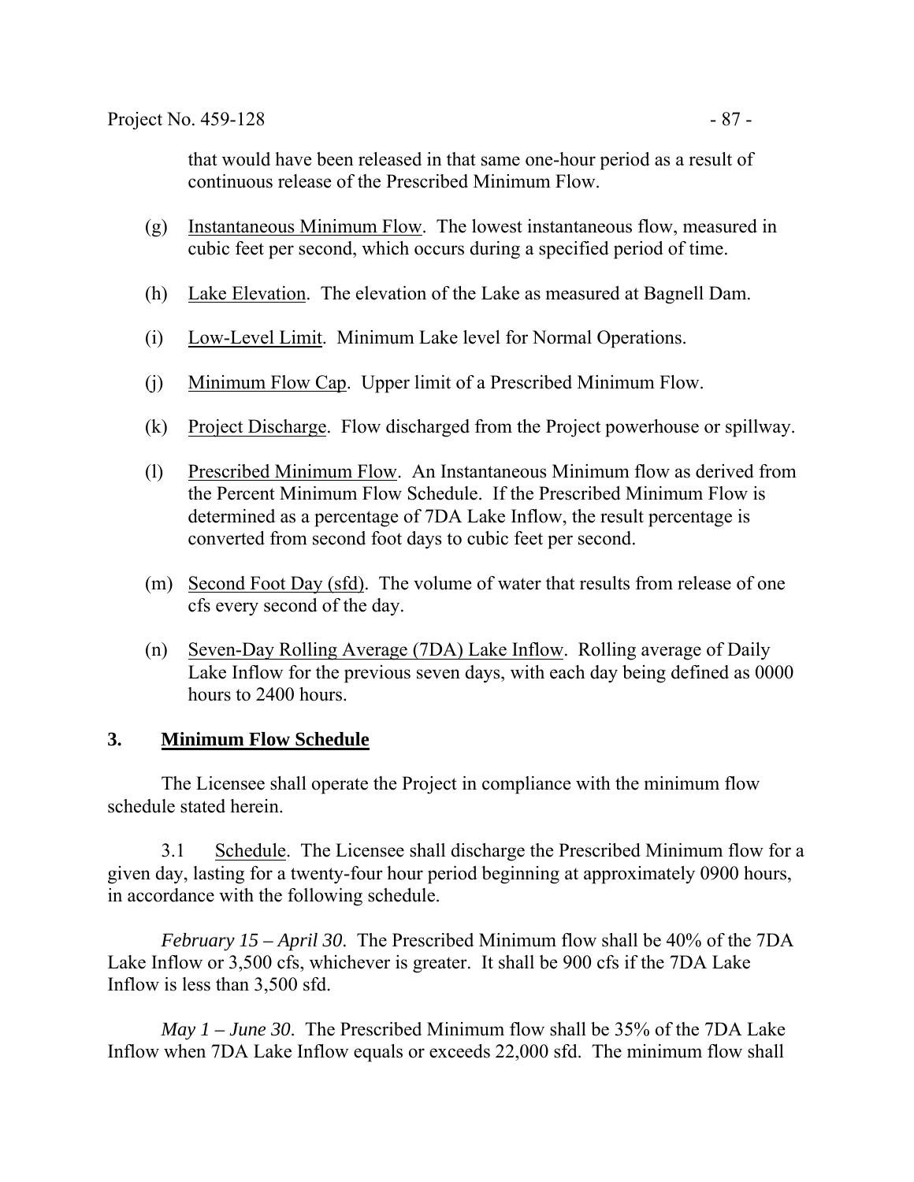that would have been released in that same one-hour period as a result of continuous release of the Prescribed Minimum Flow.

(g) Instantaneous Minimum Flow. The lowest instantaneous flow, measured in cubic feet per second, which occurs during a specified period of time.

(h) Lake Elevation. The elevation of the Lake as measured at Bagnell Dam.

(i) Low-Level Limit. Minimum Lake level for Normal Operations.

(j) Minimum Flow Cap. Upper limit of a Prescribed Minimum Flow.

(k) Project Discharge. Flow discharged from the Project powerhouse or spillway.

(l) Prescribed Minimum Flow. An Instantaneous Minimum flow as derived from the Percent Minimum Flow Schedule. If the Prescribed Minimum Flow is determined as a percentage of 7DA Lake Inflow, the result percentage is converted from second foot days to cubic feet per second.

(m) Second Foot Day (sfd). The volume of water that results from release of one cfs every second of the day.

(n) Seven-Day Rolling Average (7DA) Lake Inflow. Rolling average of Daily Lake Inflow for the previous seven days, with each day being defined as 0000 hours to 2400 hours.

## 3. Minimum Flow Schedule

The Licensee shall operate the Project in compliance with the minimum flow schedule stated herein.

3.1 Schedule. The Licensee shall discharge the Prescribed Minimum flow for a given day, lasting for a twenty-four hour period beginning at approximately 0900 hours, in accordance with the following schedule.

*February 15 – April 30*. The Prescribed Minimum flow shall be 40% of the 7DA Lake Inflow or 3,500 cfs, whichever is greater. It shall be 900 cfs if the 7DA Lake Inflow is less than 3,500 sfd.

*May 1 – June 30*. The Prescribed Minimum flow shall be 35% of the 7DA Lake Inflow when 7DA Lake Inflow equals or exceeds 22,000 sfd. The minimum flow shall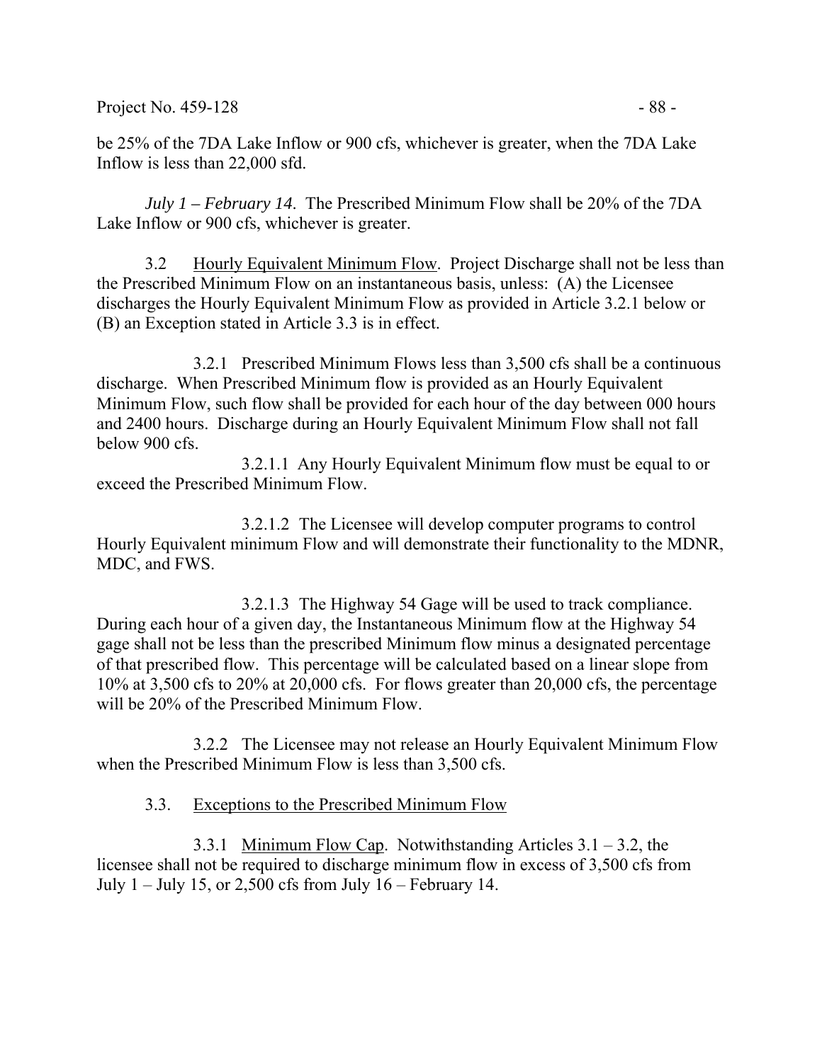be 25% of the 7DA Lake Inflow or 900 cfs, whichever is greater, when the 7DA Lake Inflow is less than 22,000 sfd.

*July 1 – February 14*. The Prescribed Minimum Flow shall be 20% of the 7DA Lake Inflow or 900 cfs, whichever is greater.

3.2 Hourly Equivalent Minimum Flow. Project Discharge shall not be less than the Prescribed Minimum Flow on an instantaneous basis, unless: (A) the Licensee discharges the Hourly Equivalent Minimum Flow as provided in Article 3.2.1 below or (B) an Exception stated in Article 3.3 is in effect.

3.2.1 Prescribed Minimum Flows less than 3,500 cfs shall be a continuous discharge. When Prescribed Minimum flow is provided as an Hourly Equivalent Minimum Flow, such flow shall be provided for each hour of the day between 000 hours and 2400 hours. Discharge during an Hourly Equivalent Minimum Flow shall not fall below 900 cfs.

3.2.1.1 Any Hourly Equivalent Minimum flow must be equal to or exceed the Prescribed Minimum Flow.

3.2.1.2 The Licensee will develop computer programs to control Hourly Equivalent minimum Flow and will demonstrate their functionality to the MDNR, MDC, and FWS.

3.2.1.3 The Highway 54 Gage will be used to track compliance. During each hour of a given day, the Instantaneous Minimum flow at the Highway 54 gage shall not be less than the prescribed Minimum flow minus a designated percentage of that prescribed flow. This percentage will be calculated based on a linear slope from 10% at 3,500 cfs to 20% at 20,000 cfs. For flows greater than 20,000 cfs, the percentage will be 20% of the Prescribed Minimum Flow.

3.2.2 The Licensee may not release an Hourly Equivalent Minimum Flow when the Prescribed Minimum Flow is less than 3,500 cfs.

3.3. Exceptions to the Prescribed Minimum Flow

3.3.1 Minimum Flow Cap. Notwithstanding Articles 3.1 – 3.2, the licensee shall not be required to discharge minimum flow in excess of 3,500 cfs from July 1 – July 15, or 2,500 cfs from July 16 – February 14.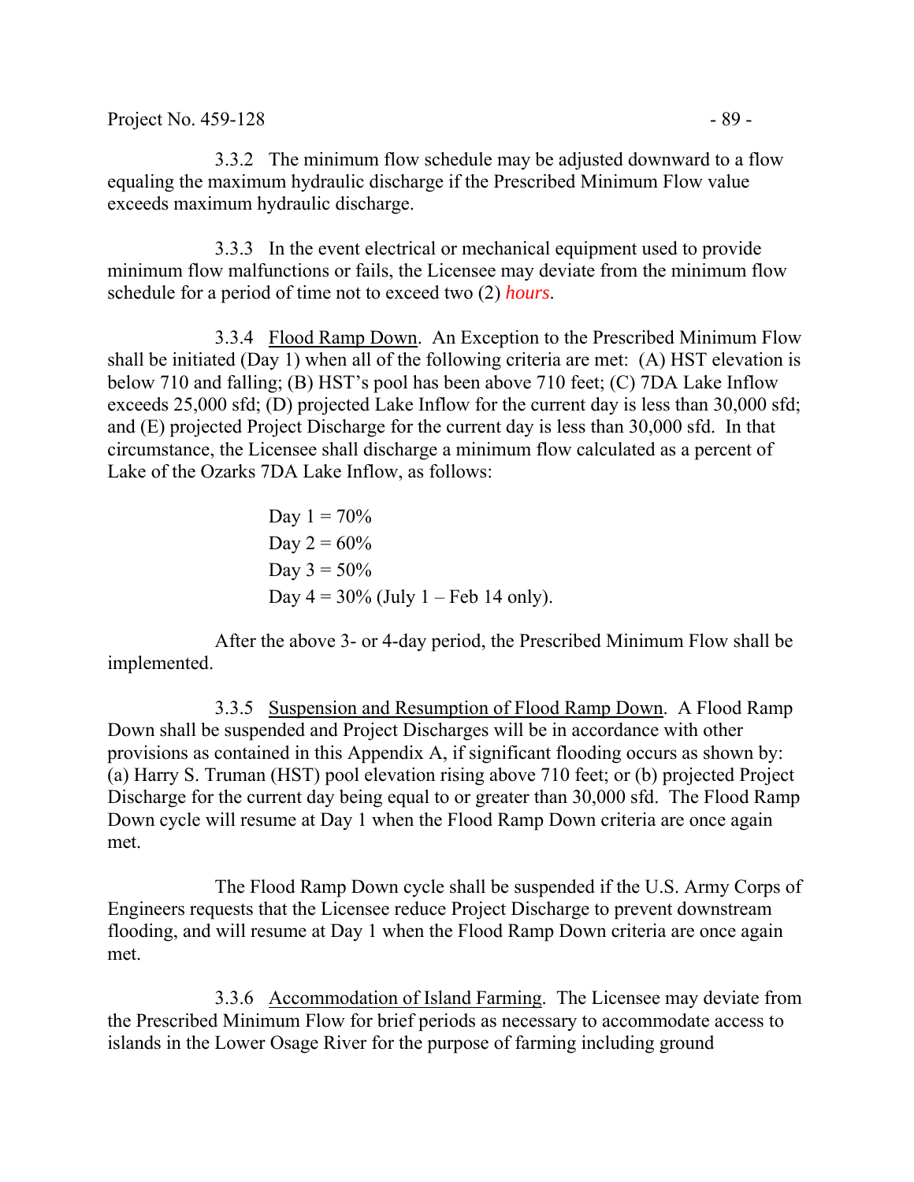3.3.2 The minimum flow schedule may be adjusted downward to a flow equaling the maximum hydraulic discharge if the Prescribed Minimum Flow value exceeds maximum hydraulic discharge.

3.3.3 In the event electrical or mechanical equipment used to provide minimum flow malfunctions or fails, the Licensee may deviate from the minimum flow schedule for a period of time not to exceed two (2) *hours*.

3.3.4 Flood Ramp Down. An Exception to the Prescribed Minimum Flow shall be initiated (Day 1) when all of the following criteria are met: (A) HST elevation is below 710 and falling; (B) HST's pool has been above 710 feet; (C) 7DA Lake Inflow exceeds 25,000 sfd; (D) projected Lake Inflow for the current day is less than 30,000 sfd; and (E) projected Project Discharge for the current day is less than 30,000 sfd. In that circumstance, the Licensee shall discharge a minimum flow calculated as a percent of Lake of the Ozarks 7DA Lake Inflow, as follows:

Day 1 = 70%
Day 2 = 60%
Day 3 = 50%
Day 4 = 30% (July 1 – Feb 14 only).

After the above 3- or 4-day period, the Prescribed Minimum Flow shall be implemented.

3.3.5 Suspension and Resumption of Flood Ramp Down. A Flood Ramp Down shall be suspended and Project Discharges will be in accordance with other provisions as contained in this Appendix A, if significant flooding occurs as shown by: (a) Harry S. Truman (HST) pool elevation rising above 710 feet; or (b) projected Project Discharge for the current day being equal to or greater than 30,000 sfd. The Flood Ramp Down cycle will resume at Day 1 when the Flood Ramp Down criteria are once again met.

The Flood Ramp Down cycle shall be suspended if the U.S. Army Corps of Engineers requests that the Licensee reduce Project Discharge to prevent downstream flooding, and will resume at Day 1 when the Flood Ramp Down criteria are once again met.

3.3.6 Accommodation of Island Farming. The Licensee may deviate from the Prescribed Minimum Flow for brief periods as necessary to accommodate access to islands in the Lower Osage River for the purpose of farming including ground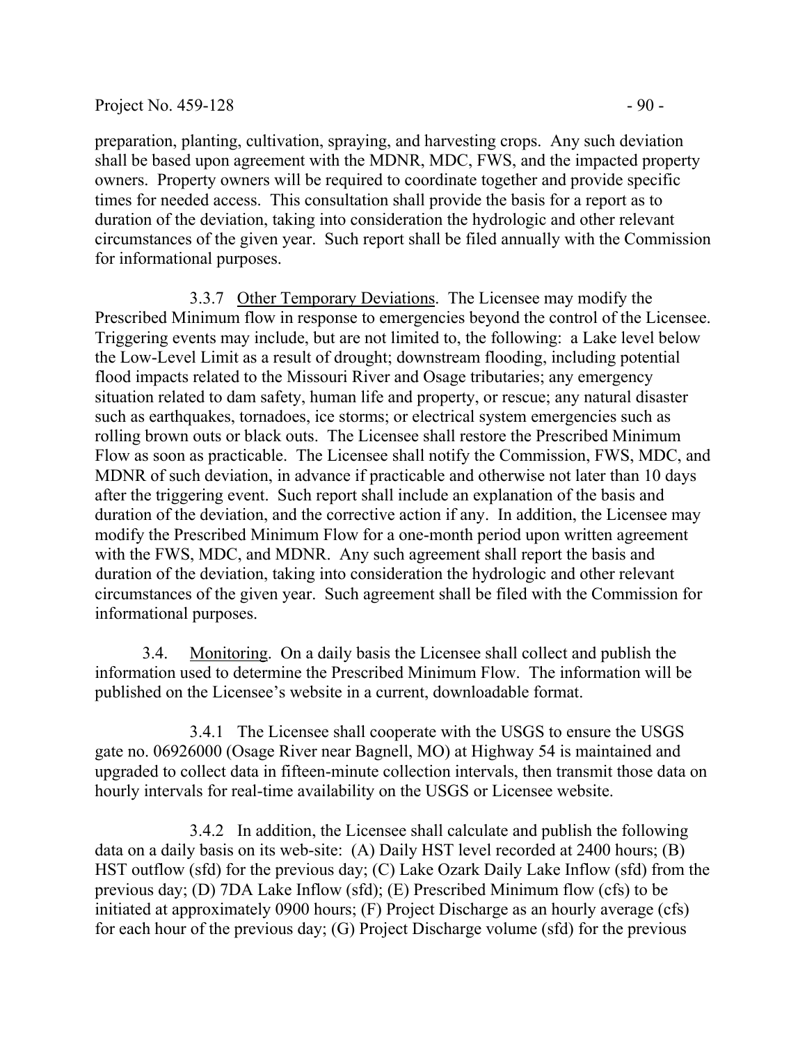preparation, planting, cultivation, spraying, and harvesting crops. Any such deviation shall be based upon agreement with the MDNR, MDC, FWS, and the impacted property owners. Property owners will be required to coordinate together and provide specific times for needed access. This consultation shall provide the basis for a report as to duration of the deviation, taking into consideration the hydrologic and other relevant circumstances of the given year. Such report shall be filed annually with the Commission for informational purposes.

3.3.7 Other Temporary Deviations. The Licensee may modify the Prescribed Minimum flow in response to emergencies beyond the control of the Licensee. Triggering events may include, but are not limited to, the following: a Lake level below the Low-Level Limit as a result of drought; downstream flooding, including potential flood impacts related to the Missouri River and Osage tributaries; any emergency situation related to dam safety, human life and property, or rescue; any natural disaster such as earthquakes, tornadoes, ice storms; or electrical system emergencies such as rolling brown outs or black outs. The Licensee shall restore the Prescribed Minimum Flow as soon as practicable. The Licensee shall notify the Commission, FWS, MDC, and MDNR of such deviation, in advance if practicable and otherwise not later than 10 days after the triggering event. Such report shall include an explanation of the basis and duration of the deviation, and the corrective action if any. In addition, the Licensee may modify the Prescribed Minimum Flow for a one-month period upon written agreement with the FWS, MDC, and MDNR. Any such agreement shall report the basis and duration of the deviation, taking into consideration the hydrologic and other relevant circumstances of the given year. Such agreement shall be filed with the Commission for informational purposes.

3.4. Monitoring. On a daily basis the Licensee shall collect and publish the information used to determine the Prescribed Minimum Flow. The information will be published on the Licensee's website in a current, downloadable format.

3.4.1 The Licensee shall cooperate with the USGS to ensure the USGS gate no. 06926000 (Osage River near Bagnell, MO) at Highway 54 is maintained and upgraded to collect data in fifteen-minute collection intervals, then transmit those data on hourly intervals for real-time availability on the USGS or Licensee website.

3.4.2 In addition, the Licensee shall calculate and publish the following data on a daily basis on its web-site: (A) Daily HST level recorded at 2400 hours; (B) HST outflow (sfd) for the previous day; (C) Lake Ozark Daily Lake Inflow (sfd) from the previous day; (D) 7DA Lake Inflow (sfd); (E) Prescribed Minimum flow (cfs) to be initiated at approximately 0900 hours; (F) Project Discharge as an hourly average (cfs) for each hour of the previous day; (G) Project Discharge volume (sfd) for the previous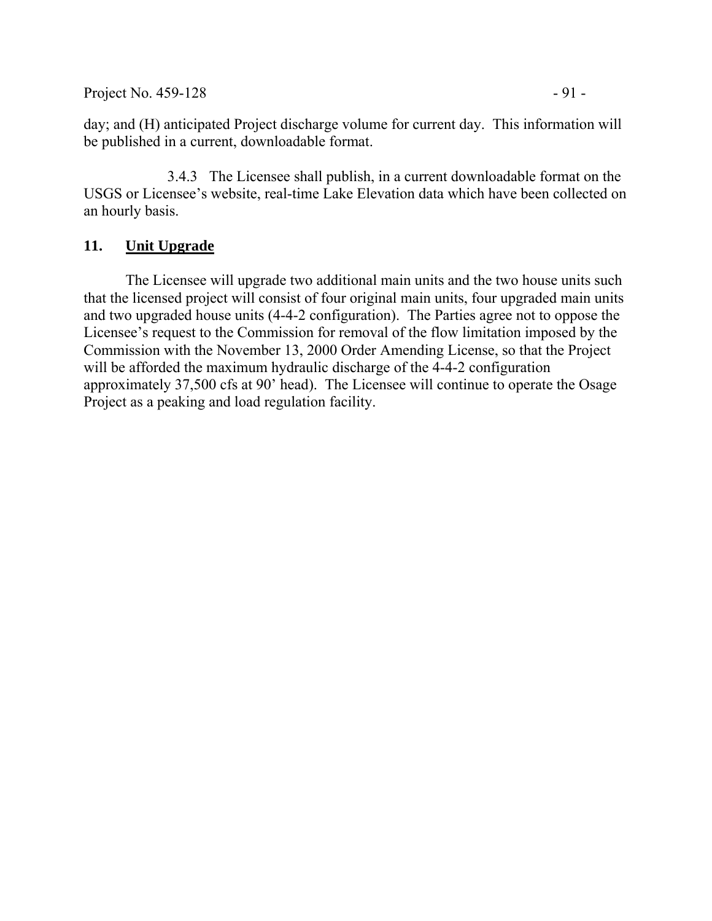day; and (H) anticipated Project discharge volume for current day. This information will be published in a current, downloadable format.

3.4.3 The Licensee shall publish, in a current downloadable format on the USGS or Licensee's website, real-time Lake Elevation data which have been collected on an hourly basis.

## 11. Unit Upgrade

The Licensee will upgrade two additional main units and the two house units such that the licensed project will consist of four original main units, four upgraded main units and two upgraded house units (4-4-2 configuration). The Parties agree not to oppose the Licensee's request to the Commission for removal of the flow limitation imposed by the Commission with the November 13, 2000 Order Amending License, so that the Project will be afforded the maximum hydraulic discharge of the 4-4-2 configuration approximately 37,500 cfs at 90' head). The Licensee will continue to operate the Osage Project as a peaking and load regulation facility.